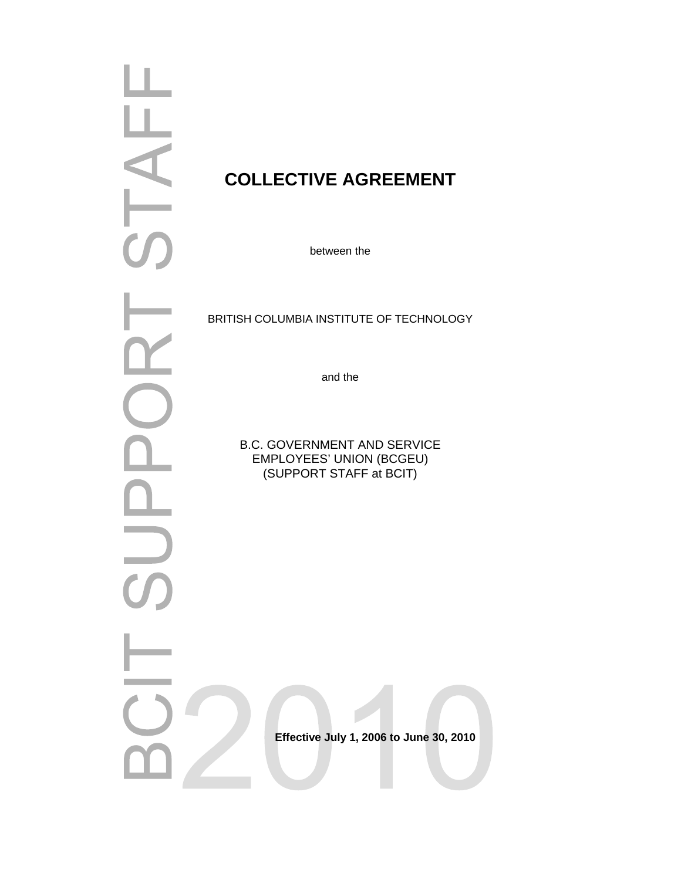BCIT SUPPORT STAFF

# COLLECTIVE AGREEMENT

between the

BRITISH COLUMBIA INSTITUTE OF TECHNOLOGY

and the

B.C. GOVERNMENT AND SERVICE EMPLOYEES' UNION (BCGEU) (SUPPORT STAFF at BCIT)

2010

**Effective July 1, 2006 to June 30, 2010**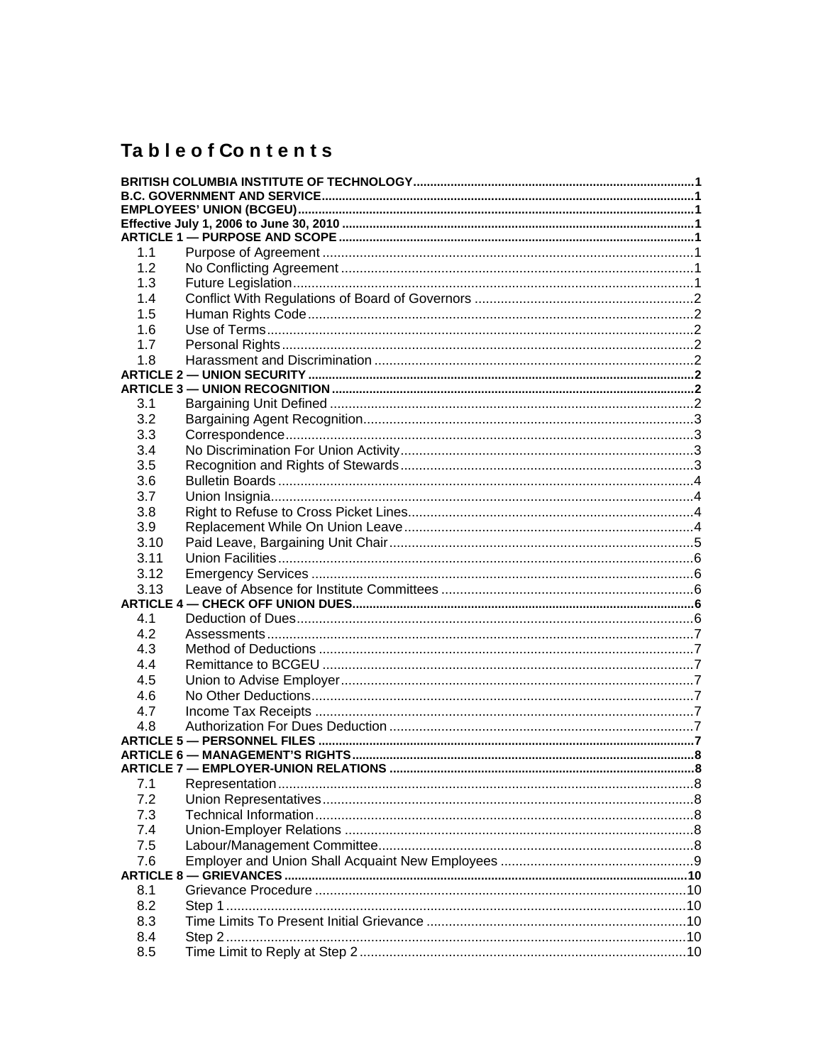# Table of Contents

**BRITISH COLUMBIA INSTITUTE OF TECHNOLOGY** ....1
**B.C. GOVERNMENT AND SERVICE** ....1
**EMPLOYEES' UNION (BCGEU)** ....1
**Effective July 1, 2006 to June 30, 2010** ....1
**ARTICLE 1 — PURPOSE AND SCOPE** ....1

| | | |
|---|---|---|
| 1.1 | Purpose of Agreement | 1 |
| 1.2 | No Conflicting Agreement | 1 |
| 1.3 | Future Legislation | 1 |
| 1.4 | Conflict With Regulations of Board of Governors | 2 |
| 1.5 | Human Rights Code | 2 |
| 1.6 | Use of Terms | 2 |
| 1.7 | Personal Rights | 2 |
| 1.8 | Harassment and Discrimination | 2 |

**ARTICLE 2 — UNION SECURITY** ....2
**ARTICLE 3 — UNION RECOGNITION** ....2

| | | |
|---|---|---|
| 3.1 | Bargaining Unit Defined | 2 |
| 3.2 | Bargaining Agent Recognition | 3 |
| 3.3 | Correspondence | 3 |
| 3.4 | No Discrimination For Union Activity | 3 |
| 3.5 | Recognition and Rights of Stewards | 3 |
| 3.6 | Bulletin Boards | 4 |
| 3.7 | Union Insignia | 4 |
| 3.8 | Right to Refuse to Cross Picket Lines | 4 |
| 3.9 | Replacement While On Union Leave | 4 |
| 3.10 | Paid Leave, Bargaining Unit Chair | 5 |
| 3.11 | Union Facilities | 6 |
| 3.12 | Emergency Services | 6 |
| 3.13 | Leave of Absence for Institute Committees | 6 |

**ARTICLE 4 — CHECK OFF UNION DUES** ....6

| | | |
|---|---|---|
| 4.1 | Deduction of Dues | 6 |
| 4.2 | Assessments | 7 |
| 4.3 | Method of Deductions | 7 |
| 4.4 | Remittance to BCGEU | 7 |
| 4.5 | Union to Advise Employer | 7 |
| 4.6 | No Other Deductions | 7 |
| 4.7 | Income Tax Receipts | 7 |
| 4.8 | Authorization For Dues Deduction | 7 |

**ARTICLE 5 — PERSONNEL FILES** ....7
**ARTICLE 6 — MANAGEMENT'S RIGHTS** ....8
**ARTICLE 7 — EMPLOYER-UNION RELATIONS** ....8

| | | |
|---|---|---|
| 7.1 | Representation | 8 |
| 7.2 | Union Representatives | 8 |
| 7.3 | Technical Information | 8 |
| 7.4 | Union-Employer Relations | 8 |
| 7.5 | Labour/Management Committee | 8 |
| 7.6 | Employer and Union Shall Acquaint New Employees | 9 |

**ARTICLE 8 — GRIEVANCES** ....10

| | | |
|---|---|---|
| 8.1 | Grievance Procedure | 10 |
| 8.2 | Step 1 | 10 |
| 8.3 | Time Limits To Present Initial Grievance | 10 |
| 8.4 | Step 2 | 10 |
| 8.5 | Time Limit to Reply at Step 2 | 10 |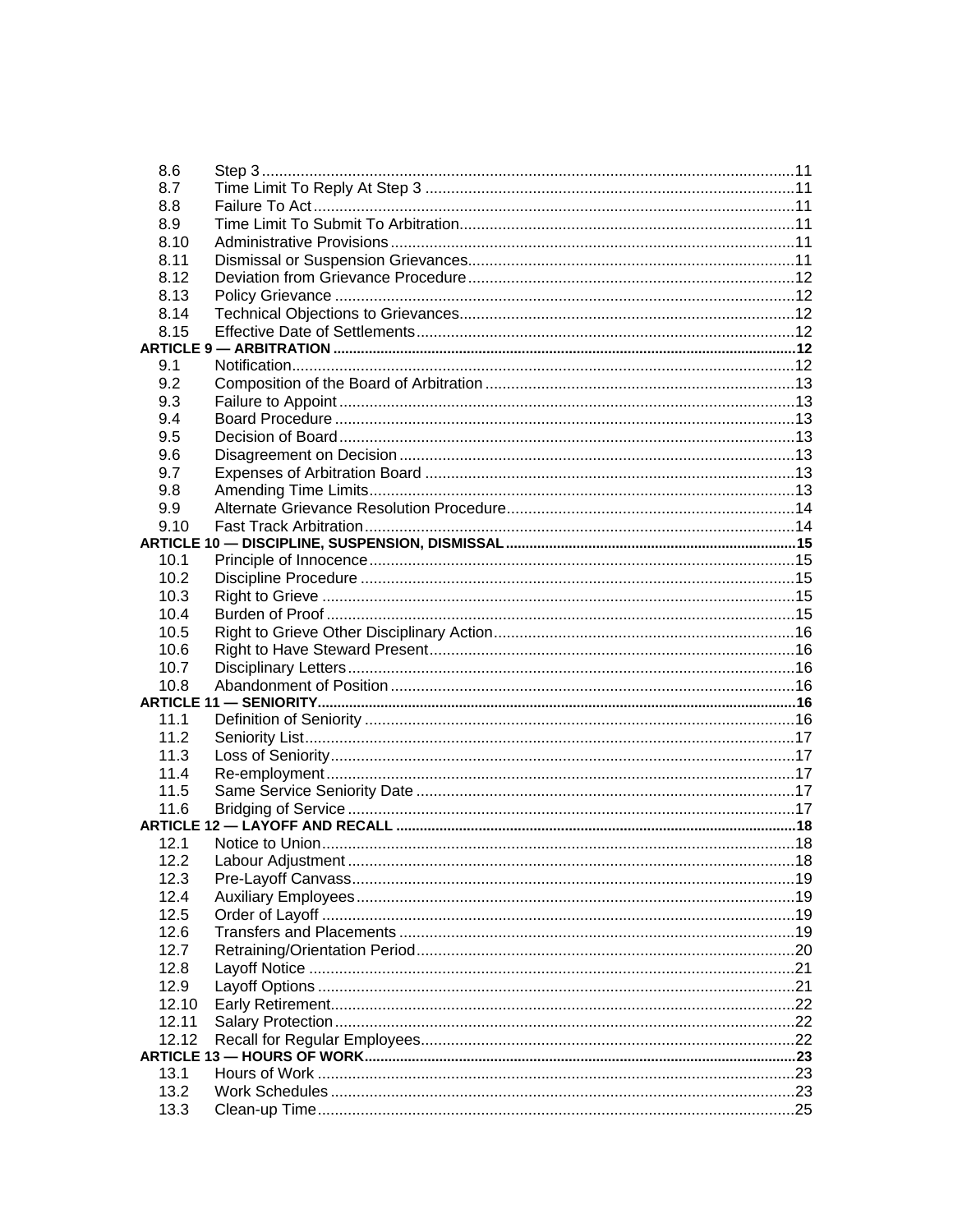| | | |
|---|---|---|
| 8.6 | Step 3 | 11 |
| 8.7 | Time Limit To Reply At Step 3 | 11 |
| 8.8 | Failure To Act | 11 |
| 8.9 | Time Limit To Submit To Arbitration | 11 |
| 8.10 | Administrative Provisions | 11 |
| 8.11 | Dismissal or Suspension Grievances | 11 |
| 8.12 | Deviation from Grievance Procedure | 12 |
| 8.13 | Policy Grievance | 12 |
| 8.14 | Technical Objections to Grievances | 12 |
| 8.15 | Effective Date of Settlements | 12 |
| **ARTICLE 9 — ARBITRATION** | | **12** |
| 9.1 | Notification | 12 |
| 9.2 | Composition of the Board of Arbitration | 13 |
| 9.3 | Failure to Appoint | 13 |
| 9.4 | Board Procedure | 13 |
| 9.5 | Decision of Board | 13 |
| 9.6 | Disagreement on Decision | 13 |
| 9.7 | Expenses of Arbitration Board | 13 |
| 9.8 | Amending Time Limits | 13 |
| 9.9 | Alternate Grievance Resolution Procedure | 14 |
| 9.10 | Fast Track Arbitration | 14 |
| **ARTICLE 10 — DISCIPLINE, SUSPENSION, DISMISSAL** | | **15** |
| 10.1 | Principle of Innocence | 15 |
| 10.2 | Discipline Procedure | 15 |
| 10.3 | Right to Grieve | 15 |
| 10.4 | Burden of Proof | 15 |
| 10.5 | Right to Grieve Other Disciplinary Action | 16 |
| 10.6 | Right to Have Steward Present | 16 |
| 10.7 | Disciplinary Letters | 16 |
| 10.8 | Abandonment of Position | 16 |
| **ARTICLE 11 — SENIORITY** | | **16** |
| 11.1 | Definition of Seniority | 16 |
| 11.2 | Seniority List | 17 |
| 11.3 | Loss of Seniority | 17 |
| 11.4 | Re-employment | 17 |
| 11.5 | Same Service Seniority Date | 17 |
| 11.6 | Bridging of Service | 17 |
| **ARTICLE 12 — LAYOFF AND RECALL** | | **18** |
| 12.1 | Notice to Union | 18 |
| 12.2 | Labour Adjustment | 18 |
| 12.3 | Pre-Layoff Canvass | 19 |
| 12.4 | Auxiliary Employees | 19 |
| 12.5 | Order of Layoff | 19 |
| 12.6 | Transfers and Placements | 19 |
| 12.7 | Retraining/Orientation Period | 20 |
| 12.8 | Layoff Notice | 21 |
| 12.9 | Layoff Options | 21 |
| 12.10 | Early Retirement | 22 |
| 12.11 | Salary Protection | 22 |
| 12.12 | Recall for Regular Employees | 22 |
| **ARTICLE 13 — HOURS OF WORK** | | **23** |
| 13.1 | Hours of Work | 23 |
| 13.2 | Work Schedules | 23 |
| 13.3 | Clean-up Time | 25 |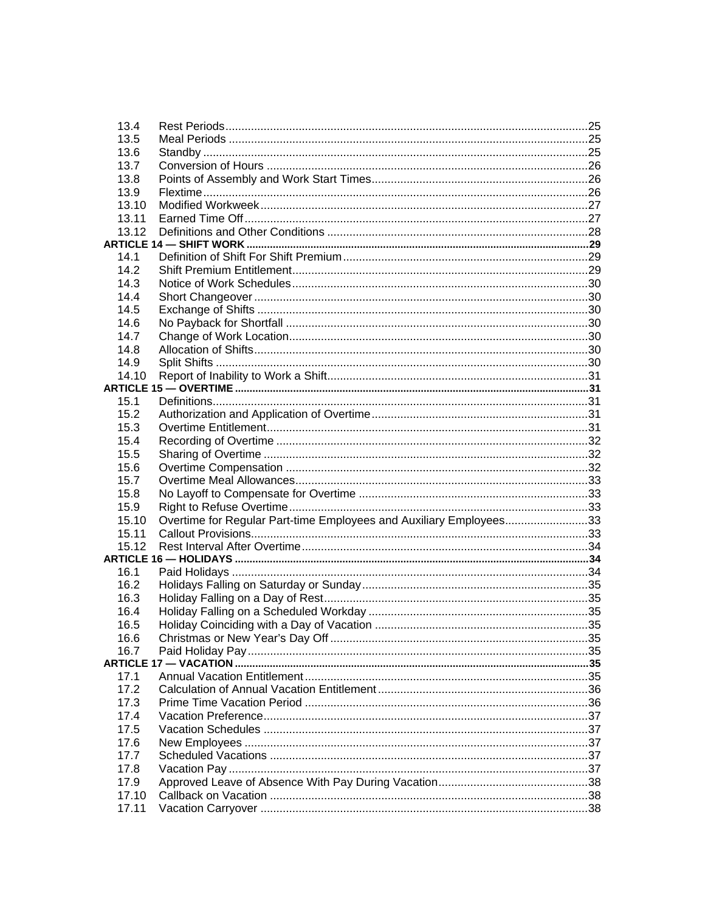| | | |
|---|---|---|
| 13.4 | Rest Periods | 25 |
| 13.5 | Meal Periods | 25 |
| 13.6 | Standby | 25 |
| 13.7 | Conversion of Hours | 26 |
| 13.8 | Points of Assembly and Work Start Times | 26 |
| 13.9 | Flextime | 26 |
| 13.10 | Modified Workweek | 27 |
| 13.11 | Earned Time Off | 27 |
| 13.12 | Definitions and Other Conditions | 28 |
| **ARTICLE 14 — SHIFT WORK** | | **29** |
| 14.1 | Definition of Shift For Shift Premium | 29 |
| 14.2 | Shift Premium Entitlement | 29 |
| 14.3 | Notice of Work Schedules | 30 |
| 14.4 | Short Changeover | 30 |
| 14.5 | Exchange of Shifts | 30 |
| 14.6 | No Payback for Shortfall | 30 |
| 14.7 | Change of Work Location | 30 |
| 14.8 | Allocation of Shifts | 30 |
| 14.9 | Split Shifts | 30 |
| 14.10 | Report of Inability to Work a Shift | 31 |
| **ARTICLE 15 — OVERTIME** | | **31** |
| 15.1 | Definitions | 31 |
| 15.2 | Authorization and Application of Overtime | 31 |
| 15.3 | Overtime Entitlement | 31 |
| 15.4 | Recording of Overtime | 32 |
| 15.5 | Sharing of Overtime | 32 |
| 15.6 | Overtime Compensation | 32 |
| 15.7 | Overtime Meal Allowances | 33 |
| 15.8 | No Layoff to Compensate for Overtime | 33 |
| 15.9 | Right to Refuse Overtime | 33 |
| 15.10 | Overtime for Regular Part-time Employees and Auxiliary Employees | 33 |
| 15.11 | Callout Provisions | 33 |
| 15.12 | Rest Interval After Overtime | 34 |
| **ARTICLE 16 — HOLIDAYS** | | **34** |
| 16.1 | Paid Holidays | 34 |
| 16.2 | Holidays Falling on Saturday or Sunday | 35 |
| 16.3 | Holiday Falling on a Day of Rest | 35 |
| 16.4 | Holiday Falling on a Scheduled Workday | 35 |
| 16.5 | Holiday Coinciding with a Day of Vacation | 35 |
| 16.6 | Christmas or New Year's Day Off | 35 |
| 16.7 | Paid Holiday Pay | 35 |
| **ARTICLE 17 — VACATION** | | **35** |
| 17.1 | Annual Vacation Entitlement | 35 |
| 17.2 | Calculation of Annual Vacation Entitlement | 36 |
| 17.3 | Prime Time Vacation Period | 36 |
| 17.4 | Vacation Preference | 37 |
| 17.5 | Vacation Schedules | 37 |
| 17.6 | New Employees | 37 |
| 17.7 | Scheduled Vacations | 37 |
| 17.8 | Vacation Pay | 37 |
| 17.9 | Approved Leave of Absence With Pay During Vacation | 38 |
| 17.10 | Callback on Vacation | 38 |
| 17.11 | Vacation Carryover | 38 |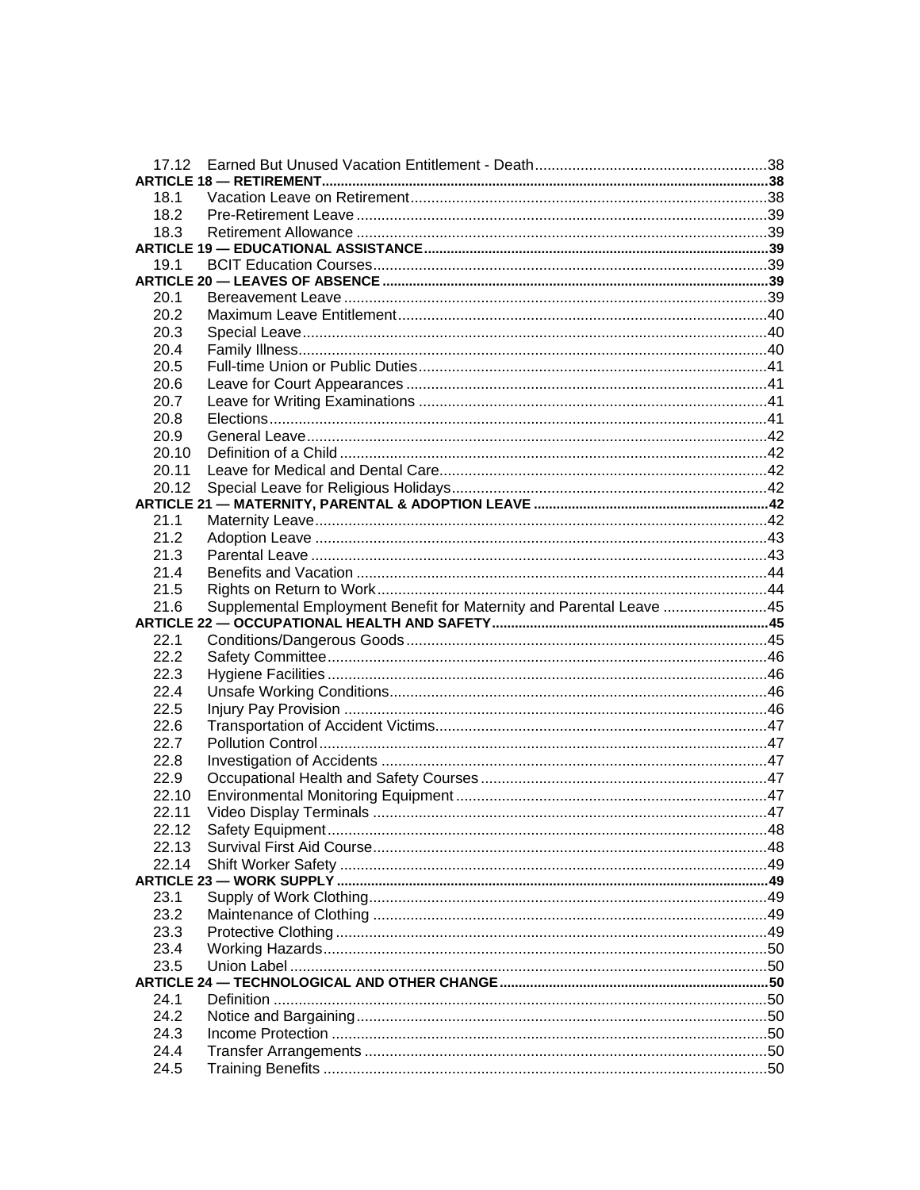| | | |
|---|---|---|
| 17.12 | Earned But Unused Vacation Entitlement - Death | 38 |
| **ARTICLE 18 — RETIREMENT** | | **38** |
| 18.1 | Vacation Leave on Retirement | 38 |
| 18.2 | Pre-Retirement Leave | 39 |
| 18.3 | Retirement Allowance | 39 |
| **ARTICLE 19 — EDUCATIONAL ASSISTANCE** | | **39** |
| 19.1 | BCIT Education Courses | 39 |
| **ARTICLE 20 — LEAVES OF ABSENCE** | | **39** |
| 20.1 | Bereavement Leave | 39 |
| 20.2 | Maximum Leave Entitlement | 40 |
| 20.3 | Special Leave | 40 |
| 20.4 | Family Illness | 40 |
| 20.5 | Full-time Union or Public Duties | 41 |
| 20.6 | Leave for Court Appearances | 41 |
| 20.7 | Leave for Writing Examinations | 41 |
| 20.8 | Elections | 41 |
| 20.9 | General Leave | 42 |
| 20.10 | Definition of a Child | 42 |
| 20.11 | Leave for Medical and Dental Care | 42 |
| 20.12 | Special Leave for Religious Holidays | 42 |
| **ARTICLE 21 — MATERNITY, PARENTAL & ADOPTION LEAVE** | | **42** |
| 21.1 | Maternity Leave | 42 |
| 21.2 | Adoption Leave | 43 |
| 21.3 | Parental Leave | 43 |
| 21.4 | Benefits and Vacation | 44 |
| 21.5 | Rights on Return to Work | 44 |
| 21.6 | Supplemental Employment Benefit for Maternity and Parental Leave | 45 |
| **ARTICLE 22 — OCCUPATIONAL HEALTH AND SAFETY** | | **45** |
| 22.1 | Conditions/Dangerous Goods | 45 |
| 22.2 | Safety Committee | 46 |
| 22.3 | Hygiene Facilities | 46 |
| 22.4 | Unsafe Working Conditions | 46 |
| 22.5 | Injury Pay Provision | 46 |
| 22.6 | Transportation of Accident Victims | 47 |
| 22.7 | Pollution Control | 47 |
| 22.8 | Investigation of Accidents | 47 |
| 22.9 | Occupational Health and Safety Courses | 47 |
| 22.10 | Environmental Monitoring Equipment | 47 |
| 22.11 | Video Display Terminals | 47 |
| 22.12 | Safety Equipment | 48 |
| 22.13 | Survival First Aid Course | 48 |
| 22.14 | Shift Worker Safety | 49 |
| **ARTICLE 23 — WORK SUPPLY** | | **49** |
| 23.1 | Supply of Work Clothing | 49 |
| 23.2 | Maintenance of Clothing | 49 |
| 23.3 | Protective Clothing | 49 |
| 23.4 | Working Hazards | 50 |
| 23.5 | Union Label | 50 |
| **ARTICLE 24 — TECHNOLOGICAL AND OTHER CHANGE** | | **50** |
| 24.1 | Definition | 50 |
| 24.2 | Notice and Bargaining | 50 |
| 24.3 | Income Protection | 50 |
| 24.4 | Transfer Arrangements | 50 |
| 24.5 | Training Benefits | 50 |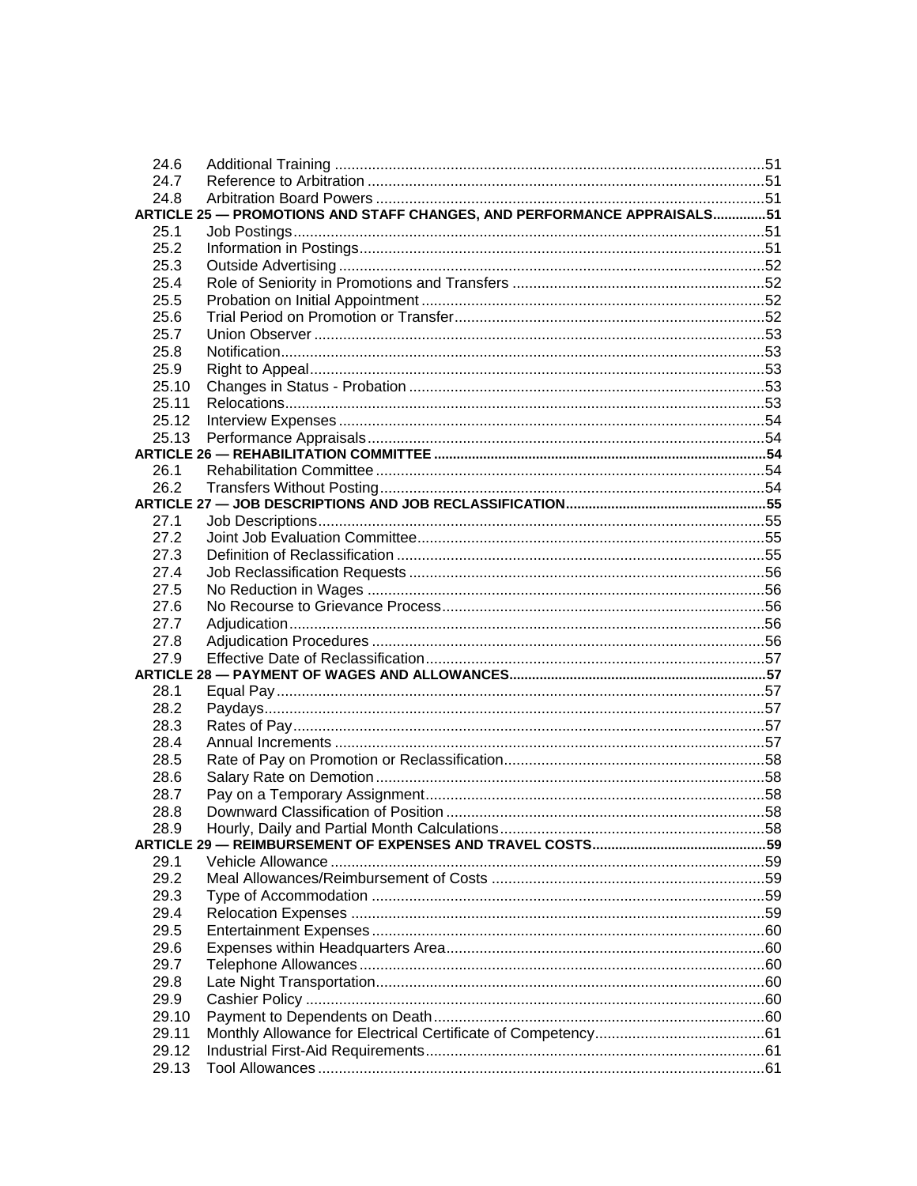| | | |
|---|---|---|
| 24.6 | Additional Training | 51 |
| 24.7 | Reference to Arbitration | 51 |
| 24.8 | Arbitration Board Powers | 51 |
| **ARTICLE 25 — PROMOTIONS AND STAFF CHANGES, AND PERFORMANCE APPRAISALS** | | **51** |
| 25.1 | Job Postings | 51 |
| 25.2 | Information in Postings | 51 |
| 25.3 | Outside Advertising | 52 |
| 25.4 | Role of Seniority in Promotions and Transfers | 52 |
| 25.5 | Probation on Initial Appointment | 52 |
| 25.6 | Trial Period on Promotion or Transfer | 52 |
| 25.7 | Union Observer | 53 |
| 25.8 | Notification | 53 |
| 25.9 | Right to Appeal | 53 |
| 25.10 | Changes in Status - Probation | 53 |
| 25.11 | Relocations | 53 |
| 25.12 | Interview Expenses | 54 |
| 25.13 | Performance Appraisals | 54 |
| **ARTICLE 26 — REHABILITATION COMMITTEE** | | **54** |
| 26.1 | Rehabilitation Committee | 54 |
| 26.2 | Transfers Without Posting | 54 |
| **ARTICLE 27 — JOB DESCRIPTIONS AND JOB RECLASSIFICATION** | | **55** |
| 27.1 | Job Descriptions | 55 |
| 27.2 | Joint Job Evaluation Committee | 55 |
| 27.3 | Definition of Reclassification | 55 |
| 27.4 | Job Reclassification Requests | 56 |
| 27.5 | No Reduction in Wages | 56 |
| 27.6 | No Recourse to Grievance Process | 56 |
| 27.7 | Adjudication | 56 |
| 27.8 | Adjudication Procedures | 56 |
| 27.9 | Effective Date of Reclassification | 57 |
| **ARTICLE 28 — PAYMENT OF WAGES AND ALLOWANCES** | | **57** |
| 28.1 | Equal Pay | 57 |
| 28.2 | Paydays | 57 |
| 28.3 | Rates of Pay | 57 |
| 28.4 | Annual Increments | 57 |
| 28.5 | Rate of Pay on Promotion or Reclassification | 58 |
| 28.6 | Salary Rate on Demotion | 58 |
| 28.7 | Pay on a Temporary Assignment | 58 |
| 28.8 | Downward Classification of Position | 58 |
| 28.9 | Hourly, Daily and Partial Month Calculations | 58 |
| **ARTICLE 29 — REIMBURSEMENT OF EXPENSES AND TRAVEL COSTS** | | **59** |
| 29.1 | Vehicle Allowance | 59 |
| 29.2 | Meal Allowances/Reimbursement of Costs | 59 |
| 29.3 | Type of Accommodation | 59 |
| 29.4 | Relocation Expenses | 59 |
| 29.5 | Entertainment Expenses | 60 |
| 29.6 | Expenses within Headquarters Area | 60 |
| 29.7 | Telephone Allowances | 60 |
| 29.8 | Late Night Transportation | 60 |
| 29.9 | Cashier Policy | 60 |
| 29.10 | Payment to Dependents on Death | 60 |
| 29.11 | Monthly Allowance for Electrical Certificate of Competency | 61 |
| 29.12 | Industrial First-Aid Requirements | 61 |
| 29.13 | Tool Allowances | 61 |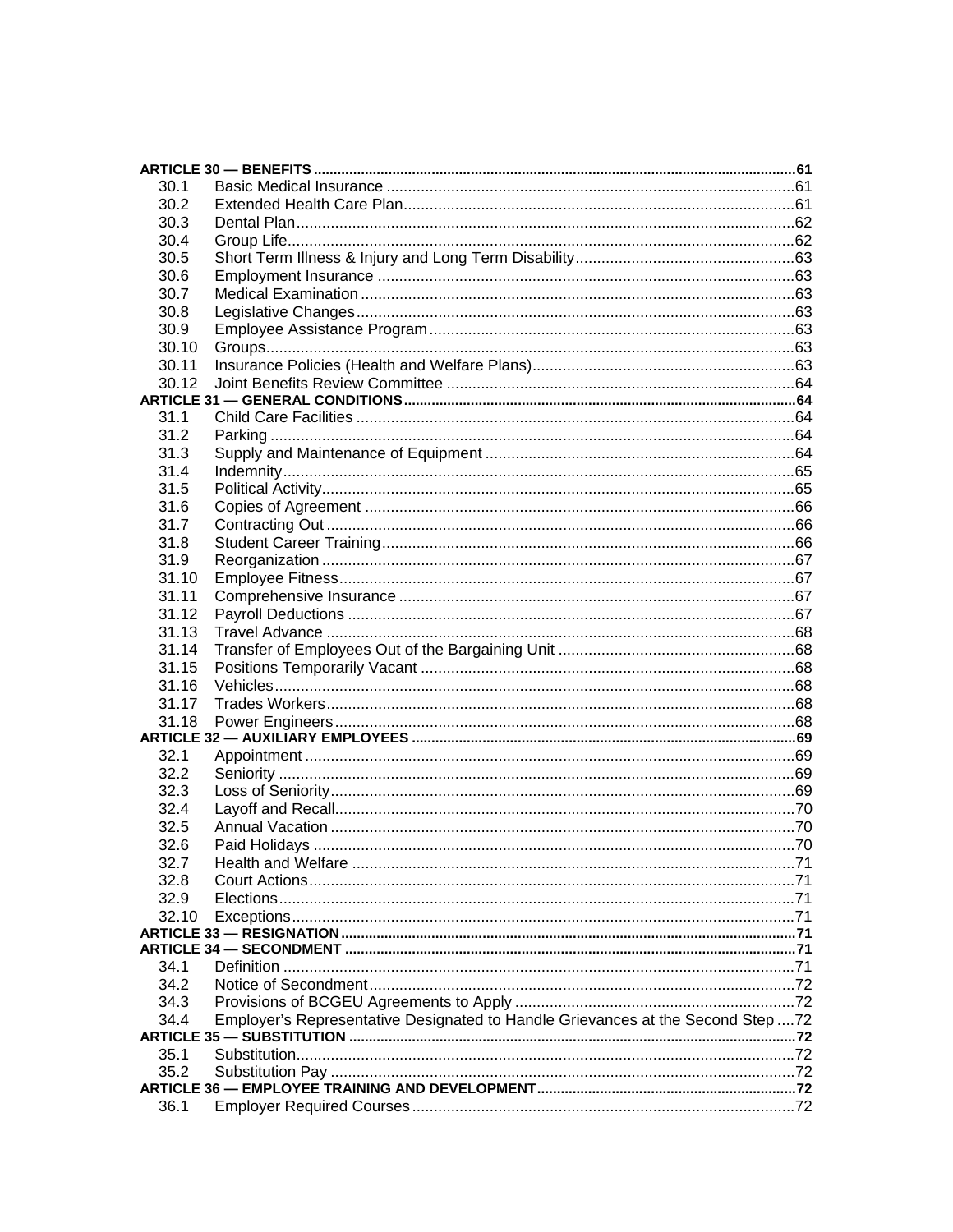| | | |
|---|---|---|
| **ARTICLE 30 — BENEFITS** | | **61** |
| 30.1 | Basic Medical Insurance | 61 |
| 30.2 | Extended Health Care Plan | 61 |
| 30.3 | Dental Plan | 62 |
| 30.4 | Group Life | 62 |
| 30.5 | Short Term Illness & Injury and Long Term Disability | 63 |
| 30.6 | Employment Insurance | 63 |
| 30.7 | Medical Examination | 63 |
| 30.8 | Legislative Changes | 63 |
| 30.9 | Employee Assistance Program | 63 |
| 30.10 | Groups | 63 |
| 30.11 | Insurance Policies (Health and Welfare Plans) | 63 |
| 30.12 | Joint Benefits Review Committee | 64 |
| **ARTICLE 31 — GENERAL CONDITIONS** | | **64** |
| 31.1 | Child Care Facilities | 64 |
| 31.2 | Parking | 64 |
| 31.3 | Supply and Maintenance of Equipment | 64 |
| 31.4 | Indemnity | 65 |
| 31.5 | Political Activity | 65 |
| 31.6 | Copies of Agreement | 66 |
| 31.7 | Contracting Out | 66 |
| 31.8 | Student Career Training | 66 |
| 31.9 | Reorganization | 67 |
| 31.10 | Employee Fitness | 67 |
| 31.11 | Comprehensive Insurance | 67 |
| 31.12 | Payroll Deductions | 67 |
| 31.13 | Travel Advance | 68 |
| 31.14 | Transfer of Employees Out of the Bargaining Unit | 68 |
| 31.15 | Positions Temporarily Vacant | 68 |
| 31.16 | Vehicles | 68 |
| 31.17 | Trades Workers | 68 |
| 31.18 | Power Engineers | 68 |
| **ARTICLE 32 — AUXILIARY EMPLOYEES** | | **69** |
| 32.1 | Appointment | 69 |
| 32.2 | Seniority | 69 |
| 32.3 | Loss of Seniority | 69 |
| 32.4 | Layoff and Recall | 70 |
| 32.5 | Annual Vacation | 70 |
| 32.6 | Paid Holidays | 70 |
| 32.7 | Health and Welfare | 71 |
| 32.8 | Court Actions | 71 |
| 32.9 | Elections | 71 |
| 32.10 | Exceptions | 71 |
| **ARTICLE 33 — RESIGNATION** | | **71** |
| **ARTICLE 34 — SECONDMENT** | | **71** |
| 34.1 | Definition | 71 |
| 34.2 | Notice of Secondment | 72 |
| 34.3 | Provisions of BCGEU Agreements to Apply | 72 |
| 34.4 | Employer's Representative Designated to Handle Grievances at the Second Step | 72 |
| **ARTICLE 35 — SUBSTITUTION** | | **72** |
| 35.1 | Substitution | 72 |
| 35.2 | Substitution Pay | 72 |
| **ARTICLE 36 — EMPLOYEE TRAINING AND DEVELOPMENT** | | **72** |
| 36.1 | Employer Required Courses | 72 |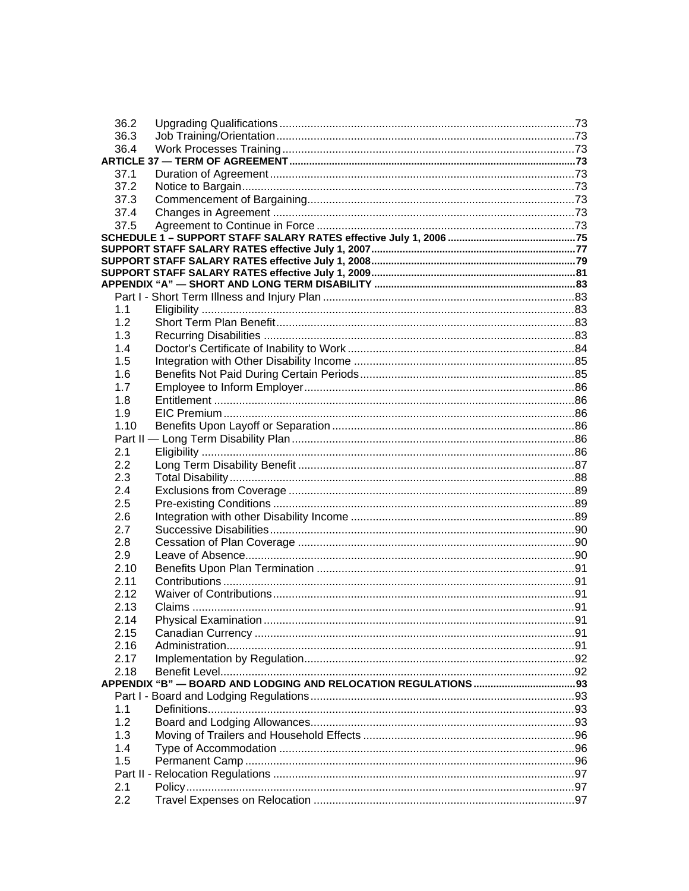| | | |
|---|---|---|
| 36.2 | Upgrading Qualifications | 73 |
| 36.3 | Job Training/Orientation | 73 |
| 36.4 | Work Processes Training | 73 |
| **ARTICLE 37 — TERM OF AGREEMENT** | | **73** |
| 37.1 | Duration of Agreement | 73 |
| 37.2 | Notice to Bargain | 73 |
| 37.3 | Commencement of Bargaining | 73 |
| 37.4 | Changes in Agreement | 73 |
| 37.5 | Agreement to Continue in Force | 73 |
| **SCHEDULE 1 – SUPPORT STAFF SALARY RATES effective July 1, 2006** | | **75** |
| **SUPPORT STAFF SALARY RATES effective July 1, 2007** | | **77** |
| **SUPPORT STAFF SALARY RATES effective July 1, 2008** | | **79** |
| **SUPPORT STAFF SALARY RATES effective July 1, 2009** | | **81** |
| **APPENDIX "A" — SHORT AND LONG TERM DISABILITY** | | **83** |
| Part I - Short Term Illness and Injury Plan | | 83 |
| 1.1 | Eligibility | 83 |
| 1.2 | Short Term Plan Benefit | 83 |
| 1.3 | Recurring Disabilities | 83 |
| 1.4 | Doctor's Certificate of Inability to Work | 84 |
| 1.5 | Integration with Other Disability Income | 85 |
| 1.6 | Benefits Not Paid During Certain Periods | 85 |
| 1.7 | Employee to Inform Employer | 86 |
| 1.8 | Entitlement | 86 |
| 1.9 | EIC Premium | 86 |
| 1.10 | Benefits Upon Layoff or Separation | 86 |
| Part II — Long Term Disability Plan | | 86 |
| 2.1 | Eligibility | 86 |
| 2.2 | Long Term Disability Benefit | 87 |
| 2.3 | Total Disability | 88 |
| 2.4 | Exclusions from Coverage | 89 |
| 2.5 | Pre-existing Conditions | 89 |
| 2.6 | Integration with other Disability Income | 89 |
| 2.7 | Successive Disabilities | 90 |
| 2.8 | Cessation of Plan Coverage | 90 |
| 2.9 | Leave of Absence | 90 |
| 2.10 | Benefits Upon Plan Termination | 91 |
| 2.11 | Contributions | 91 |
| 2.12 | Waiver of Contributions | 91 |
| 2.13 | Claims | 91 |
| 2.14 | Physical Examination | 91 |
| 2.15 | Canadian Currency | 91 |
| 2.16 | Administration | 91 |
| 2.17 | Implementation by Regulation | 92 |
| 2.18 | Benefit Level | 92 |
| **APPENDIX "B" — BOARD AND LODGING AND RELOCATION REGULATIONS** | | **93** |
| Part I - Board and Lodging Regulations | | 93 |
| 1.1 | Definitions | 93 |
| 1.2 | Board and Lodging Allowances | 93 |
| 1.3 | Moving of Trailers and Household Effects | 96 |
| 1.4 | Type of Accommodation | 96 |
| 1.5 | Permanent Camp | 96 |
| Part II - Relocation Regulations | | 97 |
| 2.1 | Policy | 97 |
| 2.2 | Travel Expenses on Relocation | 97 |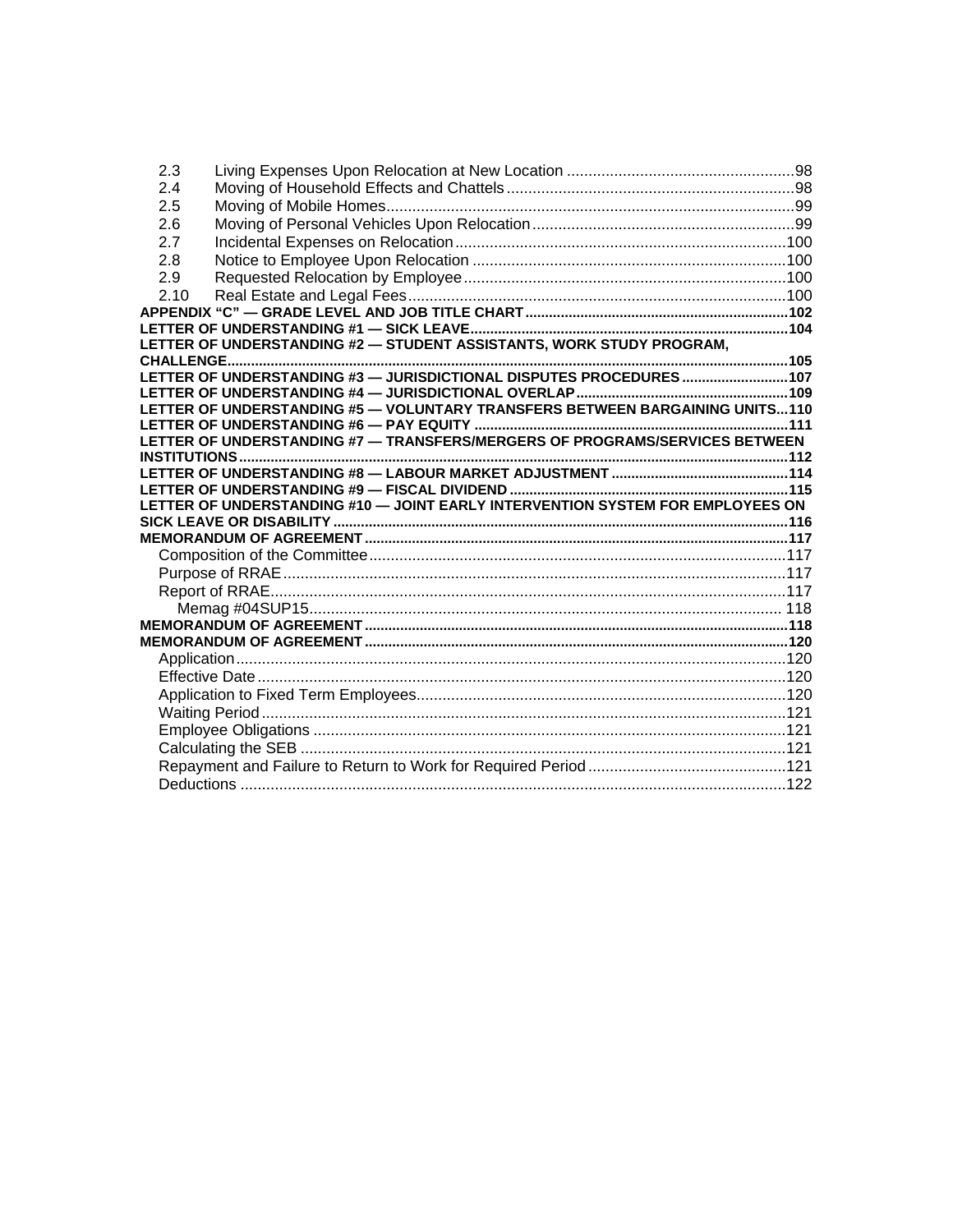2.3 Living Expenses Upon Relocation at New Location ....................................................98
2.4 Moving of Household Effects and Chattels ..................................................................98
2.5 Moving of Mobile Homes..............................................................................................99
2.6 Moving of Personal Vehicles Upon Relocation ............................................................99
2.7 Incidental Expenses on Relocation ............................................................................100
2.8 Notice to Employee Upon Relocation ........................................................................100
2.9 Requested Relocation by Employee ..........................................................................100
2.10 Real Estate and Legal Fees.......................................................................................100

**APPENDIX "C" — GRADE LEVEL AND JOB TITLE CHART ..................................................................102**

**LETTER OF UNDERSTANDING #1 — SICK LEAVE...................................................................................104**

**LETTER OF UNDERSTANDING #2 — STUDENT ASSISTANTS, WORK STUDY PROGRAM, CHALLENGE.............................................................................................................................................105**

**LETTER OF UNDERSTANDING #3 — JURISDICTIONAL DISPUTES PROCEDURES ...........................107**

**LETTER OF UNDERSTANDING #4 — JURISDICTIONAL OVERLAP.......................................................109**

**LETTER OF UNDERSTANDING #5 — VOLUNTARY TRANSFERS BETWEEN BARGAINING UNITS...110**

**LETTER OF UNDERSTANDING #6 — PAY EQUITY ................................................................................111**

**LETTER OF UNDERSTANDING #7 — TRANSFERS/MERGERS OF PROGRAMS/SERVICES BETWEEN INSTITUTIONS..........................................................................................................................................112**

**LETTER OF UNDERSTANDING #8 — LABOUR MARKET ADJUSTMENT .............................................114**

**LETTER OF UNDERSTANDING #9 — FISCAL DIVIDEND .......................................................................115**

**LETTER OF UNDERSTANDING #10 — JOINT EARLY INTERVENTION SYSTEM FOR EMPLOYEES ON SICK LEAVE OR DISABILITY ..................................................................................................................116**

**MEMORANDUM OF AGREEMENT ..........................................................................................................117**

Composition of the Committee................................................................................117
Purpose of RRAE ....................................................................................................117
Report of RRAE.......................................................................................................117
Memag #04SUP15............................................................................................. 118

**MEMORANDUM OF AGREEMENT ..........................................................................................................118**

**MEMORANDUM OF AGREEMENT ..........................................................................................................120**

Application...............................................................................................................120
Effective Date..........................................................................................................120
Application to Fixed Term Employees.....................................................................120
Waiting Period .........................................................................................................121
Employee Obligations .............................................................................................121
Calculating the SEB ................................................................................................121
Repayment and Failure to Return to Work for Required Period .............................121
Deductions .............................................................................................................122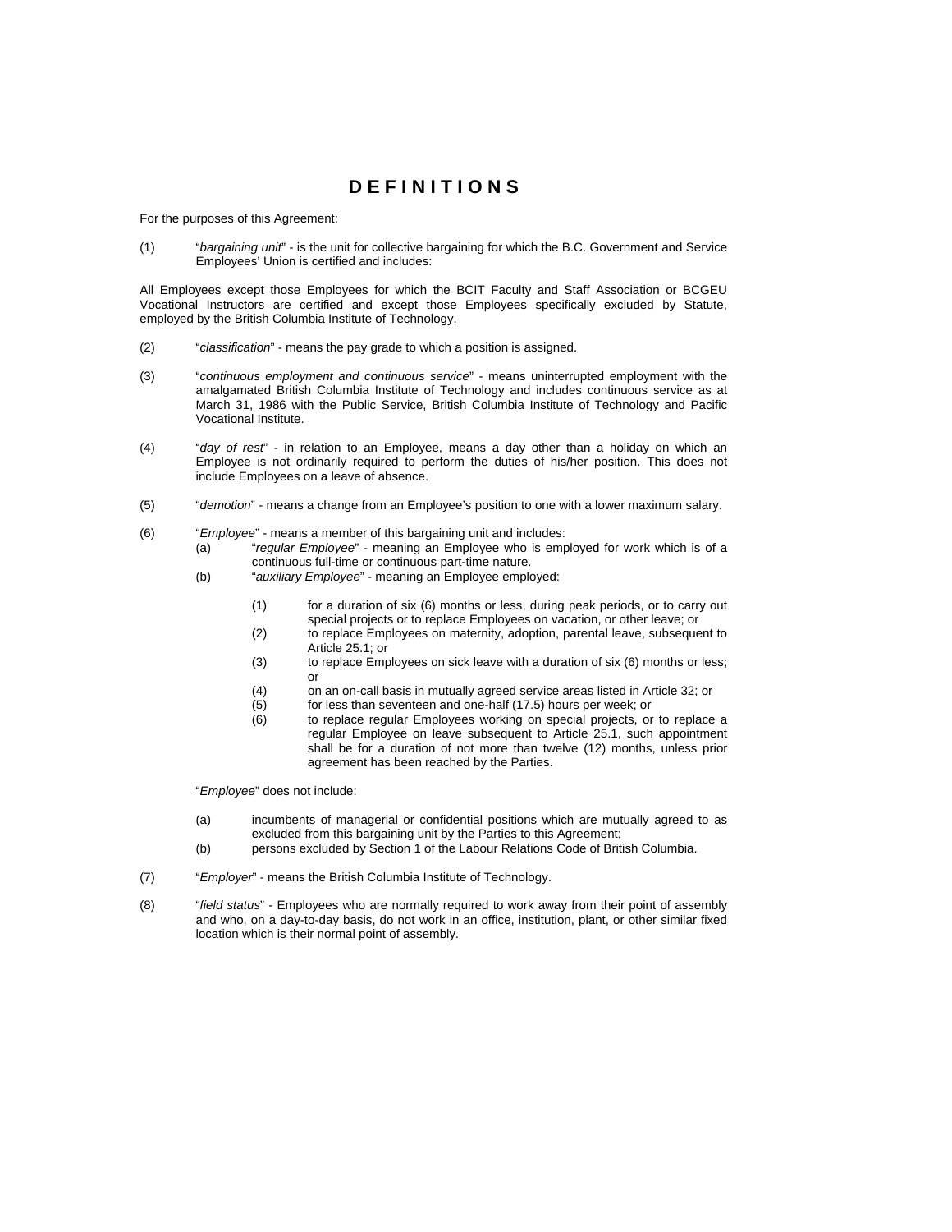# DEFINITIONS

For the purposes of this Agreement:

(1) "*bargaining unit*" - is the unit for collective bargaining for which the B.C. Government and Service Employees' Union is certified and includes:

All Employees except those Employees for which the BCIT Faculty and Staff Association or BCGEU Vocational Instructors are certified and except those Employees specifically excluded by Statute, employed by the British Columbia Institute of Technology.

(2) "*classification*" - means the pay grade to which a position is assigned.

(3) "*continuous employment and continuous service*" - means uninterrupted employment with the amalgamated British Columbia Institute of Technology and includes continuous service as at March 31, 1986 with the Public Service, British Columbia Institute of Technology and Pacific Vocational Institute.

(4) "*day of rest*" - in relation to an Employee, means a day other than a holiday on which an Employee is not ordinarily required to perform the duties of his/her position. This does not include Employees on a leave of absence.

(5) "*demotion*" - means a change from an Employee's position to one with a lower maximum salary.

(6) "*Employee*" - means a member of this bargaining unit and includes:
   - (a) "*regular Employee*" - meaning an Employee who is employed for work which is of a continuous full-time or continuous part-time nature.
   - (b) "*auxiliary Employee*" - meaning an Employee employed:
     - (1) for a duration of six (6) months or less, during peak periods, or to carry out special projects or to replace Employees on vacation, or other leave; or
     - (2) to replace Employees on maternity, adoption, parental leave, subsequent to Article 25.1; or
     - (3) to replace Employees on sick leave with a duration of six (6) months or less; or
     - (4) on an on-call basis in mutually agreed service areas listed in Article 32; or
     - (5) for less than seventeen and one-half (17.5) hours per week; or
     - (6) to replace regular Employees working on special projects, or to replace a regular Employee on leave subsequent to Article 25.1, such appointment shall be for a duration of not more than twelve (12) months, unless prior agreement has been reached by the Parties.

   "*Employee*" does not include:

   - (a) incumbents of managerial or confidential positions which are mutually agreed to as excluded from this bargaining unit by the Parties to this Agreement;
   - (b) persons excluded by Section 1 of the Labour Relations Code of British Columbia.

(7) "*Employer*" - means the British Columbia Institute of Technology.

(8) "*field status*" - Employees who are normally required to work away from their point of assembly and who, on a day-to-day basis, do not work in an office, institution, plant, or other similar fixed location which is their normal point of assembly.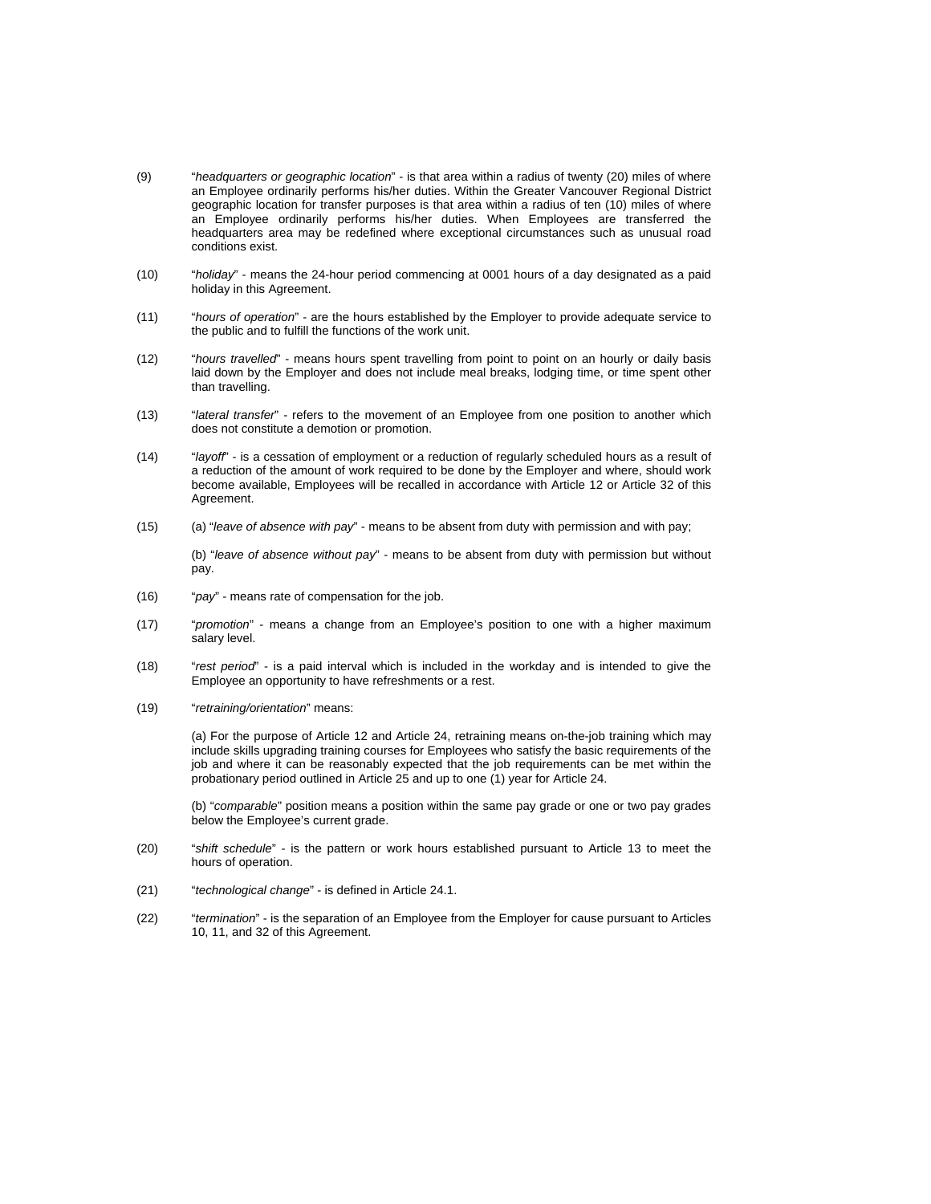(9) "*headquarters or geographic location*" - is that area within a radius of twenty (20) miles of where an Employee ordinarily performs his/her duties. Within the Greater Vancouver Regional District geographic location for transfer purposes is that area within a radius of ten (10) miles of where an Employee ordinarily performs his/her duties. When Employees are transferred the headquarters area may be redefined where exceptional circumstances such as unusual road conditions exist.

(10) "*holiday*" - means the 24-hour period commencing at 0001 hours of a day designated as a paid holiday in this Agreement.

(11) "*hours of operation*" - are the hours established by the Employer to provide adequate service to the public and to fulfill the functions of the work unit.

(12) "*hours travelled*" - means hours spent travelling from point to point on an hourly or daily basis laid down by the Employer and does not include meal breaks, lodging time, or time spent other than travelling.

(13) "*lateral transfer*" - refers to the movement of an Employee from one position to another which does not constitute a demotion or promotion.

(14) "*layoff*" - is a cessation of employment or a reduction of regularly scheduled hours as a result of a reduction of the amount of work required to be done by the Employer and where, should work become available, Employees will be recalled in accordance with Article 12 or Article 32 of this Agreement.

(15) (a) "*leave of absence with pay*" - means to be absent from duty with permission and with pay;

(b) "*leave of absence without pay*" - means to be absent from duty with permission but without pay.

(16) "*pay*" - means rate of compensation for the job.

(17) "*promotion*" - means a change from an Employee's position to one with a higher maximum salary level.

(18) "*rest period*" - is a paid interval which is included in the workday and is intended to give the Employee an opportunity to have refreshments or a rest.

(19) "*retraining/orientation*" means:

(a) For the purpose of Article 12 and Article 24, retraining means on-the-job training which may include skills upgrading training courses for Employees who satisfy the basic requirements of the job and where it can be reasonably expected that the job requirements can be met within the probationary period outlined in Article 25 and up to one (1) year for Article 24.

(b) "*comparable*" position means a position within the same pay grade or one or two pay grades below the Employee's current grade.

(20) "*shift schedule*" - is the pattern or work hours established pursuant to Article 13 to meet the hours of operation.

(21) "*technological change*" - is defined in Article 24.1.

(22) "*termination*" - is the separation of an Employee from the Employer for cause pursuant to Articles 10, 11, and 32 of this Agreement.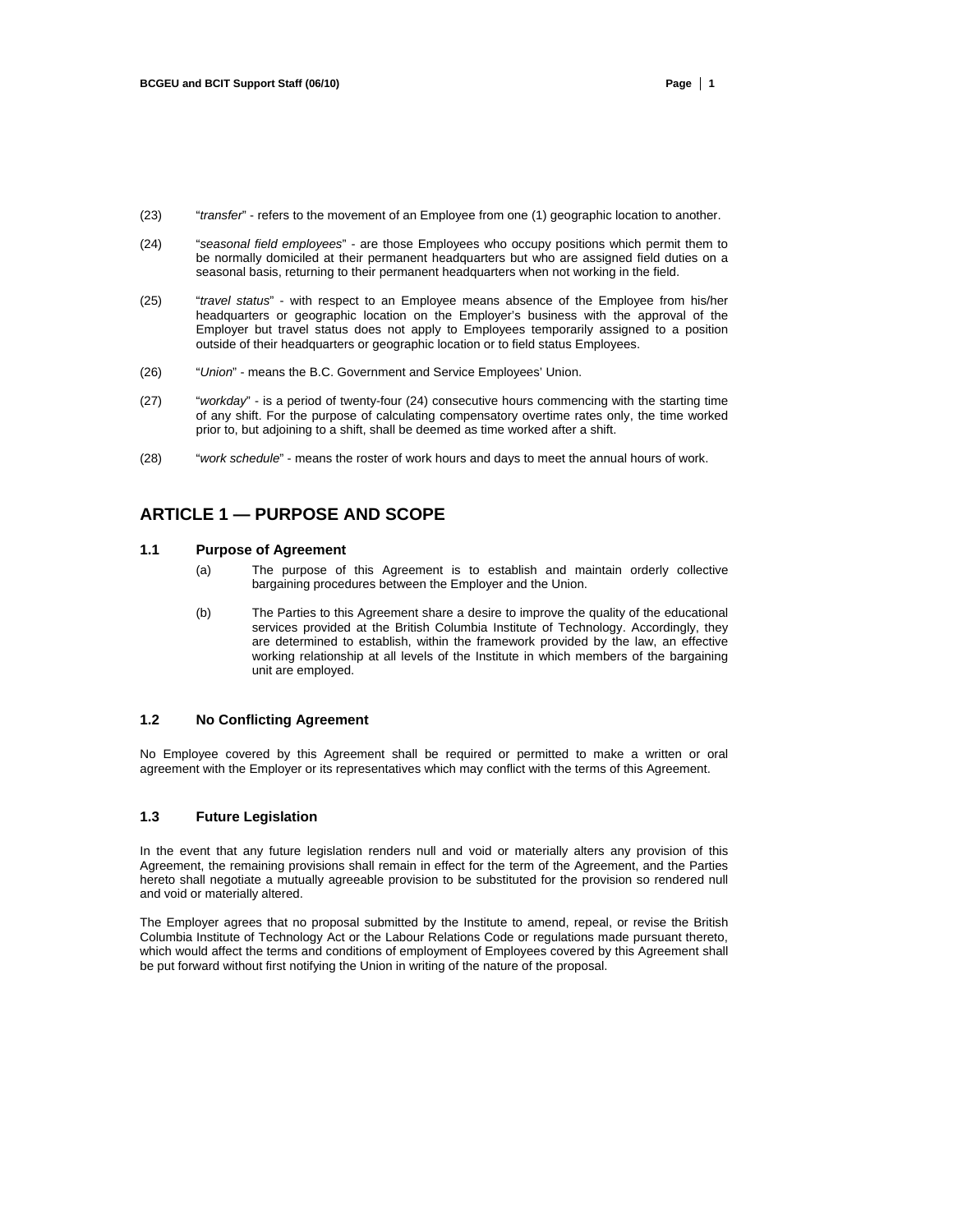(23) "*transfer*" - refers to the movement of an Employee from one (1) geographic location to another.

(24) "*seasonal field employees*" - are those Employees who occupy positions which permit them to be normally domiciled at their permanent headquarters but who are assigned field duties on a seasonal basis, returning to their permanent headquarters when not working in the field.

(25) "*travel status*" - with respect to an Employee means absence of the Employee from his/her headquarters or geographic location on the Employer's business with the approval of the Employer but travel status does not apply to Employees temporarily assigned to a position outside of their headquarters or geographic location or to field status Employees.

(26) "*Union*" - means the B.C. Government and Service Employees' Union.

(27) "*workday*" - is a period of twenty-four (24) consecutive hours commencing with the starting time of any shift. For the purpose of calculating compensatory overtime rates only, the time worked prior to, but adjoining to a shift, shall be deemed as time worked after a shift.

(28) "*work schedule*" - means the roster of work hours and days to meet the annual hours of work.

## ARTICLE 1 — PURPOSE AND SCOPE

### 1.1 Purpose of Agreement

(a) The purpose of this Agreement is to establish and maintain orderly collective bargaining procedures between the Employer and the Union.

(b) The Parties to this Agreement share a desire to improve the quality of the educational services provided at the British Columbia Institute of Technology. Accordingly, they are determined to establish, within the framework provided by the law, an effective working relationship at all levels of the Institute in which members of the bargaining unit are employed.

### 1.2 No Conflicting Agreement

No Employee covered by this Agreement shall be required or permitted to make a written or oral agreement with the Employer or its representatives which may conflict with the terms of this Agreement.

### 1.3 Future Legislation

In the event that any future legislation renders null and void or materially alters any provision of this Agreement, the remaining provisions shall remain in effect for the term of the Agreement, and the Parties hereto shall negotiate a mutually agreeable provision to be substituted for the provision so rendered null and void or materially altered.

The Employer agrees that no proposal submitted by the Institute to amend, repeal, or revise the British Columbia Institute of Technology Act or the Labour Relations Code or regulations made pursuant thereto, which would affect the terms and conditions of employment of Employees covered by this Agreement shall be put forward without first notifying the Union in writing of the nature of the proposal.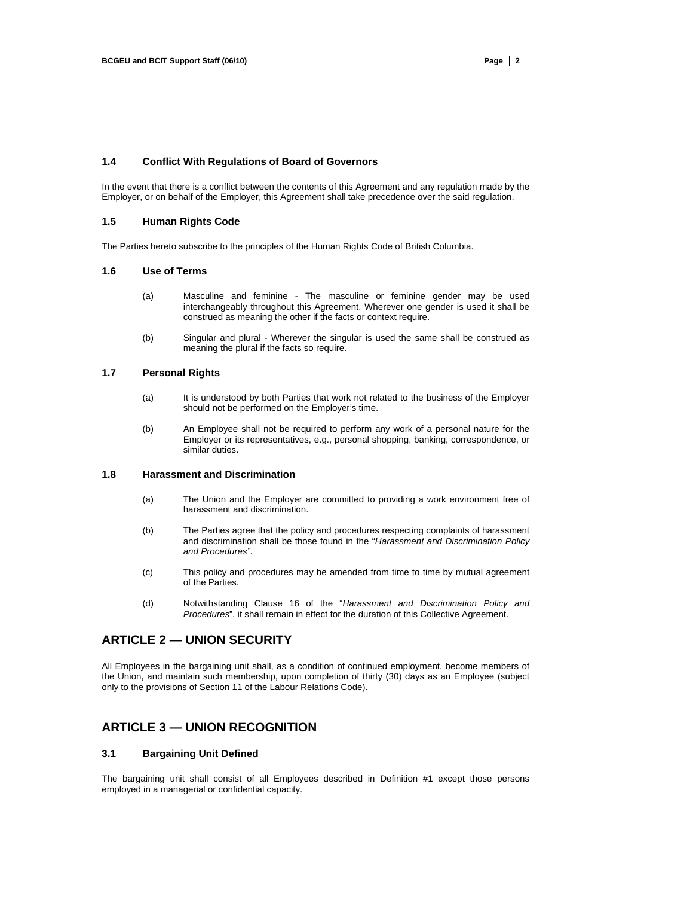### 1.4 Conflict With Regulations of Board of Governors

In the event that there is a conflict between the contents of this Agreement and any regulation made by the Employer, or on behalf of the Employer, this Agreement shall take precedence over the said regulation.

### 1.5 Human Rights Code

The Parties hereto subscribe to the principles of the Human Rights Code of British Columbia.

### 1.6 Use of Terms

(a) Masculine and feminine - The masculine or feminine gender may be used interchangeably throughout this Agreement. Wherever one gender is used it shall be construed as meaning the other if the facts or context require.

(b) Singular and plural - Wherever the singular is used the same shall be construed as meaning the plural if the facts so require.

### 1.7 Personal Rights

(a) It is understood by both Parties that work not related to the business of the Employer should not be performed on the Employer's time.

(b) An Employee shall not be required to perform any work of a personal nature for the Employer or its representatives, e.g., personal shopping, banking, correspondence, or similar duties.

### 1.8 Harassment and Discrimination

(a) The Union and the Employer are committed to providing a work environment free of harassment and discrimination.

(b) The Parties agree that the policy and procedures respecting complaints of harassment and discrimination shall be those found in the "*Harassment and Discrimination Policy and Procedures"*.

(c) This policy and procedures may be amended from time to time by mutual agreement of the Parties.

(d) Notwithstanding Clause 16 of the "*Harassment and Discrimination Policy and Procedures*", it shall remain in effect for the duration of this Collective Agreement.

## ARTICLE 2 — UNION SECURITY

All Employees in the bargaining unit shall, as a condition of continued employment, become members of the Union, and maintain such membership, upon completion of thirty (30) days as an Employee (subject only to the provisions of Section 11 of the Labour Relations Code).

## ARTICLE 3 — UNION RECOGNITION

### 3.1 Bargaining Unit Defined

The bargaining unit shall consist of all Employees described in Definition #1 except those persons employed in a managerial or confidential capacity.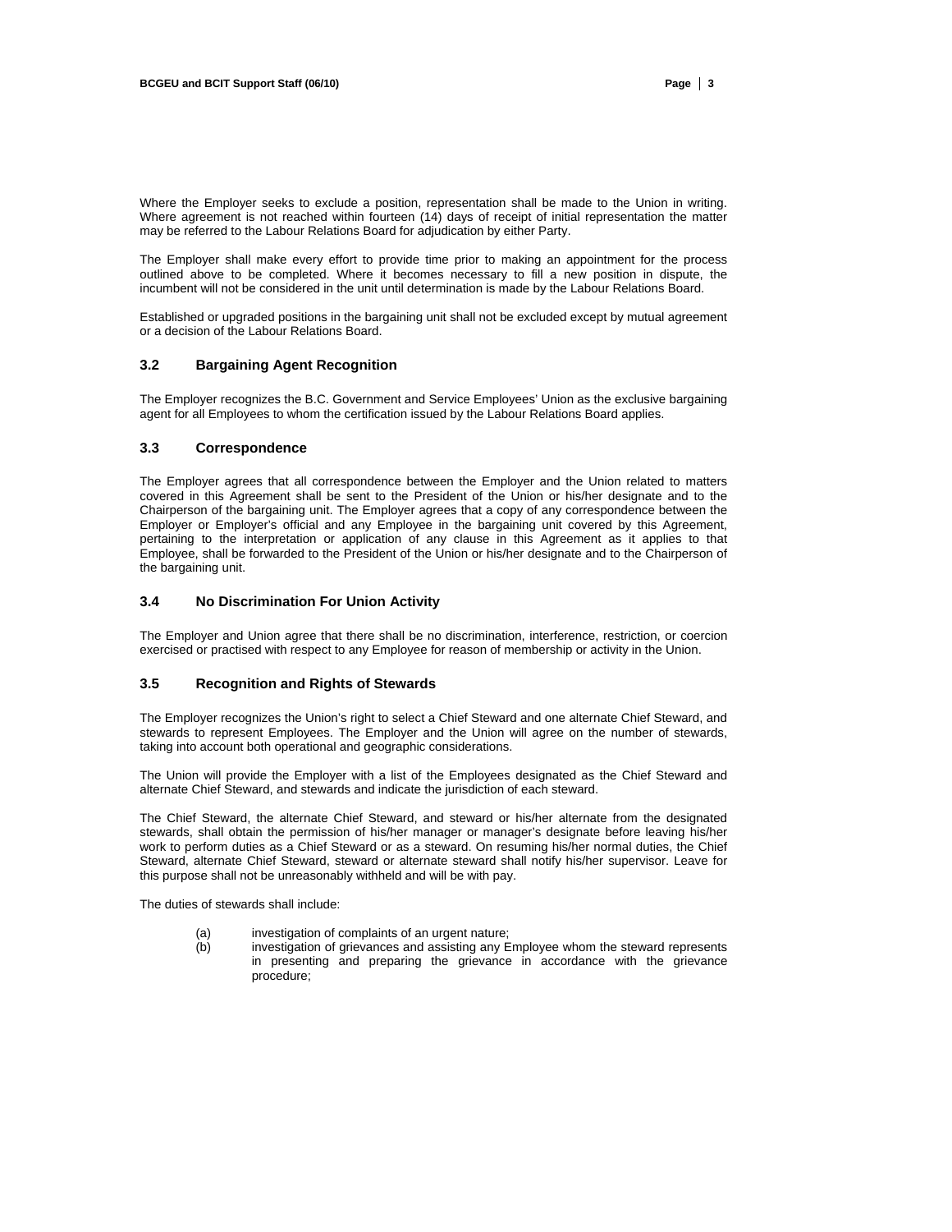Where the Employer seeks to exclude a position, representation shall be made to the Union in writing. Where agreement is not reached within fourteen (14) days of receipt of initial representation the matter may be referred to the Labour Relations Board for adjudication by either Party.

The Employer shall make every effort to provide time prior to making an appointment for the process outlined above to be completed. Where it becomes necessary to fill a new position in dispute, the incumbent will not be considered in the unit until determination is made by the Labour Relations Board.

Established or upgraded positions in the bargaining unit shall not be excluded except by mutual agreement or a decision of the Labour Relations Board.

### 3.2 Bargaining Agent Recognition

The Employer recognizes the B.C. Government and Service Employees' Union as the exclusive bargaining agent for all Employees to whom the certification issued by the Labour Relations Board applies.

### 3.3 Correspondence

The Employer agrees that all correspondence between the Employer and the Union related to matters covered in this Agreement shall be sent to the President of the Union or his/her designate and to the Chairperson of the bargaining unit. The Employer agrees that a copy of any correspondence between the Employer or Employer's official and any Employee in the bargaining unit covered by this Agreement, pertaining to the interpretation or application of any clause in this Agreement as it applies to that Employee, shall be forwarded to the President of the Union or his/her designate and to the Chairperson of the bargaining unit.

### 3.4 No Discrimination For Union Activity

The Employer and Union agree that there shall be no discrimination, interference, restriction, or coercion exercised or practised with respect to any Employee for reason of membership or activity in the Union.

### 3.5 Recognition and Rights of Stewards

The Employer recognizes the Union's right to select a Chief Steward and one alternate Chief Steward, and stewards to represent Employees. The Employer and the Union will agree on the number of stewards, taking into account both operational and geographic considerations.

The Union will provide the Employer with a list of the Employees designated as the Chief Steward and alternate Chief Steward, and stewards and indicate the jurisdiction of each steward.

The Chief Steward, the alternate Chief Steward, and steward or his/her alternate from the designated stewards, shall obtain the permission of his/her manager or manager's designate before leaving his/her work to perform duties as a Chief Steward or as a steward. On resuming his/her normal duties, the Chief Steward, alternate Chief Steward, steward or alternate steward shall notify his/her supervisor. Leave for this purpose shall not be unreasonably withheld and will be with pay.

The duties of stewards shall include:

(a) investigation of complaints of an urgent nature;

(b) investigation of grievances and assisting any Employee whom the steward represents in presenting and preparing the grievance in accordance with the grievance procedure;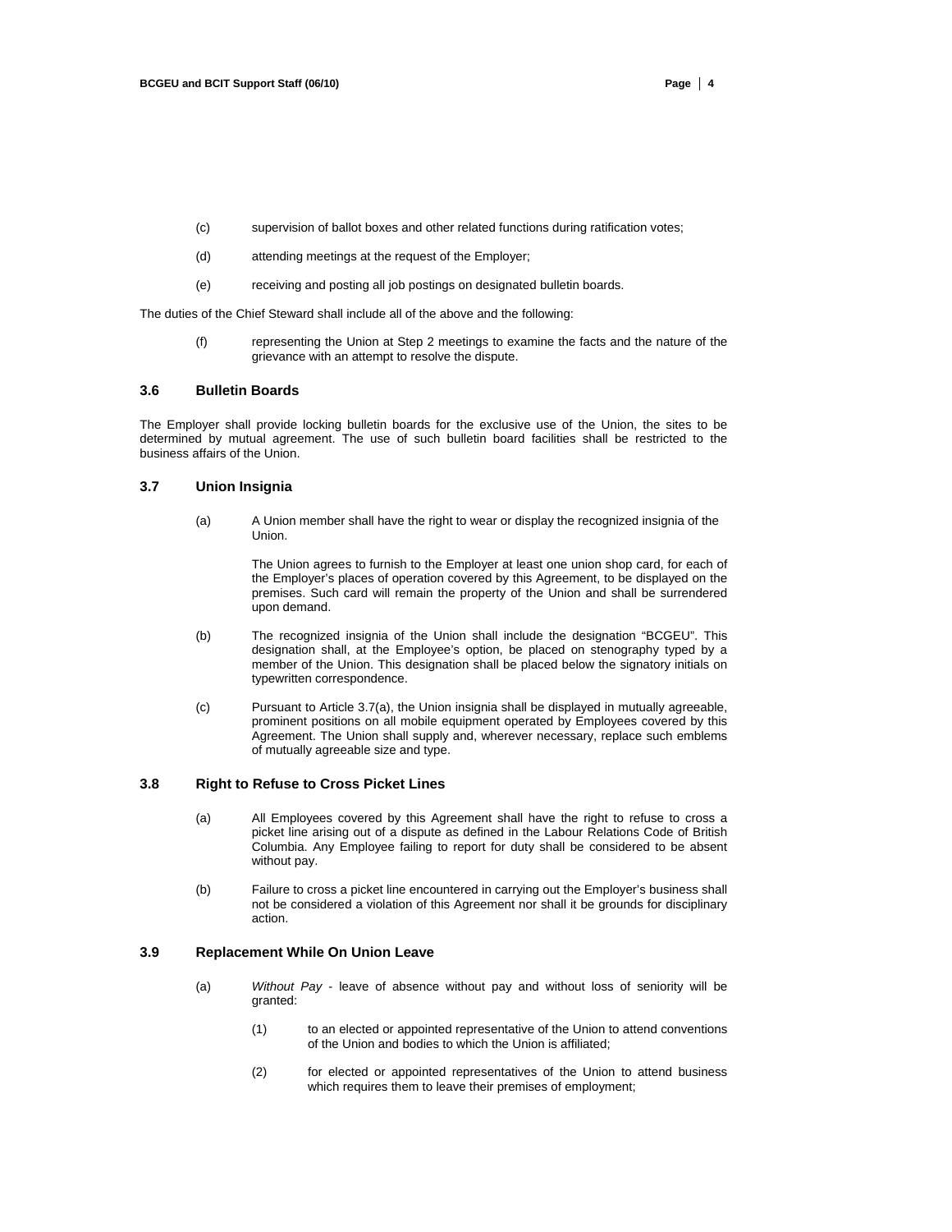(c) supervision of ballot boxes and other related functions during ratification votes;

(d) attending meetings at the request of the Employer;

(e) receiving and posting all job postings on designated bulletin boards.

The duties of the Chief Steward shall include all of the above and the following:

(f) representing the Union at Step 2 meetings to examine the facts and the nature of the grievance with an attempt to resolve the dispute.

### 3.6 Bulletin Boards

The Employer shall provide locking bulletin boards for the exclusive use of the Union, the sites to be determined by mutual agreement. The use of such bulletin board facilities shall be restricted to the business affairs of the Union.

### 3.7 Union Insignia

(a) A Union member shall have the right to wear or display the recognized insignia of the Union.

The Union agrees to furnish to the Employer at least one union shop card, for each of the Employer's places of operation covered by this Agreement, to be displayed on the premises. Such card will remain the property of the Union and shall be surrendered upon demand.

(b) The recognized insignia of the Union shall include the designation "BCGEU". This designation shall, at the Employee's option, be placed on stenography typed by a member of the Union. This designation shall be placed below the signatory initials on typewritten correspondence.

(c) Pursuant to Article 3.7(a), the Union insignia shall be displayed in mutually agreeable, prominent positions on all mobile equipment operated by Employees covered by this Agreement. The Union shall supply and, wherever necessary, replace such emblems of mutually agreeable size and type.

### 3.8 Right to Refuse to Cross Picket Lines

(a) All Employees covered by this Agreement shall have the right to refuse to cross a picket line arising out of a dispute as defined in the Labour Relations Code of British Columbia. Any Employee failing to report for duty shall be considered to be absent without pay.

(b) Failure to cross a picket line encountered in carrying out the Employer's business shall not be considered a violation of this Agreement nor shall it be grounds for disciplinary action.

### 3.9 Replacement While On Union Leave

(a) *Without Pay* - leave of absence without pay and without loss of seniority will be granted:

(1) to an elected or appointed representative of the Union to attend conventions of the Union and bodies to which the Union is affiliated;

(2) for elected or appointed representatives of the Union to attend business which requires them to leave their premises of employment;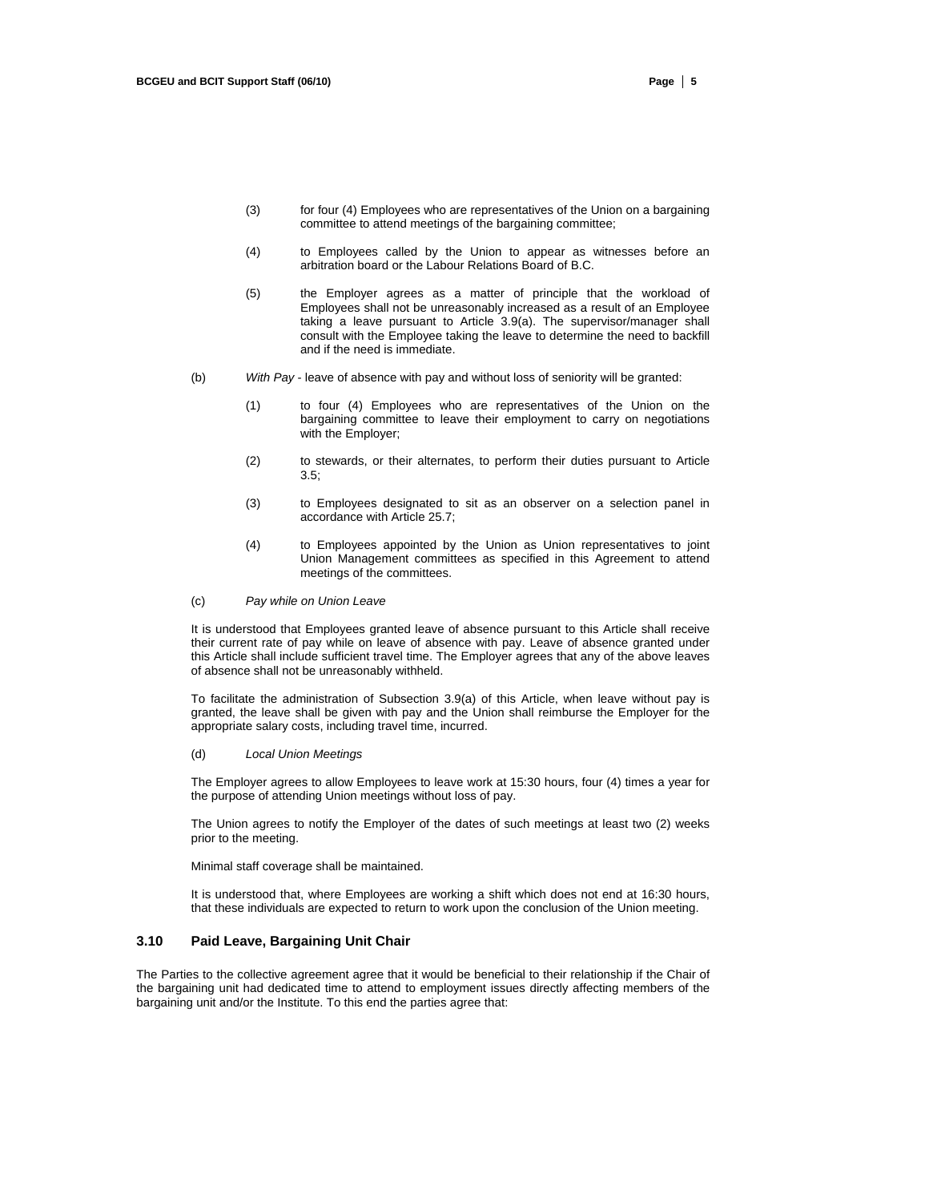(3) for four (4) Employees who are representatives of the Union on a bargaining committee to attend meetings of the bargaining committee;

(4) to Employees called by the Union to appear as witnesses before an arbitration board or the Labour Relations Board of B.C.

(5) the Employer agrees as a matter of principle that the workload of Employees shall not be unreasonably increased as a result of an Employee taking a leave pursuant to Article 3.9(a). The supervisor/manager shall consult with the Employee taking the leave to determine the need to backfill and if the need is immediate.

(b) *With Pay* - leave of absence with pay and without loss of seniority will be granted:

(1) to four (4) Employees who are representatives of the Union on the bargaining committee to leave their employment to carry on negotiations with the Employer;

(2) to stewards, or their alternates, to perform their duties pursuant to Article 3.5;

(3) to Employees designated to sit as an observer on a selection panel in accordance with Article 25.7;

(4) to Employees appointed by the Union as Union representatives to joint Union Management committees as specified in this Agreement to attend meetings of the committees.

(c) *Pay while on Union Leave*

It is understood that Employees granted leave of absence pursuant to this Article shall receive their current rate of pay while on leave of absence with pay. Leave of absence granted under this Article shall include sufficient travel time. The Employer agrees that any of the above leaves of absence shall not be unreasonably withheld.

To facilitate the administration of Subsection 3.9(a) of this Article, when leave without pay is granted, the leave shall be given with pay and the Union shall reimburse the Employer for the appropriate salary costs, including travel time, incurred.

(d) *Local Union Meetings*

The Employer agrees to allow Employees to leave work at 15:30 hours, four (4) times a year for the purpose of attending Union meetings without loss of pay.

The Union agrees to notify the Employer of the dates of such meetings at least two (2) weeks prior to the meeting.

Minimal staff coverage shall be maintained.

It is understood that, where Employees are working a shift which does not end at 16:30 hours, that these individuals are expected to return to work upon the conclusion of the Union meeting.

### 3.10 Paid Leave, Bargaining Unit Chair

The Parties to the collective agreement agree that it would be beneficial to their relationship if the Chair of the bargaining unit had dedicated time to attend to employment issues directly affecting members of the bargaining unit and/or the Institute. To this end the parties agree that: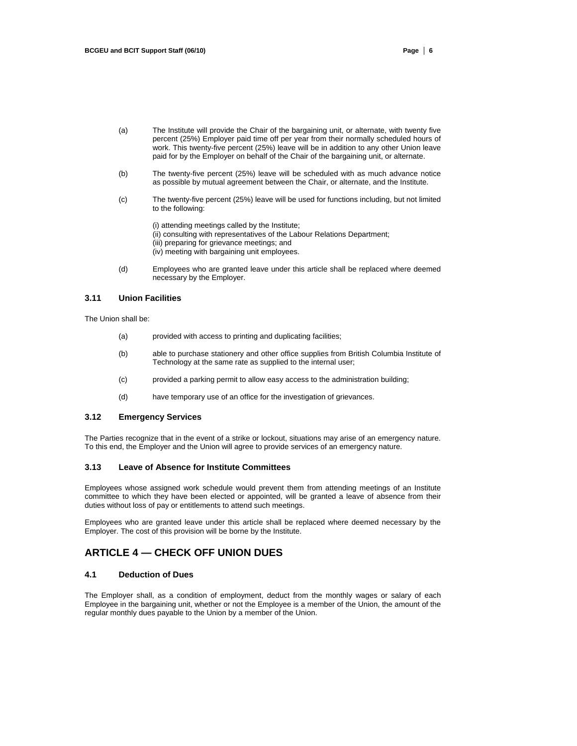(a) The Institute will provide the Chair of the bargaining unit, or alternate, with twenty five percent (25%) Employer paid time off per year from their normally scheduled hours of work. This twenty-five percent (25%) leave will be in addition to any other Union leave paid for by the Employer on behalf of the Chair of the bargaining unit, or alternate.

(b) The twenty-five percent (25%) leave will be scheduled with as much advance notice as possible by mutual agreement between the Chair, or alternate, and the Institute.

(c) The twenty-five percent (25%) leave will be used for functions including, but not limited to the following:

(i) attending meetings called by the Institute;
(ii) consulting with representatives of the Labour Relations Department;
(iii) preparing for grievance meetings; and
(iv) meeting with bargaining unit employees.

(d) Employees who are granted leave under this article shall be replaced where deemed necessary by the Employer.

### 3.11 Union Facilities

The Union shall be:

(a) provided with access to printing and duplicating facilities;

(b) able to purchase stationery and other office supplies from British Columbia Institute of Technology at the same rate as supplied to the internal user;

(c) provided a parking permit to allow easy access to the administration building;

(d) have temporary use of an office for the investigation of grievances.

### 3.12 Emergency Services

The Parties recognize that in the event of a strike or lockout, situations may arise of an emergency nature. To this end, the Employer and the Union will agree to provide services of an emergency nature.

### 3.13 Leave of Absence for Institute Committees

Employees whose assigned work schedule would prevent them from attending meetings of an Institute committee to which they have been elected or appointed, will be granted a leave of absence from their duties without loss of pay or entitlements to attend such meetings.

Employees who are granted leave under this article shall be replaced where deemed necessary by the Employer. The cost of this provision will be borne by the Institute.

## ARTICLE 4 — CHECK OFF UNION DUES

### 4.1 Deduction of Dues

The Employer shall, as a condition of employment, deduct from the monthly wages or salary of each Employee in the bargaining unit, whether or not the Employee is a member of the Union, the amount of the regular monthly dues payable to the Union by a member of the Union.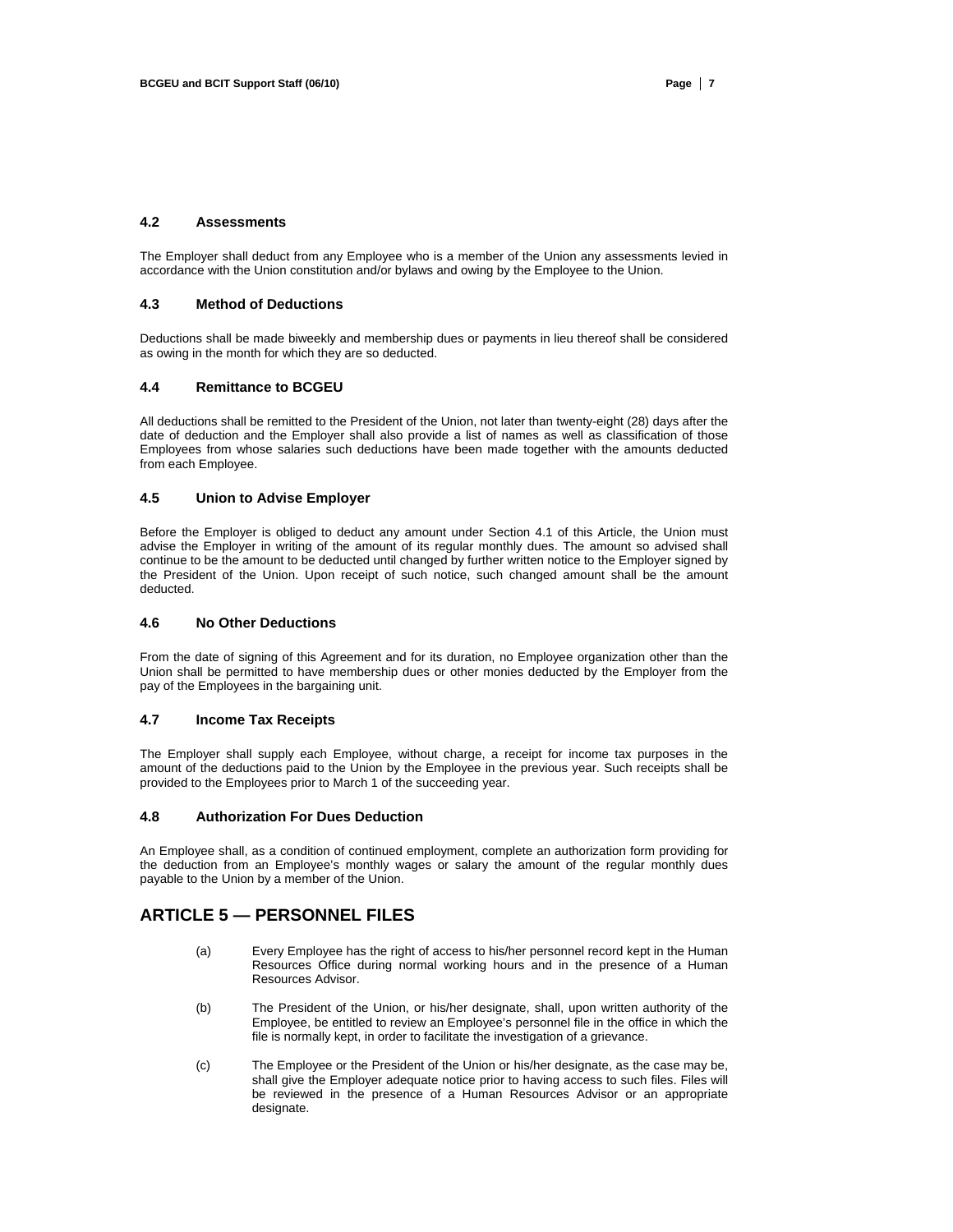### 4.2 Assessments

The Employer shall deduct from any Employee who is a member of the Union any assessments levied in accordance with the Union constitution and/or bylaws and owing by the Employee to the Union.

### 4.3 Method of Deductions

Deductions shall be made biweekly and membership dues or payments in lieu thereof shall be considered as owing in the month for which they are so deducted.

### 4.4 Remittance to BCGEU

All deductions shall be remitted to the President of the Union, not later than twenty-eight (28) days after the date of deduction and the Employer shall also provide a list of names as well as classification of those Employees from whose salaries such deductions have been made together with the amounts deducted from each Employee.

### 4.5 Union to Advise Employer

Before the Employer is obliged to deduct any amount under Section 4.1 of this Article, the Union must advise the Employer in writing of the amount of its regular monthly dues. The amount so advised shall continue to be the amount to be deducted until changed by further written notice to the Employer signed by the President of the Union. Upon receipt of such notice, such changed amount shall be the amount deducted.

### 4.6 No Other Deductions

From the date of signing of this Agreement and for its duration, no Employee organization other than the Union shall be permitted to have membership dues or other monies deducted by the Employer from the pay of the Employees in the bargaining unit.

### 4.7 Income Tax Receipts

The Employer shall supply each Employee, without charge, a receipt for income tax purposes in the amount of the deductions paid to the Union by the Employee in the previous year. Such receipts shall be provided to the Employees prior to March 1 of the succeeding year.

### 4.8 Authorization For Dues Deduction

An Employee shall, as a condition of continued employment, complete an authorization form providing for the deduction from an Employee's monthly wages or salary the amount of the regular monthly dues payable to the Union by a member of the Union.

## ARTICLE 5 — PERSONNEL FILES

(a) Every Employee has the right of access to his/her personnel record kept in the Human Resources Office during normal working hours and in the presence of a Human Resources Advisor.

(b) The President of the Union, or his/her designate, shall, upon written authority of the Employee, be entitled to review an Employee's personnel file in the office in which the file is normally kept, in order to facilitate the investigation of a grievance.

(c) The Employee or the President of the Union or his/her designate, as the case may be, shall give the Employer adequate notice prior to having access to such files. Files will be reviewed in the presence of a Human Resources Advisor or an appropriate designate.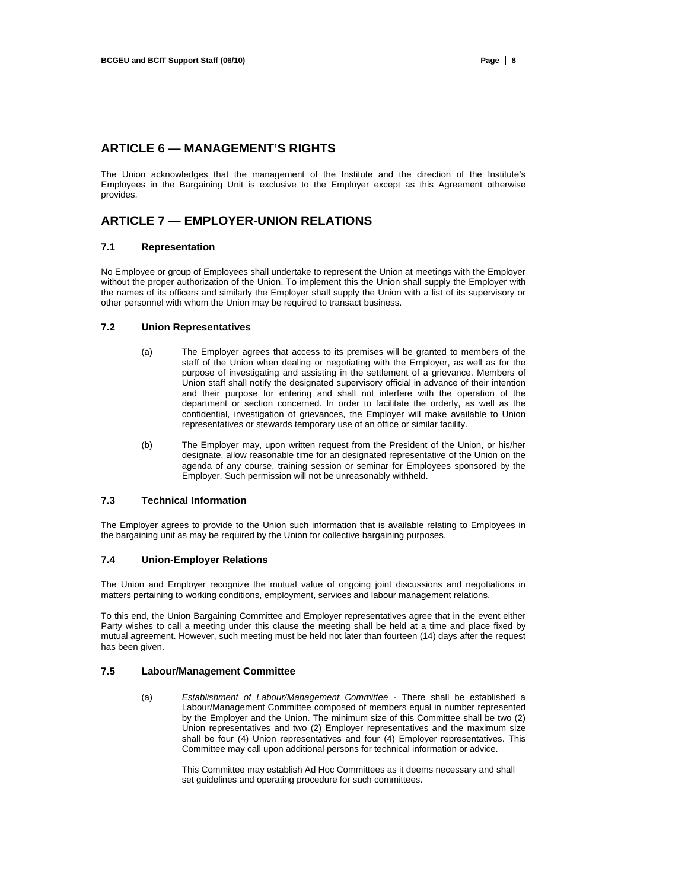## ARTICLE 6 — MANAGEMENT'S RIGHTS

The Union acknowledges that the management of the Institute and the direction of the Institute's Employees in the Bargaining Unit is exclusive to the Employer except as this Agreement otherwise provides.

## ARTICLE 7 — EMPLOYER-UNION RELATIONS

### 7.1 Representation

No Employee or group of Employees shall undertake to represent the Union at meetings with the Employer without the proper authorization of the Union. To implement this the Union shall supply the Employer with the names of its officers and similarly the Employer shall supply the Union with a list of its supervisory or other personnel with whom the Union may be required to transact business.

### 7.2 Union Representatives

(a) The Employer agrees that access to its premises will be granted to members of the staff of the Union when dealing or negotiating with the Employer, as well as for the purpose of investigating and assisting in the settlement of a grievance. Members of Union staff shall notify the designated supervisory official in advance of their intention and their purpose for entering and shall not interfere with the operation of the department or section concerned. In order to facilitate the orderly, as well as the confidential, investigation of grievances, the Employer will make available to Union representatives or stewards temporary use of an office or similar facility.

(b) The Employer may, upon written request from the President of the Union, or his/her designate, allow reasonable time for an designated representative of the Union on the agenda of any course, training session or seminar for Employees sponsored by the Employer. Such permission will not be unreasonably withheld.

### 7.3 Technical Information

The Employer agrees to provide to the Union such information that is available relating to Employees in the bargaining unit as may be required by the Union for collective bargaining purposes.

### 7.4 Union-Employer Relations

The Union and Employer recognize the mutual value of ongoing joint discussions and negotiations in matters pertaining to working conditions, employment, services and labour management relations.

To this end, the Union Bargaining Committee and Employer representatives agree that in the event either Party wishes to call a meeting under this clause the meeting shall be held at a time and place fixed by mutual agreement. However, such meeting must be held not later than fourteen (14) days after the request has been given.

### 7.5 Labour/Management Committee

(a) *Establishment of Labour/Management Committee* - There shall be established a Labour/Management Committee composed of members equal in number represented by the Employer and the Union. The minimum size of this Committee shall be two (2) Union representatives and two (2) Employer representatives and the maximum size shall be four (4) Union representatives and four (4) Employer representatives. This Committee may call upon additional persons for technical information or advice.

This Committee may establish Ad Hoc Committees as it deems necessary and shall set guidelines and operating procedure for such committees.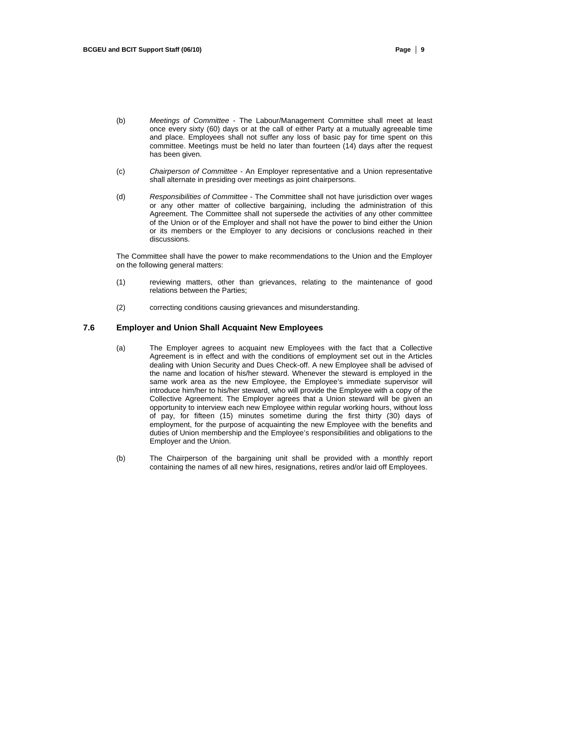(b) *Meetings of Committee* - The Labour/Management Committee shall meet at least once every sixty (60) days or at the call of either Party at a mutually agreeable time and place. Employees shall not suffer any loss of basic pay for time spent on this committee. Meetings must be held no later than fourteen (14) days after the request has been given.

(c) *Chairperson of Committee* - An Employer representative and a Union representative shall alternate in presiding over meetings as joint chairpersons.

(d) *Responsibilities of Committee* - The Committee shall not have jurisdiction over wages or any other matter of collective bargaining, including the administration of this Agreement. The Committee shall not supersede the activities of any other committee of the Union or of the Employer and shall not have the power to bind either the Union or its members or the Employer to any decisions or conclusions reached in their discussions.

The Committee shall have the power to make recommendations to the Union and the Employer on the following general matters:

(1) reviewing matters, other than grievances, relating to the maintenance of good relations between the Parties;

(2) correcting conditions causing grievances and misunderstanding.

### 7.6 Employer and Union Shall Acquaint New Employees

(a) The Employer agrees to acquaint new Employees with the fact that a Collective Agreement is in effect and with the conditions of employment set out in the Articles dealing with Union Security and Dues Check-off. A new Employee shall be advised of the name and location of his/her steward. Whenever the steward is employed in the same work area as the new Employee, the Employee's immediate supervisor will introduce him/her to his/her steward, who will provide the Employee with a copy of the Collective Agreement. The Employer agrees that a Union steward will be given an opportunity to interview each new Employee within regular working hours, without loss of pay, for fifteen (15) minutes sometime during the first thirty (30) days of employment, for the purpose of acquainting the new Employee with the benefits and duties of Union membership and the Employee's responsibilities and obligations to the Employer and the Union.

(b) The Chairperson of the bargaining unit shall be provided with a monthly report containing the names of all new hires, resignations, retires and/or laid off Employees.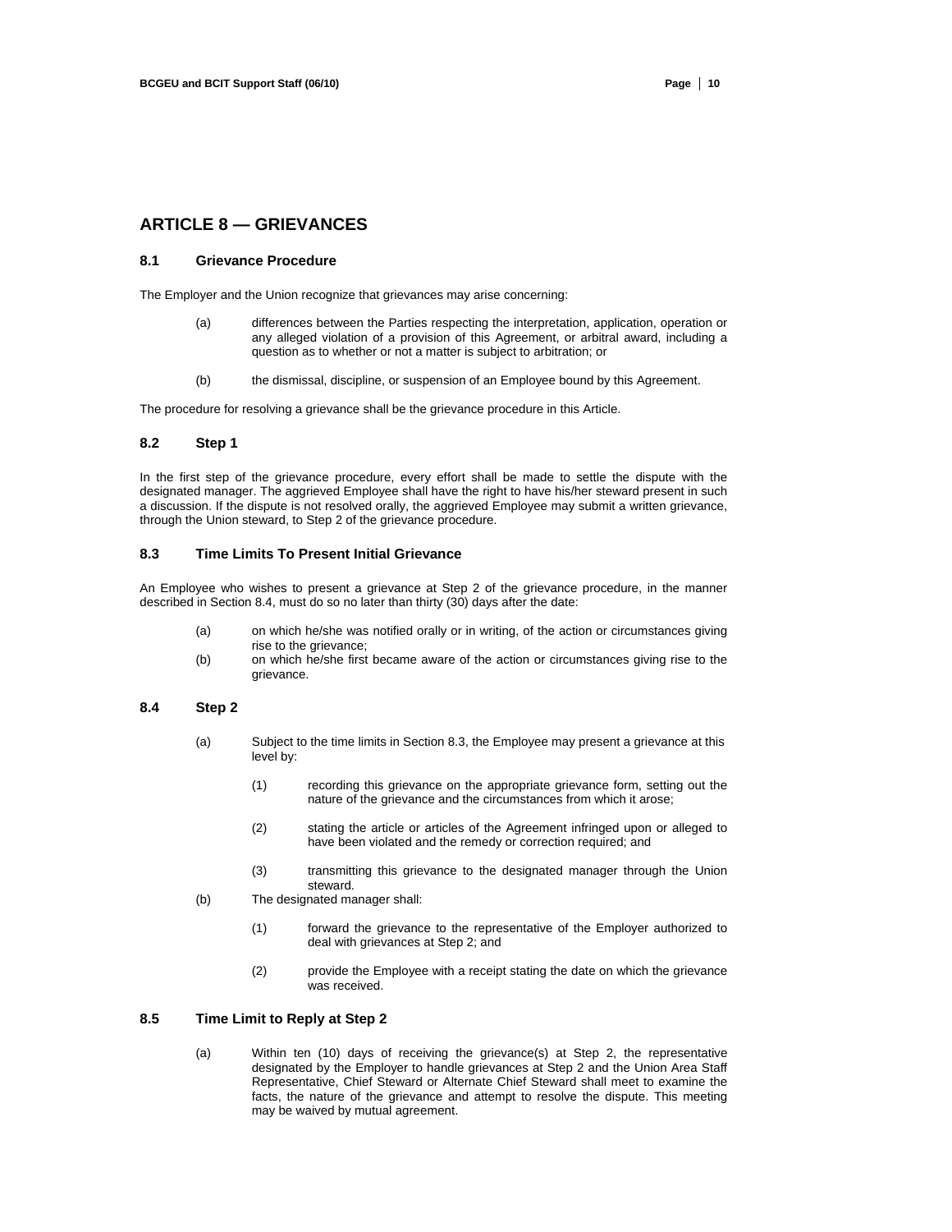## ARTICLE 8 — GRIEVANCES

### 8.1 Grievance Procedure

The Employer and the Union recognize that grievances may arise concerning:

(a) differences between the Parties respecting the interpretation, application, operation or any alleged violation of a provision of this Agreement, or arbitral award, including a question as to whether or not a matter is subject to arbitration; or

(b) the dismissal, discipline, or suspension of an Employee bound by this Agreement.

The procedure for resolving a grievance shall be the grievance procedure in this Article.

### 8.2 Step 1

In the first step of the grievance procedure, every effort shall be made to settle the dispute with the designated manager. The aggrieved Employee shall have the right to have his/her steward present in such a discussion. If the dispute is not resolved orally, the aggrieved Employee may submit a written grievance, through the Union steward, to Step 2 of the grievance procedure.

### 8.3 Time Limits To Present Initial Grievance

An Employee who wishes to present a grievance at Step 2 of the grievance procedure, in the manner described in Section 8.4, must do so no later than thirty (30) days after the date:

(a) on which he/she was notified orally or in writing, of the action or circumstances giving rise to the grievance;

(b) on which he/she first became aware of the action or circumstances giving rise to the grievance.

### 8.4 Step 2

(a) Subject to the time limits in Section 8.3, the Employee may present a grievance at this level by:

  (1) recording this grievance on the appropriate grievance form, setting out the nature of the grievance and the circumstances from which it arose;

  (2) stating the article or articles of the Agreement infringed upon or alleged to have been violated and the remedy or correction required; and

  (3) transmitting this grievance to the designated manager through the Union steward.

(b) The designated manager shall:

  (1) forward the grievance to the representative of the Employer authorized to deal with grievances at Step 2; and

  (2) provide the Employee with a receipt stating the date on which the grievance was received.

### 8.5 Time Limit to Reply at Step 2

(a) Within ten (10) days of receiving the grievance(s) at Step 2, the representative designated by the Employer to handle grievances at Step 2 and the Union Area Staff Representative, Chief Steward or Alternate Chief Steward shall meet to examine the facts, the nature of the grievance and attempt to resolve the dispute. This meeting may be waived by mutual agreement.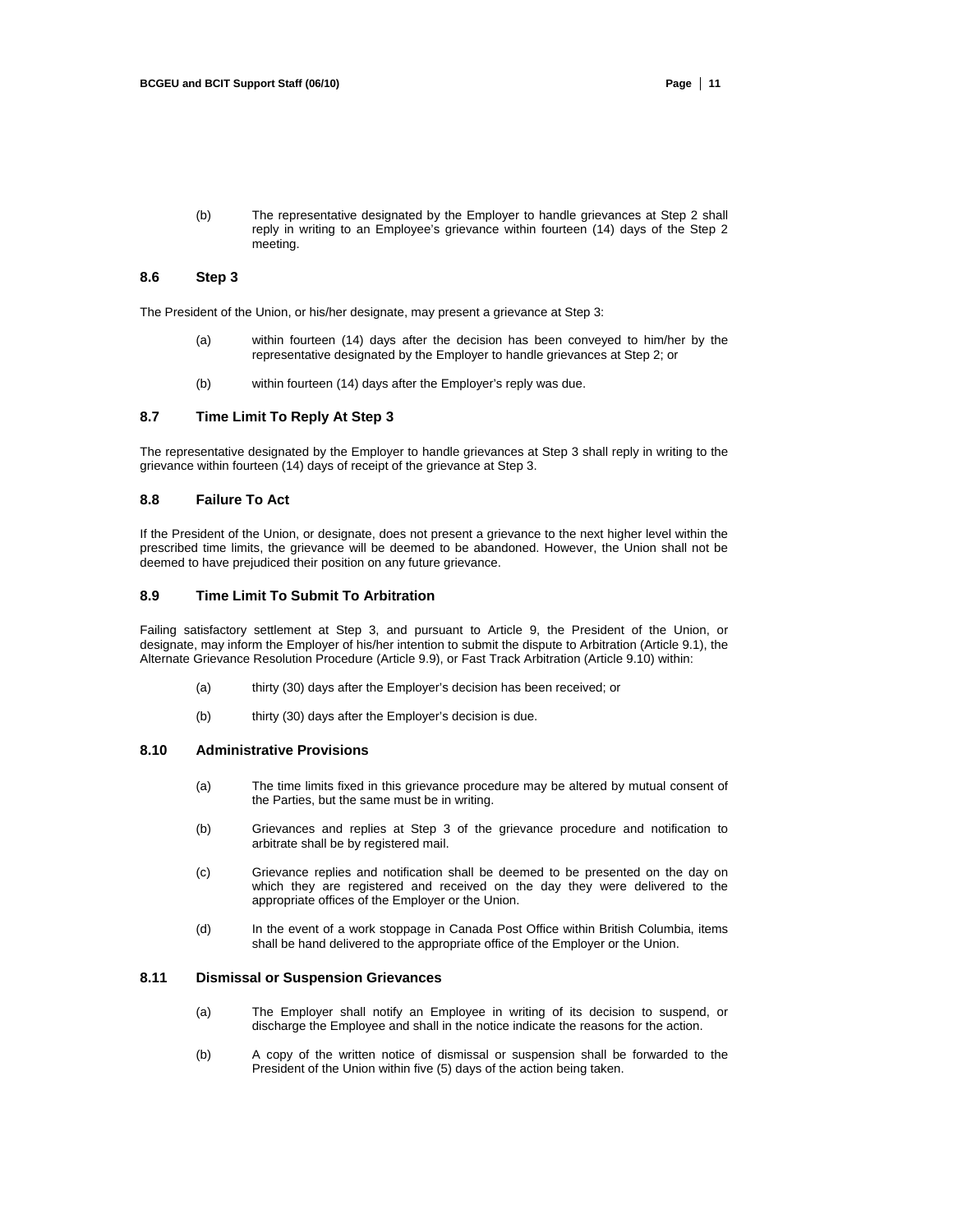(b) The representative designated by the Employer to handle grievances at Step 2 shall reply in writing to an Employee's grievance within fourteen (14) days of the Step 2 meeting.

### 8.6 Step 3

The President of the Union, or his/her designate, may present a grievance at Step 3:

(a) within fourteen (14) days after the decision has been conveyed to him/her by the representative designated by the Employer to handle grievances at Step 2; or

(b) within fourteen (14) days after the Employer's reply was due.

### 8.7 Time Limit To Reply At Step 3

The representative designated by the Employer to handle grievances at Step 3 shall reply in writing to the grievance within fourteen (14) days of receipt of the grievance at Step 3.

### 8.8 Failure To Act

If the President of the Union, or designate, does not present a grievance to the next higher level within the prescribed time limits, the grievance will be deemed to be abandoned. However, the Union shall not be deemed to have prejudiced their position on any future grievance.

### 8.9 Time Limit To Submit To Arbitration

Failing satisfactory settlement at Step 3, and pursuant to Article 9, the President of the Union, or designate, may inform the Employer of his/her intention to submit the dispute to Arbitration (Article 9.1), the Alternate Grievance Resolution Procedure (Article 9.9), or Fast Track Arbitration (Article 9.10) within:

(a) thirty (30) days after the Employer's decision has been received; or

(b) thirty (30) days after the Employer's decision is due.

### 8.10 Administrative Provisions

(a) The time limits fixed in this grievance procedure may be altered by mutual consent of the Parties, but the same must be in writing.

(b) Grievances and replies at Step 3 of the grievance procedure and notification to arbitrate shall be by registered mail.

(c) Grievance replies and notification shall be deemed to be presented on the day on which they are registered and received on the day they were delivered to the appropriate offices of the Employer or the Union.

(d) In the event of a work stoppage in Canada Post Office within British Columbia, items shall be hand delivered to the appropriate office of the Employer or the Union.

### 8.11 Dismissal or Suspension Grievances

(a) The Employer shall notify an Employee in writing of its decision to suspend, or discharge the Employee and shall in the notice indicate the reasons for the action.

(b) A copy of the written notice of dismissal or suspension shall be forwarded to the President of the Union within five (5) days of the action being taken.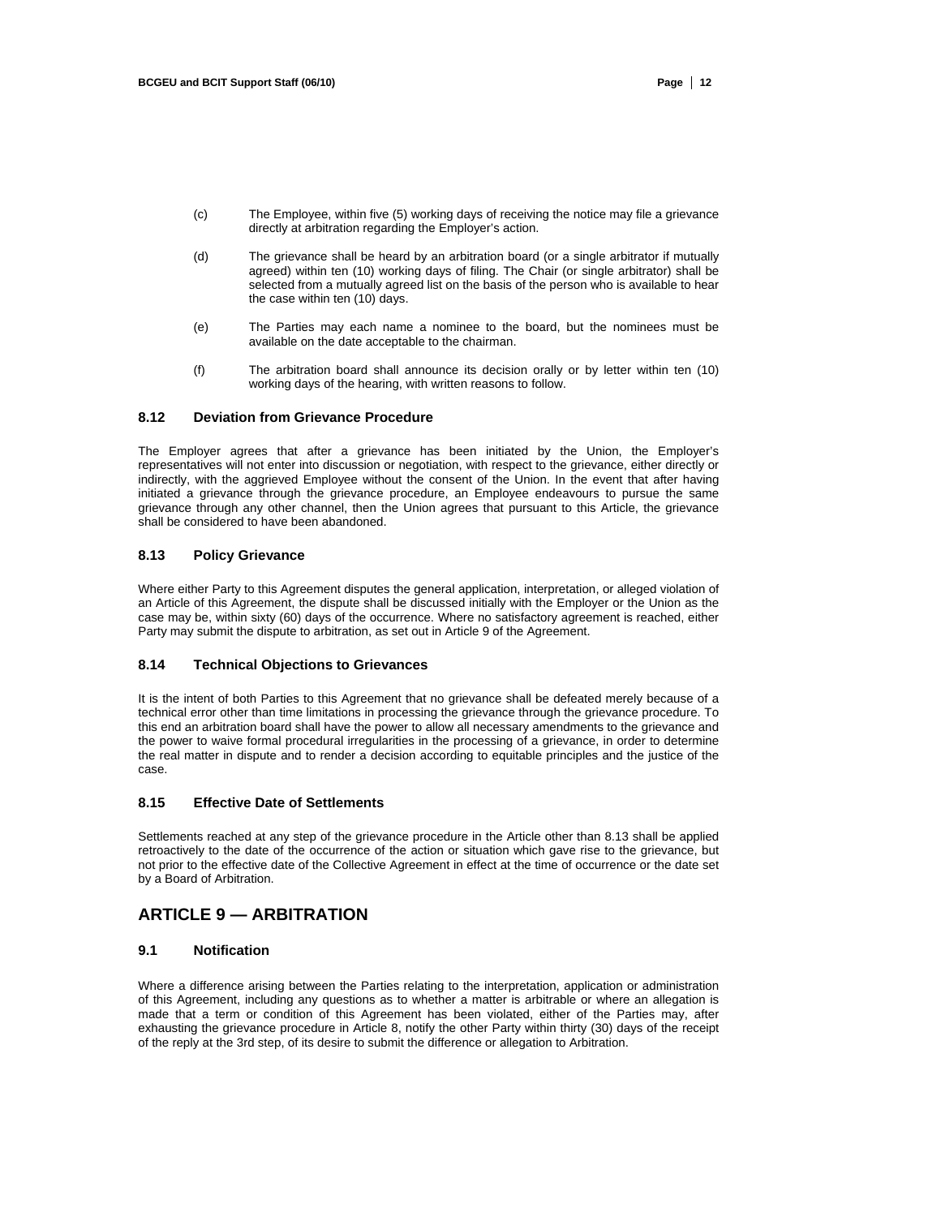(c) The Employee, within five (5) working days of receiving the notice may file a grievance directly at arbitration regarding the Employer's action.

(d) The grievance shall be heard by an arbitration board (or a single arbitrator if mutually agreed) within ten (10) working days of filing. The Chair (or single arbitrator) shall be selected from a mutually agreed list on the basis of the person who is available to hear the case within ten (10) days.

(e) The Parties may each name a nominee to the board, but the nominees must be available on the date acceptable to the chairman.

(f) The arbitration board shall announce its decision orally or by letter within ten (10) working days of the hearing, with written reasons to follow.

### 8.12 Deviation from Grievance Procedure

The Employer agrees that after a grievance has been initiated by the Union, the Employer's representatives will not enter into discussion or negotiation, with respect to the grievance, either directly or indirectly, with the aggrieved Employee without the consent of the Union. In the event that after having initiated a grievance through the grievance procedure, an Employee endeavours to pursue the same grievance through any other channel, then the Union agrees that pursuant to this Article, the grievance shall be considered to have been abandoned.

### 8.13 Policy Grievance

Where either Party to this Agreement disputes the general application, interpretation, or alleged violation of an Article of this Agreement, the dispute shall be discussed initially with the Employer or the Union as the case may be, within sixty (60) days of the occurrence. Where no satisfactory agreement is reached, either Party may submit the dispute to arbitration, as set out in Article 9 of the Agreement.

### 8.14 Technical Objections to Grievances

It is the intent of both Parties to this Agreement that no grievance shall be defeated merely because of a technical error other than time limitations in processing the grievance through the grievance procedure. To this end an arbitration board shall have the power to allow all necessary amendments to the grievance and the power to waive formal procedural irregularities in the processing of a grievance, in order to determine the real matter in dispute and to render a decision according to equitable principles and the justice of the case.

### 8.15 Effective Date of Settlements

Settlements reached at any step of the grievance procedure in the Article other than 8.13 shall be applied retroactively to the date of the occurrence of the action or situation which gave rise to the grievance, but not prior to the effective date of the Collective Agreement in effect at the time of occurrence or the date set by a Board of Arbitration.

## ARTICLE 9 — ARBITRATION

### 9.1 Notification

Where a difference arising between the Parties relating to the interpretation, application or administration of this Agreement, including any questions as to whether a matter is arbitrable or where an allegation is made that a term or condition of this Agreement has been violated, either of the Parties may, after exhausting the grievance procedure in Article 8, notify the other Party within thirty (30) days of the receipt of the reply at the 3rd step, of its desire to submit the difference or allegation to Arbitration.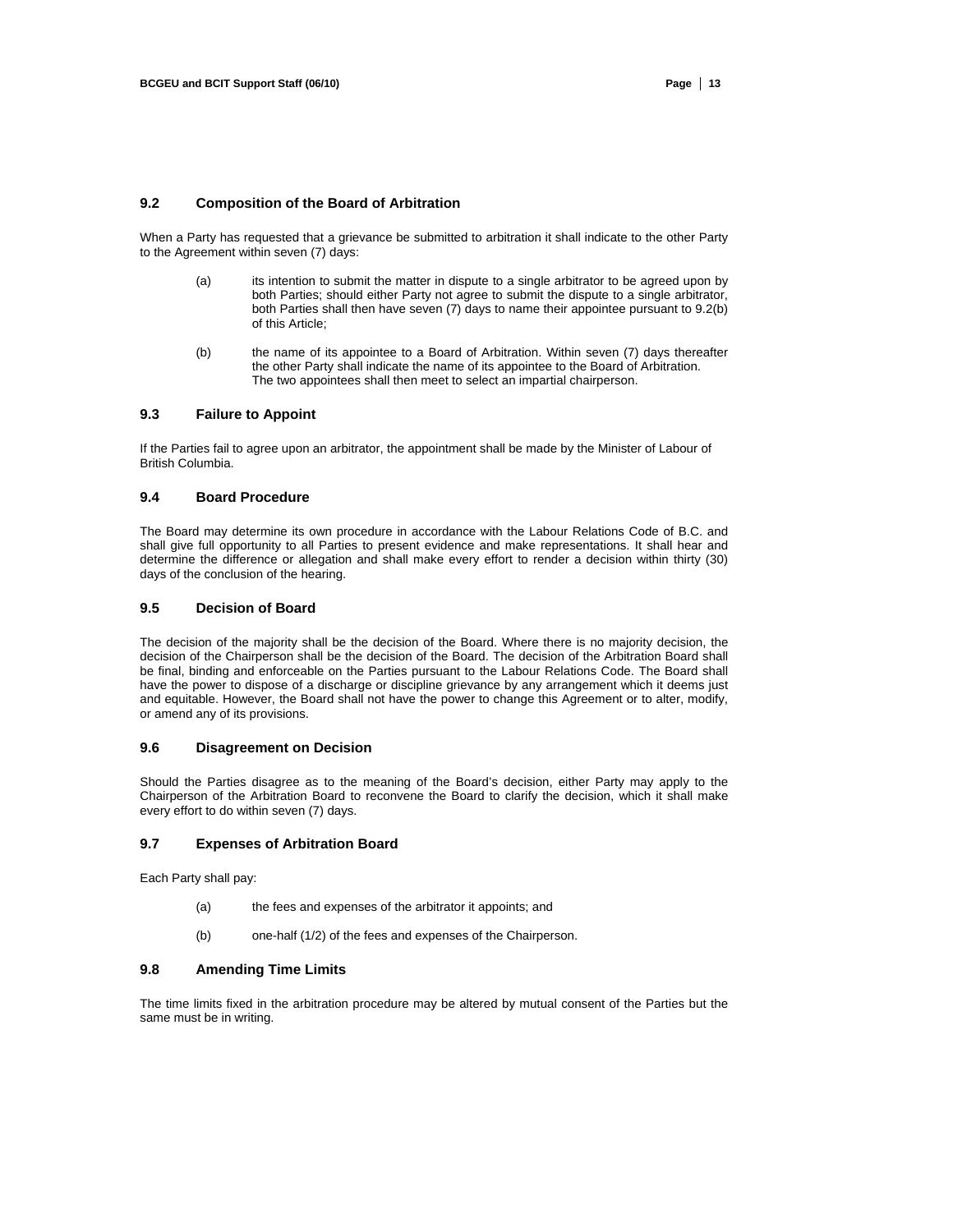### 9.2 Composition of the Board of Arbitration

When a Party has requested that a grievance be submitted to arbitration it shall indicate to the other Party to the Agreement within seven (7) days:

(a) its intention to submit the matter in dispute to a single arbitrator to be agreed upon by both Parties; should either Party not agree to submit the dispute to a single arbitrator, both Parties shall then have seven (7) days to name their appointee pursuant to 9.2(b) of this Article;

(b) the name of its appointee to a Board of Arbitration. Within seven (7) days thereafter the other Party shall indicate the name of its appointee to the Board of Arbitration. The two appointees shall then meet to select an impartial chairperson.

### 9.3 Failure to Appoint

If the Parties fail to agree upon an arbitrator, the appointment shall be made by the Minister of Labour of British Columbia.

### 9.4 Board Procedure

The Board may determine its own procedure in accordance with the Labour Relations Code of B.C. and shall give full opportunity to all Parties to present evidence and make representations. It shall hear and determine the difference or allegation and shall make every effort to render a decision within thirty (30) days of the conclusion of the hearing.

### 9.5 Decision of Board

The decision of the majority shall be the decision of the Board. Where there is no majority decision, the decision of the Chairperson shall be the decision of the Board. The decision of the Arbitration Board shall be final, binding and enforceable on the Parties pursuant to the Labour Relations Code. The Board shall have the power to dispose of a discharge or discipline grievance by any arrangement which it deems just and equitable. However, the Board shall not have the power to change this Agreement or to alter, modify, or amend any of its provisions.

### 9.6 Disagreement on Decision

Should the Parties disagree as to the meaning of the Board's decision, either Party may apply to the Chairperson of the Arbitration Board to reconvene the Board to clarify the decision, which it shall make every effort to do within seven (7) days.

### 9.7 Expenses of Arbitration Board

Each Party shall pay:

(a) the fees and expenses of the arbitrator it appoints; and

(b) one-half (1/2) of the fees and expenses of the Chairperson.

### 9.8 Amending Time Limits

The time limits fixed in the arbitration procedure may be altered by mutual consent of the Parties but the same must be in writing.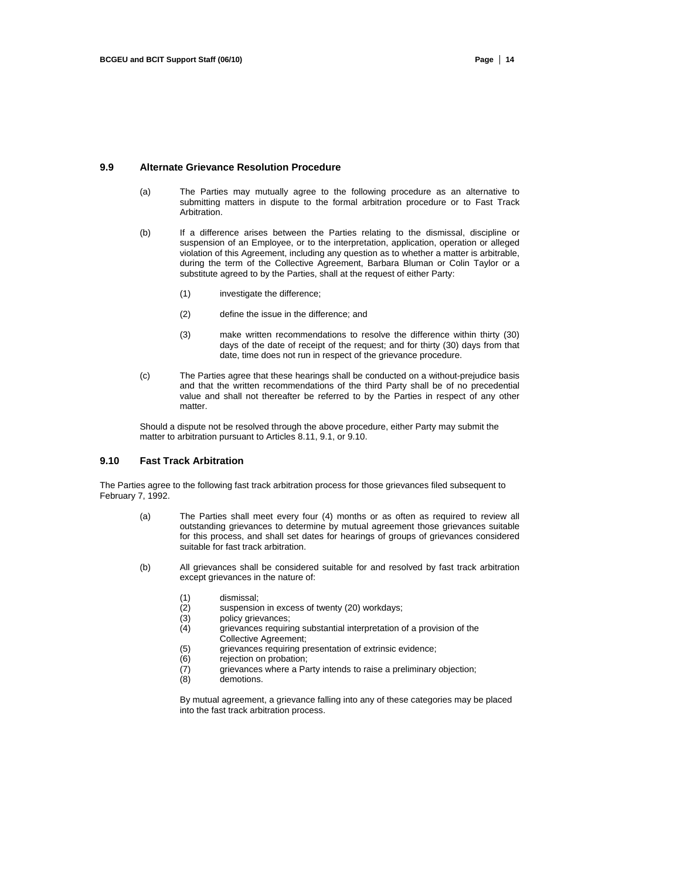### 9.9 Alternate Grievance Resolution Procedure

(a) The Parties may mutually agree to the following procedure as an alternative to submitting matters in dispute to the formal arbitration procedure or to Fast Track Arbitration.

(b) If a difference arises between the Parties relating to the dismissal, discipline or suspension of an Employee, or to the interpretation, application, operation or alleged violation of this Agreement, including any question as to whether a matter is arbitrable, during the term of the Collective Agreement, Barbara Bluman or Colin Taylor or a substitute agreed to by the Parties, shall at the request of either Party:

(1) investigate the difference;

(2) define the issue in the difference; and

(3) make written recommendations to resolve the difference within thirty (30) days of the date of receipt of the request; and for thirty (30) days from that date, time does not run in respect of the grievance procedure.

(c) The Parties agree that these hearings shall be conducted on a without-prejudice basis and that the written recommendations of the third Party shall be of no precedential value and shall not thereafter be referred to by the Parties in respect of any other matter.

Should a dispute not be resolved through the above procedure, either Party may submit the matter to arbitration pursuant to Articles 8.11, 9.1, or 9.10.

### 9.10 Fast Track Arbitration

The Parties agree to the following fast track arbitration process for those grievances filed subsequent to February 7, 1992.

(a) The Parties shall meet every four (4) months or as often as required to review all outstanding grievances to determine by mutual agreement those grievances suitable for this process, and shall set dates for hearings of groups of grievances considered suitable for fast track arbitration.

(b) All grievances shall be considered suitable for and resolved by fast track arbitration except grievances in the nature of:

(1) dismissal;
(2) suspension in excess of twenty (20) workdays;
(3) policy grievances;
(4) grievances requiring substantial interpretation of a provision of the Collective Agreement;
(5) grievances requiring presentation of extrinsic evidence;
(6) rejection on probation;
(7) grievances where a Party intends to raise a preliminary objection;
(8) demotions.

By mutual agreement, a grievance falling into any of these categories may be placed into the fast track arbitration process.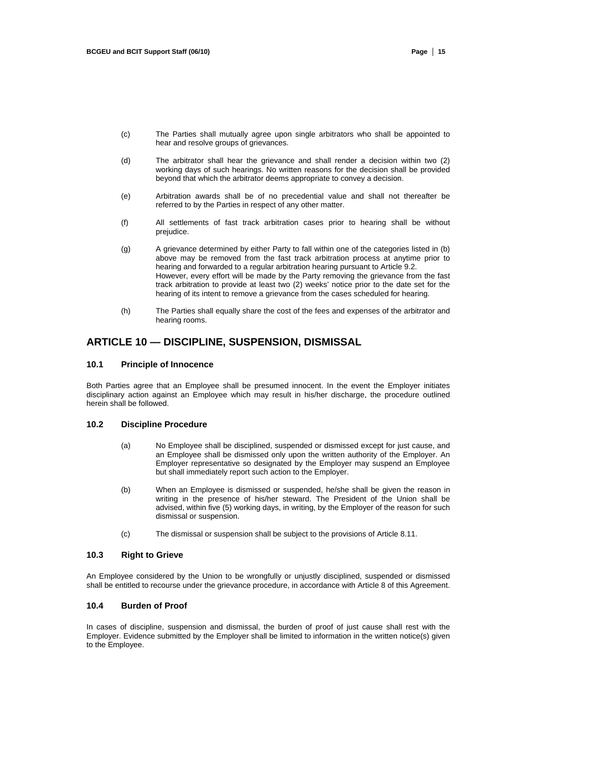(c) The Parties shall mutually agree upon single arbitrators who shall be appointed to hear and resolve groups of grievances.

(d) The arbitrator shall hear the grievance and shall render a decision within two (2) working days of such hearings. No written reasons for the decision shall be provided beyond that which the arbitrator deems appropriate to convey a decision.

(e) Arbitration awards shall be of no precedential value and shall not thereafter be referred to by the Parties in respect of any other matter.

(f) All settlements of fast track arbitration cases prior to hearing shall be without prejudice.

(g) A grievance determined by either Party to fall within one of the categories listed in (b) above may be removed from the fast track arbitration process at anytime prior to hearing and forwarded to a regular arbitration hearing pursuant to Article 9.2. However, every effort will be made by the Party removing the grievance from the fast track arbitration to provide at least two (2) weeks' notice prior to the date set for the hearing of its intent to remove a grievance from the cases scheduled for hearing.

(h) The Parties shall equally share the cost of the fees and expenses of the arbitrator and hearing rooms.

## ARTICLE 10 — DISCIPLINE, SUSPENSION, DISMISSAL

### 10.1 Principle of Innocence

Both Parties agree that an Employee shall be presumed innocent. In the event the Employer initiates disciplinary action against an Employee which may result in his/her discharge, the procedure outlined herein shall be followed.

### 10.2 Discipline Procedure

(a) No Employee shall be disciplined, suspended or dismissed except for just cause, and an Employee shall be dismissed only upon the written authority of the Employer. An Employer representative so designated by the Employer may suspend an Employee but shall immediately report such action to the Employer.

(b) When an Employee is dismissed or suspended, he/she shall be given the reason in writing in the presence of his/her steward. The President of the Union shall be advised, within five (5) working days, in writing, by the Employer of the reason for such dismissal or suspension.

(c) The dismissal or suspension shall be subject to the provisions of Article 8.11.

### 10.3 Right to Grieve

An Employee considered by the Union to be wrongfully or unjustly disciplined, suspended or dismissed shall be entitled to recourse under the grievance procedure, in accordance with Article 8 of this Agreement.

### 10.4 Burden of Proof

In cases of discipline, suspension and dismissal, the burden of proof of just cause shall rest with the Employer. Evidence submitted by the Employer shall be limited to information in the written notice(s) given to the Employee.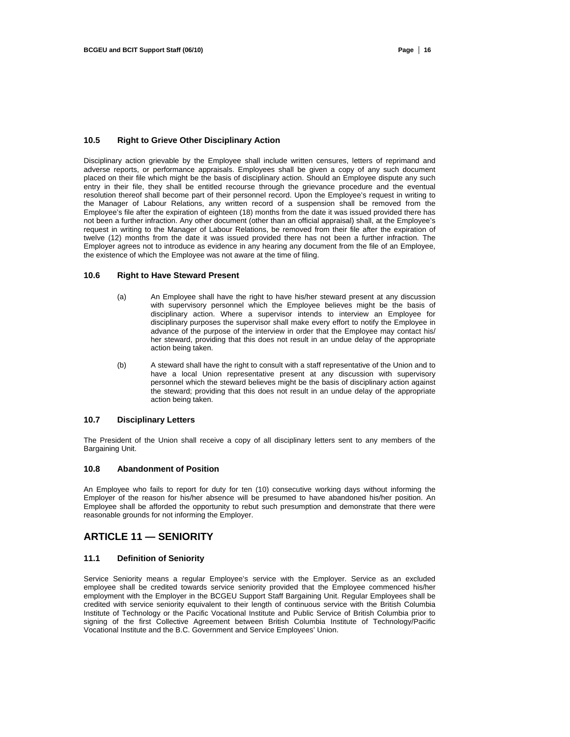### 10.5 Right to Grieve Other Disciplinary Action

Disciplinary action grievable by the Employee shall include written censures, letters of reprimand and adverse reports, or performance appraisals. Employees shall be given a copy of any such document placed on their file which might be the basis of disciplinary action. Should an Employee dispute any such entry in their file, they shall be entitled recourse through the grievance procedure and the eventual resolution thereof shall become part of their personnel record. Upon the Employee's request in writing to the Manager of Labour Relations, any written record of a suspension shall be removed from the Employee's file after the expiration of eighteen (18) months from the date it was issued provided there has not been a further infraction. Any other document (other than an official appraisal) shall, at the Employee's request in writing to the Manager of Labour Relations, be removed from their file after the expiration of twelve (12) months from the date it was issued provided there has not been a further infraction. The Employer agrees not to introduce as evidence in any hearing any document from the file of an Employee, the existence of which the Employee was not aware at the time of filing.

### 10.6 Right to Have Steward Present

(a) An Employee shall have the right to have his/her steward present at any discussion with supervisory personnel which the Employee believes might be the basis of disciplinary action. Where a supervisor intends to interview an Employee for disciplinary purposes the supervisor shall make every effort to notify the Employee in advance of the purpose of the interview in order that the Employee may contact his/her steward, providing that this does not result in an undue delay of the appropriate action being taken.

(b) A steward shall have the right to consult with a staff representative of the Union and to have a local Union representative present at any discussion with supervisory personnel which the steward believes might be the basis of disciplinary action against the steward; providing that this does not result in an undue delay of the appropriate action being taken.

### 10.7 Disciplinary Letters

The President of the Union shall receive a copy of all disciplinary letters sent to any members of the Bargaining Unit.

### 10.8 Abandonment of Position

An Employee who fails to report for duty for ten (10) consecutive working days without informing the Employer of the reason for his/her absence will be presumed to have abandoned his/her position. An Employee shall be afforded the opportunity to rebut such presumption and demonstrate that there were reasonable grounds for not informing the Employer.

## ARTICLE 11 — SENIORITY

### 11.1 Definition of Seniority

Service Seniority means a regular Employee's service with the Employer. Service as an excluded employee shall be credited towards service seniority provided that the Employee commenced his/her employment with the Employer in the BCGEU Support Staff Bargaining Unit. Regular Employees shall be credited with service seniority equivalent to their length of continuous service with the British Columbia Institute of Technology or the Pacific Vocational Institute and Public Service of British Columbia prior to signing of the first Collective Agreement between British Columbia Institute of Technology/Pacific Vocational Institute and the B.C. Government and Service Employees' Union.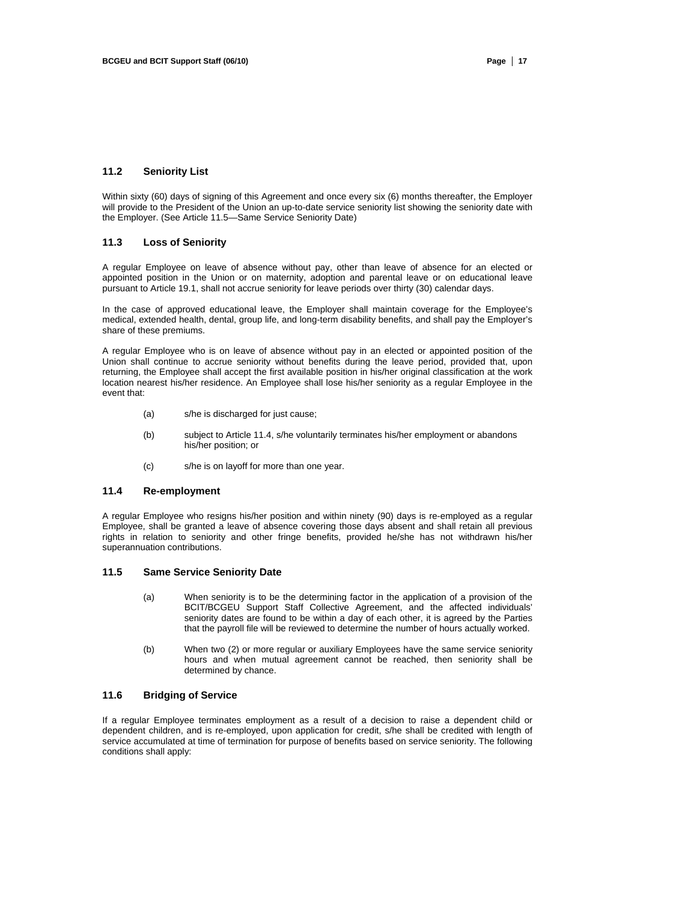### 11.2 Seniority List

Within sixty (60) days of signing of this Agreement and once every six (6) months thereafter, the Employer will provide to the President of the Union an up-to-date service seniority list showing the seniority date with the Employer. (See Article 11.5—Same Service Seniority Date)

### 11.3 Loss of Seniority

A regular Employee on leave of absence without pay, other than leave of absence for an elected or appointed position in the Union or on maternity, adoption and parental leave or on educational leave pursuant to Article 19.1, shall not accrue seniority for leave periods over thirty (30) calendar days.

In the case of approved educational leave, the Employer shall maintain coverage for the Employee's medical, extended health, dental, group life, and long-term disability benefits, and shall pay the Employer's share of these premiums.

A regular Employee who is on leave of absence without pay in an elected or appointed position of the Union shall continue to accrue seniority without benefits during the leave period, provided that, upon returning, the Employee shall accept the first available position in his/her original classification at the work location nearest his/her residence. An Employee shall lose his/her seniority as a regular Employee in the event that:

(a) s/he is discharged for just cause;

(b) subject to Article 11.4, s/he voluntarily terminates his/her employment or abandons his/her position; or

(c) s/he is on layoff for more than one year.

### 11.4 Re-employment

A regular Employee who resigns his/her position and within ninety (90) days is re-employed as a regular Employee, shall be granted a leave of absence covering those days absent and shall retain all previous rights in relation to seniority and other fringe benefits, provided he/she has not withdrawn his/her superannuation contributions.

### 11.5 Same Service Seniority Date

(a) When seniority is to be the determining factor in the application of a provision of the BCIT/BCGEU Support Staff Collective Agreement, and the affected individuals' seniority dates are found to be within a day of each other, it is agreed by the Parties that the payroll file will be reviewed to determine the number of hours actually worked.

(b) When two (2) or more regular or auxiliary Employees have the same service seniority hours and when mutual agreement cannot be reached, then seniority shall be determined by chance.

### 11.6 Bridging of Service

If a regular Employee terminates employment as a result of a decision to raise a dependent child or dependent children, and is re-employed, upon application for credit, s/he shall be credited with length of service accumulated at time of termination for purpose of benefits based on service seniority. The following conditions shall apply: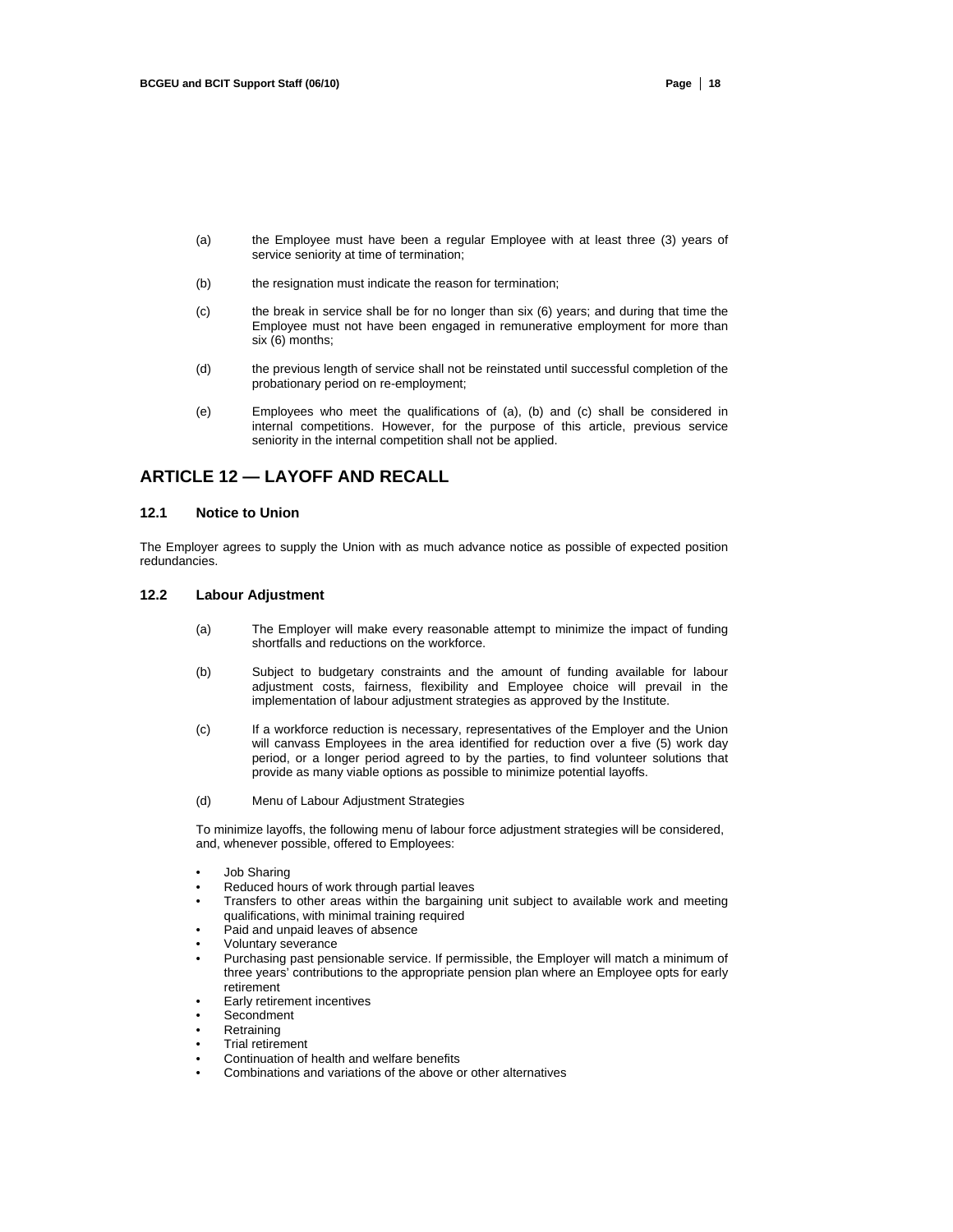(a) the Employee must have been a regular Employee with at least three (3) years of service seniority at time of termination;

(b) the resignation must indicate the reason for termination;

(c) the break in service shall be for no longer than six (6) years; and during that time the Employee must not have been engaged in remunerative employment for more than six (6) months;

(d) the previous length of service shall not be reinstated until successful completion of the probationary period on re-employment;

(e) Employees who meet the qualifications of (a), (b) and (c) shall be considered in internal competitions. However, for the purpose of this article, previous service seniority in the internal competition shall not be applied.

## ARTICLE 12 — LAYOFF AND RECALL

### 12.1 Notice to Union

The Employer agrees to supply the Union with as much advance notice as possible of expected position redundancies.

### 12.2 Labour Adjustment

(a) The Employer will make every reasonable attempt to minimize the impact of funding shortfalls and reductions on the workforce.

(b) Subject to budgetary constraints and the amount of funding available for labour adjustment costs, fairness, flexibility and Employee choice will prevail in the implementation of labour adjustment strategies as approved by the Institute.

(c) If a workforce reduction is necessary, representatives of the Employer and the Union will canvass Employees in the area identified for reduction over a five (5) work day period, or a longer period agreed to by the parties, to find volunteer solutions that provide as many viable options as possible to minimize potential layoffs.

(d) Menu of Labour Adjustment Strategies

To minimize layoffs, the following menu of labour force adjustment strategies will be considered, and, whenever possible, offered to Employees:

- Job Sharing
- Reduced hours of work through partial leaves
- Transfers to other areas within the bargaining unit subject to available work and meeting qualifications, with minimal training required
- Paid and unpaid leaves of absence
- Voluntary severance
- Purchasing past pensionable service. If permissible, the Employer will match a minimum of three years' contributions to the appropriate pension plan where an Employee opts for early retirement
- Early retirement incentives
- Secondment
- Retraining
- Trial retirement
- Continuation of health and welfare benefits
- Combinations and variations of the above or other alternatives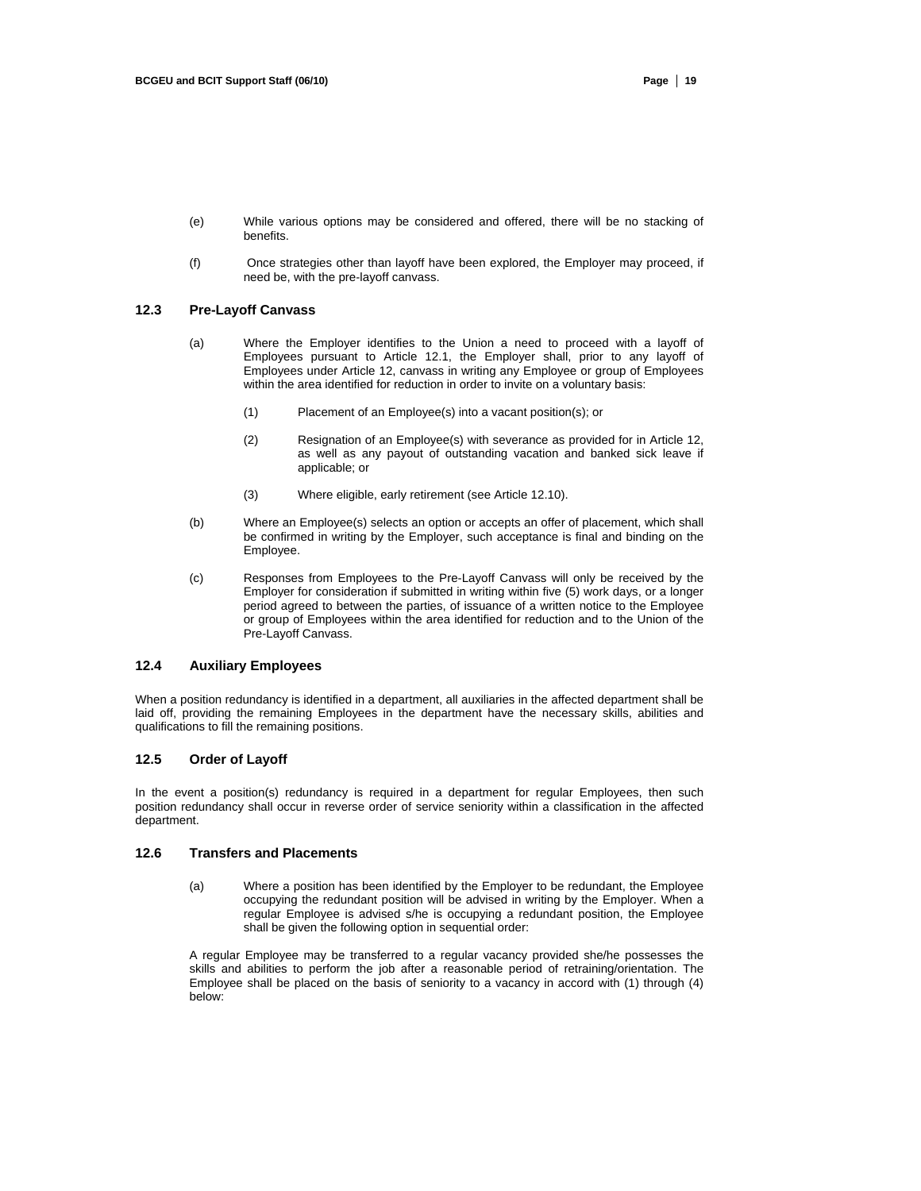(e) While various options may be considered and offered, there will be no stacking of benefits.

(f) Once strategies other than layoff have been explored, the Employer may proceed, if need be, with the pre-layoff canvass.

### 12.3 Pre-Layoff Canvass

(a) Where the Employer identifies to the Union a need to proceed with a layoff of Employees pursuant to Article 12.1, the Employer shall, prior to any layoff of Employees under Article 12, canvass in writing any Employee or group of Employees within the area identified for reduction in order to invite on a voluntary basis:

(1) Placement of an Employee(s) into a vacant position(s); or

(2) Resignation of an Employee(s) with severance as provided for in Article 12, as well as any payout of outstanding vacation and banked sick leave if applicable; or

(3) Where eligible, early retirement (see Article 12.10).

(b) Where an Employee(s) selects an option or accepts an offer of placement, which shall be confirmed in writing by the Employer, such acceptance is final and binding on the Employee.

(c) Responses from Employees to the Pre-Layoff Canvass will only be received by the Employer for consideration if submitted in writing within five (5) work days, or a longer period agreed to between the parties, of issuance of a written notice to the Employee or group of Employees within the area identified for reduction and to the Union of the Pre-Layoff Canvass.

### 12.4 Auxiliary Employees

When a position redundancy is identified in a department, all auxiliaries in the affected department shall be laid off, providing the remaining Employees in the department have the necessary skills, abilities and qualifications to fill the remaining positions.

### 12.5 Order of Layoff

In the event a position(s) redundancy is required in a department for regular Employees, then such position redundancy shall occur in reverse order of service seniority within a classification in the affected department.

### 12.6 Transfers and Placements

(a) Where a position has been identified by the Employer to be redundant, the Employee occupying the redundant position will be advised in writing by the Employer. When a regular Employee is advised s/he is occupying a redundant position, the Employee shall be given the following option in sequential order:

A regular Employee may be transferred to a regular vacancy provided she/he possesses the skills and abilities to perform the job after a reasonable period of retraining/orientation. The Employee shall be placed on the basis of seniority to a vacancy in accord with (1) through (4) below: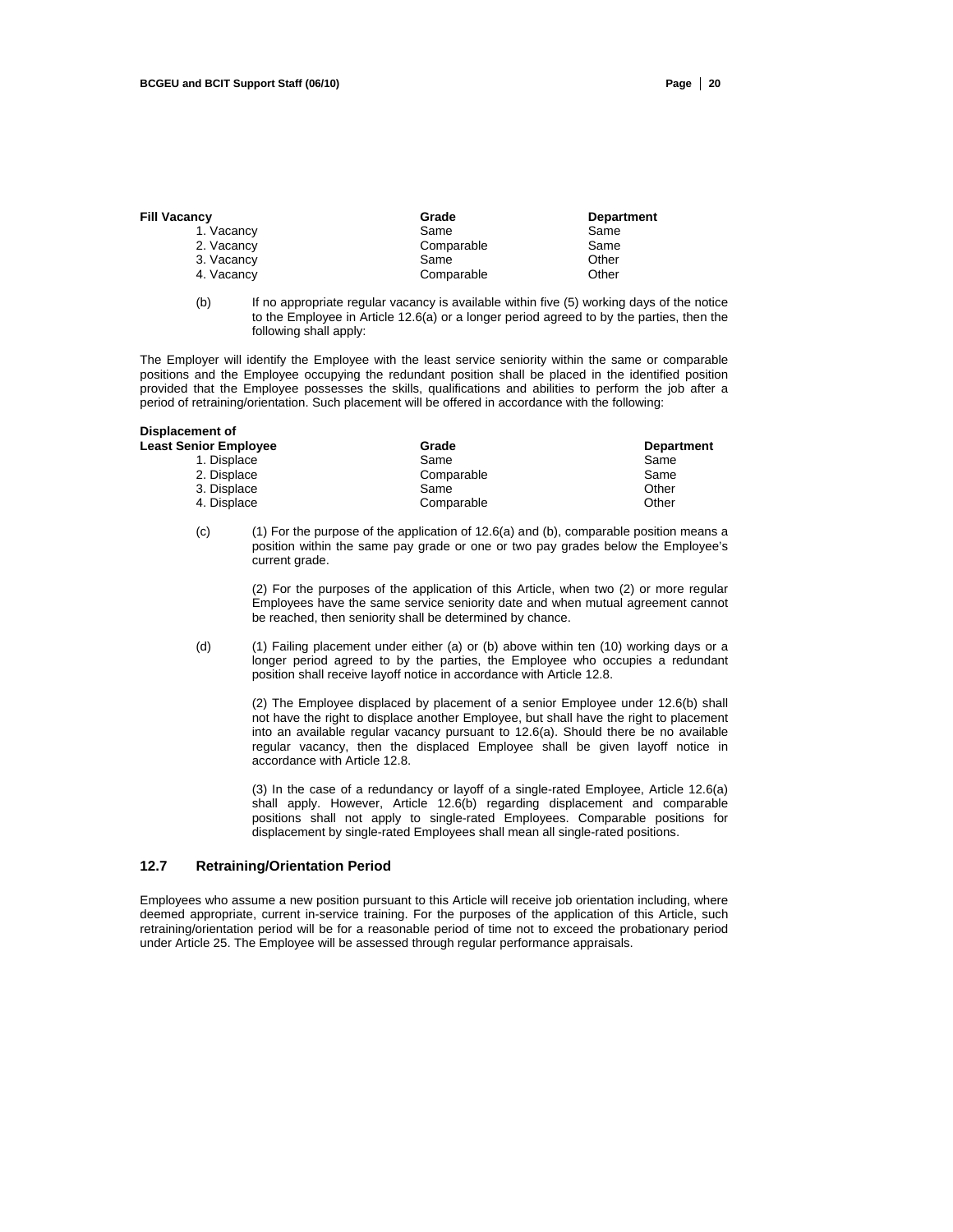| Fill Vacancy | Grade | Department |
|---|---|---|
| 1. Vacancy | Same | Same |
| 2. Vacancy | Comparable | Same |
| 3. Vacancy | Same | Other |
| 4. Vacancy | Comparable | Other |

(b) If no appropriate regular vacancy is available within five (5) working days of the notice to the Employee in Article 12.6(a) or a longer period agreed to by the parties, then the following shall apply:

The Employer will identify the Employee with the least service seniority within the same or comparable positions and the Employee occupying the redundant position shall be placed in the identified position provided that the Employee possesses the skills, qualifications and abilities to perform the job after a period of retraining/orientation. Such placement will be offered in accordance with the following:

| Displacement of Least Senior Employee | Grade | Department |
|---|---|---|
| 1. Displace | Same | Same |
| 2. Displace | Comparable | Same |
| 3. Displace | Same | Other |
| 4. Displace | Comparable | Other |

(c) (1) For the purpose of the application of 12.6(a) and (b), comparable position means a position within the same pay grade or one or two pay grades below the Employee's current grade.

(2) For the purposes of the application of this Article, when two (2) or more regular Employees have the same service seniority date and when mutual agreement cannot be reached, then seniority shall be determined by chance.

(d) (1) Failing placement under either (a) or (b) above within ten (10) working days or a longer period agreed to by the parties, the Employee who occupies a redundant position shall receive layoff notice in accordance with Article 12.8.

(2) The Employee displaced by placement of a senior Employee under 12.6(b) shall not have the right to displace another Employee, but shall have the right to placement into an available regular vacancy pursuant to 12.6(a). Should there be no available regular vacancy, then the displaced Employee shall be given layoff notice in accordance with Article 12.8.

(3) In the case of a redundancy or layoff of a single-rated Employee, Article 12.6(a) shall apply. However, Article 12.6(b) regarding displacement and comparable positions shall not apply to single-rated Employees. Comparable positions for displacement by single-rated Employees shall mean all single-rated positions.

## 12.7 Retraining/Orientation Period

Employees who assume a new position pursuant to this Article will receive job orientation including, where deemed appropriate, current in-service training. For the purposes of the application of this Article, such retraining/orientation period will be for a reasonable period of time not to exceed the probationary period under Article 25. The Employee will be assessed through regular performance appraisals.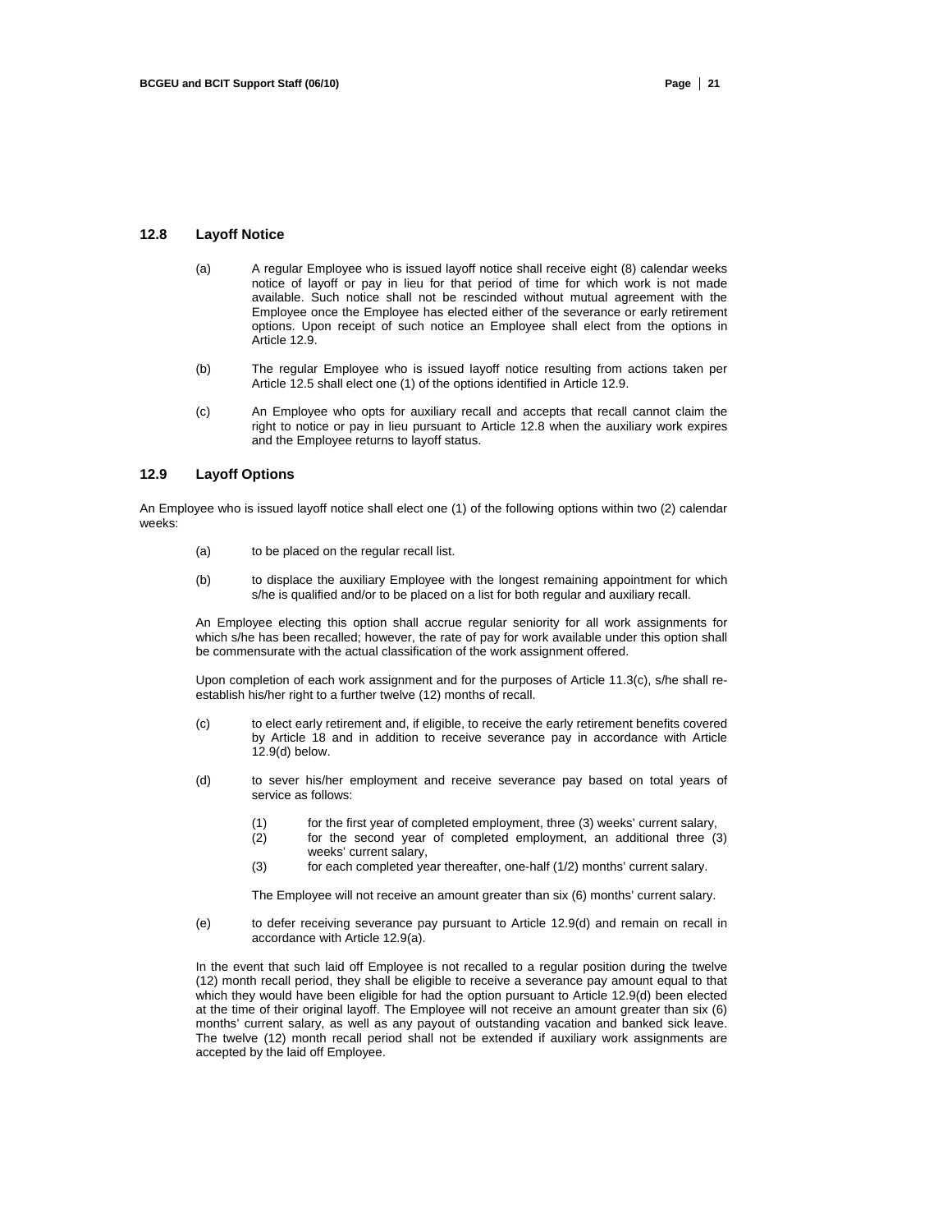## 12.8 Layoff Notice

(a) A regular Employee who is issued layoff notice shall receive eight (8) calendar weeks notice of layoff or pay in lieu for that period of time for which work is not made available. Such notice shall not be rescinded without mutual agreement with the Employee once the Employee has elected either of the severance or early retirement options. Upon receipt of such notice an Employee shall elect from the options in Article 12.9.

(b) The regular Employee who is issued layoff notice resulting from actions taken per Article 12.5 shall elect one (1) of the options identified in Article 12.9.

(c) An Employee who opts for auxiliary recall and accepts that recall cannot claim the right to notice or pay in lieu pursuant to Article 12.8 when the auxiliary work expires and the Employee returns to layoff status.

## 12.9 Layoff Options

An Employee who is issued layoff notice shall elect one (1) of the following options within two (2) calendar weeks:

(a) to be placed on the regular recall list.

(b) to displace the auxiliary Employee with the longest remaining appointment for which s/he is qualified and/or to be placed on a list for both regular and auxiliary recall.

An Employee electing this option shall accrue regular seniority for all work assignments for which s/he has been recalled; however, the rate of pay for work available under this option shall be commensurate with the actual classification of the work assignment offered.

Upon completion of each work assignment and for the purposes of Article 11.3(c), s/he shall re-establish his/her right to a further twelve (12) months of recall.

(c) to elect early retirement and, if eligible, to receive the early retirement benefits covered by Article 18 and in addition to receive severance pay in accordance with Article 12.9(d) below.

(d) to sever his/her employment and receive severance pay based on total years of service as follows:

(1) for the first year of completed employment, three (3) weeks' current salary,
(2) for the second year of completed employment, an additional three (3) weeks' current salary,
(3) for each completed year thereafter, one-half (1/2) months' current salary.

The Employee will not receive an amount greater than six (6) months' current salary.

(e) to defer receiving severance pay pursuant to Article 12.9(d) and remain on recall in accordance with Article 12.9(a).

In the event that such laid off Employee is not recalled to a regular position during the twelve (12) month recall period, they shall be eligible to receive a severance pay amount equal to that which they would have been eligible for had the option pursuant to Article 12.9(d) been elected at the time of their original layoff. The Employee will not receive an amount greater than six (6) months' current salary, as well as any payout of outstanding vacation and banked sick leave. The twelve (12) month recall period shall not be extended if auxiliary work assignments are accepted by the laid off Employee.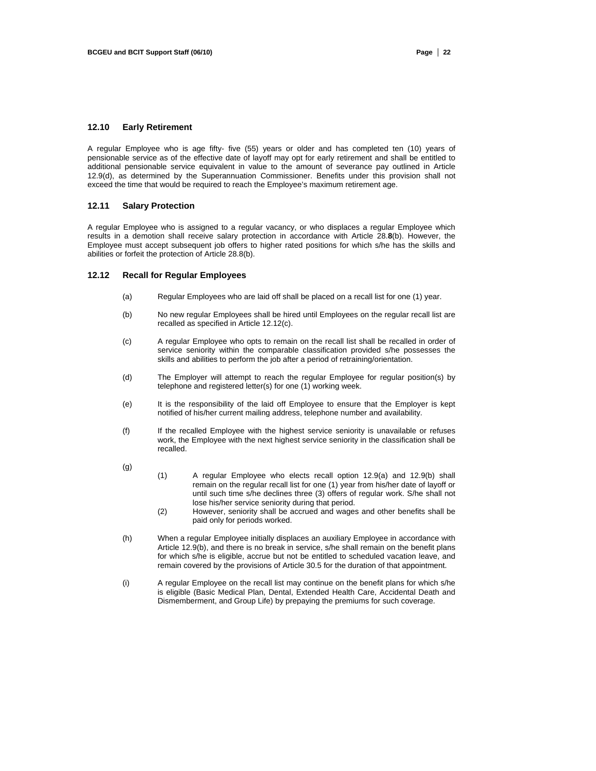### 12.10 Early Retirement

A regular Employee who is age fifty- five (55) years or older and has completed ten (10) years of pensionable service as of the effective date of layoff may opt for early retirement and shall be entitled to additional pensionable service equivalent in value to the amount of severance pay outlined in Article 12.9(d), as determined by the Superannuation Commissioner. Benefits under this provision shall not exceed the time that would be required to reach the Employee's maximum retirement age.

### 12.11 Salary Protection

A regular Employee who is assigned to a regular vacancy, or who displaces a regular Employee which results in a demotion shall receive salary protection in accordance with Article 28.**8**(b). However, the Employee must accept subsequent job offers to higher rated positions for which s/he has the skills and abilities or forfeit the protection of Article 28.8(b).

### 12.12 Recall for Regular Employees

(a) Regular Employees who are laid off shall be placed on a recall list for one (1) year.

(b) No new regular Employees shall be hired until Employees on the regular recall list are recalled as specified in Article 12.12(c).

(c) A regular Employee who opts to remain on the recall list shall be recalled in order of service seniority within the comparable classification provided s/he possesses the skills and abilities to perform the job after a period of retraining/orientation.

(d) The Employer will attempt to reach the regular Employee for regular position(s) by telephone and registered letter(s) for one (1) working week.

(e) It is the responsibility of the laid off Employee to ensure that the Employer is kept notified of his/her current mailing address, telephone number and availability.

(f) If the recalled Employee with the highest service seniority is unavailable or refuses work, the Employee with the next highest service seniority in the classification shall be recalled.

(g)

(1) A regular Employee who elects recall option 12.9(a) and 12.9(b) shall remain on the regular recall list for one (1) year from his/her date of layoff or until such time s/he declines three (3) offers of regular work. S/he shall not lose his/her service seniority during that period.

(2) However, seniority shall be accrued and wages and other benefits shall be paid only for periods worked.

(h) When a regular Employee initially displaces an auxiliary Employee in accordance with Article 12.9(b), and there is no break in service, s/he shall remain on the benefit plans for which s/he is eligible, accrue but not be entitled to scheduled vacation leave, and remain covered by the provisions of Article 30.5 for the duration of that appointment.

(i) A regular Employee on the recall list may continue on the benefit plans for which s/he is eligible (Basic Medical Plan, Dental, Extended Health Care, Accidental Death and Dismemberment, and Group Life) by prepaying the premiums for such coverage.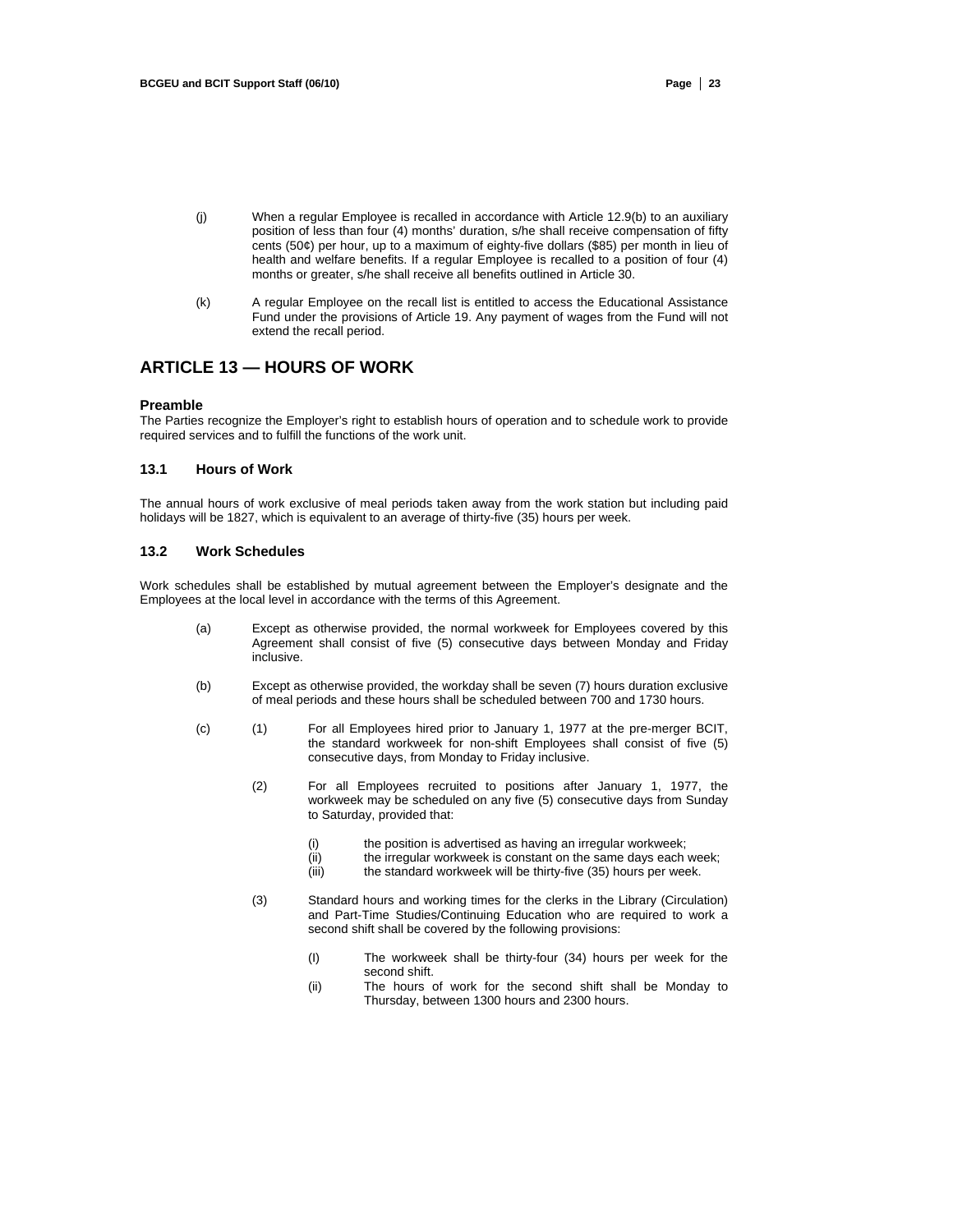(j) When a regular Employee is recalled in accordance with Article 12.9(b) to an auxiliary position of less than four (4) months' duration, s/he shall receive compensation of fifty cents (50¢) per hour, up to a maximum of eighty-five dollars ($85) per month in lieu of health and welfare benefits. If a regular Employee is recalled to a position of four (4) months or greater, s/he shall receive all benefits outlined in Article 30.

(k) A regular Employee on the recall list is entitled to access the Educational Assistance Fund under the provisions of Article 19. Any payment of wages from the Fund will not extend the recall period.

## ARTICLE 13 — HOURS OF WORK

**Preamble**

The Parties recognize the Employer's right to establish hours of operation and to schedule work to provide required services and to fulfill the functions of the work unit.

### 13.1 Hours of Work

The annual hours of work exclusive of meal periods taken away from the work station but including paid holidays will be 1827, which is equivalent to an average of thirty-five (35) hours per week.

### 13.2 Work Schedules

Work schedules shall be established by mutual agreement between the Employer's designate and the Employees at the local level in accordance with the terms of this Agreement.

(a) Except as otherwise provided, the normal workweek for Employees covered by this Agreement shall consist of five (5) consecutive days between Monday and Friday inclusive.

(b) Except as otherwise provided, the workday shall be seven (7) hours duration exclusive of meal periods and these hours shall be scheduled between 700 and 1730 hours.

(c) (1) For all Employees hired prior to January 1, 1977 at the pre-merger BCIT, the standard workweek for non-shift Employees shall consist of five (5) consecutive days, from Monday to Friday inclusive.

(2) For all Employees recruited to positions after January 1, 1977, the workweek may be scheduled on any five (5) consecutive days from Sunday to Saturday, provided that:

(i) the position is advertised as having an irregular workweek;
(ii) the irregular workweek is constant on the same days each week;
(iii) the standard workweek will be thirty-five (35) hours per week.

(3) Standard hours and working times for the clerks in the Library (Circulation) and Part-Time Studies/Continuing Education who are required to work a second shift shall be covered by the following provisions:

(I) The workweek shall be thirty-four (34) hours per week for the second shift.
(ii) The hours of work for the second shift shall be Monday to Thursday, between 1300 hours and 2300 hours.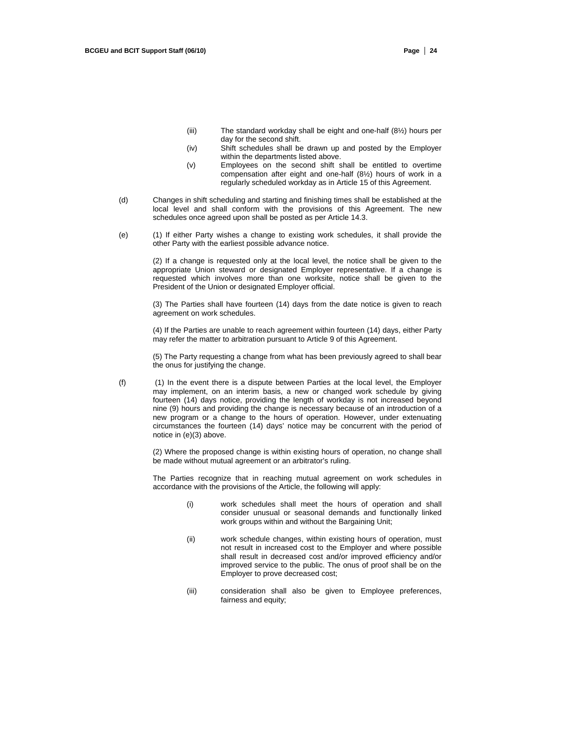(iii) The standard workday shall be eight and one-half (8½) hours per day for the second shift.

(iv) Shift schedules shall be drawn up and posted by the Employer within the departments listed above.

(v) Employees on the second shift shall be entitled to overtime compensation after eight and one-half (8½) hours of work in a regularly scheduled workday as in Article 15 of this Agreement.

(d) Changes in shift scheduling and starting and finishing times shall be established at the local level and shall conform with the provisions of this Agreement. The new schedules once agreed upon shall be posted as per Article 14.3.

(e) (1) If either Party wishes a change to existing work schedules, it shall provide the other Party with the earliest possible advance notice.

(2) If a change is requested only at the local level, the notice shall be given to the appropriate Union steward or designated Employer representative. If a change is requested which involves more than one worksite, notice shall be given to the President of the Union or designated Employer official.

(3) The Parties shall have fourteen (14) days from the date notice is given to reach agreement on work schedules.

(4) If the Parties are unable to reach agreement within fourteen (14) days, either Party may refer the matter to arbitration pursuant to Article 9 of this Agreement.

(5) The Party requesting a change from what has been previously agreed to shall bear the onus for justifying the change.

(f) (1) In the event there is a dispute between Parties at the local level, the Employer may implement, on an interim basis, a new or changed work schedule by giving fourteen (14) days notice, providing the length of workday is not increased beyond nine (9) hours and providing the change is necessary because of an introduction of a new program or a change to the hours of operation. However, under extenuating circumstances the fourteen (14) days' notice may be concurrent with the period of notice in (e)(3) above.

(2) Where the proposed change is within existing hours of operation, no change shall be made without mutual agreement or an arbitrator's ruling.

The Parties recognize that in reaching mutual agreement on work schedules in accordance with the provisions of the Article, the following will apply:

(i) work schedules shall meet the hours of operation and shall consider unusual or seasonal demands and functionally linked work groups within and without the Bargaining Unit;

(ii) work schedule changes, within existing hours of operation, must not result in increased cost to the Employer and where possible shall result in decreased cost and/or improved efficiency and/or improved service to the public. The onus of proof shall be on the Employer to prove decreased cost;

(iii) consideration shall also be given to Employee preferences, fairness and equity;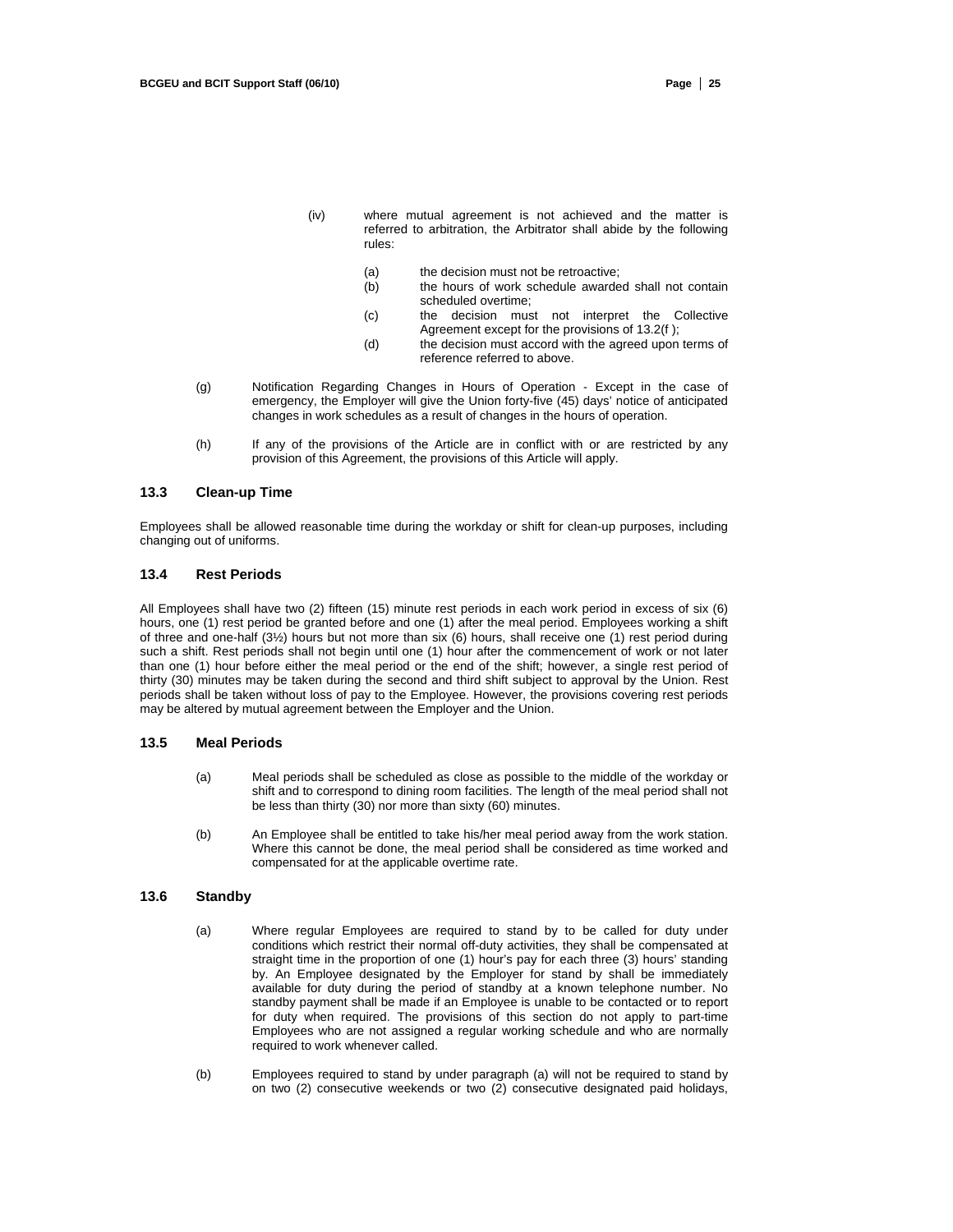(iv) where mutual agreement is not achieved and the matter is referred to arbitration, the Arbitrator shall abide by the following rules:

(a) the decision must not be retroactive;

(b) the hours of work schedule awarded shall not contain scheduled overtime;

(c) the decision must not interpret the Collective Agreement except for the provisions of 13.2(f );

(d) the decision must accord with the agreed upon terms of reference referred to above.

(g) Notification Regarding Changes in Hours of Operation - Except in the case of emergency, the Employer will give the Union forty-five (45) days' notice of anticipated changes in work schedules as a result of changes in the hours of operation.

(h) If any of the provisions of the Article are in conflict with or are restricted by any provision of this Agreement, the provisions of this Article will apply.

### 13.3 Clean-up Time

Employees shall be allowed reasonable time during the workday or shift for clean-up purposes, including changing out of uniforms.

### 13.4 Rest Periods

All Employees shall have two (2) fifteen (15) minute rest periods in each work period in excess of six (6) hours, one (1) rest period be granted before and one (1) after the meal period. Employees working a shift of three and one-half (3½) hours but not more than six (6) hours, shall receive one (1) rest period during such a shift. Rest periods shall not begin until one (1) hour after the commencement of work or not later than one (1) hour before either the meal period or the end of the shift; however, a single rest period of thirty (30) minutes may be taken during the second and third shift subject to approval by the Union. Rest periods shall be taken without loss of pay to the Employee. However, the provisions covering rest periods may be altered by mutual agreement between the Employer and the Union.

### 13.5 Meal Periods

(a) Meal periods shall be scheduled as close as possible to the middle of the workday or shift and to correspond to dining room facilities. The length of the meal period shall not be less than thirty (30) nor more than sixty (60) minutes.

(b) An Employee shall be entitled to take his/her meal period away from the work station. Where this cannot be done, the meal period shall be considered as time worked and compensated for at the applicable overtime rate.

### 13.6 Standby

(a) Where regular Employees are required to stand by to be called for duty under conditions which restrict their normal off-duty activities, they shall be compensated at straight time in the proportion of one (1) hour's pay for each three (3) hours' standing by. An Employee designated by the Employer for stand by shall be immediately available for duty during the period of standby at a known telephone number. No standby payment shall be made if an Employee is unable to be contacted or to report for duty when required. The provisions of this section do not apply to part-time Employees who are not assigned a regular working schedule and who are normally required to work whenever called.

(b) Employees required to stand by under paragraph (a) will not be required to stand by on two (2) consecutive weekends or two (2) consecutive designated paid holidays,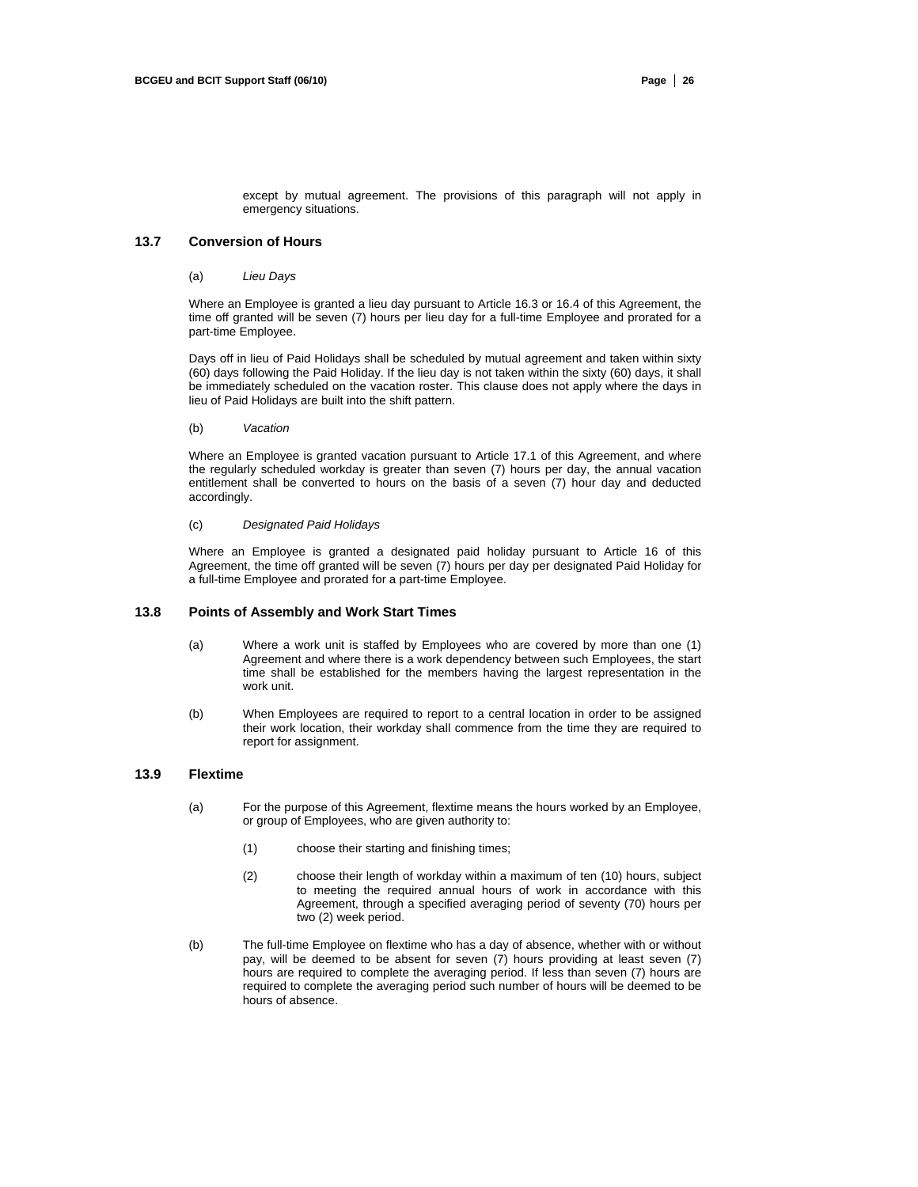except by mutual agreement. The provisions of this paragraph will not apply in emergency situations.

## 13.7 Conversion of Hours

(a) *Lieu Days*

Where an Employee is granted a lieu day pursuant to Article 16.3 or 16.4 of this Agreement, the time off granted will be seven (7) hours per lieu day for a full-time Employee and prorated for a part-time Employee.

Days off in lieu of Paid Holidays shall be scheduled by mutual agreement and taken within sixty (60) days following the Paid Holiday. If the lieu day is not taken within the sixty (60) days, it shall be immediately scheduled on the vacation roster. This clause does not apply where the days in lieu of Paid Holidays are built into the shift pattern.

(b) *Vacation*

Where an Employee is granted vacation pursuant to Article 17.1 of this Agreement, and where the regularly scheduled workday is greater than seven (7) hours per day, the annual vacation entitlement shall be converted to hours on the basis of a seven (7) hour day and deducted accordingly.

(c) *Designated Paid Holidays*

Where an Employee is granted a designated paid holiday pursuant to Article 16 of this Agreement, the time off granted will be seven (7) hours per day per designated Paid Holiday for a full-time Employee and prorated for a part-time Employee.

## 13.8 Points of Assembly and Work Start Times

(a) Where a work unit is staffed by Employees who are covered by more than one (1) Agreement and where there is a work dependency between such Employees, the start time shall be established for the members having the largest representation in the work unit.

(b) When Employees are required to report to a central location in order to be assigned their work location, their workday shall commence from the time they are required to report for assignment.

## 13.9 Flextime

(a) For the purpose of this Agreement, flextime means the hours worked by an Employee, or group of Employees, who are given authority to:

(1) choose their starting and finishing times;

(2) choose their length of workday within a maximum of ten (10) hours, subject to meeting the required annual hours of work in accordance with this Agreement, through a specified averaging period of seventy (70) hours per two (2) week period.

(b) The full-time Employee on flextime who has a day of absence, whether with or without pay, will be deemed to be absent for seven (7) hours providing at least seven (7) hours are required to complete the averaging period. If less than seven (7) hours are required to complete the averaging period such number of hours will be deemed to be hours of absence.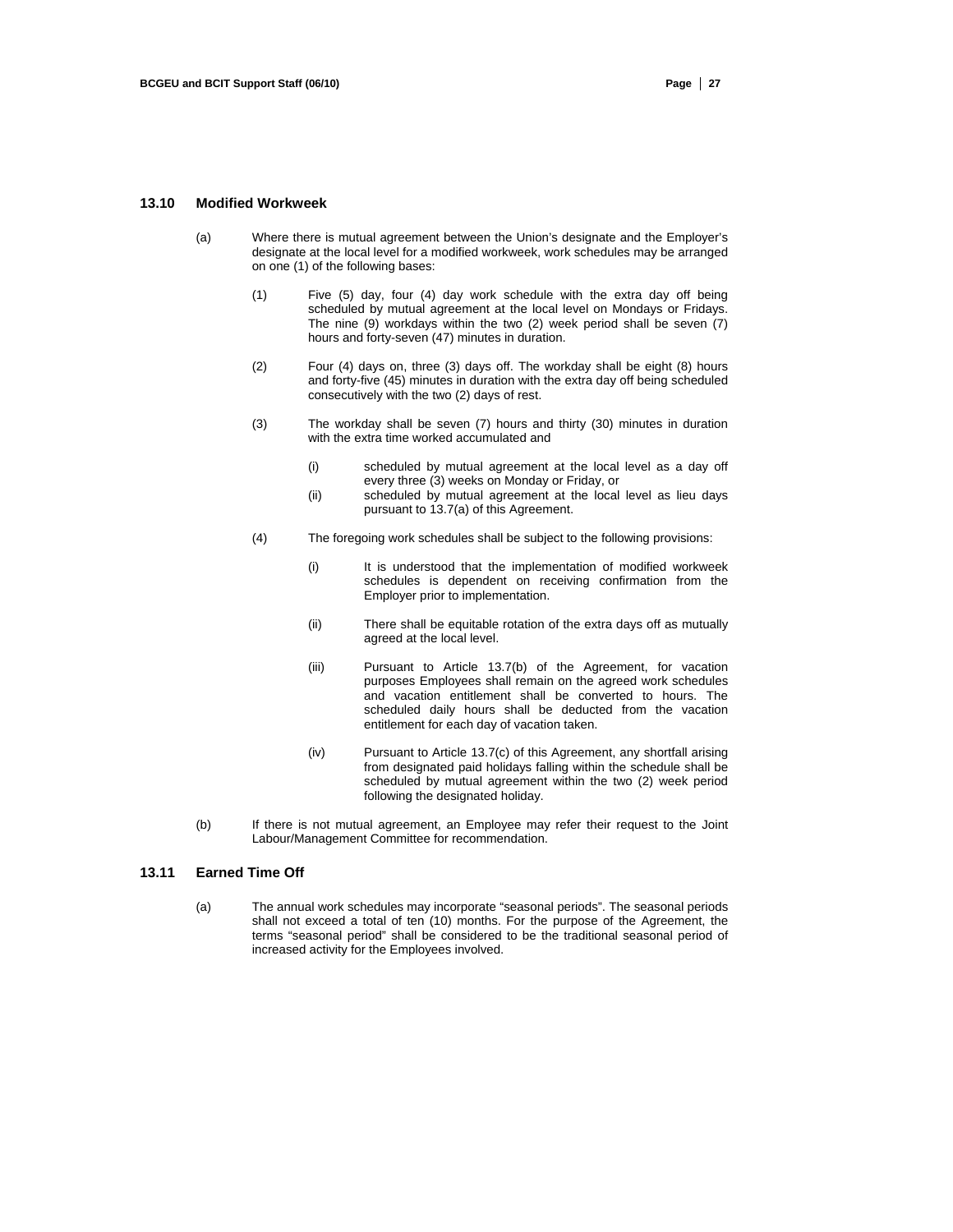## 13.10 Modified Workweek

(a) Where there is mutual agreement between the Union's designate and the Employer's designate at the local level for a modified workweek, work schedules may be arranged on one (1) of the following bases:

(1) Five (5) day, four (4) day work schedule with the extra day off being scheduled by mutual agreement at the local level on Mondays or Fridays. The nine (9) workdays within the two (2) week period shall be seven (7) hours and forty-seven (47) minutes in duration.

(2) Four (4) days on, three (3) days off. The workday shall be eight (8) hours and forty-five (45) minutes in duration with the extra day off being scheduled consecutively with the two (2) days of rest.

(3) The workday shall be seven (7) hours and thirty (30) minutes in duration with the extra time worked accumulated and

(i) scheduled by mutual agreement at the local level as a day off every three (3) weeks on Monday or Friday, or

(ii) scheduled by mutual agreement at the local level as lieu days pursuant to 13.7(a) of this Agreement.

(4) The foregoing work schedules shall be subject to the following provisions:

(i) It is understood that the implementation of modified workweek schedules is dependent on receiving confirmation from the Employer prior to implementation.

(ii) There shall be equitable rotation of the extra days off as mutually agreed at the local level.

(iii) Pursuant to Article 13.7(b) of the Agreement, for vacation purposes Employees shall remain on the agreed work schedules and vacation entitlement shall be converted to hours. The scheduled daily hours shall be deducted from the vacation entitlement for each day of vacation taken.

(iv) Pursuant to Article 13.7(c) of this Agreement, any shortfall arising from designated paid holidays falling within the schedule shall be scheduled by mutual agreement within the two (2) week period following the designated holiday.

(b) If there is not mutual agreement, an Employee may refer their request to the Joint Labour/Management Committee for recommendation.

## 13.11 Earned Time Off

(a) The annual work schedules may incorporate "seasonal periods". The seasonal periods shall not exceed a total of ten (10) months. For the purpose of the Agreement, the terms "seasonal period" shall be considered to be the traditional seasonal period of increased activity for the Employees involved.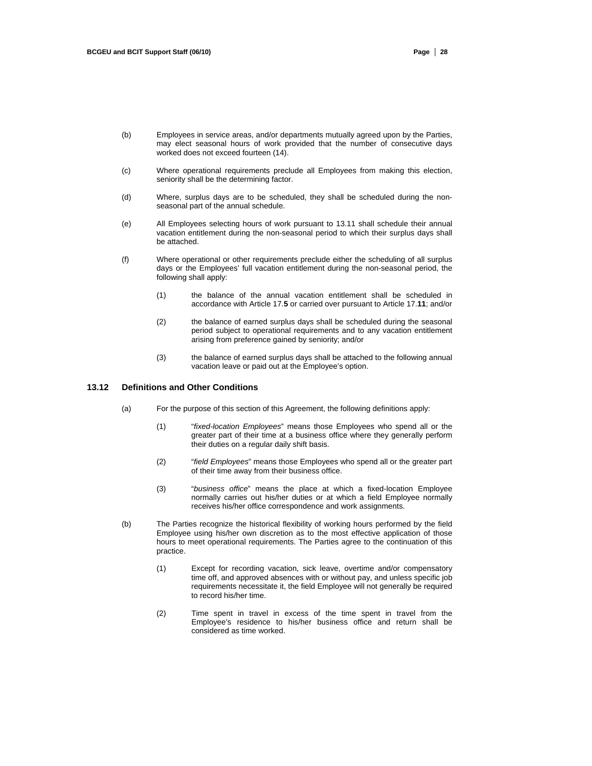(b) Employees in service areas, and/or departments mutually agreed upon by the Parties, may elect seasonal hours of work provided that the number of consecutive days worked does not exceed fourteen (14).

(c) Where operational requirements preclude all Employees from making this election, seniority shall be the determining factor.

(d) Where, surplus days are to be scheduled, they shall be scheduled during the non-seasonal part of the annual schedule.

(e) All Employees selecting hours of work pursuant to 13.11 shall schedule their annual vacation entitlement during the non-seasonal period to which their surplus days shall be attached.

(f) Where operational or other requirements preclude either the scheduling of all surplus days or the Employees' full vacation entitlement during the non-seasonal period, the following shall apply:

   (1) the balance of the annual vacation entitlement shall be scheduled in accordance with Article 17.**5** or carried over pursuant to Article 17.**11**; and/or

   (2) the balance of earned surplus days shall be scheduled during the seasonal period subject to operational requirements and to any vacation entitlement arising from preference gained by seniority; and/or

   (3) the balance of earned surplus days shall be attached to the following annual vacation leave or paid out at the Employee's option.

### 13.12 Definitions and Other Conditions

(a) For the purpose of this section of this Agreement, the following definitions apply:

   (1) "*fixed-location Employees*" means those Employees who spend all or the greater part of their time at a business office where they generally perform their duties on a regular daily shift basis.

   (2) "*field Employees*" means those Employees who spend all or the greater part of their time away from their business office.

   (3) "*business office*" means the place at which a fixed-location Employee normally carries out his/her duties or at which a field Employee normally receives his/her office correspondence and work assignments.

(b) The Parties recognize the historical flexibility of working hours performed by the field Employee using his/her own discretion as to the most effective application of those hours to meet operational requirements. The Parties agree to the continuation of this practice.

   (1) Except for recording vacation, sick leave, overtime and/or compensatory time off, and approved absences with or without pay, and unless specific job requirements necessitate it, the field Employee will not generally be required to record his/her time.

   (2) Time spent in travel in excess of the time spent in travel from the Employee's residence to his/her business office and return shall be considered as time worked.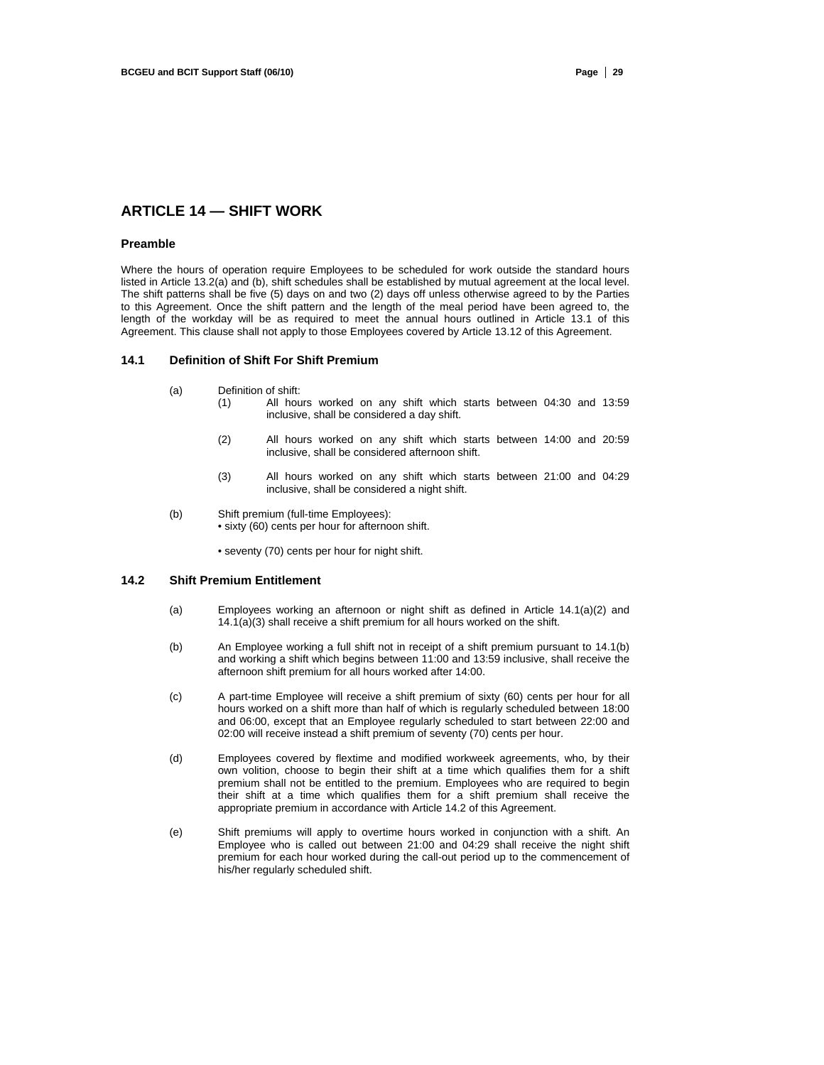## ARTICLE 14 — SHIFT WORK

### Preamble

Where the hours of operation require Employees to be scheduled for work outside the standard hours listed in Article 13.2(a) and (b), shift schedules shall be established by mutual agreement at the local level. The shift patterns shall be five (5) days on and two (2) days off unless otherwise agreed to by the Parties to this Agreement. Once the shift pattern and the length of the meal period have been agreed to, the length of the workday will be as required to meet the annual hours outlined in Article 13.1 of this Agreement. This clause shall not apply to those Employees covered by Article 13.12 of this Agreement.

### 14.1 Definition of Shift For Shift Premium

(a) Definition of shift:

(1) All hours worked on any shift which starts between 04:30 and 13:59 inclusive, shall be considered a day shift.

(2) All hours worked on any shift which starts between 14:00 and 20:59 inclusive, shall be considered afternoon shift.

(3) All hours worked on any shift which starts between 21:00 and 04:29 inclusive, shall be considered a night shift.

(b) Shift premium (full-time Employees):

• sixty (60) cents per hour for afternoon shift.

• seventy (70) cents per hour for night shift.

### 14.2 Shift Premium Entitlement

(a) Employees working an afternoon or night shift as defined in Article 14.1(a)(2) and 14.1(a)(3) shall receive a shift premium for all hours worked on the shift.

(b) An Employee working a full shift not in receipt of a shift premium pursuant to 14.1(b) and working a shift which begins between 11:00 and 13:59 inclusive, shall receive the afternoon shift premium for all hours worked after 14:00.

(c) A part-time Employee will receive a shift premium of sixty (60) cents per hour for all hours worked on a shift more than half of which is regularly scheduled between 18:00 and 06:00, except that an Employee regularly scheduled to start between 22:00 and 02:00 will receive instead a shift premium of seventy (70) cents per hour.

(d) Employees covered by flextime and modified workweek agreements, who, by their own volition, choose to begin their shift at a time which qualifies them for a shift premium shall not be entitled to the premium. Employees who are required to begin their shift at a time which qualifies them for a shift premium shall receive the appropriate premium in accordance with Article 14.2 of this Agreement.

(e) Shift premiums will apply to overtime hours worked in conjunction with a shift. An Employee who is called out between 21:00 and 04:29 shall receive the night shift premium for each hour worked during the call-out period up to the commencement of his/her regularly scheduled shift.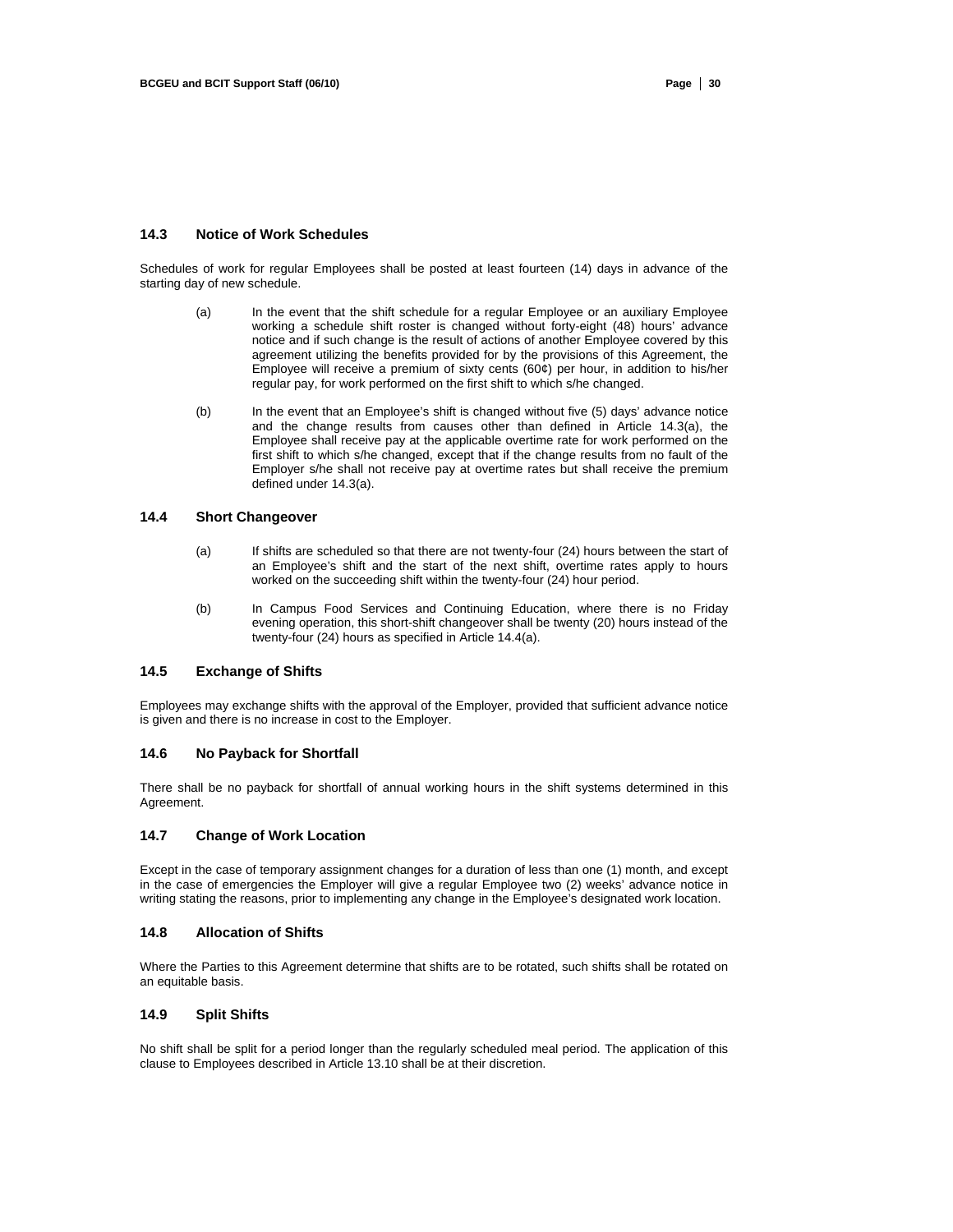## 14.3 Notice of Work Schedules

Schedules of work for regular Employees shall be posted at least fourteen (14) days in advance of the starting day of new schedule.

(a) In the event that the shift schedule for a regular Employee or an auxiliary Employee working a schedule shift roster is changed without forty-eight (48) hours' advance notice and if such change is the result of actions of another Employee covered by this agreement utilizing the benefits provided for by the provisions of this Agreement, the Employee will receive a premium of sixty cents (60¢) per hour, in addition to his/her regular pay, for work performed on the first shift to which s/he changed.

(b) In the event that an Employee's shift is changed without five (5) days' advance notice and the change results from causes other than defined in Article 14.3(a), the Employee shall receive pay at the applicable overtime rate for work performed on the first shift to which s/he changed, except that if the change results from no fault of the Employer s/he shall not receive pay at overtime rates but shall receive the premium defined under 14.3(a).

## 14.4 Short Changeover

(a) If shifts are scheduled so that there are not twenty-four (24) hours between the start of an Employee's shift and the start of the next shift, overtime rates apply to hours worked on the succeeding shift within the twenty-four (24) hour period.

(b) In Campus Food Services and Continuing Education, where there is no Friday evening operation, this short-shift changeover shall be twenty (20) hours instead of the twenty-four (24) hours as specified in Article 14.4(a).

## 14.5 Exchange of Shifts

Employees may exchange shifts with the approval of the Employer, provided that sufficient advance notice is given and there is no increase in cost to the Employer.

## 14.6 No Payback for Shortfall

There shall be no payback for shortfall of annual working hours in the shift systems determined in this Agreement.

## 14.7 Change of Work Location

Except in the case of temporary assignment changes for a duration of less than one (1) month, and except in the case of emergencies the Employer will give a regular Employee two (2) weeks' advance notice in writing stating the reasons, prior to implementing any change in the Employee's designated work location.

## 14.8 Allocation of Shifts

Where the Parties to this Agreement determine that shifts are to be rotated, such shifts shall be rotated on an equitable basis.

## 14.9 Split Shifts

No shift shall be split for a period longer than the regularly scheduled meal period. The application of this clause to Employees described in Article 13.10 shall be at their discretion.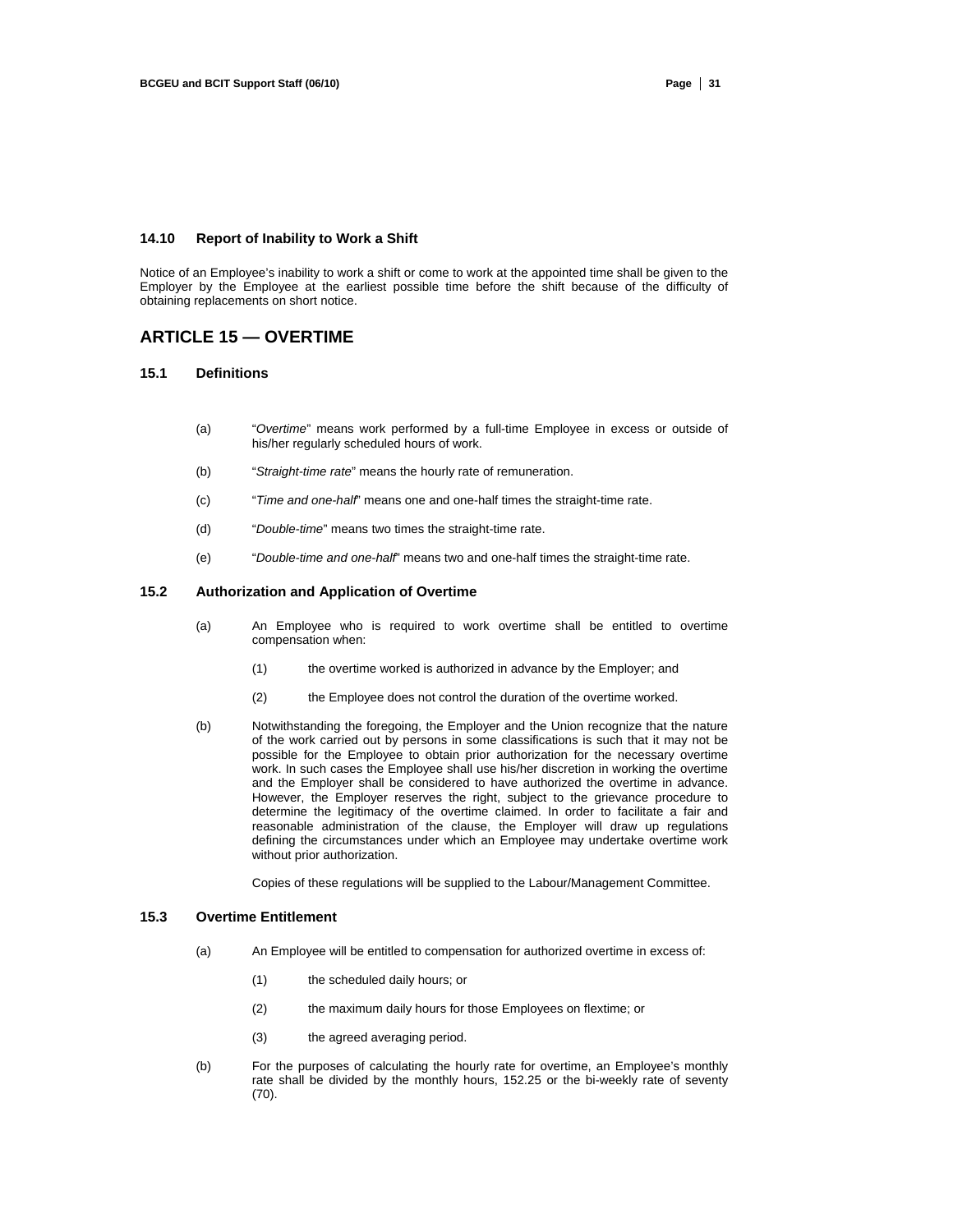### 14.10 Report of Inability to Work a Shift

Notice of an Employee's inability to work a shift or come to work at the appointed time shall be given to the Employer by the Employee at the earliest possible time before the shift because of the difficulty of obtaining replacements on short notice.

## ARTICLE 15 — OVERTIME

### 15.1 Definitions

(a) "*Overtime*" means work performed by a full-time Employee in excess or outside of his/her regularly scheduled hours of work.

(b) "*Straight-time rate*" means the hourly rate of remuneration.

(c) "*Time and one-half*" means one and one-half times the straight-time rate.

(d) "*Double-time*" means two times the straight-time rate.

(e) "*Double-time and one-half*" means two and one-half times the straight-time rate.

### 15.2 Authorization and Application of Overtime

(a) An Employee who is required to work overtime shall be entitled to overtime compensation when:

(1) the overtime worked is authorized in advance by the Employer; and

(2) the Employee does not control the duration of the overtime worked.

(b) Notwithstanding the foregoing, the Employer and the Union recognize that the nature of the work carried out by persons in some classifications is such that it may not be possible for the Employee to obtain prior authorization for the necessary overtime work. In such cases the Employee shall use his/her discretion in working the overtime and the Employer shall be considered to have authorized the overtime in advance. However, the Employer reserves the right, subject to the grievance procedure to determine the legitimacy of the overtime claimed. In order to facilitate a fair and reasonable administration of the clause, the Employer will draw up regulations defining the circumstances under which an Employee may undertake overtime work without prior authorization.

Copies of these regulations will be supplied to the Labour/Management Committee.

### 15.3 Overtime Entitlement

(a) An Employee will be entitled to compensation for authorized overtime in excess of:

(1) the scheduled daily hours; or

(2) the maximum daily hours for those Employees on flextime; or

(3) the agreed averaging period.

(b) For the purposes of calculating the hourly rate for overtime, an Employee's monthly rate shall be divided by the monthly hours, 152.25 or the bi-weekly rate of seventy (70).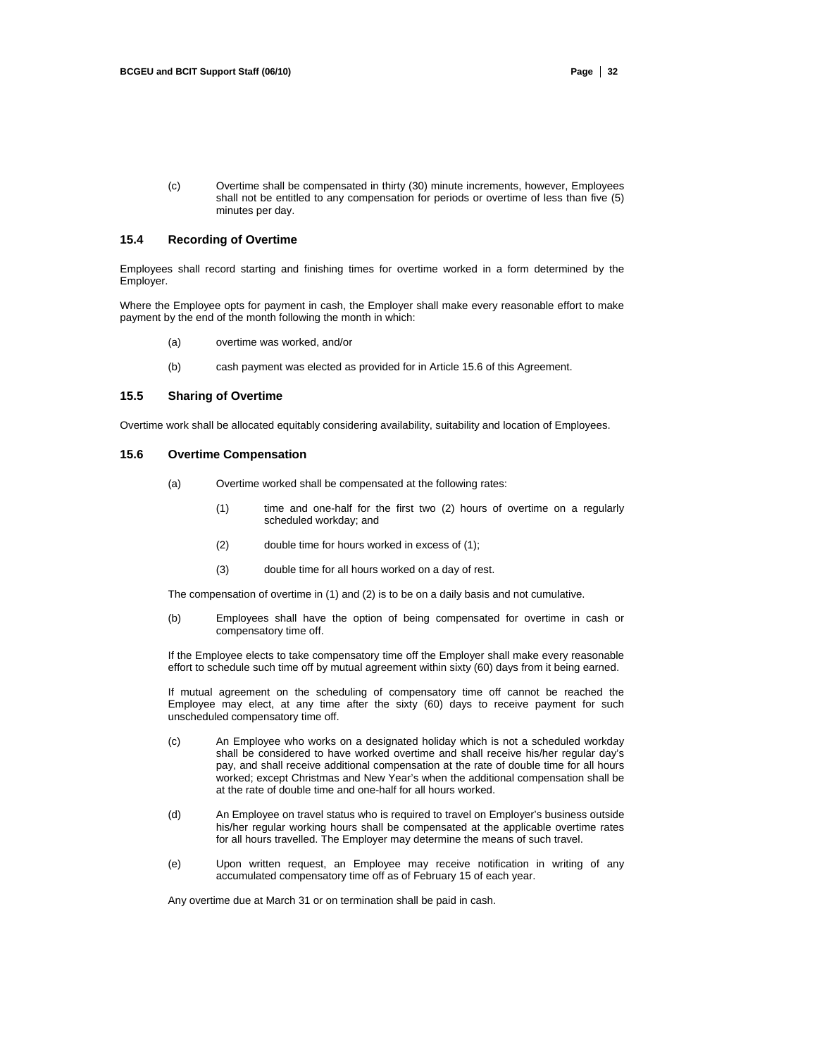(c) Overtime shall be compensated in thirty (30) minute increments, however, Employees shall not be entitled to any compensation for periods or overtime of less than five (5) minutes per day.

### 15.4 Recording of Overtime

Employees shall record starting and finishing times for overtime worked in a form determined by the Employer.

Where the Employee opts for payment in cash, the Employer shall make every reasonable effort to make payment by the end of the month following the month in which:

(a) overtime was worked, and/or

(b) cash payment was elected as provided for in Article 15.6 of this Agreement.

### 15.5 Sharing of Overtime

Overtime work shall be allocated equitably considering availability, suitability and location of Employees.

### 15.6 Overtime Compensation

(a) Overtime worked shall be compensated at the following rates:

(1) time and one-half for the first two (2) hours of overtime on a regularly scheduled workday; and

(2) double time for hours worked in excess of (1);

(3) double time for all hours worked on a day of rest.

The compensation of overtime in (1) and (2) is to be on a daily basis and not cumulative.

(b) Employees shall have the option of being compensated for overtime in cash or compensatory time off.

If the Employee elects to take compensatory time off the Employer shall make every reasonable effort to schedule such time off by mutual agreement within sixty (60) days from it being earned.

If mutual agreement on the scheduling of compensatory time off cannot be reached the Employee may elect, at any time after the sixty (60) days to receive payment for such unscheduled compensatory time off.

(c) An Employee who works on a designated holiday which is not a scheduled workday shall be considered to have worked overtime and shall receive his/her regular day's pay, and shall receive additional compensation at the rate of double time for all hours worked; except Christmas and New Year's when the additional compensation shall be at the rate of double time and one-half for all hours worked.

(d) An Employee on travel status who is required to travel on Employer's business outside his/her regular working hours shall be compensated at the applicable overtime rates for all hours travelled. The Employer may determine the means of such travel.

(e) Upon written request, an Employee may receive notification in writing of any accumulated compensatory time off as of February 15 of each year.

Any overtime due at March 31 or on termination shall be paid in cash.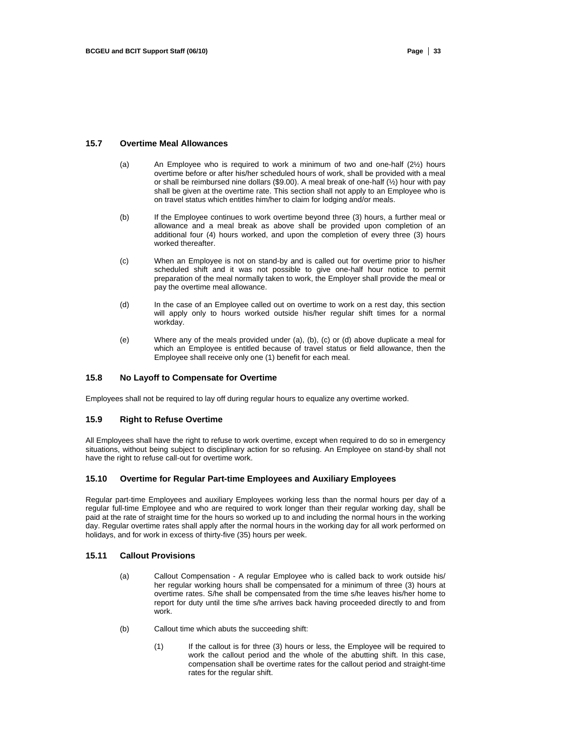### 15.7 Overtime Meal Allowances

(a) An Employee who is required to work a minimum of two and one-half (2½) hours overtime before or after his/her scheduled hours of work, shall be provided with a meal or shall be reimbursed nine dollars ($9.00). A meal break of one-half (½) hour with pay shall be given at the overtime rate. This section shall not apply to an Employee who is on travel status which entitles him/her to claim for lodging and/or meals.

(b) If the Employee continues to work overtime beyond three (3) hours, a further meal or allowance and a meal break as above shall be provided upon completion of an additional four (4) hours worked, and upon the completion of every three (3) hours worked thereafter.

(c) When an Employee is not on stand-by and is called out for overtime prior to his/her scheduled shift and it was not possible to give one-half hour notice to permit preparation of the meal normally taken to work, the Employer shall provide the meal or pay the overtime meal allowance.

(d) In the case of an Employee called out on overtime to work on a rest day, this section will apply only to hours worked outside his/her regular shift times for a normal workday.

(e) Where any of the meals provided under (a), (b), (c) or (d) above duplicate a meal for which an Employee is entitled because of travel status or field allowance, then the Employee shall receive only one (1) benefit for each meal.

### 15.8 No Layoff to Compensate for Overtime

Employees shall not be required to lay off during regular hours to equalize any overtime worked.

### 15.9 Right to Refuse Overtime

All Employees shall have the right to refuse to work overtime, except when required to do so in emergency situations, without being subject to disciplinary action for so refusing. An Employee on stand-by shall not have the right to refuse call-out for overtime work.

### 15.10 Overtime for Regular Part-time Employees and Auxiliary Employees

Regular part-time Employees and auxiliary Employees working less than the normal hours per day of a regular full-time Employee and who are required to work longer than their regular working day, shall be paid at the rate of straight time for the hours so worked up to and including the normal hours in the working day. Regular overtime rates shall apply after the normal hours in the working day for all work performed on holidays, and for work in excess of thirty-five (35) hours per week.

### 15.11 Callout Provisions

(a) Callout Compensation - A regular Employee who is called back to work outside his/ her regular working hours shall be compensated for a minimum of three (3) hours at overtime rates. S/he shall be compensated from the time s/he leaves his/her home to report for duty until the time s/he arrives back having proceeded directly to and from work.

(b) Callout time which abuts the succeeding shift:

(1) If the callout is for three (3) hours or less, the Employee will be required to work the callout period and the whole of the abutting shift. In this case, compensation shall be overtime rates for the callout period and straight-time rates for the regular shift.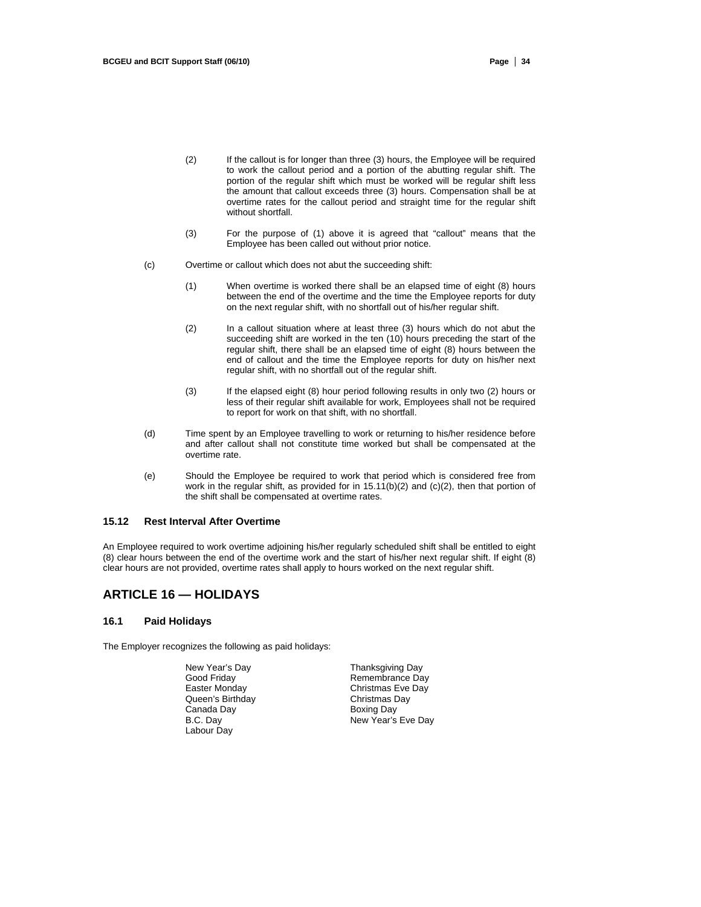(2) If the callout is for longer than three (3) hours, the Employee will be required to work the callout period and a portion of the abutting regular shift. The portion of the regular shift which must be worked will be regular shift less the amount that callout exceeds three (3) hours. Compensation shall be at overtime rates for the callout period and straight time for the regular shift without shortfall.

(3) For the purpose of (1) above it is agreed that "callout" means that the Employee has been called out without prior notice.

(c) Overtime or callout which does not abut the succeeding shift:

(1) When overtime is worked there shall be an elapsed time of eight (8) hours between the end of the overtime and the time the Employee reports for duty on the next regular shift, with no shortfall out of his/her regular shift.

(2) In a callout situation where at least three (3) hours which do not abut the succeeding shift are worked in the ten (10) hours preceding the start of the regular shift, there shall be an elapsed time of eight (8) hours between the end of callout and the time the Employee reports for duty on his/her next regular shift, with no shortfall out of the regular shift.

(3) If the elapsed eight (8) hour period following results in only two (2) hours or less of their regular shift available for work, Employees shall not be required to report for work on that shift, with no shortfall.

(d) Time spent by an Employee travelling to work or returning to his/her residence before and after callout shall not constitute time worked but shall be compensated at the overtime rate.

(e) Should the Employee be required to work that period which is considered free from work in the regular shift, as provided for in 15.11(b)(2) and (c)(2), then that portion of the shift shall be compensated at overtime rates.

### 15.12 Rest Interval After Overtime

An Employee required to work overtime adjoining his/her regularly scheduled shift shall be entitled to eight (8) clear hours between the end of the overtime work and the start of his/her next regular shift. If eight (8) clear hours are not provided, overtime rates shall apply to hours worked on the next regular shift.

## ARTICLE 16 — HOLIDAYS

### 16.1 Paid Holidays

The Employer recognizes the following as paid holidays:

- New Year's Day
- Good Friday
- Easter Monday
- Queen's Birthday
- Canada Day
- B.C. Day
- Labour Day
- Thanksgiving Day
- Remembrance Day
- Christmas Eve Day
- Christmas Day
- Boxing Day
- New Year's Eve Day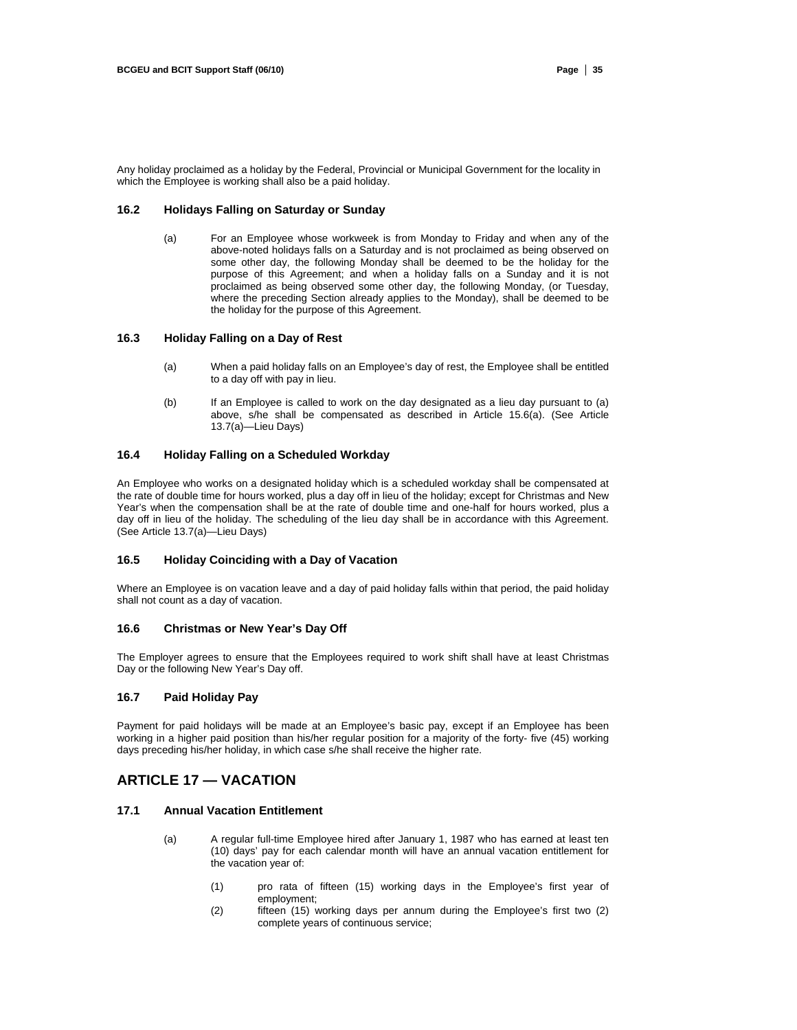Any holiday proclaimed as a holiday by the Federal, Provincial or Municipal Government for the locality in which the Employee is working shall also be a paid holiday.

### 16.2 Holidays Falling on Saturday or Sunday

(a) For an Employee whose workweek is from Monday to Friday and when any of the above-noted holidays falls on a Saturday and is not proclaimed as being observed on some other day, the following Monday shall be deemed to be the holiday for the purpose of this Agreement; and when a holiday falls on a Sunday and it is not proclaimed as being observed some other day, the following Monday, (or Tuesday, where the preceding Section already applies to the Monday), shall be deemed to be the holiday for the purpose of this Agreement.

### 16.3 Holiday Falling on a Day of Rest

(a) When a paid holiday falls on an Employee's day of rest, the Employee shall be entitled to a day off with pay in lieu.

(b) If an Employee is called to work on the day designated as a lieu day pursuant to (a) above, s/he shall be compensated as described in Article 15.6(a). (See Article 13.7(a)—Lieu Days)

### 16.4 Holiday Falling on a Scheduled Workday

An Employee who works on a designated holiday which is a scheduled workday shall be compensated at the rate of double time for hours worked, plus a day off in lieu of the holiday; except for Christmas and New Year's when the compensation shall be at the rate of double time and one-half for hours worked, plus a day off in lieu of the holiday. The scheduling of the lieu day shall be in accordance with this Agreement. (See Article 13.7(a)—Lieu Days)

### 16.5 Holiday Coinciding with a Day of Vacation

Where an Employee is on vacation leave and a day of paid holiday falls within that period, the paid holiday shall not count as a day of vacation.

### 16.6 Christmas or New Year's Day Off

The Employer agrees to ensure that the Employees required to work shift shall have at least Christmas Day or the following New Year's Day off.

### 16.7 Paid Holiday Pay

Payment for paid holidays will be made at an Employee's basic pay, except if an Employee has been working in a higher paid position than his/her regular position for a majority of the forty- five (45) working days preceding his/her holiday, in which case s/he shall receive the higher rate.

## ARTICLE 17 — VACATION

### 17.1 Annual Vacation Entitlement

(a) A regular full-time Employee hired after January 1, 1987 who has earned at least ten (10) days' pay for each calendar month will have an annual vacation entitlement for the vacation year of:

(1) pro rata of fifteen (15) working days in the Employee's first year of employment;

(2) fifteen (15) working days per annum during the Employee's first two (2) complete years of continuous service;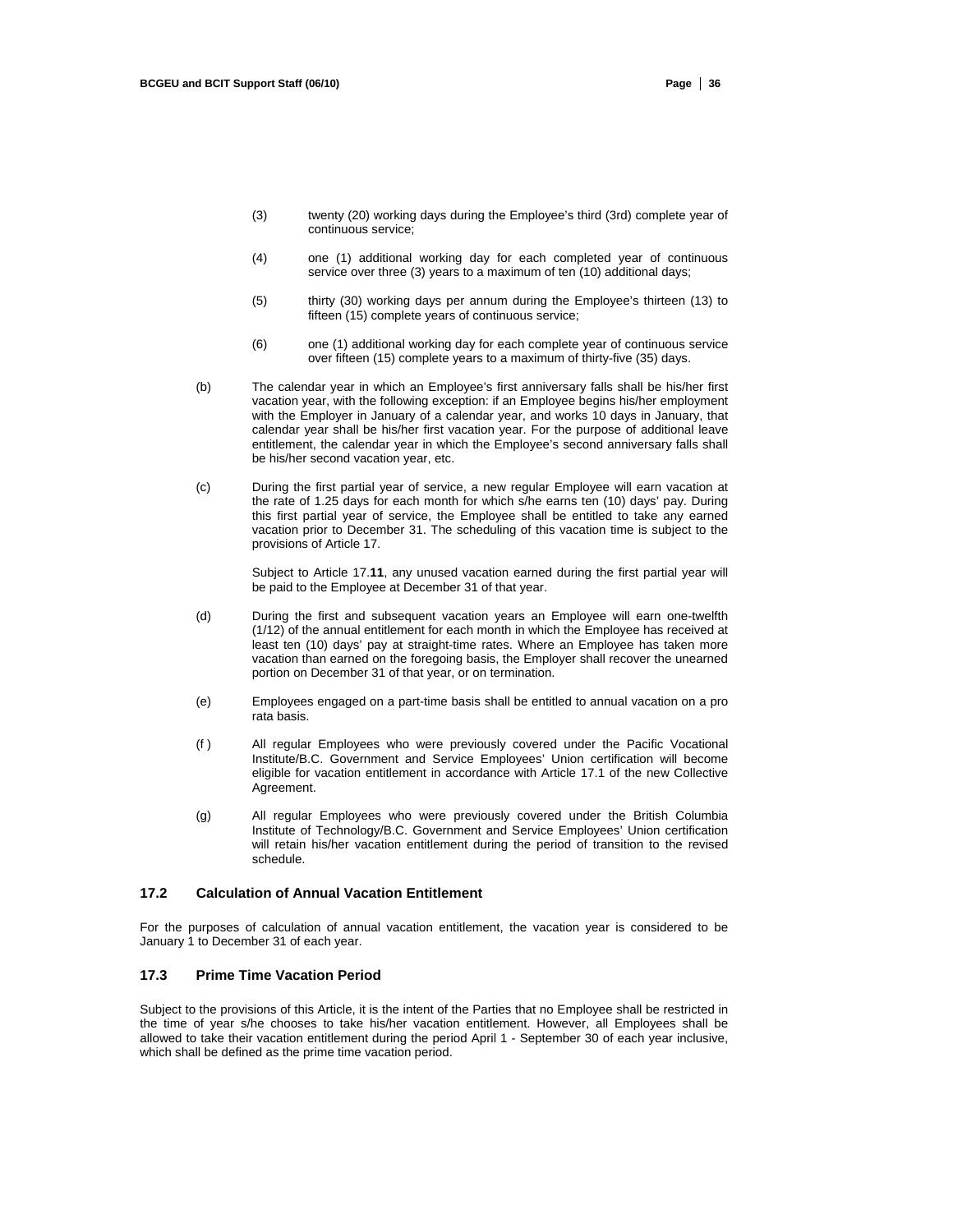(3) twenty (20) working days during the Employee's third (3rd) complete year of continuous service;

(4) one (1) additional working day for each completed year of continuous service over three (3) years to a maximum of ten (10) additional days;

(5) thirty (30) working days per annum during the Employee's thirteen (13) to fifteen (15) complete years of continuous service;

(6) one (1) additional working day for each complete year of continuous service over fifteen (15) complete years to a maximum of thirty-five (35) days.

(b) The calendar year in which an Employee's first anniversary falls shall be his/her first vacation year, with the following exception: if an Employee begins his/her employment with the Employer in January of a calendar year, and works 10 days in January, that calendar year shall be his/her first vacation year. For the purpose of additional leave entitlement, the calendar year in which the Employee's second anniversary falls shall be his/her second vacation year, etc.

(c) During the first partial year of service, a new regular Employee will earn vacation at the rate of 1.25 days for each month for which s/he earns ten (10) days' pay. During this first partial year of service, the Employee shall be entitled to take any earned vacation prior to December 31. The scheduling of this vacation time is subject to the provisions of Article 17.

Subject to Article 17.**11**, any unused vacation earned during the first partial year will be paid to the Employee at December 31 of that year.

(d) During the first and subsequent vacation years an Employee will earn one-twelfth (1/12) of the annual entitlement for each month in which the Employee has received at least ten (10) days' pay at straight-time rates. Where an Employee has taken more vacation than earned on the foregoing basis, the Employer shall recover the unearned portion on December 31 of that year, or on termination.

(e) Employees engaged on a part-time basis shall be entitled to annual vacation on a pro rata basis.

(f) All regular Employees who were previously covered under the Pacific Vocational Institute/B.C. Government and Service Employees' Union certification will become eligible for vacation entitlement in accordance with Article 17.1 of the new Collective Agreement.

(g) All regular Employees who were previously covered under the British Columbia Institute of Technology/B.C. Government and Service Employees' Union certification will retain his/her vacation entitlement during the period of transition to the revised schedule.

### 17.2 Calculation of Annual Vacation Entitlement

For the purposes of calculation of annual vacation entitlement, the vacation year is considered to be January 1 to December 31 of each year.

### 17.3 Prime Time Vacation Period

Subject to the provisions of this Article, it is the intent of the Parties that no Employee shall be restricted in the time of year s/he chooses to take his/her vacation entitlement. However, all Employees shall be allowed to take their vacation entitlement during the period April 1 - September 30 of each year inclusive, which shall be defined as the prime time vacation period.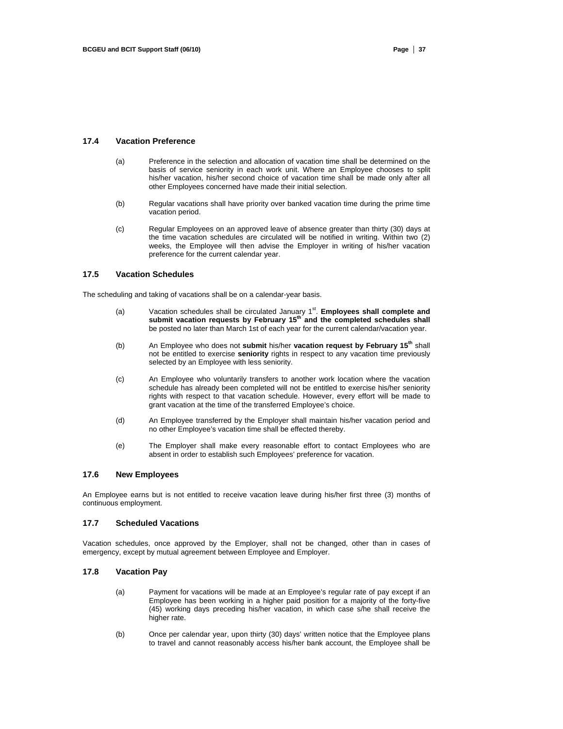### 17.4 Vacation Preference

(a) Preference in the selection and allocation of vacation time shall be determined on the basis of service seniority in each work unit. Where an Employee chooses to split his/her vacation, his/her second choice of vacation time shall be made only after all other Employees concerned have made their initial selection.

(b) Regular vacations shall have priority over banked vacation time during the prime time vacation period.

(c) Regular Employees on an approved leave of absence greater than thirty (30) days at the time vacation schedules are circulated will be notified in writing. Within two (2) weeks, the Employee will then advise the Employer in writing of his/her vacation preference for the current calendar year.

### 17.5 Vacation Schedules

The scheduling and taking of vacations shall be on a calendar-year basis.

(a) Vacation schedules shall be circulated January 1st. **Employees shall complete and submit vacation requests by February 15th and the completed schedules shall** be posted no later than March 1st of each year for the current calendar/vacation year.

(b) An Employee who does not **submit** his/her **vacation request by February 15th** shall not be entitled to exercise **seniority** rights in respect to any vacation time previously selected by an Employee with less seniority.

(c) An Employee who voluntarily transfers to another work location where the vacation schedule has already been completed will not be entitled to exercise his/her seniority rights with respect to that vacation schedule. However, every effort will be made to grant vacation at the time of the transferred Employee's choice.

(d) An Employee transferred by the Employer shall maintain his/her vacation period and no other Employee's vacation time shall be effected thereby.

(e) The Employer shall make every reasonable effort to contact Employees who are absent in order to establish such Employees' preference for vacation.

### 17.6 New Employees

An Employee earns but is not entitled to receive vacation leave during his/her first three (3) months of continuous employment.

### 17.7 Scheduled Vacations

Vacation schedules, once approved by the Employer, shall not be changed, other than in cases of emergency, except by mutual agreement between Employee and Employer.

### 17.8 Vacation Pay

(a) Payment for vacations will be made at an Employee's regular rate of pay except if an Employee has been working in a higher paid position for a majority of the forty-five (45) working days preceding his/her vacation, in which case s/he shall receive the higher rate.

(b) Once per calendar year, upon thirty (30) days' written notice that the Employee plans to travel and cannot reasonably access his/her bank account, the Employee shall be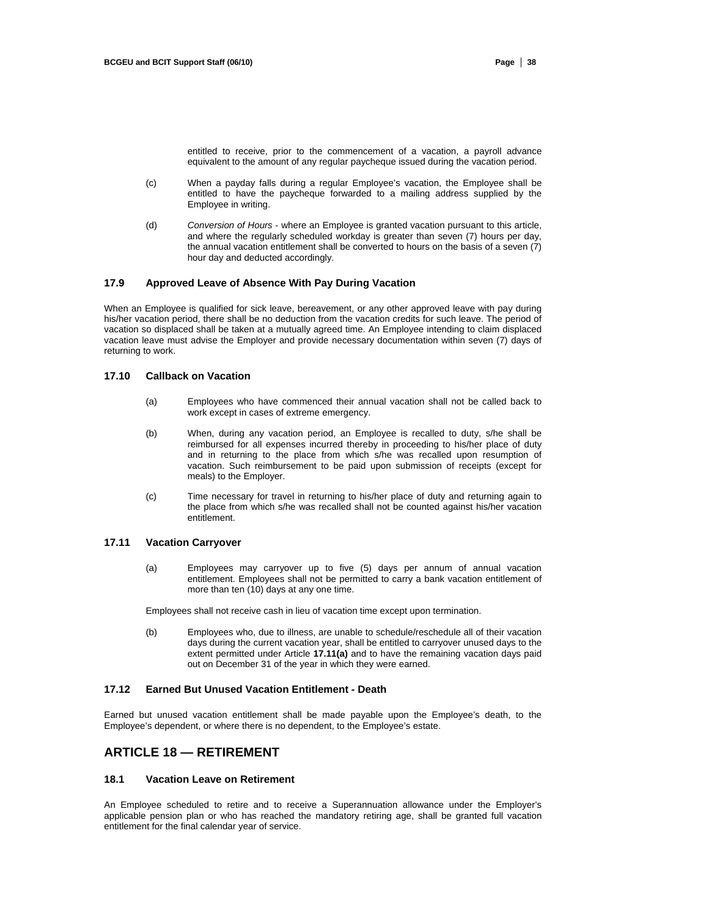entitled to receive, prior to the commencement of a vacation, a payroll advance equivalent to the amount of any regular paycheque issued during the vacation period.

(c) When a payday falls during a regular Employee's vacation, the Employee shall be entitled to have the paycheque forwarded to a mailing address supplied by the Employee in writing.

(d) *Conversion of Hours* - where an Employee is granted vacation pursuant to this article, and where the regularly scheduled workday is greater than seven (7) hours per day, the annual vacation entitlement shall be converted to hours on the basis of a seven (7) hour day and deducted accordingly.

### 17.9 Approved Leave of Absence With Pay During Vacation

When an Employee is qualified for sick leave, bereavement, or any other approved leave with pay during his/her vacation period, there shall be no deduction from the vacation credits for such leave. The period of vacation so displaced shall be taken at a mutually agreed time. An Employee intending to claim displaced vacation leave must advise the Employer and provide necessary documentation within seven (7) days of returning to work.

### 17.10 Callback on Vacation

(a) Employees who have commenced their annual vacation shall not be called back to work except in cases of extreme emergency.

(b) When, during any vacation period, an Employee is recalled to duty, s/he shall be reimbursed for all expenses incurred thereby in proceeding to his/her place of duty and in returning to the place from which s/he was recalled upon resumption of vacation. Such reimbursement to be paid upon submission of receipts (except for meals) to the Employer.

(c) Time necessary for travel in returning to his/her place of duty and returning again to the place from which s/he was recalled shall not be counted against his/her vacation entitlement.

### 17.11 Vacation Carryover

(a) Employees may carryover up to five (5) days per annum of annual vacation entitlement. Employees shall not be permitted to carry a bank vacation entitlement of more than ten (10) days at any one time.

Employees shall not receive cash in lieu of vacation time except upon termination.

(b) Employees who, due to illness, are unable to schedule/reschedule all of their vacation days during the current vacation year, shall be entitled to carryover unused days to the extent permitted under Article **17.11(a)** and to have the remaining vacation days paid out on December 31 of the year in which they were earned.

### 17.12 Earned But Unused Vacation Entitlement - Death

Earned but unused vacation entitlement shall be made payable upon the Employee's death, to the Employee's dependent, or where there is no dependent, to the Employee's estate.

## ARTICLE 18 — RETIREMENT

### 18.1 Vacation Leave on Retirement

An Employee scheduled to retire and to receive a Superannuation allowance under the Employer's applicable pension plan or who has reached the mandatory retiring age, shall be granted full vacation entitlement for the final calendar year of service.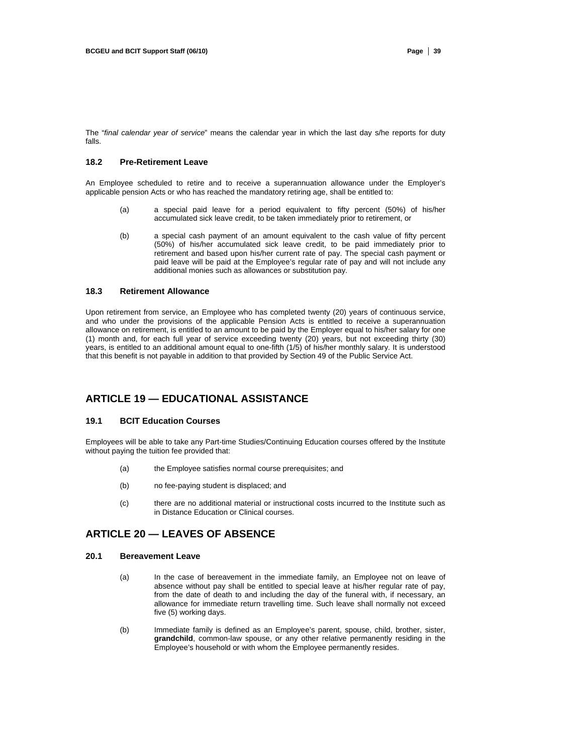The "*final calendar year of service*" means the calendar year in which the last day s/he reports for duty falls.

### 18.2 Pre-Retirement Leave

An Employee scheduled to retire and to receive a superannuation allowance under the Employer's applicable pension Acts or who has reached the mandatory retiring age, shall be entitled to:

(a) a special paid leave for a period equivalent to fifty percent (50%) of his/her accumulated sick leave credit, to be taken immediately prior to retirement, or

(b) a special cash payment of an amount equivalent to the cash value of fifty percent (50%) of his/her accumulated sick leave credit, to be paid immediately prior to retirement and based upon his/her current rate of pay. The special cash payment or paid leave will be paid at the Employee's regular rate of pay and will not include any additional monies such as allowances or substitution pay.

### 18.3 Retirement Allowance

Upon retirement from service, an Employee who has completed twenty (20) years of continuous service, and who under the provisions of the applicable Pension Acts is entitled to receive a superannuation allowance on retirement, is entitled to an amount to be paid by the Employer equal to his/her salary for one (1) month and, for each full year of service exceeding twenty (20) years, but not exceeding thirty (30) years, is entitled to an additional amount equal to one-fifth (1/5) of his/her monthly salary. It is understood that this benefit is not payable in addition to that provided by Section 49 of the Public Service Act.

## ARTICLE 19 — EDUCATIONAL ASSISTANCE

### 19.1 BCIT Education Courses

Employees will be able to take any Part-time Studies/Continuing Education courses offered by the Institute without paying the tuition fee provided that:

(a) the Employee satisfies normal course prerequisites; and

(b) no fee-paying student is displaced; and

(c) there are no additional material or instructional costs incurred to the Institute such as in Distance Education or Clinical courses.

## ARTICLE 20 — LEAVES OF ABSENCE

### 20.1 Bereavement Leave

(a) In the case of bereavement in the immediate family, an Employee not on leave of absence without pay shall be entitled to special leave at his/her regular rate of pay, from the date of death to and including the day of the funeral with, if necessary, an allowance for immediate return travelling time. Such leave shall normally not exceed five (5) working days.

(b) Immediate family is defined as an Employee's parent, spouse, child, brother, sister, **grandchild**, common-law spouse, or any other relative permanently residing in the Employee's household or with whom the Employee permanently resides.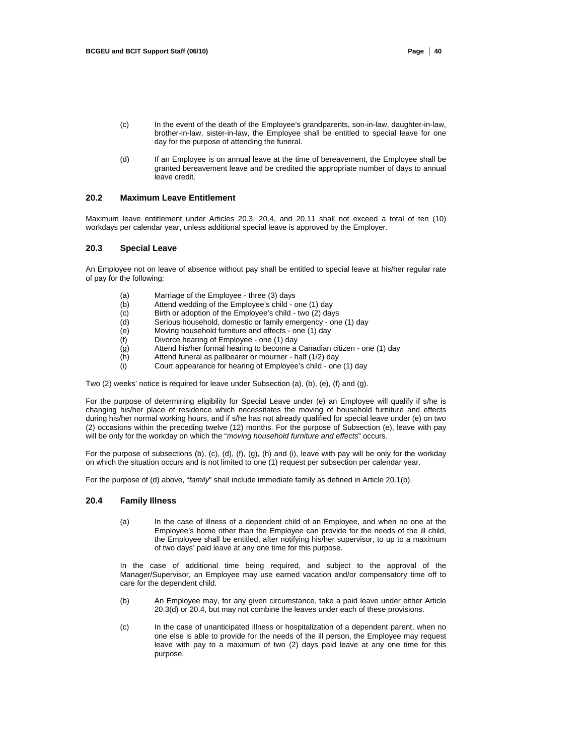(c) In the event of the death of the Employee's grandparents, son-in-law, daughter-in-law, brother-in-law, sister-in-law, the Employee shall be entitled to special leave for one day for the purpose of attending the funeral.

(d) If an Employee is on annual leave at the time of bereavement, the Employee shall be granted bereavement leave and be credited the appropriate number of days to annual leave credit.

## 20.2 Maximum Leave Entitlement

Maximum leave entitlement under Articles 20.3, 20.4, and 20.11 shall not exceed a total of ten (10) workdays per calendar year, unless additional special leave is approved by the Employer.

## 20.3 Special Leave

An Employee not on leave of absence without pay shall be entitled to special leave at his/her regular rate of pay for the following:

(a) Marriage of the Employee - three (3) days
(b) Attend wedding of the Employee's child - one (1) day
(c) Birth or adoption of the Employee's child - two (2) days
(d) Serious household, domestic or family emergency - one (1) day
(e) Moving household furniture and effects - one (1) day
(f) Divorce hearing of Employee - one (1) day
(g) Attend his/her formal hearing to become a Canadian citizen - one (1) day
(h) Attend funeral as pallbearer or mourner - half (1/2) day
(i) Court appearance for hearing of Employee's child - one (1) day

Two (2) weeks' notice is required for leave under Subsection (a), (b), (e), (f) and (g).

For the purpose of determining eligibility for Special Leave under (e) an Employee will qualify if s/he is changing his/her place of residence which necessitates the moving of household furniture and effects during his/her normal working hours, and if s/he has not already qualified for special leave under (e) on two (2) occasions within the preceding twelve (12) months. For the purpose of Subsection (e), leave with pay will be only for the workday on which the "*moving household furniture and effects*" occurs.

For the purpose of subsections (b), (c), (d), (f), (g), (h) and (i), leave with pay will be only for the workday on which the situation occurs and is not limited to one (1) request per subsection per calendar year.

For the purpose of (d) above, "*family*" shall include immediate family as defined in Article 20.1(b).

## 20.4 Family Illness

(a) In the case of illness of a dependent child of an Employee, and when no one at the Employee's home other than the Employee can provide for the needs of the ill child, the Employee shall be entitled, after notifying his/her supervisor, to up to a maximum of two days' paid leave at any one time for this purpose.

In the case of additional time being required, and subject to the approval of the Manager/Supervisor, an Employee may use earned vacation and/or compensatory time off to care for the dependent child.

(b) An Employee may, for any given circumstance, take a paid leave under either Article 20.3(d) or 20.4, but may not combine the leaves under each of these provisions.

(c) In the case of unanticipated illness or hospitalization of a dependent parent, when no one else is able to provide for the needs of the ill person, the Employee may request leave with pay to a maximum of two (2) days paid leave at any one time for this purpose.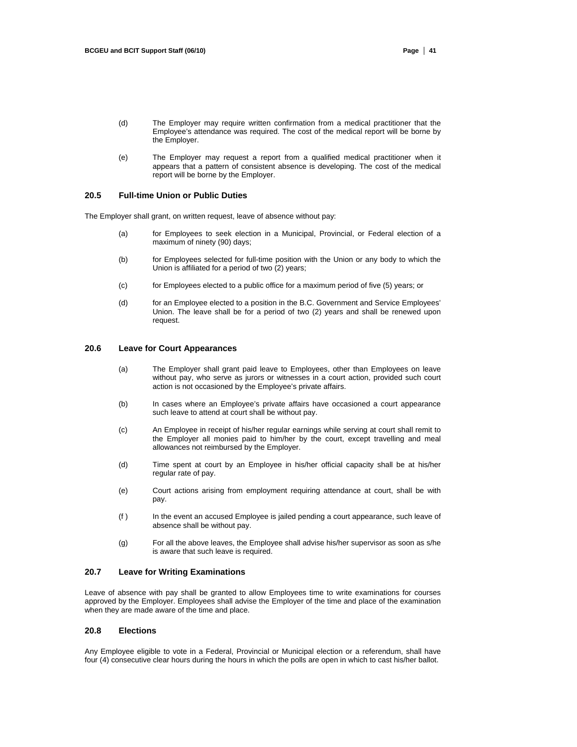(d) The Employer may require written confirmation from a medical practitioner that the Employee's attendance was required. The cost of the medical report will be borne by the Employer.

(e) The Employer may request a report from a qualified medical practitioner when it appears that a pattern of consistent absence is developing. The cost of the medical report will be borne by the Employer.

### 20.5 Full-time Union or Public Duties

The Employer shall grant, on written request, leave of absence without pay:

(a) for Employees to seek election in a Municipal, Provincial, or Federal election of a maximum of ninety (90) days;

(b) for Employees selected for full-time position with the Union or any body to which the Union is affiliated for a period of two (2) years;

(c) for Employees elected to a public office for a maximum period of five (5) years; or

(d) for an Employee elected to a position in the B.C. Government and Service Employees' Union. The leave shall be for a period of two (2) years and shall be renewed upon request.

### 20.6 Leave for Court Appearances

(a) The Employer shall grant paid leave to Employees, other than Employees on leave without pay, who serve as jurors or witnesses in a court action, provided such court action is not occasioned by the Employee's private affairs.

(b) In cases where an Employee's private affairs have occasioned a court appearance such leave to attend at court shall be without pay.

(c) An Employee in receipt of his/her regular earnings while serving at court shall remit to the Employer all monies paid to him/her by the court, except travelling and meal allowances not reimbursed by the Employer.

(d) Time spent at court by an Employee in his/her official capacity shall be at his/her regular rate of pay.

(e) Court actions arising from employment requiring attendance at court, shall be with pay.

(f ) In the event an accused Employee is jailed pending a court appearance, such leave of absence shall be without pay.

(g) For all the above leaves, the Employee shall advise his/her supervisor as soon as s/he is aware that such leave is required.

### 20.7 Leave for Writing Examinations

Leave of absence with pay shall be granted to allow Employees time to write examinations for courses approved by the Employer. Employees shall advise the Employer of the time and place of the examination when they are made aware of the time and place.

### 20.8 Elections

Any Employee eligible to vote in a Federal, Provincial or Municipal election or a referendum, shall have four (4) consecutive clear hours during the hours in which the polls are open in which to cast his/her ballot.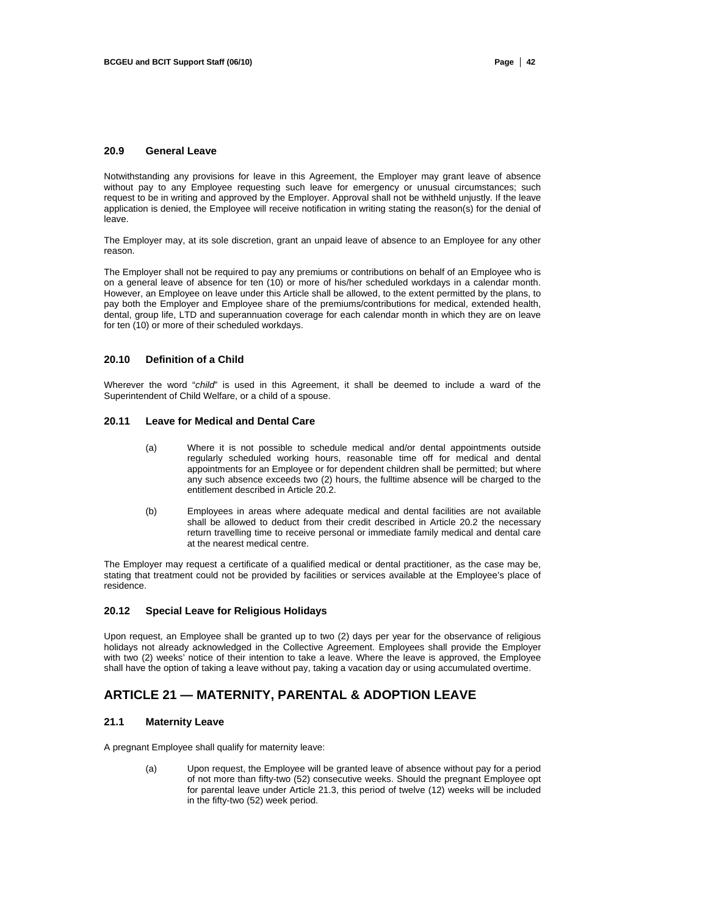### 20.9 General Leave

Notwithstanding any provisions for leave in this Agreement, the Employer may grant leave of absence without pay to any Employee requesting such leave for emergency or unusual circumstances; such request to be in writing and approved by the Employer. Approval shall not be withheld unjustly. If the leave application is denied, the Employee will receive notification in writing stating the reason(s) for the denial of leave.

The Employer may, at its sole discretion, grant an unpaid leave of absence to an Employee for any other reason.

The Employer shall not be required to pay any premiums or contributions on behalf of an Employee who is on a general leave of absence for ten (10) or more of his/her scheduled workdays in a calendar month. However, an Employee on leave under this Article shall be allowed, to the extent permitted by the plans, to pay both the Employer and Employee share of the premiums/contributions for medical, extended health, dental, group life, LTD and superannuation coverage for each calendar month in which they are on leave for ten (10) or more of their scheduled workdays.

### 20.10 Definition of a Child

Wherever the word "*child*" is used in this Agreement, it shall be deemed to include a ward of the Superintendent of Child Welfare, or a child of a spouse.

### 20.11 Leave for Medical and Dental Care

(a) Where it is not possible to schedule medical and/or dental appointments outside regularly scheduled working hours, reasonable time off for medical and dental appointments for an Employee or for dependent children shall be permitted; but where any such absence exceeds two (2) hours, the fulltime absence will be charged to the entitlement described in Article 20.2.

(b) Employees in areas where adequate medical and dental facilities are not available shall be allowed to deduct from their credit described in Article 20.2 the necessary return travelling time to receive personal or immediate family medical and dental care at the nearest medical centre.

The Employer may request a certificate of a qualified medical or dental practitioner, as the case may be, stating that treatment could not be provided by facilities or services available at the Employee's place of residence.

### 20.12 Special Leave for Religious Holidays

Upon request, an Employee shall be granted up to two (2) days per year for the observance of religious holidays not already acknowledged in the Collective Agreement. Employees shall provide the Employer with two (2) weeks' notice of their intention to take a leave. Where the leave is approved, the Employee shall have the option of taking a leave without pay, taking a vacation day or using accumulated overtime.

## ARTICLE 21 — MATERNITY, PARENTAL & ADOPTION LEAVE

### 21.1 Maternity Leave

A pregnant Employee shall qualify for maternity leave:

(a) Upon request, the Employee will be granted leave of absence without pay for a period of not more than fifty-two (52) consecutive weeks. Should the pregnant Employee opt for parental leave under Article 21.3, this period of twelve (12) weeks will be included in the fifty-two (52) week period.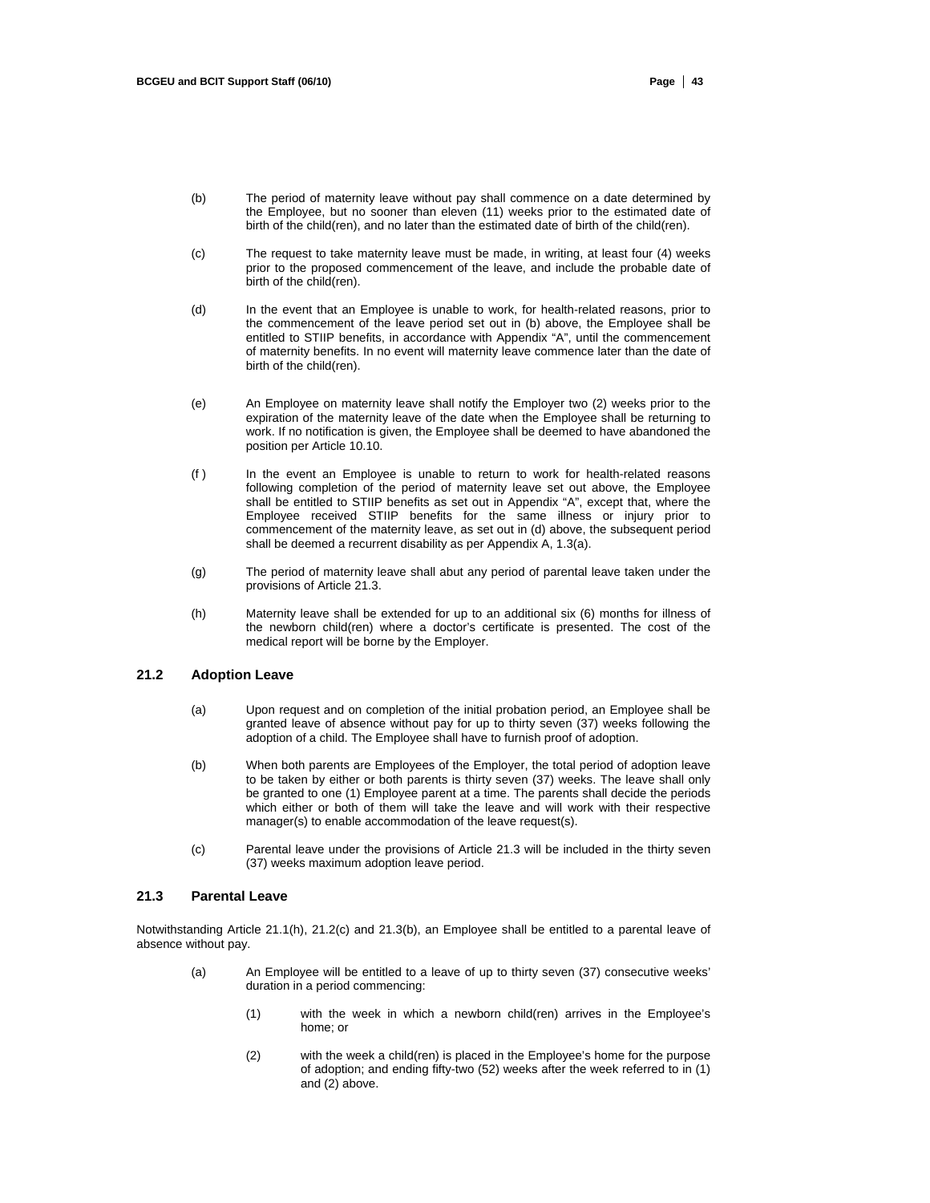(b) The period of maternity leave without pay shall commence on a date determined by the Employee, but no sooner than eleven (11) weeks prior to the estimated date of birth of the child(ren), and no later than the estimated date of birth of the child(ren).

(c) The request to take maternity leave must be made, in writing, at least four (4) weeks prior to the proposed commencement of the leave, and include the probable date of birth of the child(ren).

(d) In the event that an Employee is unable to work, for health-related reasons, prior to the commencement of the leave period set out in (b) above, the Employee shall be entitled to STIIP benefits, in accordance with Appendix "A", until the commencement of maternity benefits. In no event will maternity leave commence later than the date of birth of the child(ren).

(e) An Employee on maternity leave shall notify the Employer two (2) weeks prior to the expiration of the maternity leave of the date when the Employee shall be returning to work. If no notification is given, the Employee shall be deemed to have abandoned the position per Article 10.10.

(f ) In the event an Employee is unable to return to work for health-related reasons following completion of the period of maternity leave set out above, the Employee shall be entitled to STIIP benefits as set out in Appendix "A", except that, where the Employee received STIIP benefits for the same illness or injury prior to commencement of the maternity leave, as set out in (d) above, the subsequent period shall be deemed a recurrent disability as per Appendix A, 1.3(a).

(g) The period of maternity leave shall abut any period of parental leave taken under the provisions of Article 21.3.

(h) Maternity leave shall be extended for up to an additional six (6) months for illness of the newborn child(ren) where a doctor's certificate is presented. The cost of the medical report will be borne by the Employer.

### 21.2 Adoption Leave

(a) Upon request and on completion of the initial probation period, an Employee shall be granted leave of absence without pay for up to thirty seven (37) weeks following the adoption of a child. The Employee shall have to furnish proof of adoption.

(b) When both parents are Employees of the Employer, the total period of adoption leave to be taken by either or both parents is thirty seven (37) weeks. The leave shall only be granted to one (1) Employee parent at a time. The parents shall decide the periods which either or both of them will take the leave and will work with their respective manager(s) to enable accommodation of the leave request(s).

(c) Parental leave under the provisions of Article 21.3 will be included in the thirty seven (37) weeks maximum adoption leave period.

### 21.3 Parental Leave

Notwithstanding Article 21.1(h), 21.2(c) and 21.3(b), an Employee shall be entitled to a parental leave of absence without pay.

(a) An Employee will be entitled to a leave of up to thirty seven (37) consecutive weeks' duration in a period commencing:

(1) with the week in which a newborn child(ren) arrives in the Employee's home; or

(2) with the week a child(ren) is placed in the Employee's home for the purpose of adoption; and ending fifty-two (52) weeks after the week referred to in (1) and (2) above.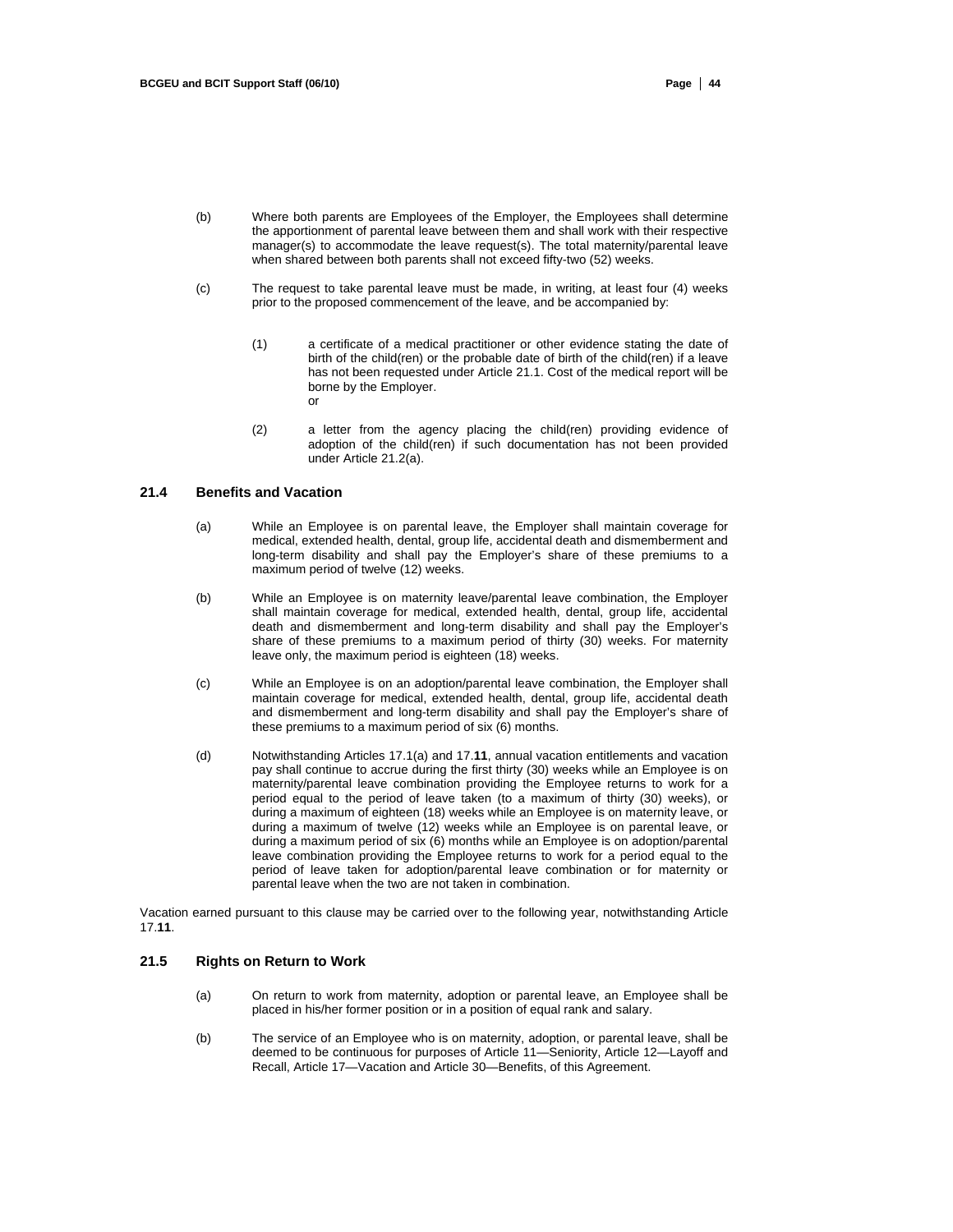(b) Where both parents are Employees of the Employer, the Employees shall determine the apportionment of parental leave between them and shall work with their respective manager(s) to accommodate the leave request(s). The total maternity/parental leave when shared between both parents shall not exceed fifty-two (52) weeks.

(c) The request to take parental leave must be made, in writing, at least four (4) weeks prior to the proposed commencement of the leave, and be accompanied by:

(1) a certificate of a medical practitioner or other evidence stating the date of birth of the child(ren) or the probable date of birth of the child(ren) if a leave has not been requested under Article 21.1. Cost of the medical report will be borne by the Employer.
or

(2) a letter from the agency placing the child(ren) providing evidence of adoption of the child(ren) if such documentation has not been provided under Article 21.2(a).

### 21.4 Benefits and Vacation

(a) While an Employee is on parental leave, the Employer shall maintain coverage for medical, extended health, dental, group life, accidental death and dismemberment and long-term disability and shall pay the Employer's share of these premiums to a maximum period of twelve (12) weeks.

(b) While an Employee is on maternity leave/parental leave combination, the Employer shall maintain coverage for medical, extended health, dental, group life, accidental death and dismemberment and long-term disability and shall pay the Employer's share of these premiums to a maximum period of thirty (30) weeks. For maternity leave only, the maximum period is eighteen (18) weeks.

(c) While an Employee is on an adoption/parental leave combination, the Employer shall maintain coverage for medical, extended health, dental, group life, accidental death and dismemberment and long-term disability and shall pay the Employer's share of these premiums to a maximum period of six (6) months.

(d) Notwithstanding Articles 17.1(a) and 17.**11**, annual vacation entitlements and vacation pay shall continue to accrue during the first thirty (30) weeks while an Employee is on maternity/parental leave combination providing the Employee returns to work for a period equal to the period of leave taken (to a maximum of thirty (30) weeks), or during a maximum of eighteen (18) weeks while an Employee is on maternity leave, or during a maximum of twelve (12) weeks while an Employee is on parental leave, or during a maximum period of six (6) months while an Employee is on adoption/parental leave combination providing the Employee returns to work for a period equal to the period of leave taken for adoption/parental leave combination or for maternity or parental leave when the two are not taken in combination.

Vacation earned pursuant to this clause may be carried over to the following year, notwithstanding Article 17.**11**.

### 21.5 Rights on Return to Work

(a) On return to work from maternity, adoption or parental leave, an Employee shall be placed in his/her former position or in a position of equal rank and salary.

(b) The service of an Employee who is on maternity, adoption, or parental leave, shall be deemed to be continuous for purposes of Article 11—Seniority, Article 12—Layoff and Recall, Article 17—Vacation and Article 30—Benefits, of this Agreement.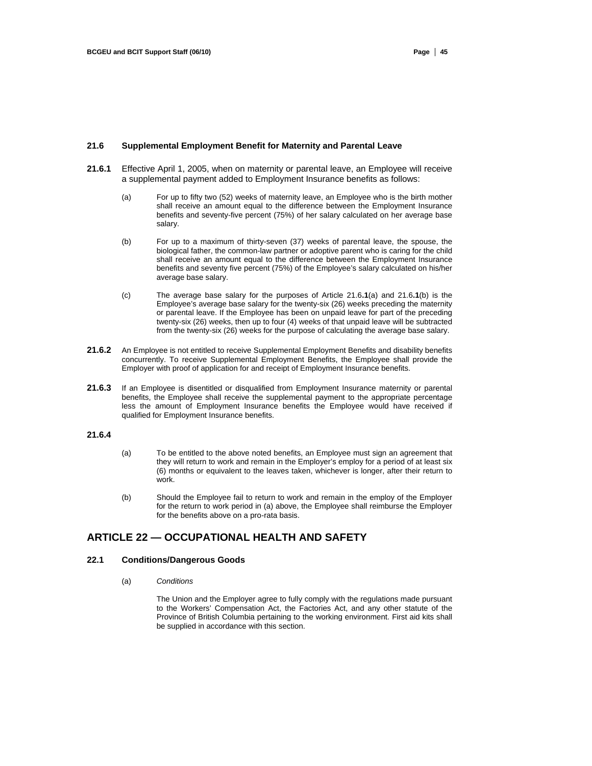### 21.6 Supplemental Employment Benefit for Maternity and Parental Leave

**21.6.1** Effective April 1, 2005, when on maternity or parental leave, an Employee will receive a supplemental payment added to Employment Insurance benefits as follows:

(a) For up to fifty two (52) weeks of maternity leave, an Employee who is the birth mother shall receive an amount equal to the difference between the Employment Insurance benefits and seventy-five percent (75%) of her salary calculated on her average base salary.

(b) For up to a maximum of thirty-seven (37) weeks of parental leave, the spouse, the biological father, the common-law partner or adoptive parent who is caring for the child shall receive an amount equal to the difference between the Employment Insurance benefits and seventy five percent (75%) of the Employee's salary calculated on his/her average base salary.

(c) The average base salary for the purposes of Article 21.6**.1**(a) and 21.6**.1**(b) is the Employee's average base salary for the twenty-six (26) weeks preceding the maternity or parental leave. If the Employee has been on unpaid leave for part of the preceding twenty-six (26) weeks, then up to four (4) weeks of that unpaid leave will be subtracted from the twenty-six (26) weeks for the purpose of calculating the average base salary.

**21.6.2** An Employee is not entitled to receive Supplemental Employment Benefits and disability benefits concurrently. To receive Supplemental Employment Benefits, the Employee shall provide the Employer with proof of application for and receipt of Employment Insurance benefits.

**21.6.3** If an Employee is disentitled or disqualified from Employment Insurance maternity or parental benefits, the Employee shall receive the supplemental payment to the appropriate percentage less the amount of Employment Insurance benefits the Employee would have received if qualified for Employment Insurance benefits.

**21.6.4**

(a) To be entitled to the above noted benefits, an Employee must sign an agreement that they will return to work and remain in the Employer's employ for a period of at least six (6) months or equivalent to the leaves taken, whichever is longer, after their return to work.

(b) Should the Employee fail to return to work and remain in the employ of the Employer for the return to work period in (a) above, the Employee shall reimburse the Employer for the benefits above on a pro-rata basis.

## ARTICLE 22 — OCCUPATIONAL HEALTH AND SAFETY

### 22.1 Conditions/Dangerous Goods

(a) *Conditions*

The Union and the Employer agree to fully comply with the regulations made pursuant to the Workers' Compensation Act, the Factories Act, and any other statute of the Province of British Columbia pertaining to the working environment. First aid kits shall be supplied in accordance with this section.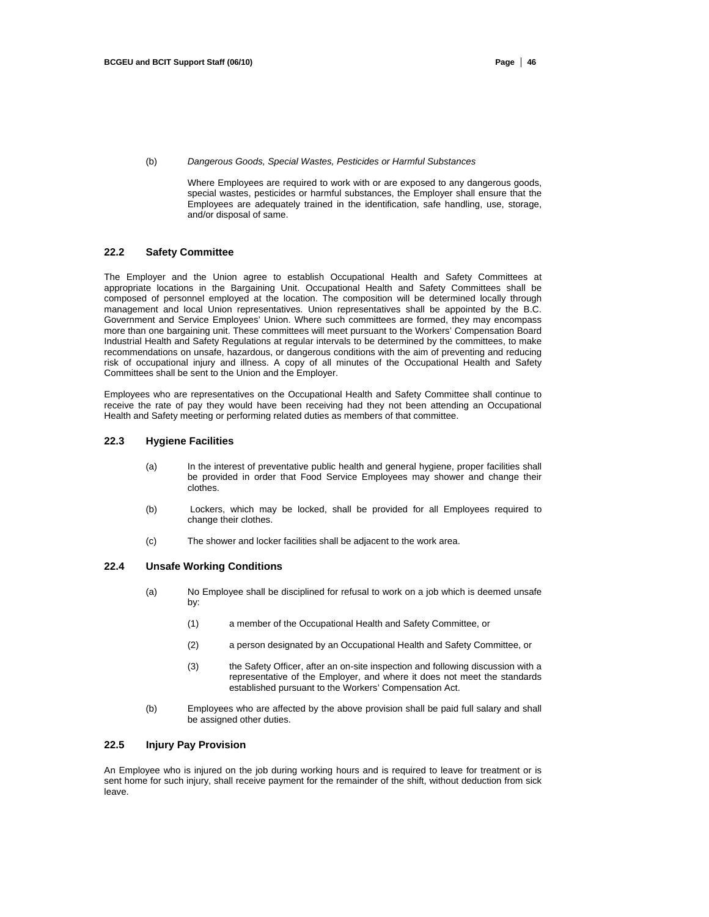(b) *Dangerous Goods, Special Wastes, Pesticides or Harmful Substances*

Where Employees are required to work with or are exposed to any dangerous goods, special wastes, pesticides or harmful substances, the Employer shall ensure that the Employees are adequately trained in the identification, safe handling, use, storage, and/or disposal of same.

### 22.2 Safety Committee

The Employer and the Union agree to establish Occupational Health and Safety Committees at appropriate locations in the Bargaining Unit. Occupational Health and Safety Committees shall be composed of personnel employed at the location. The composition will be determined locally through management and local Union representatives. Union representatives shall be appointed by the B.C. Government and Service Employees' Union. Where such committees are formed, they may encompass more than one bargaining unit. These committees will meet pursuant to the Workers' Compensation Board Industrial Health and Safety Regulations at regular intervals to be determined by the committees, to make recommendations on unsafe, hazardous, or dangerous conditions with the aim of preventing and reducing risk of occupational injury and illness. A copy of all minutes of the Occupational Health and Safety Committees shall be sent to the Union and the Employer.

Employees who are representatives on the Occupational Health and Safety Committee shall continue to receive the rate of pay they would have been receiving had they not been attending an Occupational Health and Safety meeting or performing related duties as members of that committee.

### 22.3 Hygiene Facilities

(a) In the interest of preventative public health and general hygiene, proper facilities shall be provided in order that Food Service Employees may shower and change their clothes.

(b) Lockers, which may be locked, shall be provided for all Employees required to change their clothes.

(c) The shower and locker facilities shall be adjacent to the work area.

### 22.4 Unsafe Working Conditions

(a) No Employee shall be disciplined for refusal to work on a job which is deemed unsafe by:

(1) a member of the Occupational Health and Safety Committee, or

(2) a person designated by an Occupational Health and Safety Committee, or

(3) the Safety Officer, after an on-site inspection and following discussion with a representative of the Employer, and where it does not meet the standards established pursuant to the Workers' Compensation Act.

(b) Employees who are affected by the above provision shall be paid full salary and shall be assigned other duties.

### 22.5 Injury Pay Provision

An Employee who is injured on the job during working hours and is required to leave for treatment or is sent home for such injury, shall receive payment for the remainder of the shift, without deduction from sick leave.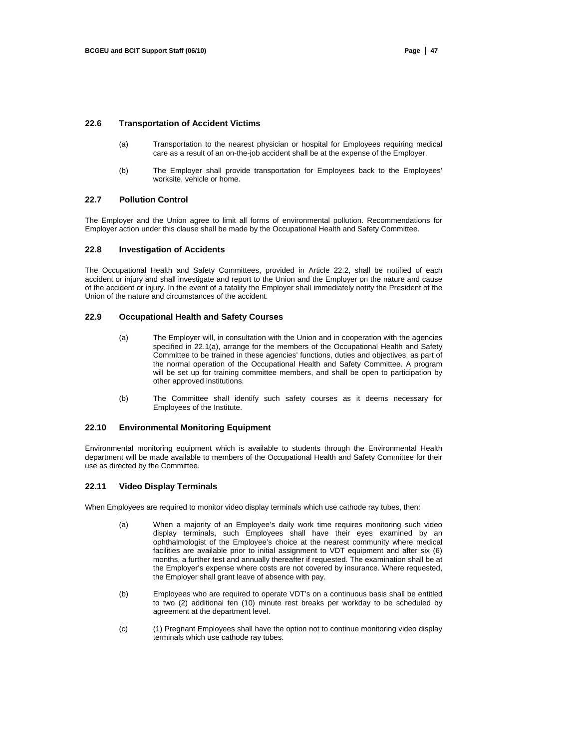### 22.6 Transportation of Accident Victims

(a) Transportation to the nearest physician or hospital for Employees requiring medical care as a result of an on-the-job accident shall be at the expense of the Employer.

(b) The Employer shall provide transportation for Employees back to the Employees' worksite, vehicle or home.

### 22.7 Pollution Control

The Employer and the Union agree to limit all forms of environmental pollution. Recommendations for Employer action under this clause shall be made by the Occupational Health and Safety Committee.

### 22.8 Investigation of Accidents

The Occupational Health and Safety Committees, provided in Article 22.2, shall be notified of each accident or injury and shall investigate and report to the Union and the Employer on the nature and cause of the accident or injury. In the event of a fatality the Employer shall immediately notify the President of the Union of the nature and circumstances of the accident.

### 22.9 Occupational Health and Safety Courses

(a) The Employer will, in consultation with the Union and in cooperation with the agencies specified in 22.1(a), arrange for the members of the Occupational Health and Safety Committee to be trained in these agencies' functions, duties and objectives, as part of the normal operation of the Occupational Health and Safety Committee. A program will be set up for training committee members, and shall be open to participation by other approved institutions.

(b) The Committee shall identify such safety courses as it deems necessary for Employees of the Institute.

### 22.10 Environmental Monitoring Equipment

Environmental monitoring equipment which is available to students through the Environmental Health department will be made available to members of the Occupational Health and Safety Committee for their use as directed by the Committee.

### 22.11 Video Display Terminals

When Employees are required to monitor video display terminals which use cathode ray tubes, then:

(a) When a majority of an Employee's daily work time requires monitoring such video display terminals, such Employees shall have their eyes examined by an ophthalmologist of the Employee's choice at the nearest community where medical facilities are available prior to initial assignment to VDT equipment and after six (6) months, a further test and annually thereafter if requested. The examination shall be at the Employer's expense where costs are not covered by insurance. Where requested, the Employer shall grant leave of absence with pay.

(b) Employees who are required to operate VDT's on a continuous basis shall be entitled to two (2) additional ten (10) minute rest breaks per workday to be scheduled by agreement at the department level.

(c) (1) Pregnant Employees shall have the option not to continue monitoring video display terminals which use cathode ray tubes.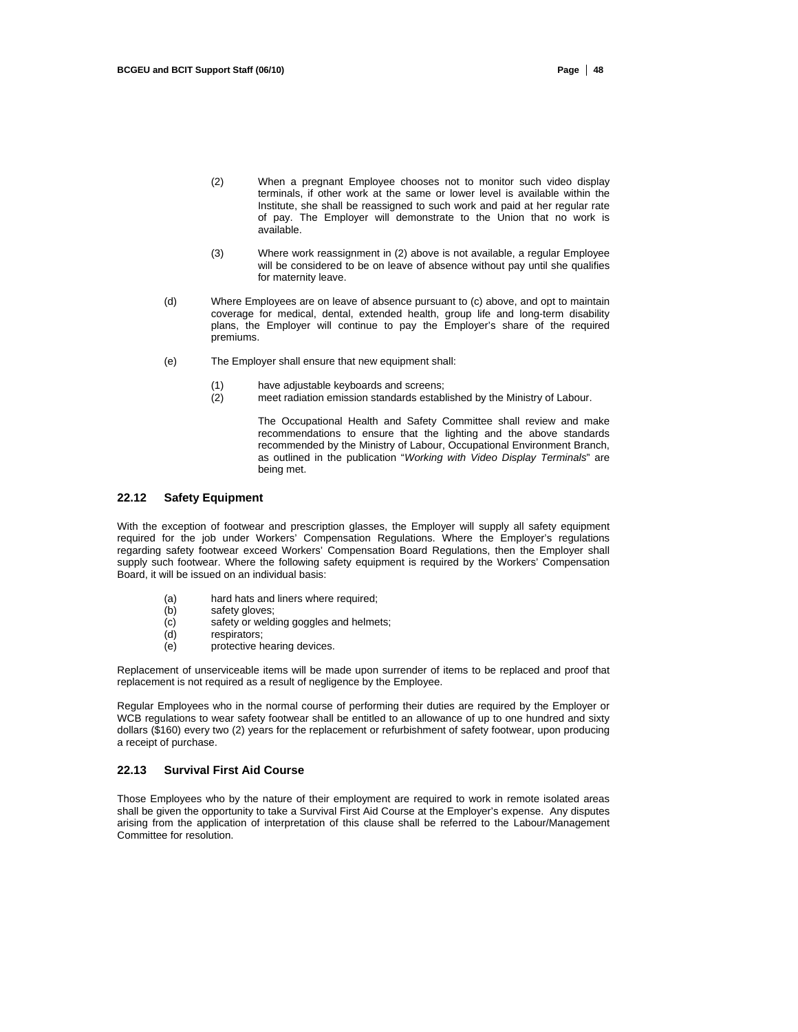(2) When a pregnant Employee chooses not to monitor such video display terminals, if other work at the same or lower level is available within the Institute, she shall be reassigned to such work and paid at her regular rate of pay. The Employer will demonstrate to the Union that no work is available.

(3) Where work reassignment in (2) above is not available, a regular Employee will be considered to be on leave of absence without pay until she qualifies for maternity leave.

(d) Where Employees are on leave of absence pursuant to (c) above, and opt to maintain coverage for medical, dental, extended health, group life and long-term disability plans, the Employer will continue to pay the Employer's share of the required premiums.

(e) The Employer shall ensure that new equipment shall:

(1) have adjustable keyboards and screens;
(2) meet radiation emission standards established by the Ministry of Labour.

The Occupational Health and Safety Committee shall review and make recommendations to ensure that the lighting and the above standards recommended by the Ministry of Labour, Occupational Environment Branch, as outlined in the publication "*Working with Video Display Terminals*" are being met.

### 22.12 Safety Equipment

With the exception of footwear and prescription glasses, the Employer will supply all safety equipment required for the job under Workers' Compensation Regulations. Where the Employer's regulations regarding safety footwear exceed Workers' Compensation Board Regulations, then the Employer shall supply such footwear. Where the following safety equipment is required by the Workers' Compensation Board, it will be issued on an individual basis:

(a) hard hats and liners where required;
(b) safety gloves;
(c) safety or welding goggles and helmets;
(d) respirators;
(e) protective hearing devices.

Replacement of unserviceable items will be made upon surrender of items to be replaced and proof that replacement is not required as a result of negligence by the Employee.

Regular Employees who in the normal course of performing their duties are required by the Employer or WCB regulations to wear safety footwear shall be entitled to an allowance of up to one hundred and sixty dollars ($160) every two (2) years for the replacement or refurbishment of safety footwear, upon producing a receipt of purchase.

### 22.13 Survival First Aid Course

Those Employees who by the nature of their employment are required to work in remote isolated areas shall be given the opportunity to take a Survival First Aid Course at the Employer's expense. Any disputes arising from the application of interpretation of this clause shall be referred to the Labour/Management Committee for resolution.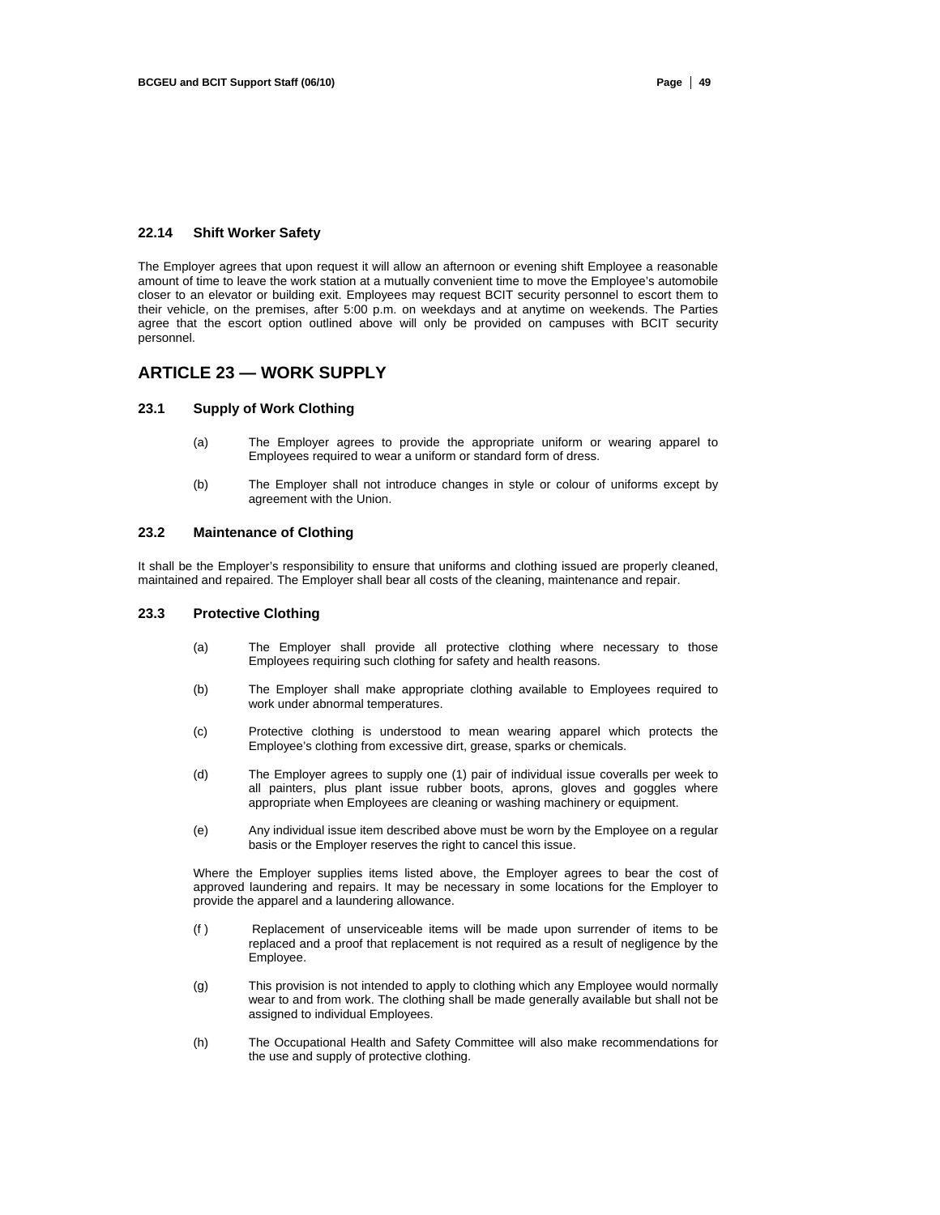### 22.14 Shift Worker Safety

The Employer agrees that upon request it will allow an afternoon or evening shift Employee a reasonable amount of time to leave the work station at a mutually convenient time to move the Employee's automobile closer to an elevator or building exit. Employees may request BCIT security personnel to escort them to their vehicle, on the premises, after 5:00 p.m. on weekdays and at anytime on weekends. The Parties agree that the escort option outlined above will only be provided on campuses with BCIT security personnel.

## ARTICLE 23 — WORK SUPPLY

### 23.1 Supply of Work Clothing

(a) The Employer agrees to provide the appropriate uniform or wearing apparel to Employees required to wear a uniform or standard form of dress.

(b) The Employer shall not introduce changes in style or colour of uniforms except by agreement with the Union.

### 23.2 Maintenance of Clothing

It shall be the Employer's responsibility to ensure that uniforms and clothing issued are properly cleaned, maintained and repaired. The Employer shall bear all costs of the cleaning, maintenance and repair.

### 23.3 Protective Clothing

(a) The Employer shall provide all protective clothing where necessary to those Employees requiring such clothing for safety and health reasons.

(b) The Employer shall make appropriate clothing available to Employees required to work under abnormal temperatures.

(c) Protective clothing is understood to mean wearing apparel which protects the Employee's clothing from excessive dirt, grease, sparks or chemicals.

(d) The Employer agrees to supply one (1) pair of individual issue coveralls per week to all painters, plus plant issue rubber boots, aprons, gloves and goggles where appropriate when Employees are cleaning or washing machinery or equipment.

(e) Any individual issue item described above must be worn by the Employee on a regular basis or the Employer reserves the right to cancel this issue.

Where the Employer supplies items listed above, the Employer agrees to bear the cost of approved laundering and repairs. It may be necessary in some locations for the Employer to provide the apparel and a laundering allowance.

(f) Replacement of unserviceable items will be made upon surrender of items to be replaced and a proof that replacement is not required as a result of negligence by the Employee.

(g) This provision is not intended to apply to clothing which any Employee would normally wear to and from work. The clothing shall be made generally available but shall not be assigned to individual Employees.

(h) The Occupational Health and Safety Committee will also make recommendations for the use and supply of protective clothing.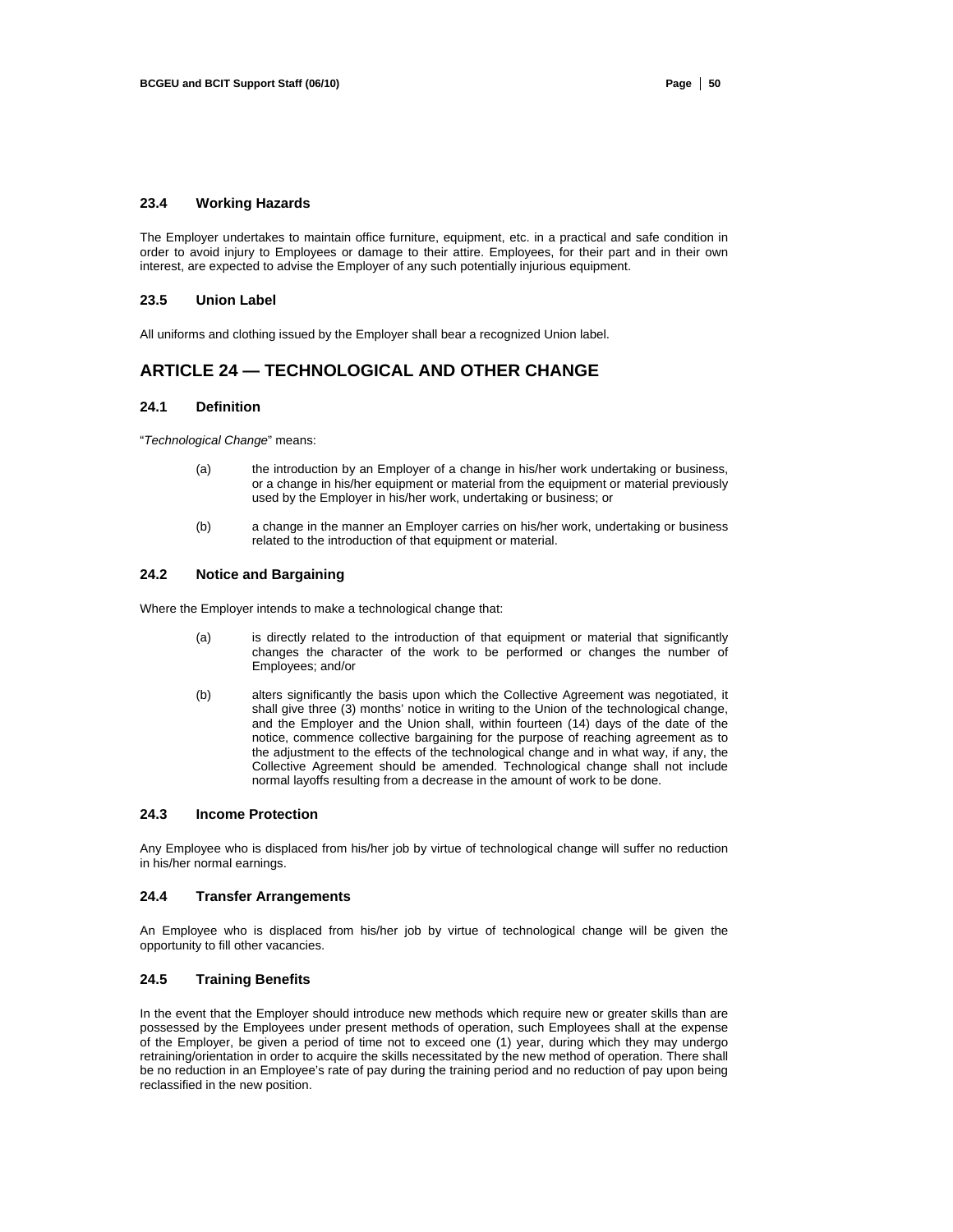### 23.4 Working Hazards

The Employer undertakes to maintain office furniture, equipment, etc. in a practical and safe condition in order to avoid injury to Employees or damage to their attire. Employees, for their part and in their own interest, are expected to advise the Employer of any such potentially injurious equipment.

### 23.5 Union Label

All uniforms and clothing issued by the Employer shall bear a recognized Union label.

## ARTICLE 24 — TECHNOLOGICAL AND OTHER CHANGE

### 24.1 Definition

"*Technological Change*" means:

(a) the introduction by an Employer of a change in his/her work undertaking or business, or a change in his/her equipment or material from the equipment or material previously used by the Employer in his/her work, undertaking or business; or

(b) a change in the manner an Employer carries on his/her work, undertaking or business related to the introduction of that equipment or material.

### 24.2 Notice and Bargaining

Where the Employer intends to make a technological change that:

(a) is directly related to the introduction of that equipment or material that significantly changes the character of the work to be performed or changes the number of Employees; and/or

(b) alters significantly the basis upon which the Collective Agreement was negotiated, it shall give three (3) months' notice in writing to the Union of the technological change, and the Employer and the Union shall, within fourteen (14) days of the date of the notice, commence collective bargaining for the purpose of reaching agreement as to the adjustment to the effects of the technological change and in what way, if any, the Collective Agreement should be amended. Technological change shall not include normal layoffs resulting from a decrease in the amount of work to be done.

### 24.3 Income Protection

Any Employee who is displaced from his/her job by virtue of technological change will suffer no reduction in his/her normal earnings.

### 24.4 Transfer Arrangements

An Employee who is displaced from his/her job by virtue of technological change will be given the opportunity to fill other vacancies.

### 24.5 Training Benefits

In the event that the Employer should introduce new methods which require new or greater skills than are possessed by the Employees under present methods of operation, such Employees shall at the expense of the Employer, be given a period of time not to exceed one (1) year, during which they may undergo retraining/orientation in order to acquire the skills necessitated by the new method of operation. There shall be no reduction in an Employee's rate of pay during the training period and no reduction of pay upon being reclassified in the new position.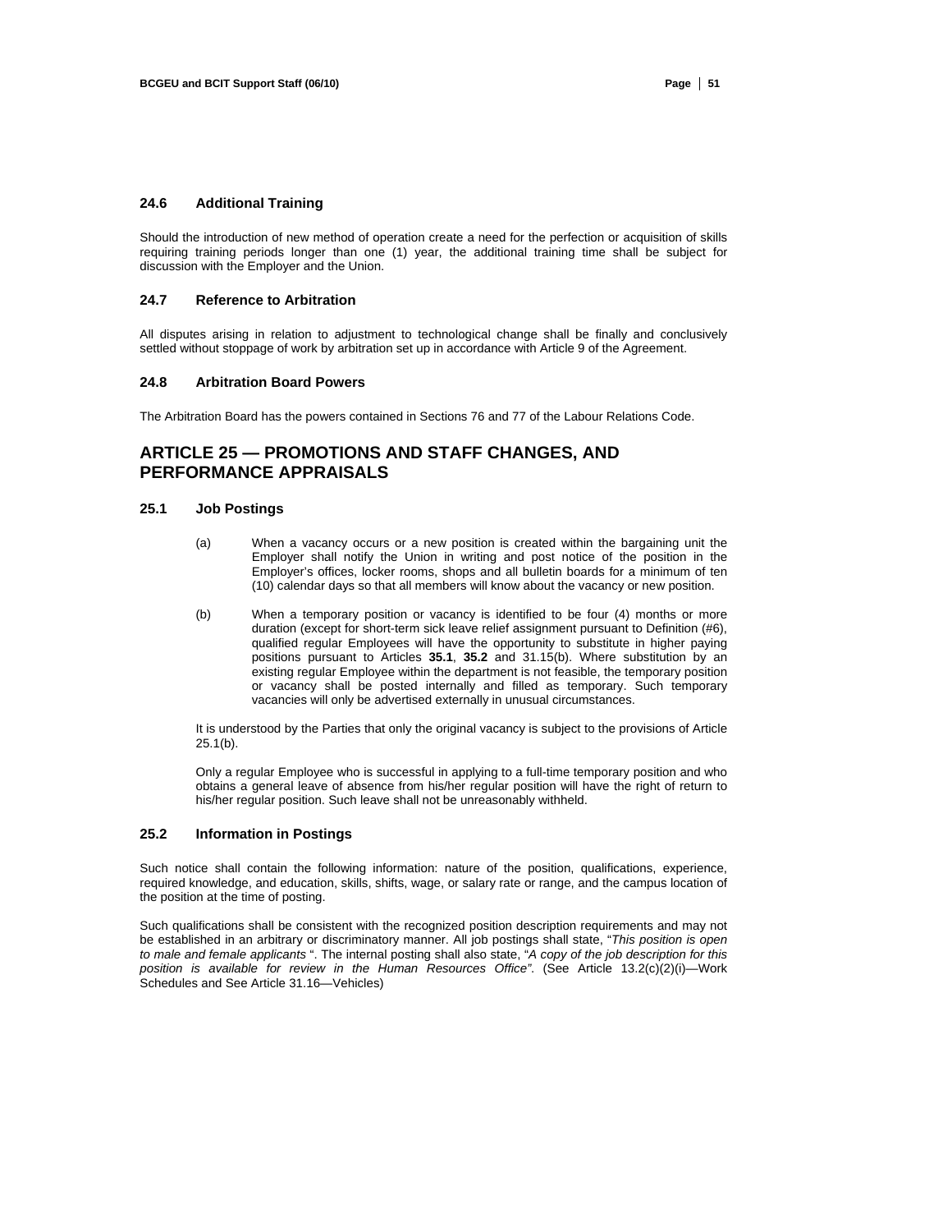### 24.6 Additional Training

Should the introduction of new method of operation create a need for the perfection or acquisition of skills requiring training periods longer than one (1) year, the additional training time shall be subject for discussion with the Employer and the Union.

### 24.7 Reference to Arbitration

All disputes arising in relation to adjustment to technological change shall be finally and conclusively settled without stoppage of work by arbitration set up in accordance with Article 9 of the Agreement.

### 24.8 Arbitration Board Powers

The Arbitration Board has the powers contained in Sections 76 and 77 of the Labour Relations Code.

## ARTICLE 25 — PROMOTIONS AND STAFF CHANGES, AND PERFORMANCE APPRAISALS

### 25.1 Job Postings

(a) When a vacancy occurs or a new position is created within the bargaining unit the Employer shall notify the Union in writing and post notice of the position in the Employer's offices, locker rooms, shops and all bulletin boards for a minimum of ten (10) calendar days so that all members will know about the vacancy or new position.

(b) When a temporary position or vacancy is identified to be four (4) months or more duration (except for short-term sick leave relief assignment pursuant to Definition (#6), qualified regular Employees will have the opportunity to substitute in higher paying positions pursuant to Articles **35.1**, **35.2** and 31.15(b). Where substitution by an existing regular Employee within the department is not feasible, the temporary position or vacancy shall be posted internally and filled as temporary. Such temporary vacancies will only be advertised externally in unusual circumstances.

It is understood by the Parties that only the original vacancy is subject to the provisions of Article 25.1(b).

Only a regular Employee who is successful in applying to a full-time temporary position and who obtains a general leave of absence from his/her regular position will have the right of return to his/her regular position. Such leave shall not be unreasonably withheld.

### 25.2 Information in Postings

Such notice shall contain the following information: nature of the position, qualifications, experience, required knowledge, and education, skills, shifts, wage, or salary rate or range, and the campus location of the position at the time of posting.

Such qualifications shall be consistent with the recognized position description requirements and may not be established in an arbitrary or discriminatory manner. All job postings shall state, "*This position is open to male and female applicants* ". The internal posting shall also state, "*A copy of the job description for this position is available for review in the Human Resources Office"*. (See Article 13.2(c)(2)(i)—Work Schedules and See Article 31.16—Vehicles)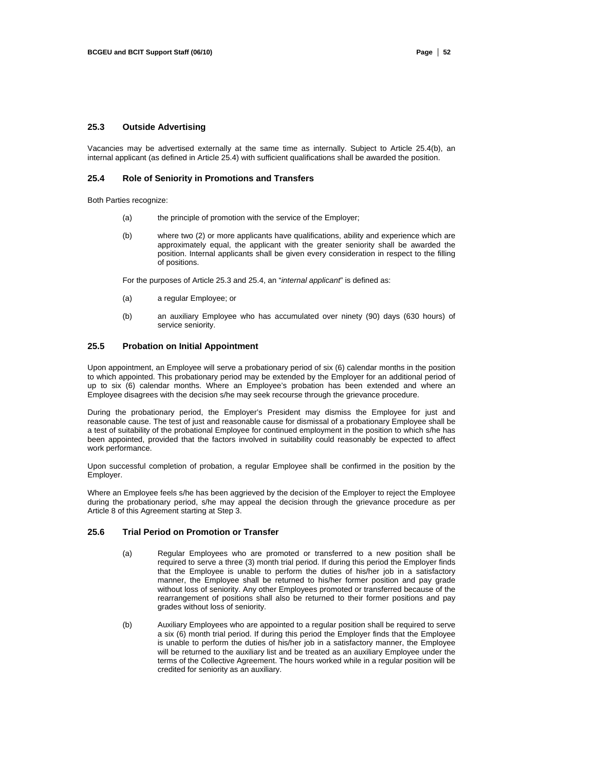### 25.3 Outside Advertising

Vacancies may be advertised externally at the same time as internally. Subject to Article 25.4(b), an internal applicant (as defined in Article 25.4) with sufficient qualifications shall be awarded the position.

### 25.4 Role of Seniority in Promotions and Transfers

Both Parties recognize:

(a) the principle of promotion with the service of the Employer;

(b) where two (2) or more applicants have qualifications, ability and experience which are approximately equal, the applicant with the greater seniority shall be awarded the position. Internal applicants shall be given every consideration in respect to the filling of positions.

For the purposes of Article 25.3 and 25.4, an "*internal applicant*" is defined as:

(a) a regular Employee; or

(b) an auxiliary Employee who has accumulated over ninety (90) days (630 hours) of service seniority.

### 25.5 Probation on Initial Appointment

Upon appointment, an Employee will serve a probationary period of six (6) calendar months in the position to which appointed. This probationary period may be extended by the Employer for an additional period of up to six (6) calendar months. Where an Employee's probation has been extended and where an Employee disagrees with the decision s/he may seek recourse through the grievance procedure.

During the probationary period, the Employer's President may dismiss the Employee for just and reasonable cause. The test of just and reasonable cause for dismissal of a probationary Employee shall be a test of suitability of the probational Employee for continued employment in the position to which s/he has been appointed, provided that the factors involved in suitability could reasonably be expected to affect work performance.

Upon successful completion of probation, a regular Employee shall be confirmed in the position by the Employer.

Where an Employee feels s/he has been aggrieved by the decision of the Employer to reject the Employee during the probationary period, s/he may appeal the decision through the grievance procedure as per Article 8 of this Agreement starting at Step 3.

### 25.6 Trial Period on Promotion or Transfer

(a) Regular Employees who are promoted or transferred to a new position shall be required to serve a three (3) month trial period. If during this period the Employer finds that the Employee is unable to perform the duties of his/her job in a satisfactory manner, the Employee shall be returned to his/her former position and pay grade without loss of seniority. Any other Employees promoted or transferred because of the rearrangement of positions shall also be returned to their former positions and pay grades without loss of seniority.

(b) Auxiliary Employees who are appointed to a regular position shall be required to serve a six (6) month trial period. If during this period the Employer finds that the Employee is unable to perform the duties of his/her job in a satisfactory manner, the Employee will be returned to the auxiliary list and be treated as an auxiliary Employee under the terms of the Collective Agreement. The hours worked while in a regular position will be credited for seniority as an auxiliary.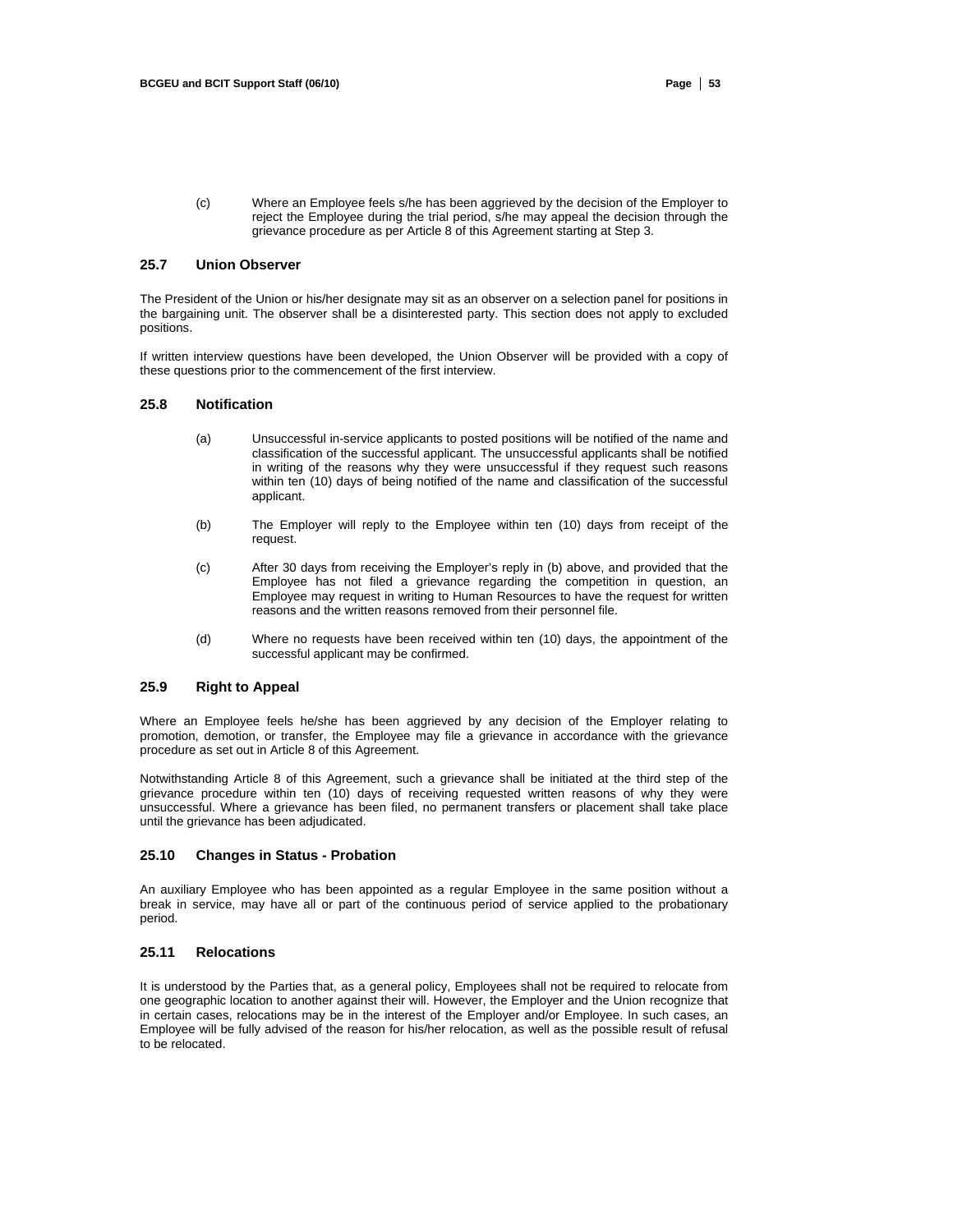(c) Where an Employee feels s/he has been aggrieved by the decision of the Employer to reject the Employee during the trial period, s/he may appeal the decision through the grievance procedure as per Article 8 of this Agreement starting at Step 3.

### 25.7 Union Observer

The President of the Union or his/her designate may sit as an observer on a selection panel for positions in the bargaining unit. The observer shall be a disinterested party. This section does not apply to excluded positions.

If written interview questions have been developed, the Union Observer will be provided with a copy of these questions prior to the commencement of the first interview.

### 25.8 Notification

(a) Unsuccessful in-service applicants to posted positions will be notified of the name and classification of the successful applicant. The unsuccessful applicants shall be notified in writing of the reasons why they were unsuccessful if they request such reasons within ten (10) days of being notified of the name and classification of the successful applicant.

(b) The Employer will reply to the Employee within ten (10) days from receipt of the request.

(c) After 30 days from receiving the Employer's reply in (b) above, and provided that the Employee has not filed a grievance regarding the competition in question, an Employee may request in writing to Human Resources to have the request for written reasons and the written reasons removed from their personnel file.

(d) Where no requests have been received within ten (10) days, the appointment of the successful applicant may be confirmed.

### 25.9 Right to Appeal

Where an Employee feels he/she has been aggrieved by any decision of the Employer relating to promotion, demotion, or transfer, the Employee may file a grievance in accordance with the grievance procedure as set out in Article 8 of this Agreement.

Notwithstanding Article 8 of this Agreement, such a grievance shall be initiated at the third step of the grievance procedure within ten (10) days of receiving requested written reasons of why they were unsuccessful. Where a grievance has been filed, no permanent transfers or placement shall take place until the grievance has been adjudicated.

### 25.10 Changes in Status - Probation

An auxiliary Employee who has been appointed as a regular Employee in the same position without a break in service, may have all or part of the continuous period of service applied to the probationary period.

### 25.11 Relocations

It is understood by the Parties that, as a general policy, Employees shall not be required to relocate from one geographic location to another against their will. However, the Employer and the Union recognize that in certain cases, relocations may be in the interest of the Employer and/or Employee. In such cases, an Employee will be fully advised of the reason for his/her relocation, as well as the possible result of refusal to be relocated.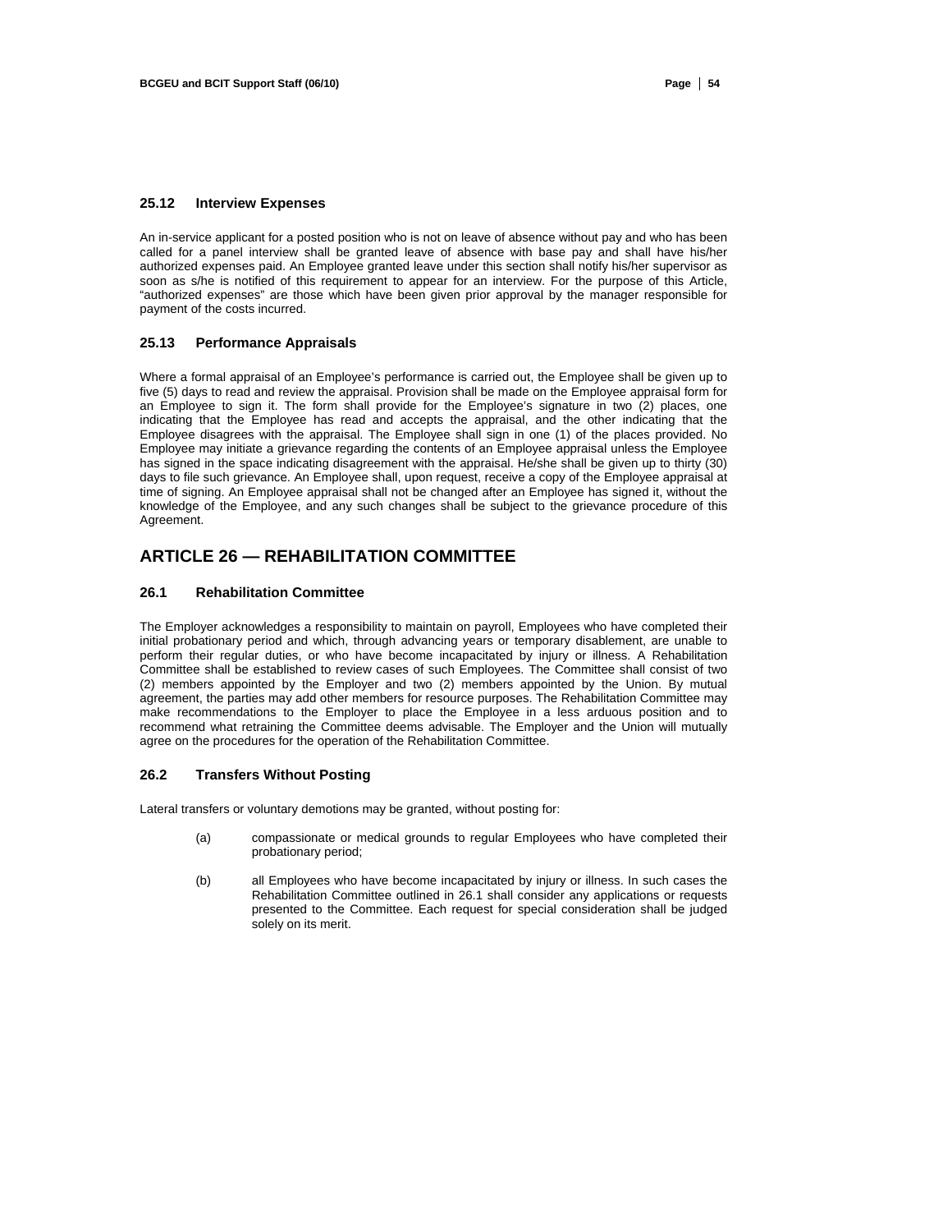### 25.12 Interview Expenses

An in-service applicant for a posted position who is not on leave of absence without pay and who has been called for a panel interview shall be granted leave of absence with base pay and shall have his/her authorized expenses paid. An Employee granted leave under this section shall notify his/her supervisor as soon as s/he is notified of this requirement to appear for an interview. For the purpose of this Article, "authorized expenses" are those which have been given prior approval by the manager responsible for payment of the costs incurred.

### 25.13 Performance Appraisals

Where a formal appraisal of an Employee's performance is carried out, the Employee shall be given up to five (5) days to read and review the appraisal. Provision shall be made on the Employee appraisal form for an Employee to sign it. The form shall provide for the Employee's signature in two (2) places, one indicating that the Employee has read and accepts the appraisal, and the other indicating that the Employee disagrees with the appraisal. The Employee shall sign in one (1) of the places provided. No Employee may initiate a grievance regarding the contents of an Employee appraisal unless the Employee has signed in the space indicating disagreement with the appraisal. He/she shall be given up to thirty (30) days to file such grievance. An Employee shall, upon request, receive a copy of the Employee appraisal at time of signing. An Employee appraisal shall not be changed after an Employee has signed it, without the knowledge of the Employee, and any such changes shall be subject to the grievance procedure of this Agreement.

## ARTICLE 26 — REHABILITATION COMMITTEE

### 26.1 Rehabilitation Committee

The Employer acknowledges a responsibility to maintain on payroll, Employees who have completed their initial probationary period and which, through advancing years or temporary disablement, are unable to perform their regular duties, or who have become incapacitated by injury or illness. A Rehabilitation Committee shall be established to review cases of such Employees. The Committee shall consist of two (2) members appointed by the Employer and two (2) members appointed by the Union. By mutual agreement, the parties may add other members for resource purposes. The Rehabilitation Committee may make recommendations to the Employer to place the Employee in a less arduous position and to recommend what retraining the Committee deems advisable. The Employer and the Union will mutually agree on the procedures for the operation of the Rehabilitation Committee.

### 26.2 Transfers Without Posting

Lateral transfers or voluntary demotions may be granted, without posting for:

(a) compassionate or medical grounds to regular Employees who have completed their probationary period;

(b) all Employees who have become incapacitated by injury or illness. In such cases the Rehabilitation Committee outlined in 26.1 shall consider any applications or requests presented to the Committee. Each request for special consideration shall be judged solely on its merit.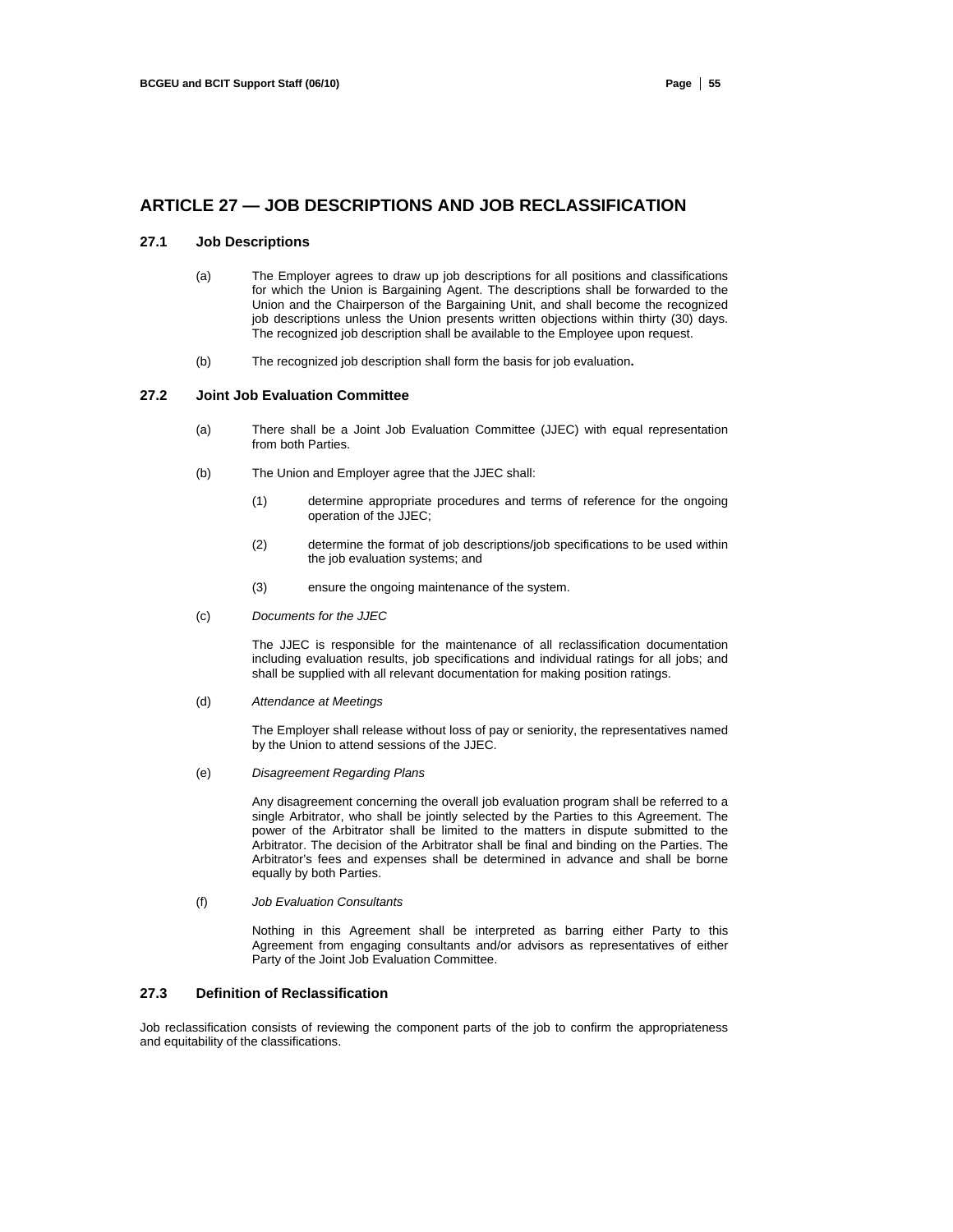## ARTICLE 27 — JOB DESCRIPTIONS AND JOB RECLASSIFICATION

### 27.1 Job Descriptions

(a) The Employer agrees to draw up job descriptions for all positions and classifications for which the Union is Bargaining Agent. The descriptions shall be forwarded to the Union and the Chairperson of the Bargaining Unit, and shall become the recognized job descriptions unless the Union presents written objections within thirty (30) days. The recognized job description shall be available to the Employee upon request.

(b) The recognized job description shall form the basis for job evaluation**.**

### 27.2 Joint Job Evaluation Committee

(a) There shall be a Joint Job Evaluation Committee (JJEC) with equal representation from both Parties.

(b) The Union and Employer agree that the JJEC shall:

(1) determine appropriate procedures and terms of reference for the ongoing operation of the JJEC;

(2) determine the format of job descriptions/job specifications to be used within the job evaluation systems; and

(3) ensure the ongoing maintenance of the system.

(c) *Documents for the JJEC*

The JJEC is responsible for the maintenance of all reclassification documentation including evaluation results, job specifications and individual ratings for all jobs; and shall be supplied with all relevant documentation for making position ratings.

(d) *Attendance at Meetings*

The Employer shall release without loss of pay or seniority, the representatives named by the Union to attend sessions of the JJEC.

(e) *Disagreement Regarding Plans*

Any disagreement concerning the overall job evaluation program shall be referred to a single Arbitrator, who shall be jointly selected by the Parties to this Agreement. The power of the Arbitrator shall be limited to the matters in dispute submitted to the Arbitrator. The decision of the Arbitrator shall be final and binding on the Parties. The Arbitrator's fees and expenses shall be determined in advance and shall be borne equally by both Parties.

(f) *Job Evaluation Consultants*

Nothing in this Agreement shall be interpreted as barring either Party to this Agreement from engaging consultants and/or advisors as representatives of either Party of the Joint Job Evaluation Committee.

### 27.3 Definition of Reclassification

Job reclassification consists of reviewing the component parts of the job to confirm the appropriateness and equitability of the classifications.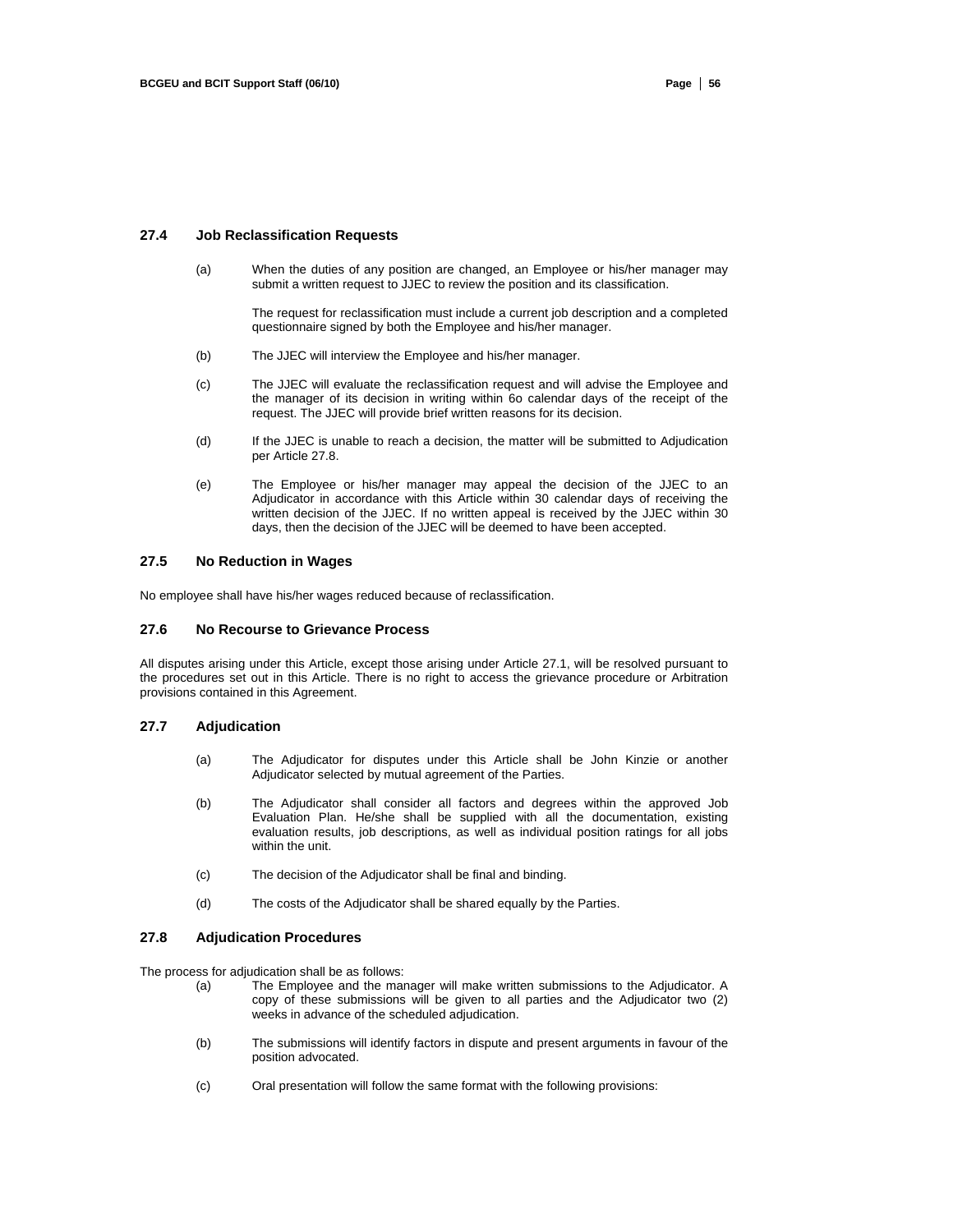## 27.4 Job Reclassification Requests

(a) When the duties of any position are changed, an Employee or his/her manager may submit a written request to JJEC to review the position and its classification.

The request for reclassification must include a current job description and a completed questionnaire signed by both the Employee and his/her manager.

(b) The JJEC will interview the Employee and his/her manager.

(c) The JJEC will evaluate the reclassification request and will advise the Employee and the manager of its decision in writing within 6o calendar days of the receipt of the request. The JJEC will provide brief written reasons for its decision.

(d) If the JJEC is unable to reach a decision, the matter will be submitted to Adjudication per Article 27.8.

(e) The Employee or his/her manager may appeal the decision of the JJEC to an Adjudicator in accordance with this Article within 30 calendar days of receiving the written decision of the JJEC. If no written appeal is received by the JJEC within 30 days, then the decision of the JJEC will be deemed to have been accepted.

## 27.5 No Reduction in Wages

No employee shall have his/her wages reduced because of reclassification.

## 27.6 No Recourse to Grievance Process

All disputes arising under this Article, except those arising under Article 27.1, will be resolved pursuant to the procedures set out in this Article. There is no right to access the grievance procedure or Arbitration provisions contained in this Agreement.

## 27.7 Adjudication

(a) The Adjudicator for disputes under this Article shall be John Kinzie or another Adjudicator selected by mutual agreement of the Parties.

(b) The Adjudicator shall consider all factors and degrees within the approved Job Evaluation Plan. He/she shall be supplied with all the documentation, existing evaluation results, job descriptions, as well as individual position ratings for all jobs within the unit.

(c) The decision of the Adjudicator shall be final and binding.

(d) The costs of the Adjudicator shall be shared equally by the Parties.

## 27.8 Adjudication Procedures

The process for adjudication shall be as follows:

(a) The Employee and the manager will make written submissions to the Adjudicator. A copy of these submissions will be given to all parties and the Adjudicator two (2) weeks in advance of the scheduled adjudication.

(b) The submissions will identify factors in dispute and present arguments in favour of the position advocated.

(c) Oral presentation will follow the same format with the following provisions: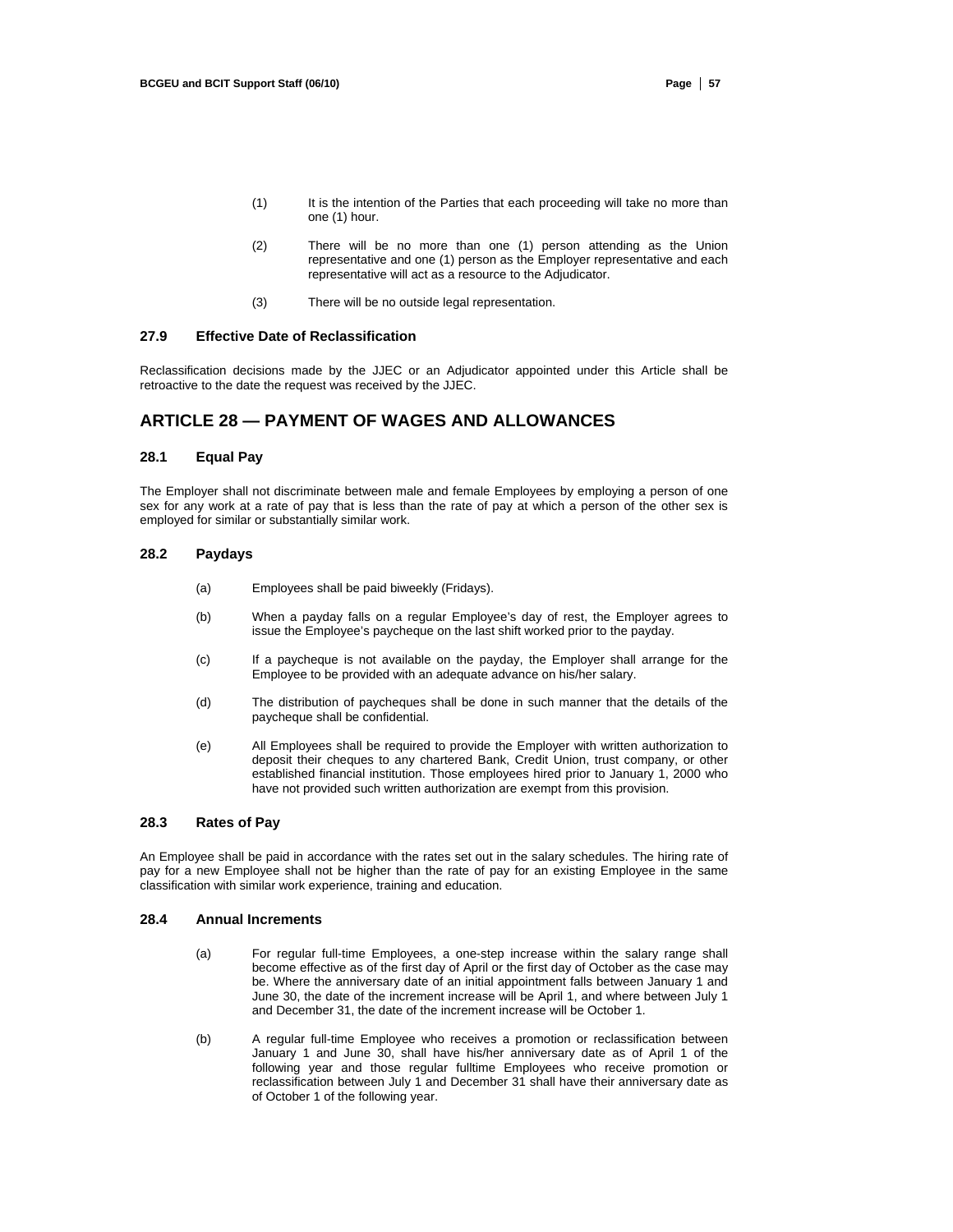(1) It is the intention of the Parties that each proceeding will take no more than one (1) hour.

(2) There will be no more than one (1) person attending as the Union representative and one (1) person as the Employer representative and each representative will act as a resource to the Adjudicator.

(3) There will be no outside legal representation.

### 27.9 Effective Date of Reclassification

Reclassification decisions made by the JJEC or an Adjudicator appointed under this Article shall be retroactive to the date the request was received by the JJEC.

## ARTICLE 28 — PAYMENT OF WAGES AND ALLOWANCES

### 28.1 Equal Pay

The Employer shall not discriminate between male and female Employees by employing a person of one sex for any work at a rate of pay that is less than the rate of pay at which a person of the other sex is employed for similar or substantially similar work.

### 28.2 Paydays

(a) Employees shall be paid biweekly (Fridays).

(b) When a payday falls on a regular Employee's day of rest, the Employer agrees to issue the Employee's paycheque on the last shift worked prior to the payday.

(c) If a paycheque is not available on the payday, the Employer shall arrange for the Employee to be provided with an adequate advance on his/her salary.

(d) The distribution of paycheques shall be done in such manner that the details of the paycheque shall be confidential.

(e) All Employees shall be required to provide the Employer with written authorization to deposit their cheques to any chartered Bank, Credit Union, trust company, or other established financial institution. Those employees hired prior to January 1, 2000 who have not provided such written authorization are exempt from this provision.

### 28.3 Rates of Pay

An Employee shall be paid in accordance with the rates set out in the salary schedules. The hiring rate of pay for a new Employee shall not be higher than the rate of pay for an existing Employee in the same classification with similar work experience, training and education.

### 28.4 Annual Increments

(a) For regular full-time Employees, a one-step increase within the salary range shall become effective as of the first day of April or the first day of October as the case may be. Where the anniversary date of an initial appointment falls between January 1 and June 30, the date of the increment increase will be April 1, and where between July 1 and December 31, the date of the increment increase will be October 1.

(b) A regular full-time Employee who receives a promotion or reclassification between January 1 and June 30, shall have his/her anniversary date as of April 1 of the following year and those regular fulltime Employees who receive promotion or reclassification between July 1 and December 31 shall have their anniversary date as of October 1 of the following year.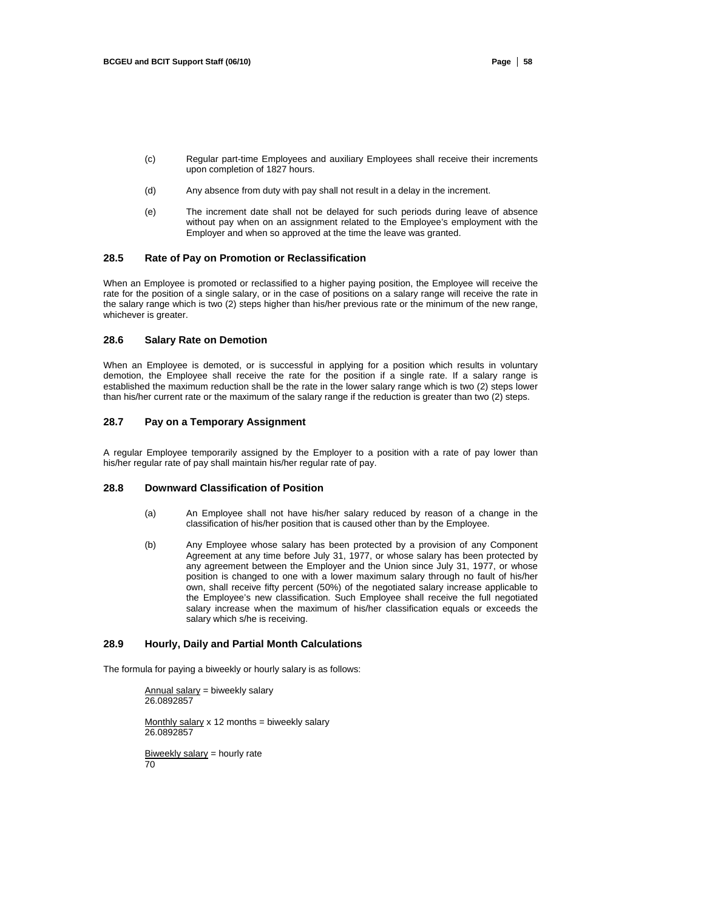(c) Regular part-time Employees and auxiliary Employees shall receive their increments upon completion of 1827 hours.

(d) Any absence from duty with pay shall not result in a delay in the increment.

(e) The increment date shall not be delayed for such periods during leave of absence without pay when on an assignment related to the Employee's employment with the Employer and when so approved at the time the leave was granted.

### 28.5 Rate of Pay on Promotion or Reclassification

When an Employee is promoted or reclassified to a higher paying position, the Employee will receive the rate for the position of a single salary, or in the case of positions on a salary range will receive the rate in the salary range which is two (2) steps higher than his/her previous rate or the minimum of the new range, whichever is greater.

### 28.6 Salary Rate on Demotion

When an Employee is demoted, or is successful in applying for a position which results in voluntary demotion, the Employee shall receive the rate for the position if a single rate. If a salary range is established the maximum reduction shall be the rate in the lower salary range which is two (2) steps lower than his/her current rate or the maximum of the salary range if the reduction is greater than two (2) steps.

### 28.7 Pay on a Temporary Assignment

A regular Employee temporarily assigned by the Employer to a position with a rate of pay lower than his/her regular rate of pay shall maintain his/her regular rate of pay.

### 28.8 Downward Classification of Position

(a) An Employee shall not have his/her salary reduced by reason of a change in the classification of his/her position that is caused other than by the Employee.

(b) Any Employee whose salary has been protected by a provision of any Component Agreement at any time before July 31, 1977, or whose salary has been protected by any agreement between the Employer and the Union since July 31, 1977, or whose position is changed to one with a lower maximum salary through no fault of his/her own, shall receive fifty percent (50%) of the negotiated salary increase applicable to the Employee's new classification. Such Employee shall receive the full negotiated salary increase when the maximum of his/her classification equals or exceeds the salary which s/he is receiving.

### 28.9 Hourly, Daily and Partial Month Calculations

The formula for paying a biweekly or hourly salary is as follows:

$$\frac{\text{Annual salary}}{26.0892857} = \text{biweekly salary}$$

$$\frac{\text{Monthly salary} \times 12 \text{ months}}{26.0892857} = \text{biweekly salary}$$

$$\frac{\text{Biweekly salary}}{70} = \text{hourly rate}$$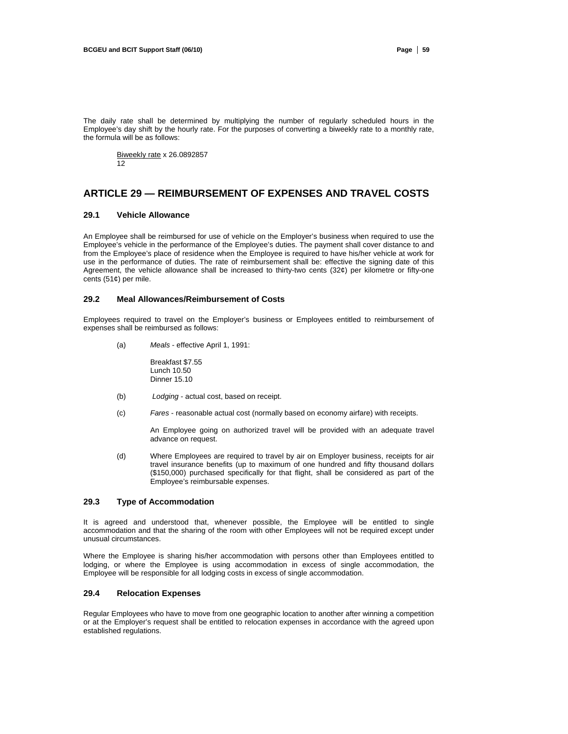The daily rate shall be determined by multiplying the number of regularly scheduled hours in the Employee's day shift by the hourly rate. For the purposes of converting a biweekly rate to a monthly rate, the formula will be as follows:

$$\frac{\text{Biweekly rate} \times 26.0892857}{12}$$

## ARTICLE 29 — REIMBURSEMENT OF EXPENSES AND TRAVEL COSTS

### 29.1 Vehicle Allowance

An Employee shall be reimbursed for use of vehicle on the Employer's business when required to use the Employee's vehicle in the performance of the Employee's duties. The payment shall cover distance to and from the Employee's place of residence when the Employee is required to have his/her vehicle at work for use in the performance of duties. The rate of reimbursement shall be: effective the signing date of this Agreement, the vehicle allowance shall be increased to thirty-two cents (32¢) per kilometre or fifty-one cents (51¢) per mile.

### 29.2 Meal Allowances/Reimbursement of Costs

Employees required to travel on the Employer's business or Employees entitled to reimbursement of expenses shall be reimbursed as follows:

(a) *Meals* - effective April 1, 1991:

Breakfast $7.55
Lunch 10.50
Dinner 15.10

(b) *Lodging* - actual cost, based on receipt.

(c) *Fares* - reasonable actual cost (normally based on economy airfare) with receipts.

An Employee going on authorized travel will be provided with an adequate travel advance on request.

(d) Where Employees are required to travel by air on Employer business, receipts for air travel insurance benefits (up to maximum of one hundred and fifty thousand dollars ($150,000) purchased specifically for that flight, shall be considered as part of the Employee's reimbursable expenses.

### 29.3 Type of Accommodation

It is agreed and understood that, whenever possible, the Employee will be entitled to single accommodation and that the sharing of the room with other Employees will not be required except under unusual circumstances.

Where the Employee is sharing his/her accommodation with persons other than Employees entitled to lodging, or where the Employee is using accommodation in excess of single accommodation, the Employee will be responsible for all lodging costs in excess of single accommodation.

### 29.4 Relocation Expenses

Regular Employees who have to move from one geographic location to another after winning a competition or at the Employer's request shall be entitled to relocation expenses in accordance with the agreed upon established regulations.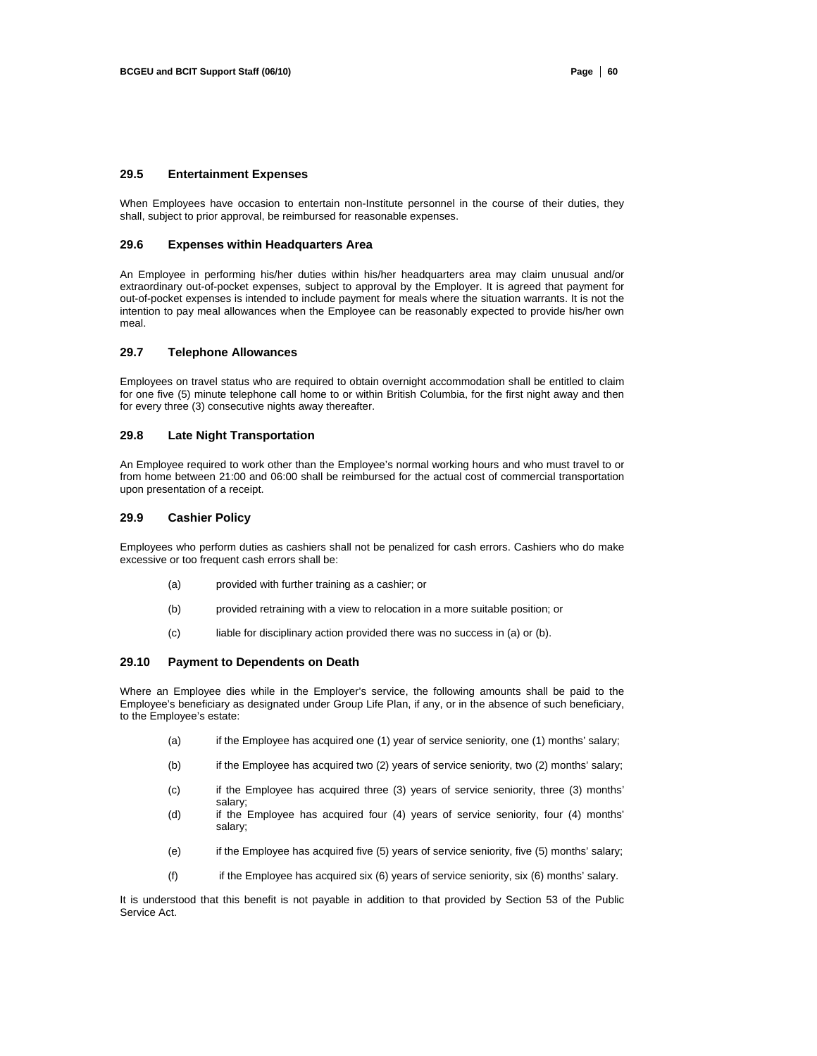### 29.5 Entertainment Expenses

When Employees have occasion to entertain non-Institute personnel in the course of their duties, they shall, subject to prior approval, be reimbursed for reasonable expenses.

### 29.6 Expenses within Headquarters Area

An Employee in performing his/her duties within his/her headquarters area may claim unusual and/or extraordinary out-of-pocket expenses, subject to approval by the Employer. It is agreed that payment for out-of-pocket expenses is intended to include payment for meals where the situation warrants. It is not the intention to pay meal allowances when the Employee can be reasonably expected to provide his/her own meal.

### 29.7 Telephone Allowances

Employees on travel status who are required to obtain overnight accommodation shall be entitled to claim for one five (5) minute telephone call home to or within British Columbia, for the first night away and then for every three (3) consecutive nights away thereafter.

### 29.8 Late Night Transportation

An Employee required to work other than the Employee's normal working hours and who must travel to or from home between 21:00 and 06:00 shall be reimbursed for the actual cost of commercial transportation upon presentation of a receipt.

### 29.9 Cashier Policy

Employees who perform duties as cashiers shall not be penalized for cash errors. Cashiers who do make excessive or too frequent cash errors shall be:

(a) provided with further training as a cashier; or

(b) provided retraining with a view to relocation in a more suitable position; or

(c) liable for disciplinary action provided there was no success in (a) or (b).

### 29.10 Payment to Dependents on Death

Where an Employee dies while in the Employer's service, the following amounts shall be paid to the Employee's beneficiary as designated under Group Life Plan, if any, or in the absence of such beneficiary, to the Employee's estate:

(a) if the Employee has acquired one (1) year of service seniority, one (1) months' salary;

(b) if the Employee has acquired two (2) years of service seniority, two (2) months' salary;

(c) if the Employee has acquired three (3) years of service seniority, three (3) months' salary;

(d) if the Employee has acquired four (4) years of service seniority, four (4) months' salary;

(e) if the Employee has acquired five (5) years of service seniority, five (5) months' salary;

(f) if the Employee has acquired six (6) years of service seniority, six (6) months' salary.

It is understood that this benefit is not payable in addition to that provided by Section 53 of the Public Service Act.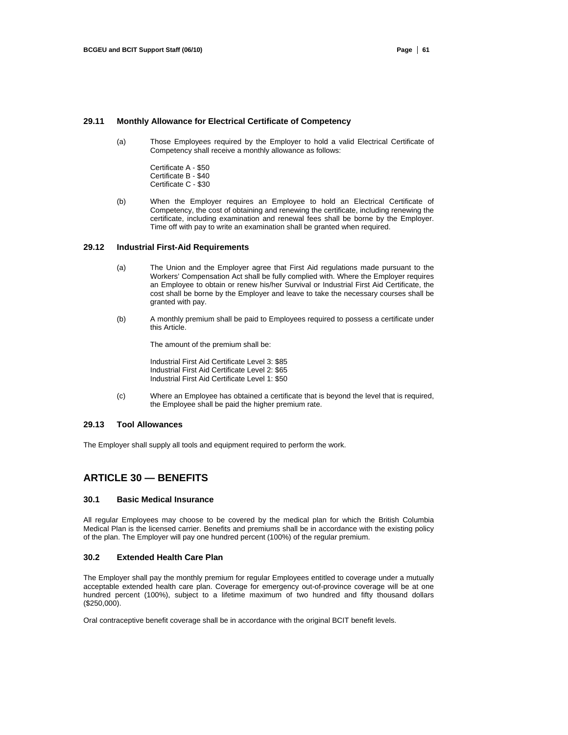### 29.11 Monthly Allowance for Electrical Certificate of Competency

(a) Those Employees required by the Employer to hold a valid Electrical Certificate of Competency shall receive a monthly allowance as follows:

Certificate A - $50
Certificate B - $40
Certificate C - $30

(b) When the Employer requires an Employee to hold an Electrical Certificate of Competency, the cost of obtaining and renewing the certificate, including renewing the certificate, including examination and renewal fees shall be borne by the Employer. Time off with pay to write an examination shall be granted when required.

### 29.12 Industrial First-Aid Requirements

(a) The Union and the Employer agree that First Aid regulations made pursuant to the Workers' Compensation Act shall be fully complied with. Where the Employer requires an Employee to obtain or renew his/her Survival or Industrial First Aid Certificate, the cost shall be borne by the Employer and leave to take the necessary courses shall be granted with pay.

(b) A monthly premium shall be paid to Employees required to possess a certificate under this Article.

The amount of the premium shall be:

Industrial First Aid Certificate Level 3: $85
Industrial First Aid Certificate Level 2: $65
Industrial First Aid Certificate Level 1: $50

(c) Where an Employee has obtained a certificate that is beyond the level that is required, the Employee shall be paid the higher premium rate.

### 29.13 Tool Allowances

The Employer shall supply all tools and equipment required to perform the work.

## ARTICLE 30 — BENEFITS

### 30.1 Basic Medical Insurance

All regular Employees may choose to be covered by the medical plan for which the British Columbia Medical Plan is the licensed carrier. Benefits and premiums shall be in accordance with the existing policy of the plan. The Employer will pay one hundred percent (100%) of the regular premium.

### 30.2 Extended Health Care Plan

The Employer shall pay the monthly premium for regular Employees entitled to coverage under a mutually acceptable extended health care plan. Coverage for emergency out-of-province coverage will be at one hundred percent (100%), subject to a lifetime maximum of two hundred and fifty thousand dollars ($250,000).

Oral contraceptive benefit coverage shall be in accordance with the original BCIT benefit levels.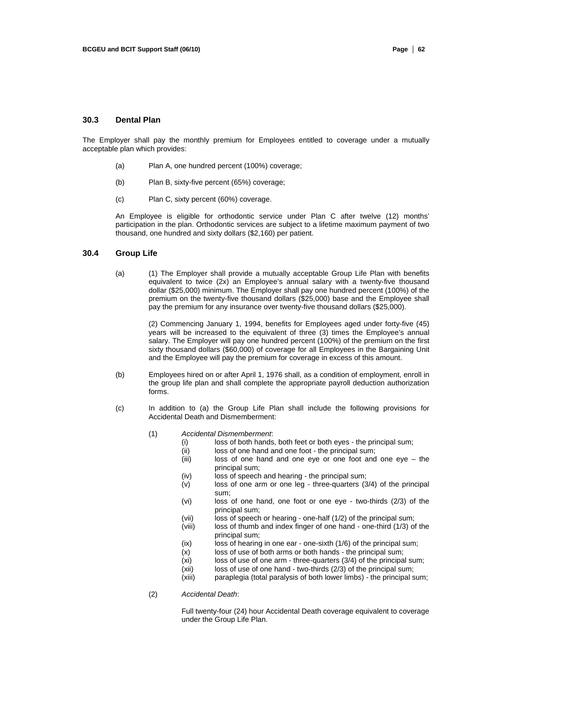### 30.3 Dental Plan

The Employer shall pay the monthly premium for Employees entitled to coverage under a mutually acceptable plan which provides:

(a) Plan A, one hundred percent (100%) coverage;

(b) Plan B, sixty-five percent (65%) coverage;

(c) Plan C, sixty percent (60%) coverage.

An Employee is eligible for orthodontic service under Plan C after twelve (12) months' participation in the plan. Orthodontic services are subject to a lifetime maximum payment of two thousand, one hundred and sixty dollars ($2,160) per patient.

### 30.4 Group Life

(a) (1) The Employer shall provide a mutually acceptable Group Life Plan with benefits equivalent to twice (2x) an Employee's annual salary with a twenty-five thousand dollar ($25,000) minimum. The Employer shall pay one hundred percent (100%) of the premium on the twenty-five thousand dollars ($25,000) base and the Employee shall pay the premium for any insurance over twenty-five thousand dollars ($25,000).

(2) Commencing January 1, 1994, benefits for Employees aged under forty-five (45) years will be increased to the equivalent of three (3) times the Employee's annual salary. The Employer will pay one hundred percent (100%) of the premium on the first sixty thousand dollars ($60,000) of coverage for all Employees in the Bargaining Unit and the Employee will pay the premium for coverage in excess of this amount.

(b) Employees hired on or after April 1, 1976 shall, as a condition of employment, enroll in the group life plan and shall complete the appropriate payroll deduction authorization forms.

(c) In addition to (a) the Group Life Plan shall include the following provisions for Accidental Death and Dismemberment:

(1) *Accidental Dismemberment*:

(i) loss of both hands, both feet or both eyes - the principal sum;
(ii) loss of one hand and one foot - the principal sum;
(iii) loss of one hand and one eye or one foot and one eye – the principal sum;
(iv) loss of speech and hearing - the principal sum;
(v) loss of one arm or one leg - three-quarters (3/4) of the principal sum;
(vi) loss of one hand, one foot or one eye - two-thirds (2/3) of the principal sum;
(vii) loss of speech or hearing - one-half (1/2) of the principal sum;
(viii) loss of thumb and index finger of one hand - one-third (1/3) of the principal sum;
(ix) loss of hearing in one ear - one-sixth (1/6) of the principal sum;
(x) loss of use of both arms or both hands - the principal sum;
(xi) loss of use of one arm - three-quarters (3/4) of the principal sum;
(xii) loss of use of one hand - two-thirds (2/3) of the principal sum;
(xiii) paraplegia (total paralysis of both lower limbs) - the principal sum;

(2) *Accidental Death*:

Full twenty-four (24) hour Accidental Death coverage equivalent to coverage under the Group Life Plan.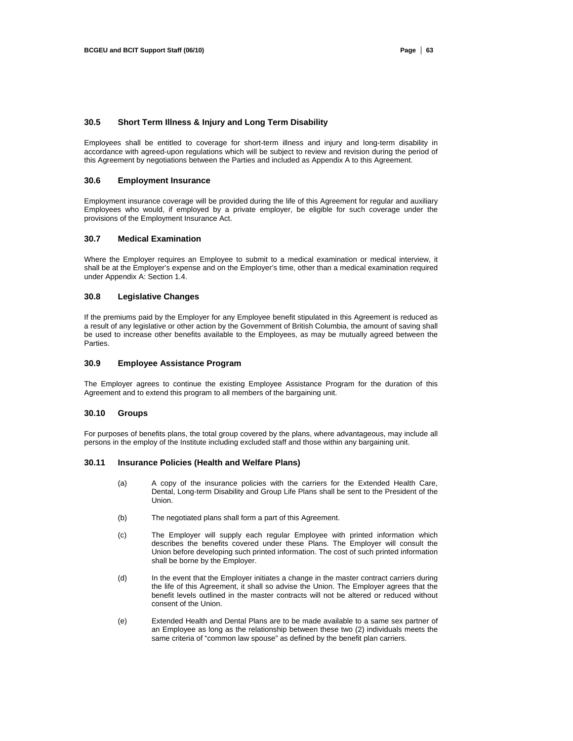### 30.5 Short Term Illness & Injury and Long Term Disability

Employees shall be entitled to coverage for short-term illness and injury and long-term disability in accordance with agreed-upon regulations which will be subject to review and revision during the period of this Agreement by negotiations between the Parties and included as Appendix A to this Agreement.

### 30.6 Employment Insurance

Employment insurance coverage will be provided during the life of this Agreement for regular and auxiliary Employees who would, if employed by a private employer, be eligible for such coverage under the provisions of the Employment Insurance Act.

### 30.7 Medical Examination

Where the Employer requires an Employee to submit to a medical examination or medical interview, it shall be at the Employer's expense and on the Employer's time, other than a medical examination required under Appendix A: Section 1.4.

### 30.8 Legislative Changes

If the premiums paid by the Employer for any Employee benefit stipulated in this Agreement is reduced as a result of any legislative or other action by the Government of British Columbia, the amount of saving shall be used to increase other benefits available to the Employees, as may be mutually agreed between the Parties.

### 30.9 Employee Assistance Program

The Employer agrees to continue the existing Employee Assistance Program for the duration of this Agreement and to extend this program to all members of the bargaining unit.

### 30.10 Groups

For purposes of benefits plans, the total group covered by the plans, where advantageous, may include all persons in the employ of the Institute including excluded staff and those within any bargaining unit.

### 30.11 Insurance Policies (Health and Welfare Plans)

(a) A copy of the insurance policies with the carriers for the Extended Health Care, Dental, Long-term Disability and Group Life Plans shall be sent to the President of the Union.

(b) The negotiated plans shall form a part of this Agreement.

(c) The Employer will supply each regular Employee with printed information which describes the benefits covered under these Plans. The Employer will consult the Union before developing such printed information. The cost of such printed information shall be borne by the Employer.

(d) In the event that the Employer initiates a change in the master contract carriers during the life of this Agreement, it shall so advise the Union. The Employer agrees that the benefit levels outlined in the master contracts will not be altered or reduced without consent of the Union.

(e) Extended Health and Dental Plans are to be made available to a same sex partner of an Employee as long as the relationship between these two (2) individuals meets the same criteria of "common law spouse" as defined by the benefit plan carriers.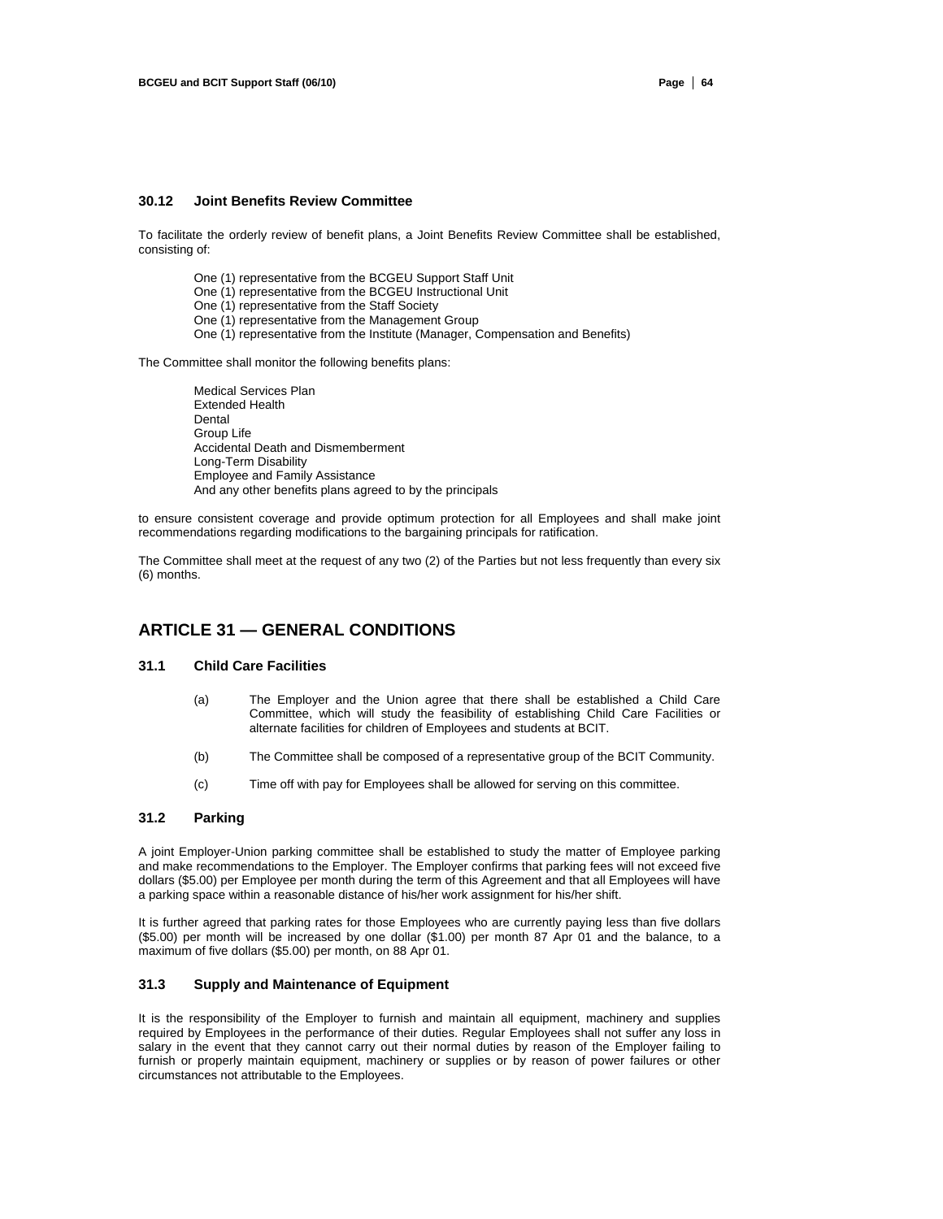### 30.12 Joint Benefits Review Committee

To facilitate the orderly review of benefit plans, a Joint Benefits Review Committee shall be established, consisting of:

One (1) representative from the BCGEU Support Staff Unit
One (1) representative from the BCGEU Instructional Unit
One (1) representative from the Staff Society
One (1) representative from the Management Group
One (1) representative from the Institute (Manager, Compensation and Benefits)

The Committee shall monitor the following benefits plans:

Medical Services Plan
Extended Health
Dental
Group Life
Accidental Death and Dismemberment
Long-Term Disability
Employee and Family Assistance
And any other benefits plans agreed to by the principals

to ensure consistent coverage and provide optimum protection for all Employees and shall make joint recommendations regarding modifications to the bargaining principals for ratification.

The Committee shall meet at the request of any two (2) of the Parties but not less frequently than every six (6) months.

## ARTICLE 31 — GENERAL CONDITIONS

### 31.1 Child Care Facilities

(a) The Employer and the Union agree that there shall be established a Child Care Committee, which will study the feasibility of establishing Child Care Facilities or alternate facilities for children of Employees and students at BCIT.

(b) The Committee shall be composed of a representative group of the BCIT Community.

(c) Time off with pay for Employees shall be allowed for serving on this committee.

### 31.2 Parking

A joint Employer-Union parking committee shall be established to study the matter of Employee parking and make recommendations to the Employer. The Employer confirms that parking fees will not exceed five dollars ($5.00) per Employee per month during the term of this Agreement and that all Employees will have a parking space within a reasonable distance of his/her work assignment for his/her shift.

It is further agreed that parking rates for those Employees who are currently paying less than five dollars ($5.00) per month will be increased by one dollar ($1.00) per month 87 Apr 01 and the balance, to a maximum of five dollars ($5.00) per month, on 88 Apr 01.

### 31.3 Supply and Maintenance of Equipment

It is the responsibility of the Employer to furnish and maintain all equipment, machinery and supplies required by Employees in the performance of their duties. Regular Employees shall not suffer any loss in salary in the event that they cannot carry out their normal duties by reason of the Employer failing to furnish or properly maintain equipment, machinery or supplies or by reason of power failures or other circumstances not attributable to the Employees.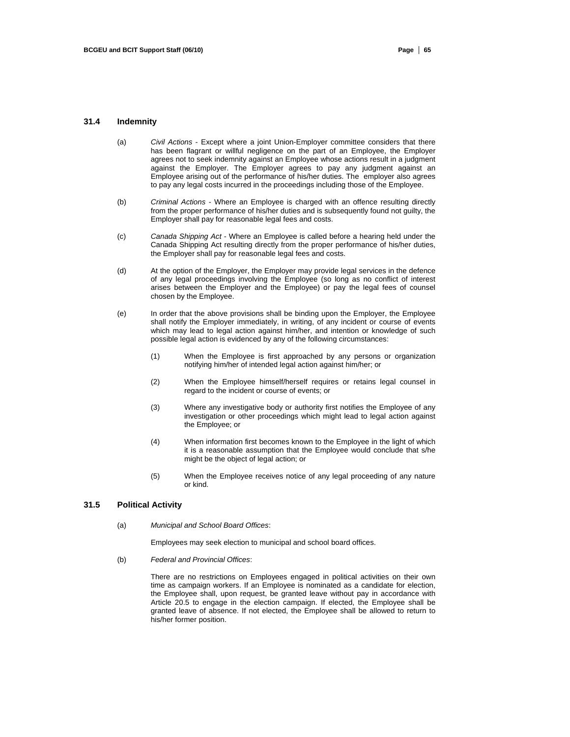### 31.4 Indemnity

(a) *Civil Actions* - Except where a joint Union-Employer committee considers that there has been flagrant or willful negligence on the part of an Employee, the Employer agrees not to seek indemnity against an Employee whose actions result in a judgment against the Employer. The Employer agrees to pay any judgment against an Employee arising out of the performance of his/her duties. The employer also agrees to pay any legal costs incurred in the proceedings including those of the Employee.

(b) *Criminal Actions* - Where an Employee is charged with an offence resulting directly from the proper performance of his/her duties and is subsequently found not guilty, the Employer shall pay for reasonable legal fees and costs.

(c) *Canada Shipping Act* - Where an Employee is called before a hearing held under the Canada Shipping Act resulting directly from the proper performance of his/her duties, the Employer shall pay for reasonable legal fees and costs.

(d) At the option of the Employer, the Employer may provide legal services in the defence of any legal proceedings involving the Employee (so long as no conflict of interest arises between the Employer and the Employee) or pay the legal fees of counsel chosen by the Employee.

(e) In order that the above provisions shall be binding upon the Employer, the Employee shall notify the Employer immediately, in writing, of any incident or course of events which may lead to legal action against him/her, and intention or knowledge of such possible legal action is evidenced by any of the following circumstances:

(1) When the Employee is first approached by any persons or organization notifying him/her of intended legal action against him/her; or

(2) When the Employee himself/herself requires or retains legal counsel in regard to the incident or course of events; or

(3) Where any investigative body or authority first notifies the Employee of any investigation or other proceedings which might lead to legal action against the Employee; or

(4) When information first becomes known to the Employee in the light of which it is a reasonable assumption that the Employee would conclude that s/he might be the object of legal action; or

(5) When the Employee receives notice of any legal proceeding of any nature or kind.

### 31.5 Political Activity

(a) *Municipal and School Board Offices*:

Employees may seek election to municipal and school board offices.

(b) *Federal and Provincial Offices*:

There are no restrictions on Employees engaged in political activities on their own time as campaign workers. If an Employee is nominated as a candidate for election, the Employee shall, upon request, be granted leave without pay in accordance with Article 20.5 to engage in the election campaign. If elected, the Employee shall be granted leave of absence. If not elected, the Employee shall be allowed to return to his/her former position.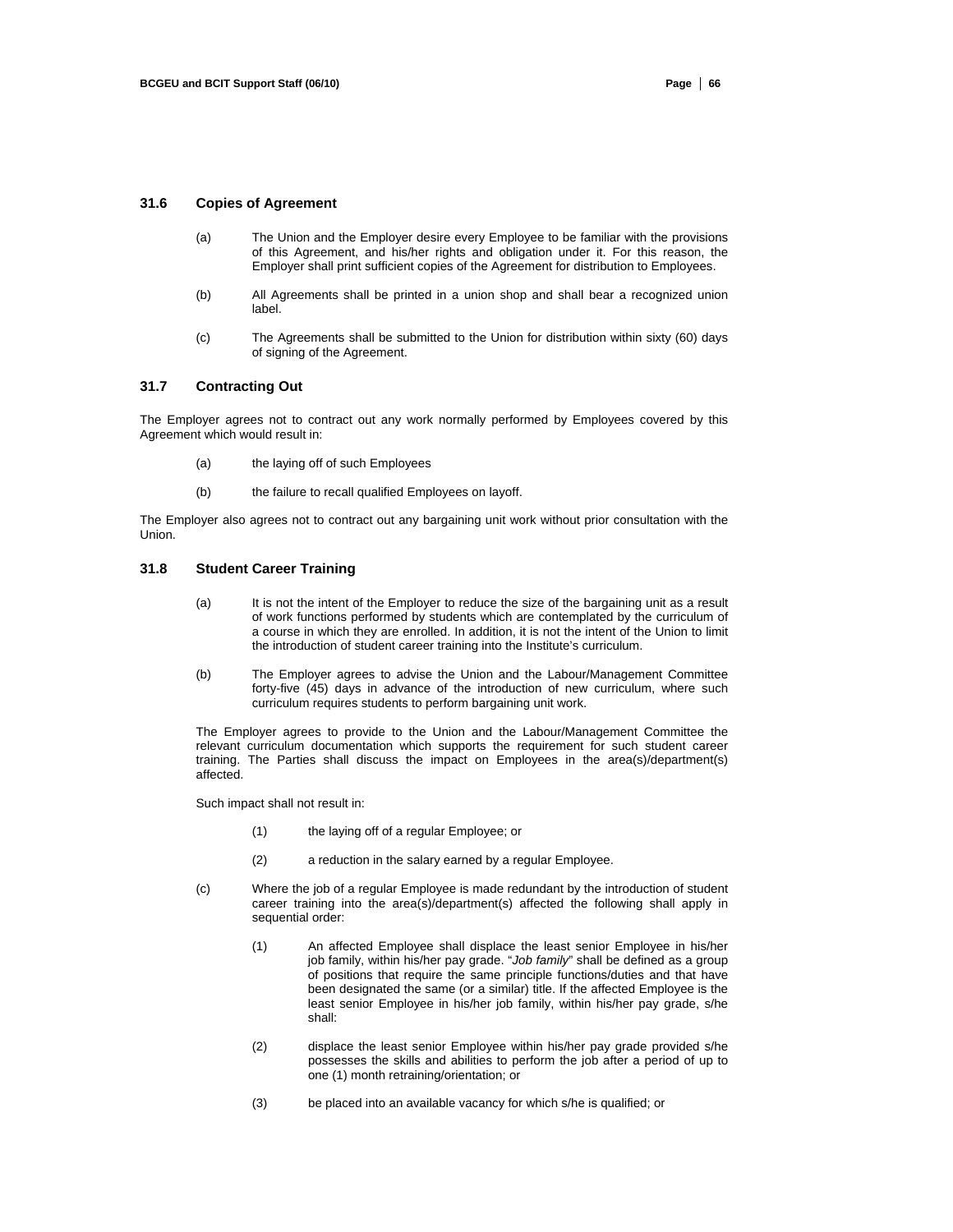### 31.6 Copies of Agreement

(a) The Union and the Employer desire every Employee to be familiar with the provisions of this Agreement, and his/her rights and obligation under it. For this reason, the Employer shall print sufficient copies of the Agreement for distribution to Employees.

(b) All Agreements shall be printed in a union shop and shall bear a recognized union label.

(c) The Agreements shall be submitted to the Union for distribution within sixty (60) days of signing of the Agreement.

### 31.7 Contracting Out

The Employer agrees not to contract out any work normally performed by Employees covered by this Agreement which would result in:

(a) the laying off of such Employees

(b) the failure to recall qualified Employees on layoff.

The Employer also agrees not to contract out any bargaining unit work without prior consultation with the Union.

### 31.8 Student Career Training

(a) It is not the intent of the Employer to reduce the size of the bargaining unit as a result of work functions performed by students which are contemplated by the curriculum of a course in which they are enrolled. In addition, it is not the intent of the Union to limit the introduction of student career training into the Institute's curriculum.

(b) The Employer agrees to advise the Union and the Labour/Management Committee forty-five (45) days in advance of the introduction of new curriculum, where such curriculum requires students to perform bargaining unit work.

The Employer agrees to provide to the Union and the Labour/Management Committee the relevant curriculum documentation which supports the requirement for such student career training. The Parties shall discuss the impact on Employees in the area(s)/department(s) affected.

Such impact shall not result in:

(1) the laying off of a regular Employee; or

(2) a reduction in the salary earned by a regular Employee.

(c) Where the job of a regular Employee is made redundant by the introduction of student career training into the area(s)/department(s) affected the following shall apply in sequential order:

(1) An affected Employee shall displace the least senior Employee in his/her job family, within his/her pay grade. "*Job family*" shall be defined as a group of positions that require the same principle functions/duties and that have been designated the same (or a similar) title. If the affected Employee is the least senior Employee in his/her job family, within his/her pay grade, s/he shall:

(2) displace the least senior Employee within his/her pay grade provided s/he possesses the skills and abilities to perform the job after a period of up to one (1) month retraining/orientation; or

(3) be placed into an available vacancy for which s/he is qualified; or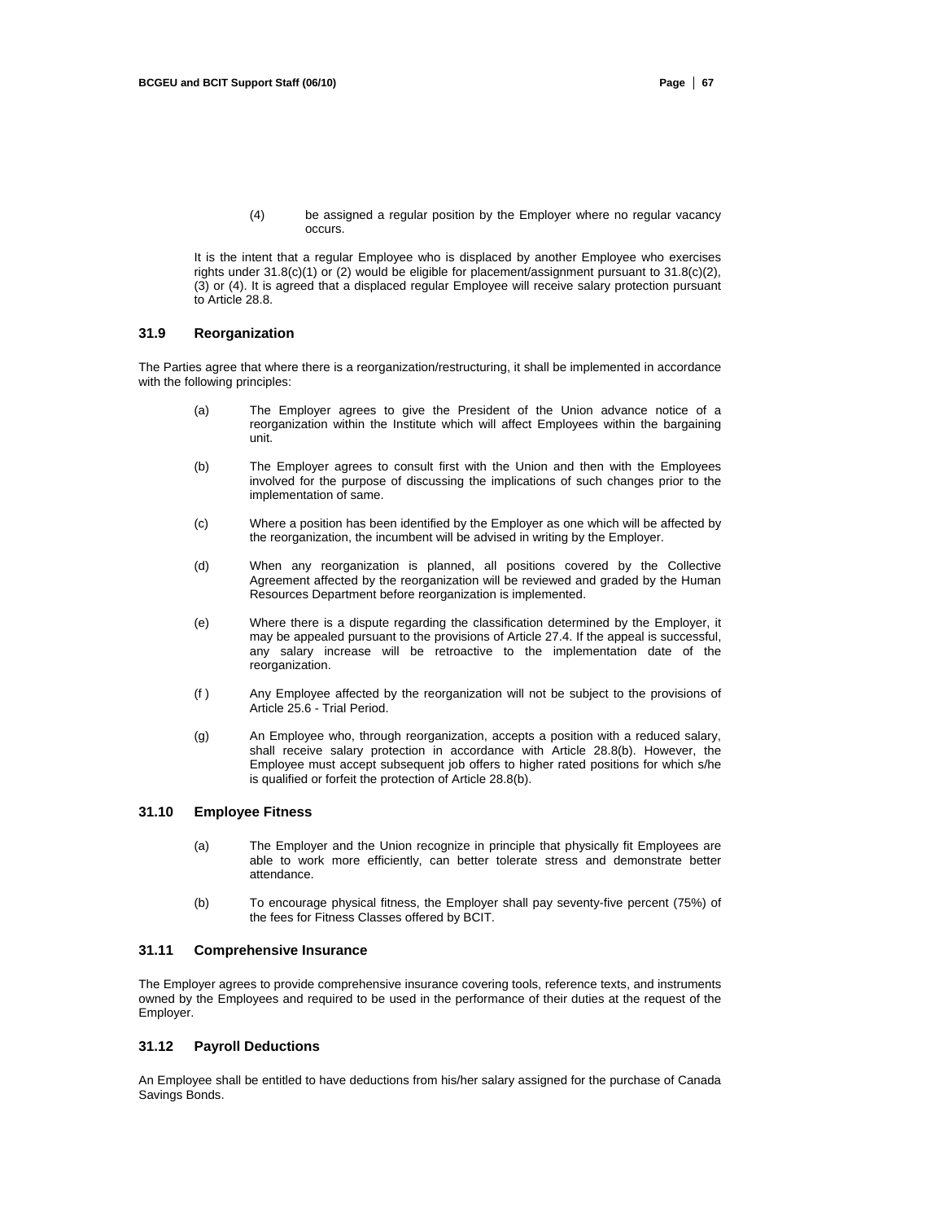(4) be assigned a regular position by the Employer where no regular vacancy occurs.

It is the intent that a regular Employee who is displaced by another Employee who exercises rights under 31.8(c)(1) or (2) would be eligible for placement/assignment pursuant to 31.8(c)(2), (3) or (4). It is agreed that a displaced regular Employee will receive salary protection pursuant to Article 28.8.

### 31.9 Reorganization

The Parties agree that where there is a reorganization/restructuring, it shall be implemented in accordance with the following principles:

(a) The Employer agrees to give the President of the Union advance notice of a reorganization within the Institute which will affect Employees within the bargaining unit.

(b) The Employer agrees to consult first with the Union and then with the Employees involved for the purpose of discussing the implications of such changes prior to the implementation of same.

(c) Where a position has been identified by the Employer as one which will be affected by the reorganization, the incumbent will be advised in writing by the Employer.

(d) When any reorganization is planned, all positions covered by the Collective Agreement affected by the reorganization will be reviewed and graded by the Human Resources Department before reorganization is implemented.

(e) Where there is a dispute regarding the classification determined by the Employer, it may be appealed pursuant to the provisions of Article 27.4. If the appeal is successful, any salary increase will be retroactive to the implementation date of the reorganization.

(f ) Any Employee affected by the reorganization will not be subject to the provisions of Article 25.6 - Trial Period.

(g) An Employee who, through reorganization, accepts a position with a reduced salary, shall receive salary protection in accordance with Article 28.8(b). However, the Employee must accept subsequent job offers to higher rated positions for which s/he is qualified or forfeit the protection of Article 28.8(b).

### 31.10 Employee Fitness

(a) The Employer and the Union recognize in principle that physically fit Employees are able to work more efficiently, can better tolerate stress and demonstrate better attendance.

(b) To encourage physical fitness, the Employer shall pay seventy-five percent (75%) of the fees for Fitness Classes offered by BCIT.

### 31.11 Comprehensive Insurance

The Employer agrees to provide comprehensive insurance covering tools, reference texts, and instruments owned by the Employees and required to be used in the performance of their duties at the request of the Employer.

### 31.12 Payroll Deductions

An Employee shall be entitled to have deductions from his/her salary assigned for the purchase of Canada Savings Bonds.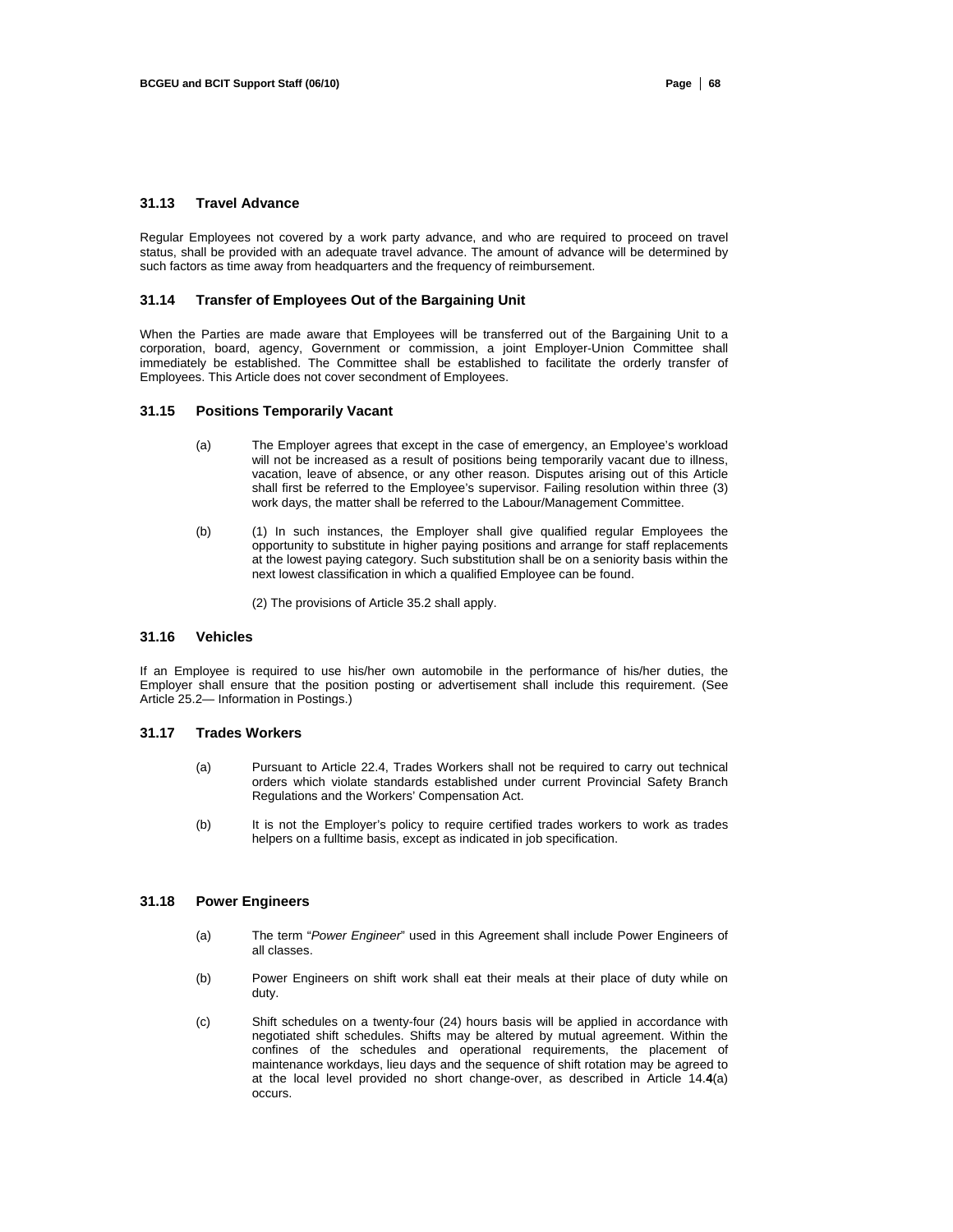### 31.13 Travel Advance

Regular Employees not covered by a work party advance, and who are required to proceed on travel status, shall be provided with an adequate travel advance. The amount of advance will be determined by such factors as time away from headquarters and the frequency of reimbursement.

### 31.14 Transfer of Employees Out of the Bargaining Unit

When the Parties are made aware that Employees will be transferred out of the Bargaining Unit to a corporation, board, agency, Government or commission, a joint Employer-Union Committee shall immediately be established. The Committee shall be established to facilitate the orderly transfer of Employees. This Article does not cover secondment of Employees.

### 31.15 Positions Temporarily Vacant

(a) The Employer agrees that except in the case of emergency, an Employee's workload will not be increased as a result of positions being temporarily vacant due to illness, vacation, leave of absence, or any other reason. Disputes arising out of this Article shall first be referred to the Employee's supervisor. Failing resolution within three (3) work days, the matter shall be referred to the Labour/Management Committee.

(b) (1) In such instances, the Employer shall give qualified regular Employees the opportunity to substitute in higher paying positions and arrange for staff replacements at the lowest paying category. Such substitution shall be on a seniority basis within the next lowest classification in which a qualified Employee can be found.

(2) The provisions of Article 35.2 shall apply.

### 31.16 Vehicles

If an Employee is required to use his/her own automobile in the performance of his/her duties, the Employer shall ensure that the position posting or advertisement shall include this requirement. (See Article 25.2— Information in Postings.)

### 31.17 Trades Workers

(a) Pursuant to Article 22.4, Trades Workers shall not be required to carry out technical orders which violate standards established under current Provincial Safety Branch Regulations and the Workers' Compensation Act.

(b) It is not the Employer's policy to require certified trades workers to work as trades helpers on a fulltime basis, except as indicated in job specification.

### 31.18 Power Engineers

(a) The term "*Power Engineer*" used in this Agreement shall include Power Engineers of all classes.

(b) Power Engineers on shift work shall eat their meals at their place of duty while on duty.

(c) Shift schedules on a twenty-four (24) hours basis will be applied in accordance with negotiated shift schedules. Shifts may be altered by mutual agreement. Within the confines of the schedules and operational requirements, the placement of maintenance workdays, lieu days and the sequence of shift rotation may be agreed to at the local level provided no short change-over, as described in Article 14.**4**(a) occurs.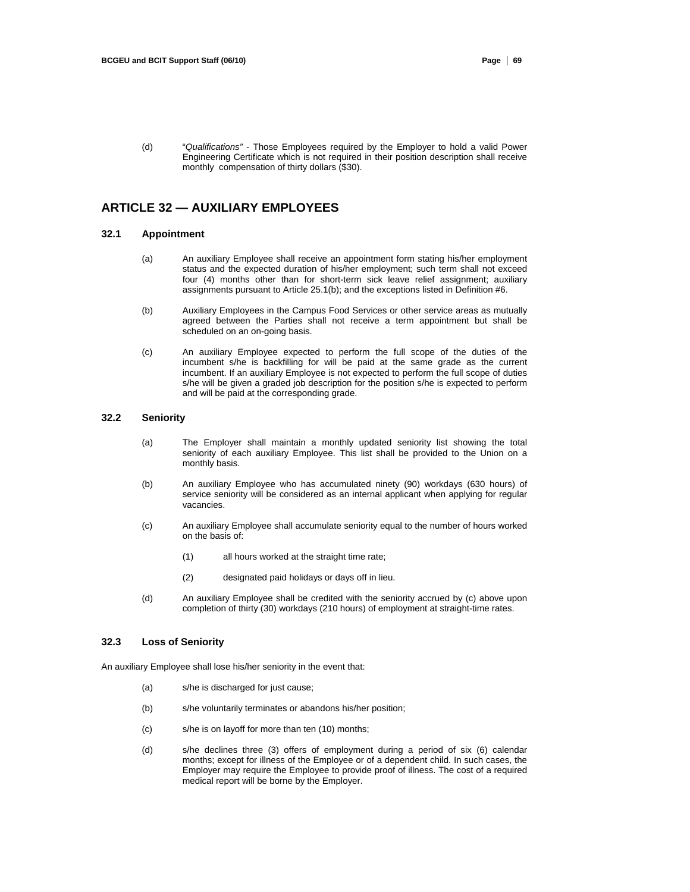(d) "*Qualifications"* - Those Employees required by the Employer to hold a valid Power Engineering Certificate which is not required in their position description shall receive monthly compensation of thirty dollars ($30).

## ARTICLE 32 — AUXILIARY EMPLOYEES

### 32.1 Appointment

(a) An auxiliary Employee shall receive an appointment form stating his/her employment status and the expected duration of his/her employment; such term shall not exceed four (4) months other than for short-term sick leave relief assignment; auxiliary assignments pursuant to Article 25.1(b); and the exceptions listed in Definition #6.

(b) Auxiliary Employees in the Campus Food Services or other service areas as mutually agreed between the Parties shall not receive a term appointment but shall be scheduled on an on-going basis.

(c) An auxiliary Employee expected to perform the full scope of the duties of the incumbent s/he is backfilling for will be paid at the same grade as the current incumbent. If an auxiliary Employee is not expected to perform the full scope of duties s/he will be given a graded job description for the position s/he is expected to perform and will be paid at the corresponding grade.

### 32.2 Seniority

(a) The Employer shall maintain a monthly updated seniority list showing the total seniority of each auxiliary Employee. This list shall be provided to the Union on a monthly basis.

(b) An auxiliary Employee who has accumulated ninety (90) workdays (630 hours) of service seniority will be considered as an internal applicant when applying for regular vacancies.

(c) An auxiliary Employee shall accumulate seniority equal to the number of hours worked on the basis of:

(1) all hours worked at the straight time rate;

(2) designated paid holidays or days off in lieu.

(d) An auxiliary Employee shall be credited with the seniority accrued by (c) above upon completion of thirty (30) workdays (210 hours) of employment at straight-time rates.

### 32.3 Loss of Seniority

An auxiliary Employee shall lose his/her seniority in the event that:

(a) s/he is discharged for just cause;

(b) s/he voluntarily terminates or abandons his/her position;

(c) s/he is on layoff for more than ten (10) months;

(d) s/he declines three (3) offers of employment during a period of six (6) calendar months; except for illness of the Employee or of a dependent child. In such cases, the Employer may require the Employee to provide proof of illness. The cost of a required medical report will be borne by the Employer.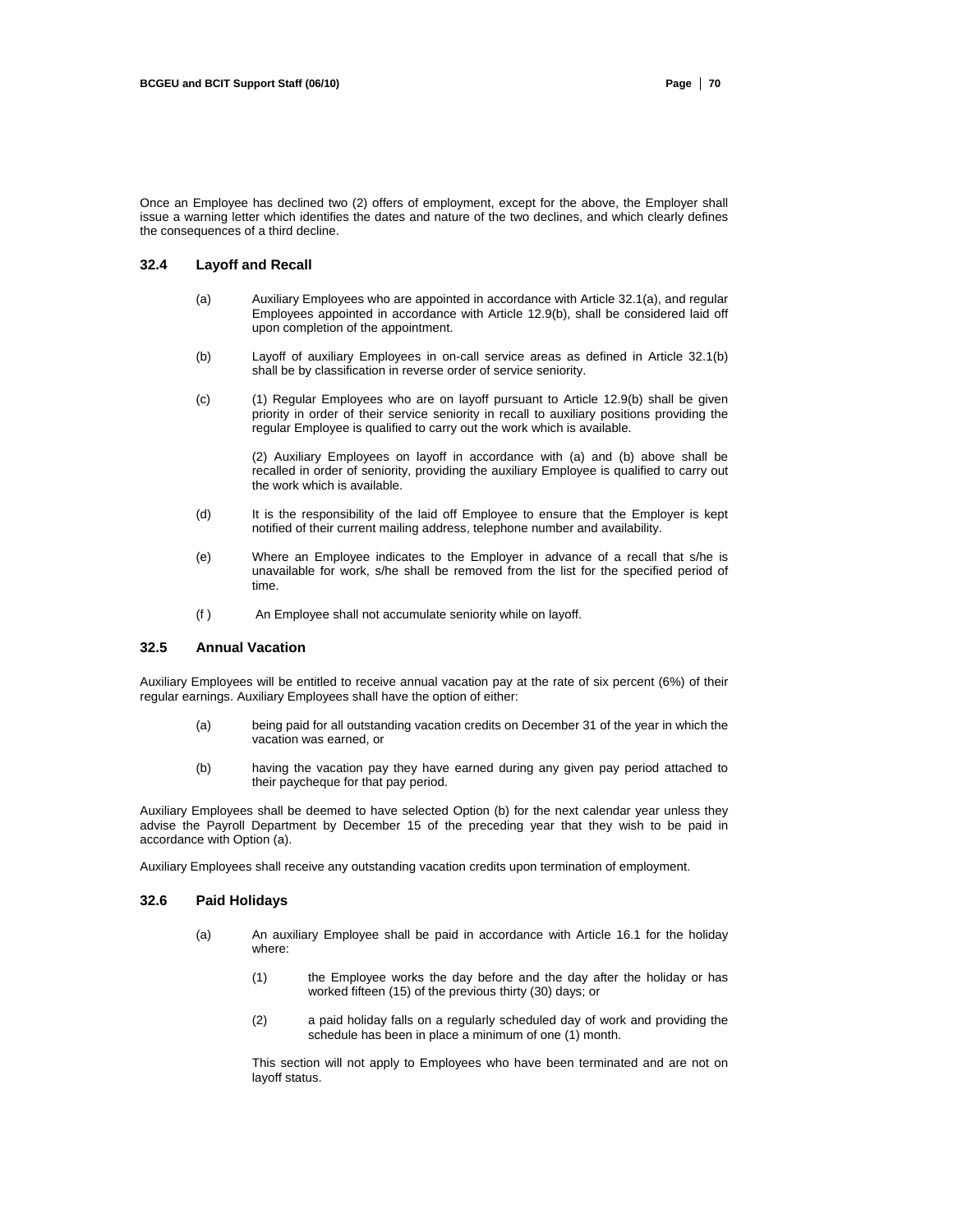Once an Employee has declined two (2) offers of employment, except for the above, the Employer shall issue a warning letter which identifies the dates and nature of the two declines, and which clearly defines the consequences of a third decline.

### 32.4 Layoff and Recall

(a) Auxiliary Employees who are appointed in accordance with Article 32.1(a), and regular Employees appointed in accordance with Article 12.9(b), shall be considered laid off upon completion of the appointment.

(b) Layoff of auxiliary Employees in on-call service areas as defined in Article 32.1(b) shall be by classification in reverse order of service seniority.

(c) (1) Regular Employees who are on layoff pursuant to Article 12.9(b) shall be given priority in order of their service seniority in recall to auxiliary positions providing the regular Employee is qualified to carry out the work which is available.

(2) Auxiliary Employees on layoff in accordance with (a) and (b) above shall be recalled in order of seniority, providing the auxiliary Employee is qualified to carry out the work which is available.

(d) It is the responsibility of the laid off Employee to ensure that the Employer is kept notified of their current mailing address, telephone number and availability.

(e) Where an Employee indicates to the Employer in advance of a recall that s/he is unavailable for work, s/he shall be removed from the list for the specified period of time.

(f ) An Employee shall not accumulate seniority while on layoff.

### 32.5 Annual Vacation

Auxiliary Employees will be entitled to receive annual vacation pay at the rate of six percent (6%) of their regular earnings. Auxiliary Employees shall have the option of either:

(a) being paid for all outstanding vacation credits on December 31 of the year in which the vacation was earned, or

(b) having the vacation pay they have earned during any given pay period attached to their paycheque for that pay period.

Auxiliary Employees shall be deemed to have selected Option (b) for the next calendar year unless they advise the Payroll Department by December 15 of the preceding year that they wish to be paid in accordance with Option (a).

Auxiliary Employees shall receive any outstanding vacation credits upon termination of employment.

### 32.6 Paid Holidays

(a) An auxiliary Employee shall be paid in accordance with Article 16.1 for the holiday where:

(1) the Employee works the day before and the day after the holiday or has worked fifteen (15) of the previous thirty (30) days; or

(2) a paid holiday falls on a regularly scheduled day of work and providing the schedule has been in place a minimum of one (1) month.

This section will not apply to Employees who have been terminated and are not on layoff status.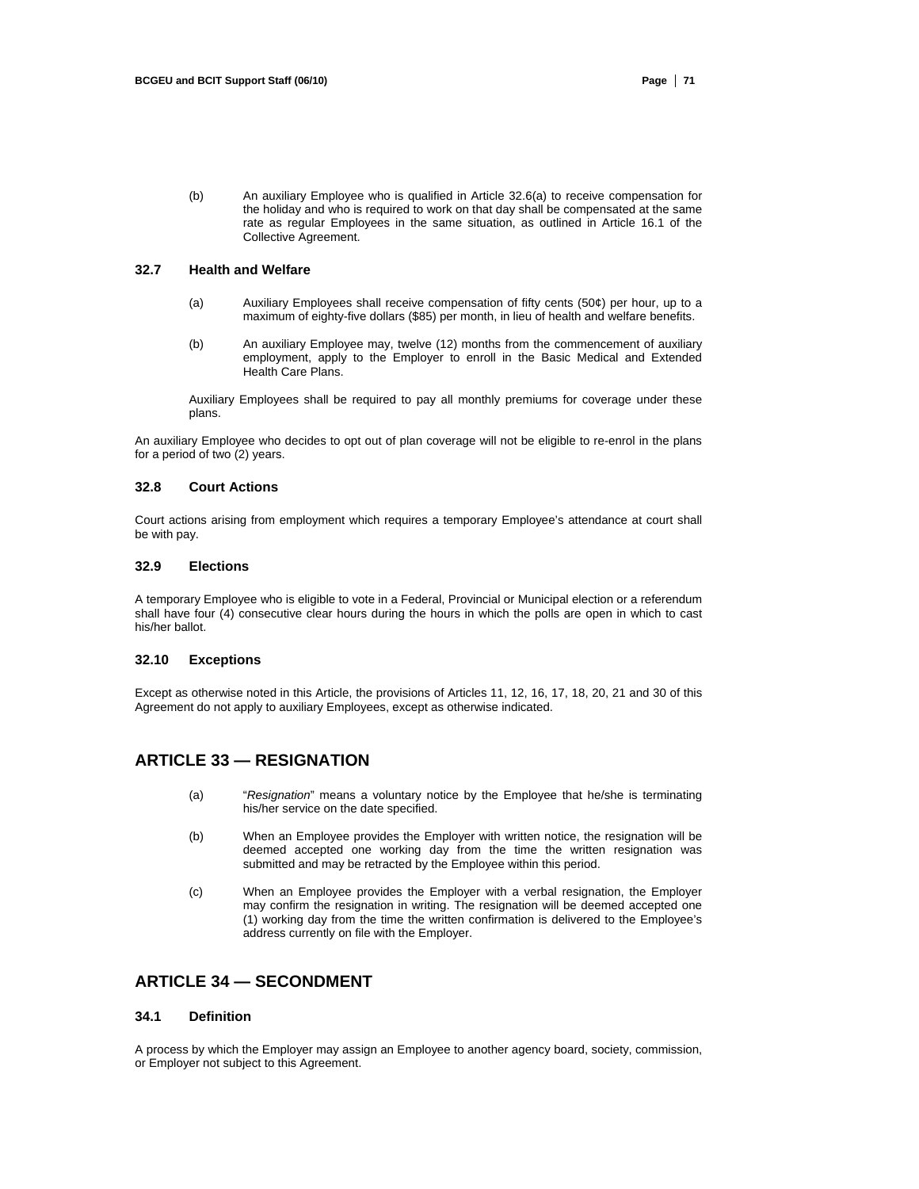(b) An auxiliary Employee who is qualified in Article 32.6(a) to receive compensation for the holiday and who is required to work on that day shall be compensated at the same rate as regular Employees in the same situation, as outlined in Article 16.1 of the Collective Agreement.

### 32.7 Health and Welfare

(a) Auxiliary Employees shall receive compensation of fifty cents (50¢) per hour, up to a maximum of eighty-five dollars ($85) per month, in lieu of health and welfare benefits.

(b) An auxiliary Employee may, twelve (12) months from the commencement of auxiliary employment, apply to the Employer to enroll in the Basic Medical and Extended Health Care Plans.

Auxiliary Employees shall be required to pay all monthly premiums for coverage under these plans.

An auxiliary Employee who decides to opt out of plan coverage will not be eligible to re-enrol in the plans for a period of two (2) years.

### 32.8 Court Actions

Court actions arising from employment which requires a temporary Employee's attendance at court shall be with pay.

### 32.9 Elections

A temporary Employee who is eligible to vote in a Federal, Provincial or Municipal election or a referendum shall have four (4) consecutive clear hours during the hours in which the polls are open in which to cast his/her ballot.

### 32.10 Exceptions

Except as otherwise noted in this Article, the provisions of Articles 11, 12, 16, 17, 18, 20, 21 and 30 of this Agreement do not apply to auxiliary Employees, except as otherwise indicated.

## ARTICLE 33 — RESIGNATION

(a) "*Resignation*" means a voluntary notice by the Employee that he/she is terminating his/her service on the date specified.

(b) When an Employee provides the Employer with written notice, the resignation will be deemed accepted one working day from the time the written resignation was submitted and may be retracted by the Employee within this period.

(c) When an Employee provides the Employer with a verbal resignation, the Employer may confirm the resignation in writing. The resignation will be deemed accepted one (1) working day from the time the written confirmation is delivered to the Employee's address currently on file with the Employer.

## ARTICLE 34 — SECONDMENT

### 34.1 Definition

A process by which the Employer may assign an Employee to another agency board, society, commission, or Employer not subject to this Agreement.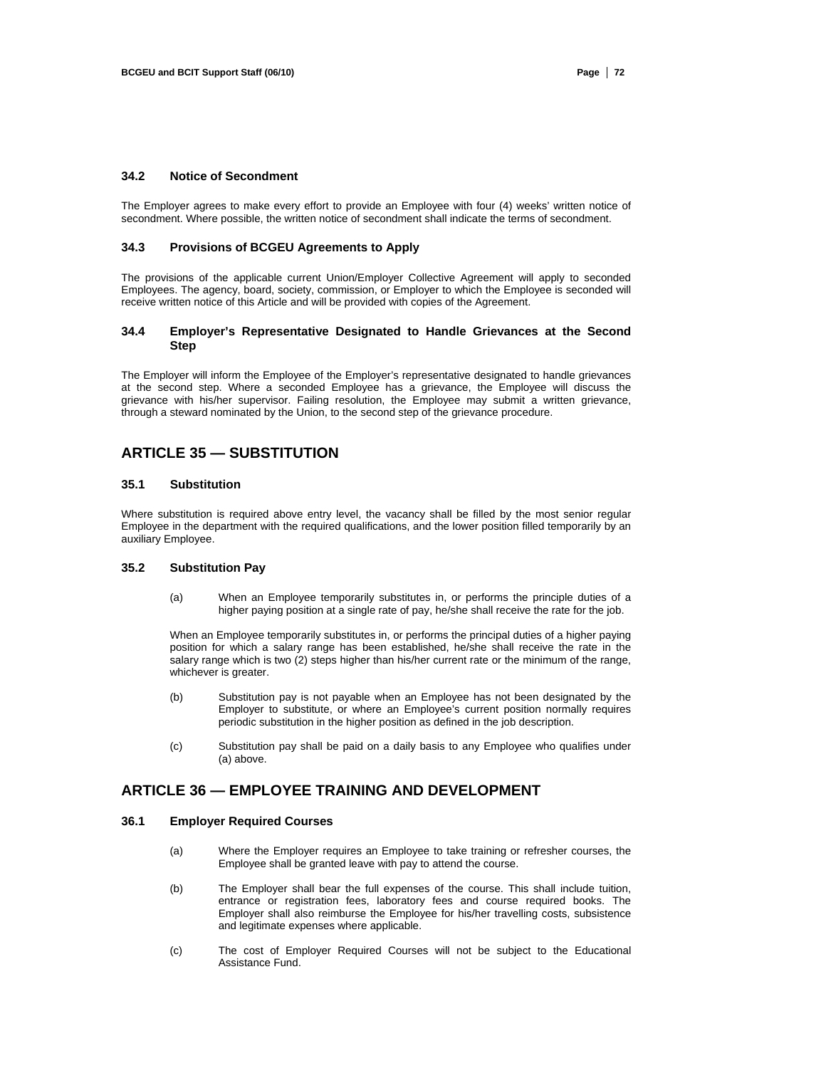### 34.2 Notice of Secondment

The Employer agrees to make every effort to provide an Employee with four (4) weeks' written notice of secondment. Where possible, the written notice of secondment shall indicate the terms of secondment.

### 34.3 Provisions of BCGEU Agreements to Apply

The provisions of the applicable current Union/Employer Collective Agreement will apply to seconded Employees. The agency, board, society, commission, or Employer to which the Employee is seconded will receive written notice of this Article and will be provided with copies of the Agreement.

### 34.4 Employer's Representative Designated to Handle Grievances at the Second Step

The Employer will inform the Employee of the Employer's representative designated to handle grievances at the second step. Where a seconded Employee has a grievance, the Employee will discuss the grievance with his/her supervisor. Failing resolution, the Employee may submit a written grievance, through a steward nominated by the Union, to the second step of the grievance procedure.

## ARTICLE 35 — SUBSTITUTION

### 35.1 Substitution

Where substitution is required above entry level, the vacancy shall be filled by the most senior regular Employee in the department with the required qualifications, and the lower position filled temporarily by an auxiliary Employee.

### 35.2 Substitution Pay

(a) When an Employee temporarily substitutes in, or performs the principle duties of a higher paying position at a single rate of pay, he/she shall receive the rate for the job.

When an Employee temporarily substitutes in, or performs the principal duties of a higher paying position for which a salary range has been established, he/she shall receive the rate in the salary range which is two (2) steps higher than his/her current rate or the minimum of the range, whichever is greater.

(b) Substitution pay is not payable when an Employee has not been designated by the Employer to substitute, or where an Employee's current position normally requires periodic substitution in the higher position as defined in the job description.

(c) Substitution pay shall be paid on a daily basis to any Employee who qualifies under (a) above.

## ARTICLE 36 — EMPLOYEE TRAINING AND DEVELOPMENT

### 36.1 Employer Required Courses

(a) Where the Employer requires an Employee to take training or refresher courses, the Employee shall be granted leave with pay to attend the course.

(b) The Employer shall bear the full expenses of the course. This shall include tuition, entrance or registration fees, laboratory fees and course required books. The Employer shall also reimburse the Employee for his/her travelling costs, subsistence and legitimate expenses where applicable.

(c) The cost of Employer Required Courses will not be subject to the Educational Assistance Fund.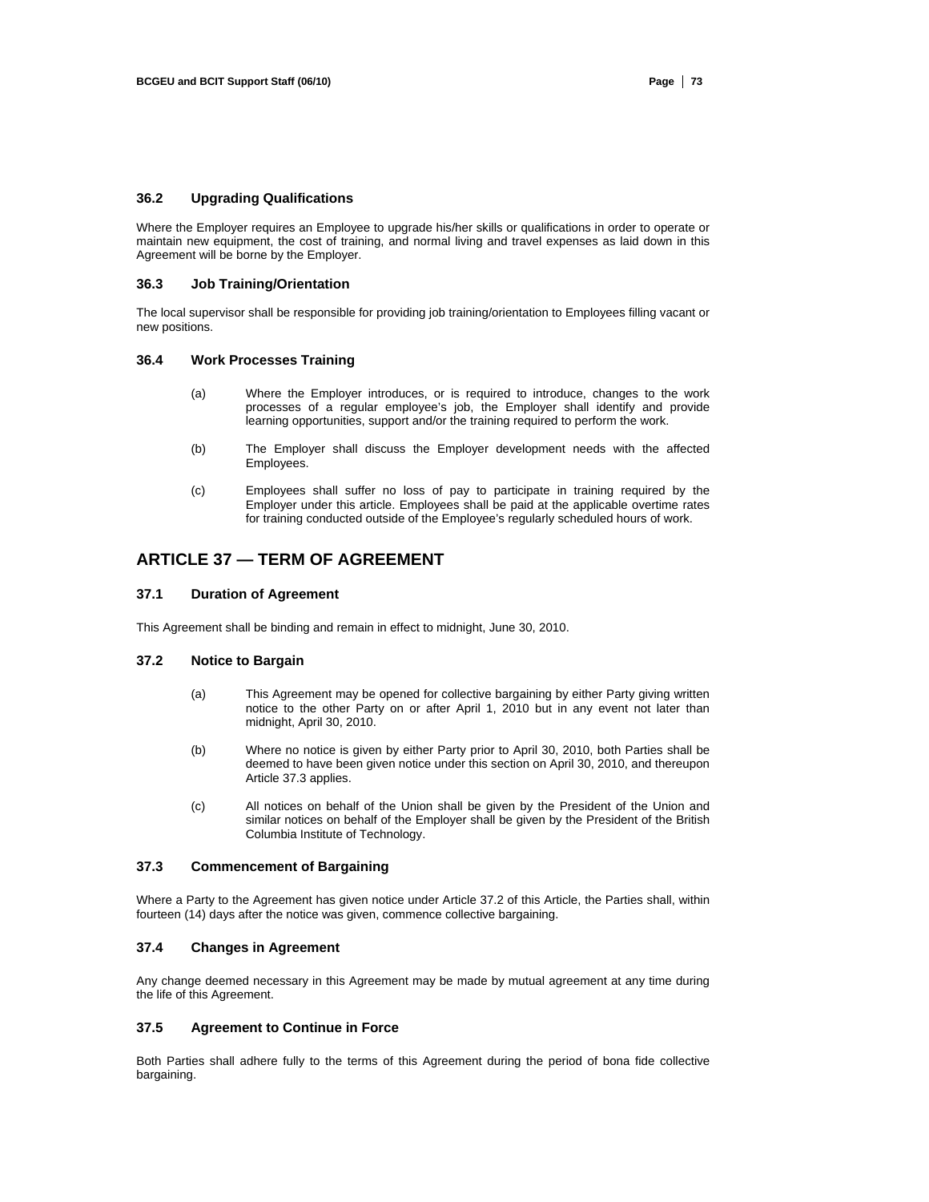### 36.2 Upgrading Qualifications

Where the Employer requires an Employee to upgrade his/her skills or qualifications in order to operate or maintain new equipment, the cost of training, and normal living and travel expenses as laid down in this Agreement will be borne by the Employer.

### 36.3 Job Training/Orientation

The local supervisor shall be responsible for providing job training/orientation to Employees filling vacant or new positions.

### 36.4 Work Processes Training

(a) Where the Employer introduces, or is required to introduce, changes to the work processes of a regular employee's job, the Employer shall identify and provide learning opportunities, support and/or the training required to perform the work.

(b) The Employer shall discuss the Employer development needs with the affected Employees.

(c) Employees shall suffer no loss of pay to participate in training required by the Employer under this article. Employees shall be paid at the applicable overtime rates for training conducted outside of the Employee's regularly scheduled hours of work.

## ARTICLE 37 — TERM OF AGREEMENT

### 37.1 Duration of Agreement

This Agreement shall be binding and remain in effect to midnight, June 30, 2010.

### 37.2 Notice to Bargain

(a) This Agreement may be opened for collective bargaining by either Party giving written notice to the other Party on or after April 1, 2010 but in any event not later than midnight, April 30, 2010.

(b) Where no notice is given by either Party prior to April 30, 2010, both Parties shall be deemed to have been given notice under this section on April 30, 2010, and thereupon Article 37.3 applies.

(c) All notices on behalf of the Union shall be given by the President of the Union and similar notices on behalf of the Employer shall be given by the President of the British Columbia Institute of Technology.

### 37.3 Commencement of Bargaining

Where a Party to the Agreement has given notice under Article 37.2 of this Article, the Parties shall, within fourteen (14) days after the notice was given, commence collective bargaining.

### 37.4 Changes in Agreement

Any change deemed necessary in this Agreement may be made by mutual agreement at any time during the life of this Agreement.

### 37.5 Agreement to Continue in Force

Both Parties shall adhere fully to the terms of this Agreement during the period of bona fide collective bargaining.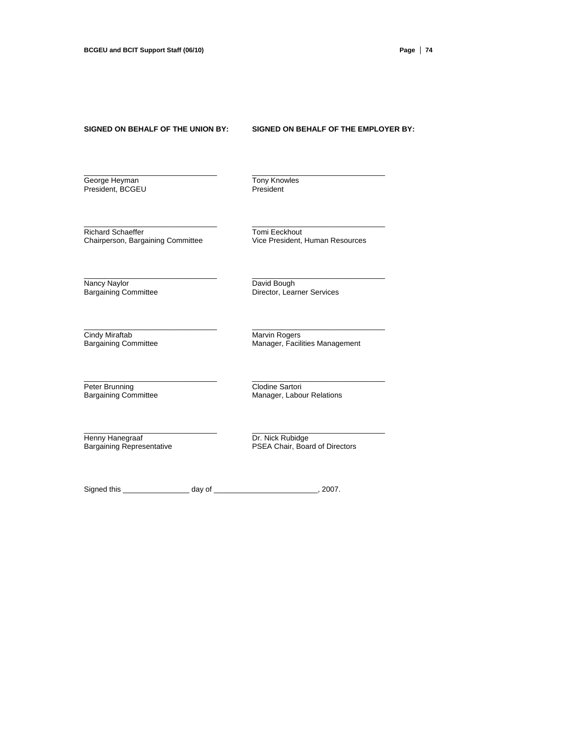| **SIGNED ON BEHALF OF THE UNION BY:** | **SIGNED ON BEHALF OF THE EMPLOYER BY:** |
|---|---|
| ______________________________<br>George Heyman<br>President, BCGEU | ______________________________<br>Tony Knowles<br>President |
| ______________________________<br>Richard Schaeffer<br>Chairperson, Bargaining Committee | ______________________________<br>Tomi Eeckhout<br>Vice President, Human Resources |
| ______________________________<br>Nancy Naylor<br>Bargaining Committee | ______________________________<br>David Bough<br>Director, Learner Services |
| ______________________________<br>Cindy Miraftab<br>Bargaining Committee | ______________________________<br>Marvin Rogers<br>Manager, Facilities Management |
| ______________________________<br>Peter Brunning<br>Bargaining Committee | ______________________________<br>Clodine Sartori<br>Manager, Labour Relations |
| ______________________________<br>Henny Hanegraaf<br>Bargaining Representative | ______________________________<br>Dr. Nick Rubidge<br>PSEA Chair, Board of Directors |

Signed this ________________ day of _________________________, 2007.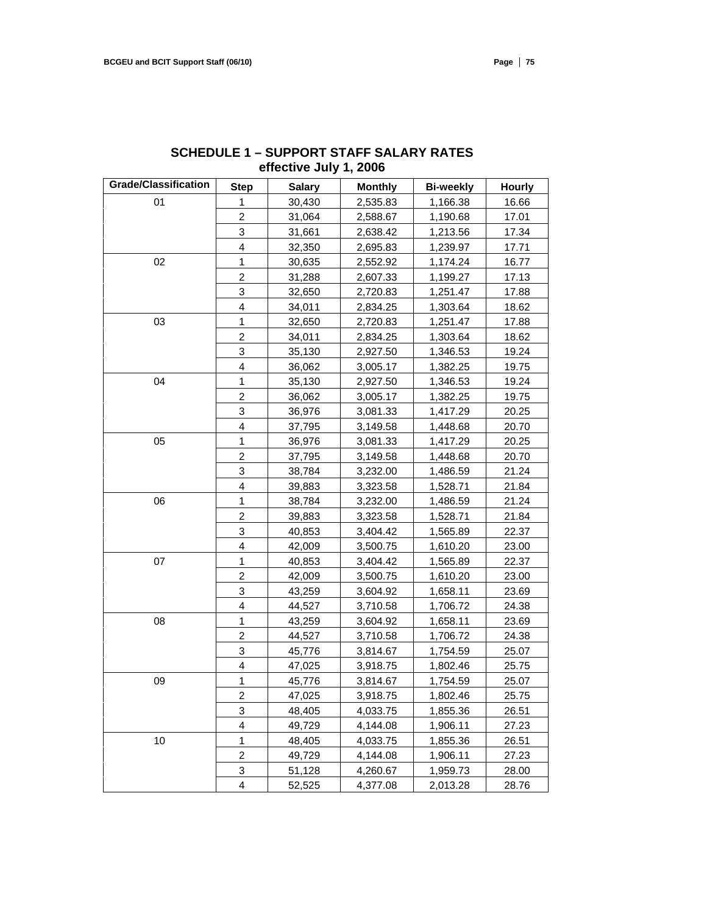## SCHEDULE 1 – SUPPORT STAFF SALARY RATES effective July 1, 2006

| Grade/Classification | Step | Salary | Monthly | Bi-weekly | Hourly |
|---|---|---|---|---|---|
| 01 | 1 | 30,430 | 2,535.83 | 1,166.38 | 16.66 |
| | 2 | 31,064 | 2,588.67 | 1,190.68 | 17.01 |
| | 3 | 31,661 | 2,638.42 | 1,213.56 | 17.34 |
| | 4 | 32,350 | 2,695.83 | 1,239.97 | 17.71 |
| 02 | 1 | 30,635 | 2,552.92 | 1,174.24 | 16.77 |
| | 2 | 31,288 | 2,607.33 | 1,199.27 | 17.13 |
| | 3 | 32,650 | 2,720.83 | 1,251.47 | 17.88 |
| | 4 | 34,011 | 2,834.25 | 1,303.64 | 18.62 |
| 03 | 1 | 32,650 | 2,720.83 | 1,251.47 | 17.88 |
| | 2 | 34,011 | 2,834.25 | 1,303.64 | 18.62 |
| | 3 | 35,130 | 2,927.50 | 1,346.53 | 19.24 |
| | 4 | 36,062 | 3,005.17 | 1,382.25 | 19.75 |
| 04 | 1 | 35,130 | 2,927.50 | 1,346.53 | 19.24 |
| | 2 | 36,062 | 3,005.17 | 1,382.25 | 19.75 |
| | 3 | 36,976 | 3,081.33 | 1,417.29 | 20.25 |
| | 4 | 37,795 | 3,149.58 | 1,448.68 | 20.70 |
| 05 | 1 | 36,976 | 3,081.33 | 1,417.29 | 20.25 |
| | 2 | 37,795 | 3,149.58 | 1,448.68 | 20.70 |
| | 3 | 38,784 | 3,232.00 | 1,486.59 | 21.24 |
| | 4 | 39,883 | 3,323.58 | 1,528.71 | 21.84 |
| 06 | 1 | 38,784 | 3,232.00 | 1,486.59 | 21.24 |
| | 2 | 39,883 | 3,323.58 | 1,528.71 | 21.84 |
| | 3 | 40,853 | 3,404.42 | 1,565.89 | 22.37 |
| | 4 | 42,009 | 3,500.75 | 1,610.20 | 23.00 |
| 07 | 1 | 40,853 | 3,404.42 | 1,565.89 | 22.37 |
| | 2 | 42,009 | 3,500.75 | 1,610.20 | 23.00 |
| | 3 | 43,259 | 3,604.92 | 1,658.11 | 23.69 |
| | 4 | 44,527 | 3,710.58 | 1,706.72 | 24.38 |
| 08 | 1 | 43,259 | 3,604.92 | 1,658.11 | 23.69 |
| | 2 | 44,527 | 3,710.58 | 1,706.72 | 24.38 |
| | 3 | 45,776 | 3,814.67 | 1,754.59 | 25.07 |
| | 4 | 47,025 | 3,918.75 | 1,802.46 | 25.75 |
| 09 | 1 | 45,776 | 3,814.67 | 1,754.59 | 25.07 |
| | 2 | 47,025 | 3,918.75 | 1,802.46 | 25.75 |
| | 3 | 48,405 | 4,033.75 | 1,855.36 | 26.51 |
| | 4 | 49,729 | 4,144.08 | 1,906.11 | 27.23 |
| 10 | 1 | 48,405 | 4,033.75 | 1,855.36 | 26.51 |
| | 2 | 49,729 | 4,144.08 | 1,906.11 | 27.23 |
| | 3 | 51,128 | 4,260.67 | 1,959.73 | 28.00 |
| | 4 | 52,525 | 4,377.08 | 2,013.28 | 28.76 |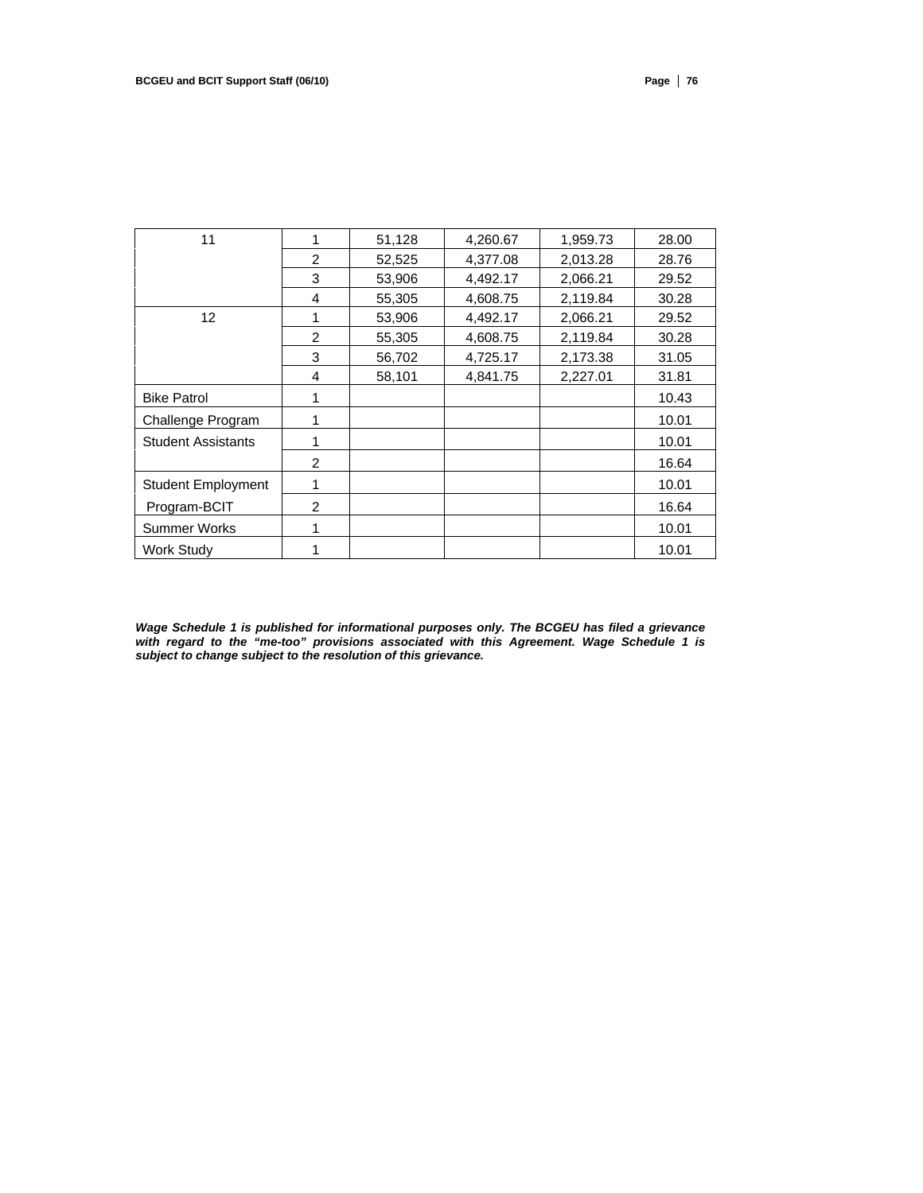| | | | | | |
|---|---|---|---|---|---|
| 11 | 1 | 51,128 | 4,260.67 | 1,959.73 | 28.00 |
| | 2 | 52,525 | 4,377.08 | 2,013.28 | 28.76 |
| | 3 | 53,906 | 4,492.17 | 2,066.21 | 29.52 |
| | 4 | 55,305 | 4,608.75 | 2,119.84 | 30.28 |
| 12 | 1 | 53,906 | 4,492.17 | 2,066.21 | 29.52 |
| | 2 | 55,305 | 4,608.75 | 2,119.84 | 30.28 |
| | 3 | 56,702 | 4,725.17 | 2,173.38 | 31.05 |
| | 4 | 58,101 | 4,841.75 | 2,227.01 | 31.81 |
| Bike Patrol | 1 | | | | 10.43 |
| Challenge Program | 1 | | | | 10.01 |
| Student Assistants | 1 | | | | 10.01 |
| | 2 | | | | 16.64 |
| Student Employment | 1 | | | | 10.01 |
| Program-BCIT | 2 | | | | 16.64 |
| Summer Works | 1 | | | | 10.01 |
| Work Study | 1 | | | | 10.01 |

***Wage Schedule 1 is published for informational purposes only. The BCGEU has filed a grievance with regard to the "me-too" provisions associated with this Agreement. Wage Schedule 1 is subject to change subject to the resolution of this grievance.***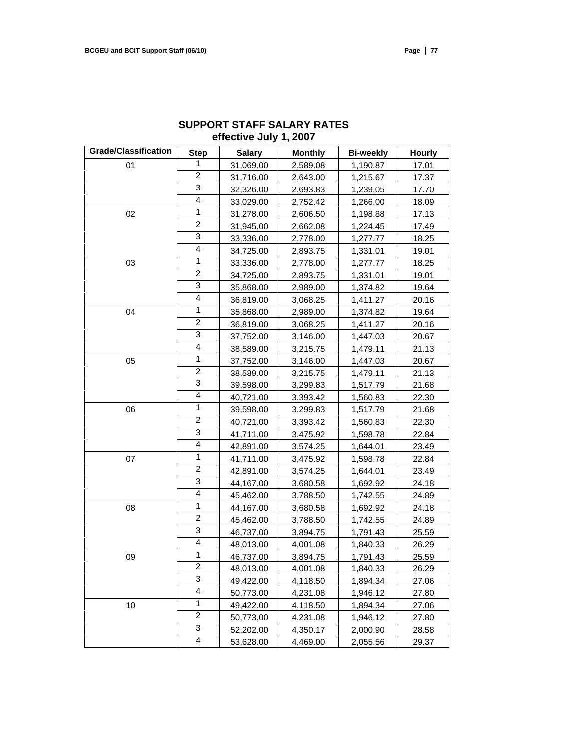## SUPPORT STAFF SALARY RATES effective July 1, 2007

| Grade/Classification | Step | Salary | Monthly | Bi-weekly | Hourly |
|---|---|---|---|---|---|
| 01 | 1 | 31,069.00 | 2,589.08 | 1,190.87 | 17.01 |
| | 2 | 31,716.00 | 2,643.00 | 1,215.67 | 17.37 |
| | 3 | 32,326.00 | 2,693.83 | 1,239.05 | 17.70 |
| | 4 | 33,029.00 | 2,752.42 | 1,266.00 | 18.09 |
| 02 | 1 | 31,278.00 | 2,606.50 | 1,198.88 | 17.13 |
| | 2 | 31,945.00 | 2,662.08 | 1,224.45 | 17.49 |
| | 3 | 33,336.00 | 2,778.00 | 1,277.77 | 18.25 |
| | 4 | 34,725.00 | 2,893.75 | 1,331.01 | 19.01 |
| 03 | 1 | 33,336.00 | 2,778.00 | 1,277.77 | 18.25 |
| | 2 | 34,725.00 | 2,893.75 | 1,331.01 | 19.01 |
| | 3 | 35,868.00 | 2,989.00 | 1,374.82 | 19.64 |
| | 4 | 36,819.00 | 3,068.25 | 1,411.27 | 20.16 |
| 04 | 1 | 35,868.00 | 2,989.00 | 1,374.82 | 19.64 |
| | 2 | 36,819.00 | 3,068.25 | 1,411.27 | 20.16 |
| | 3 | 37,752.00 | 3,146.00 | 1,447.03 | 20.67 |
| | 4 | 38,589.00 | 3,215.75 | 1,479.11 | 21.13 |
| 05 | 1 | 37,752.00 | 3,146.00 | 1,447.03 | 20.67 |
| | 2 | 38,589.00 | 3,215.75 | 1,479.11 | 21.13 |
| | 3 | 39,598.00 | 3,299.83 | 1,517.79 | 21.68 |
| | 4 | 40,721.00 | 3,393.42 | 1,560.83 | 22.30 |
| 06 | 1 | 39,598.00 | 3,299.83 | 1,517.79 | 21.68 |
| | 2 | 40,721.00 | 3,393.42 | 1,560.83 | 22.30 |
| | 3 | 41,711.00 | 3,475.92 | 1,598.78 | 22.84 |
| | 4 | 42,891.00 | 3,574.25 | 1,644.01 | 23.49 |
| 07 | 1 | 41,711.00 | 3,475.92 | 1,598.78 | 22.84 |
| | 2 | 42,891.00 | 3,574.25 | 1,644.01 | 23.49 |
| | 3 | 44,167.00 | 3,680.58 | 1,692.92 | 24.18 |
| | 4 | 45,462.00 | 3,788.50 | 1,742.55 | 24.89 |
| 08 | 1 | 44,167.00 | 3,680.58 | 1,692.92 | 24.18 |
| | 2 | 45,462.00 | 3,788.50 | 1,742.55 | 24.89 |
| | 3 | 46,737.00 | 3,894.75 | 1,791.43 | 25.59 |
| | 4 | 48,013.00 | 4,001.08 | 1,840.33 | 26.29 |
| 09 | 1 | 46,737.00 | 3,894.75 | 1,791.43 | 25.59 |
| | 2 | 48,013.00 | 4,001.08 | 1,840.33 | 26.29 |
| | 3 | 49,422.00 | 4,118.50 | 1,894.34 | 27.06 |
| | 4 | 50,773.00 | 4,231.08 | 1,946.12 | 27.80 |
| 10 | 1 | 49,422.00 | 4,118.50 | 1,894.34 | 27.06 |
| | 2 | 50,773.00 | 4,231.08 | 1,946.12 | 27.80 |
| | 3 | 52,202.00 | 4,350.17 | 2,000.90 | 28.58 |
| | 4 | 53,628.00 | 4,469.00 | 2,055.56 | 29.37 |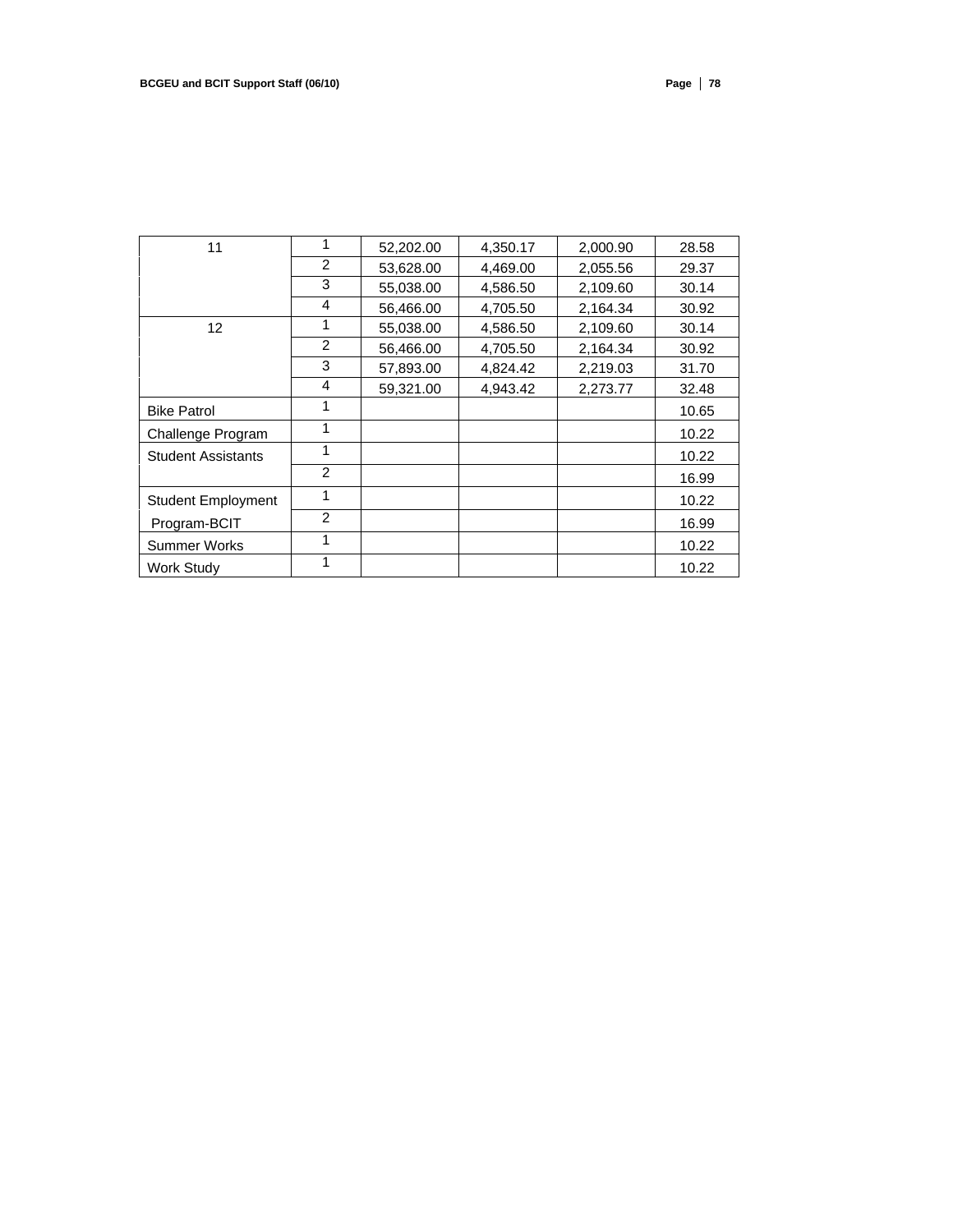| | | | | | |
|---|---|---|---|---|---|
| 11 | 1 | 52,202.00 | 4,350.17 | 2,000.90 | 28.58 |
| | 2 | 53,628.00 | 4,469.00 | 2,055.56 | 29.37 |
| | 3 | 55,038.00 | 4,586.50 | 2,109.60 | 30.14 |
| | 4 | 56,466.00 | 4,705.50 | 2,164.34 | 30.92 |
| 12 | 1 | 55,038.00 | 4,586.50 | 2,109.60 | 30.14 |
| | 2 | 56,466.00 | 4,705.50 | 2,164.34 | 30.92 |
| | 3 | 57,893.00 | 4,824.42 | 2,219.03 | 31.70 |
| | 4 | 59,321.00 | 4,943.42 | 2,273.77 | 32.48 |
| Bike Patrol | 1 | | | | 10.65 |
| Challenge Program | 1 | | | | 10.22 |
| Student Assistants | 1 | | | | 10.22 |
| | 2 | | | | 16.99 |
| Student Employment Program-BCIT | 1 | | | | 10.22 |
| | 2 | | | | 16.99 |
| Summer Works | 1 | | | | 10.22 |
| Work Study | 1 | | | | 10.22 |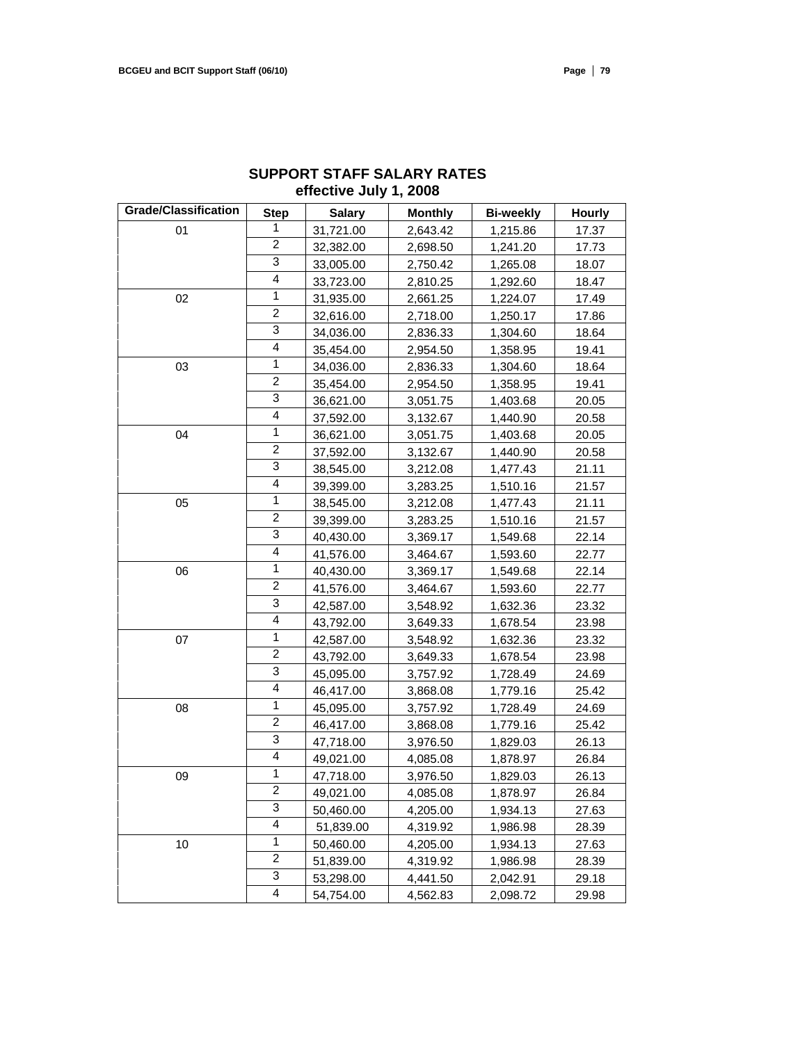## SUPPORT STAFF SALARY RATES
### effective July 1, 2008

| Grade/Classification | Step | Salary | Monthly | Bi-weekly | Hourly |
|---|---|---|---|---|---|
| 01 | 1 | 31,721.00 | 2,643.42 | 1,215.86 | 17.37 |
| | 2 | 32,382.00 | 2,698.50 | 1,241.20 | 17.73 |
| | 3 | 33,005.00 | 2,750.42 | 1,265.08 | 18.07 |
| | 4 | 33,723.00 | 2,810.25 | 1,292.60 | 18.47 |
| 02 | 1 | 31,935.00 | 2,661.25 | 1,224.07 | 17.49 |
| | 2 | 32,616.00 | 2,718.00 | 1,250.17 | 17.86 |
| | 3 | 34,036.00 | 2,836.33 | 1,304.60 | 18.64 |
| | 4 | 35,454.00 | 2,954.50 | 1,358.95 | 19.41 |
| 03 | 1 | 34,036.00 | 2,836.33 | 1,304.60 | 18.64 |
| | 2 | 35,454.00 | 2,954.50 | 1,358.95 | 19.41 |
| | 3 | 36,621.00 | 3,051.75 | 1,403.68 | 20.05 |
| | 4 | 37,592.00 | 3,132.67 | 1,440.90 | 20.58 |
| 04 | 1 | 36,621.00 | 3,051.75 | 1,403.68 | 20.05 |
| | 2 | 37,592.00 | 3,132.67 | 1,440.90 | 20.58 |
| | 3 | 38,545.00 | 3,212.08 | 1,477.43 | 21.11 |
| | 4 | 39,399.00 | 3,283.25 | 1,510.16 | 21.57 |
| 05 | 1 | 38,545.00 | 3,212.08 | 1,477.43 | 21.11 |
| | 2 | 39,399.00 | 3,283.25 | 1,510.16 | 21.57 |
| | 3 | 40,430.00 | 3,369.17 | 1,549.68 | 22.14 |
| | 4 | 41,576.00 | 3,464.67 | 1,593.60 | 22.77 |
| 06 | 1 | 40,430.00 | 3,369.17 | 1,549.68 | 22.14 |
| | 2 | 41,576.00 | 3,464.67 | 1,593.60 | 22.77 |
| | 3 | 42,587.00 | 3,548.92 | 1,632.36 | 23.32 |
| | 4 | 43,792.00 | 3,649.33 | 1,678.54 | 23.98 |
| 07 | 1 | 42,587.00 | 3,548.92 | 1,632.36 | 23.32 |
| | 2 | 43,792.00 | 3,649.33 | 1,678.54 | 23.98 |
| | 3 | 45,095.00 | 3,757.92 | 1,728.49 | 24.69 |
| | 4 | 46,417.00 | 3,868.08 | 1,779.16 | 25.42 |
| 08 | 1 | 45,095.00 | 3,757.92 | 1,728.49 | 24.69 |
| | 2 | 46,417.00 | 3,868.08 | 1,779.16 | 25.42 |
| | 3 | 47,718.00 | 3,976.50 | 1,829.03 | 26.13 |
| | 4 | 49,021.00 | 4,085.08 | 1,878.97 | 26.84 |
| 09 | 1 | 47,718.00 | 3,976.50 | 1,829.03 | 26.13 |
| | 2 | 49,021.00 | 4,085.08 | 1,878.97 | 26.84 |
| | 3 | 50,460.00 | 4,205.00 | 1,934.13 | 27.63 |
| | 4 | 51,839.00 | 4,319.92 | 1,986.98 | 28.39 |
| 10 | 1 | 50,460.00 | 4,205.00 | 1,934.13 | 27.63 |
| | 2 | 51,839.00 | 4,319.92 | 1,986.98 | 28.39 |
| | 3 | 53,298.00 | 4,441.50 | 2,042.91 | 29.18 |
| | 4 | 54,754.00 | 4,562.83 | 2,098.72 | 29.98 |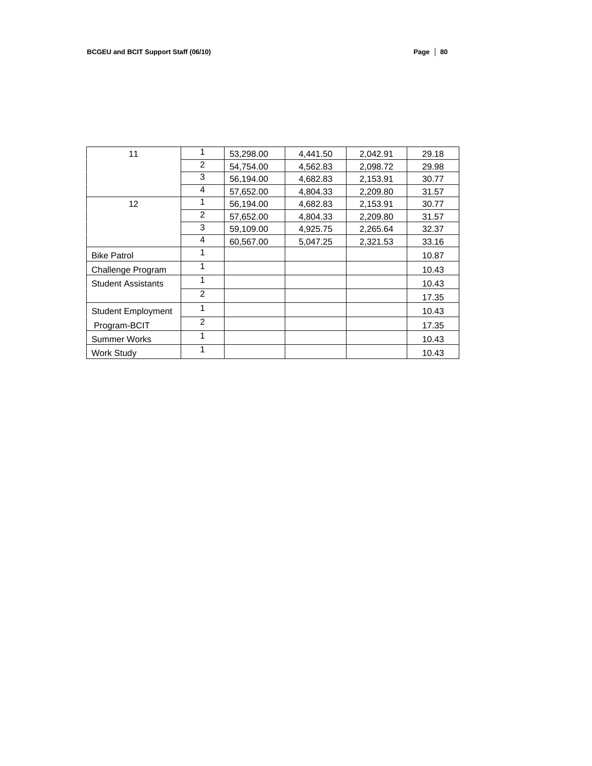| | | | | | |
|---|---|---|---|---|---|
| 11 | 1 | 53,298.00 | 4,441.50 | 2,042.91 | 29.18 |
| | 2 | 54,754.00 | 4,562.83 | 2,098.72 | 29.98 |
| | 3 | 56,194.00 | 4,682.83 | 2,153.91 | 30.77 |
| | 4 | 57,652.00 | 4,804.33 | 2,209.80 | 31.57 |
| 12 | 1 | 56,194.00 | 4,682.83 | 2,153.91 | 30.77 |
| | 2 | 57,652.00 | 4,804.33 | 2,209.80 | 31.57 |
| | 3 | 59,109.00 | 4,925.75 | 2,265.64 | 32.37 |
| | 4 | 60,567.00 | 5,047.25 | 2,321.53 | 33.16 |
| Bike Patrol | 1 | | | | 10.87 |
| Challenge Program | 1 | | | | 10.43 |
| Student Assistants | 1 | | | | 10.43 |
| | 2 | | | | 17.35 |
| Student Employment Program-BCIT | 1 | | | | 10.43 |
| | 2 | | | | 17.35 |
| Summer Works | 1 | | | | 10.43 |
| Work Study | 1 | | | | 10.43 |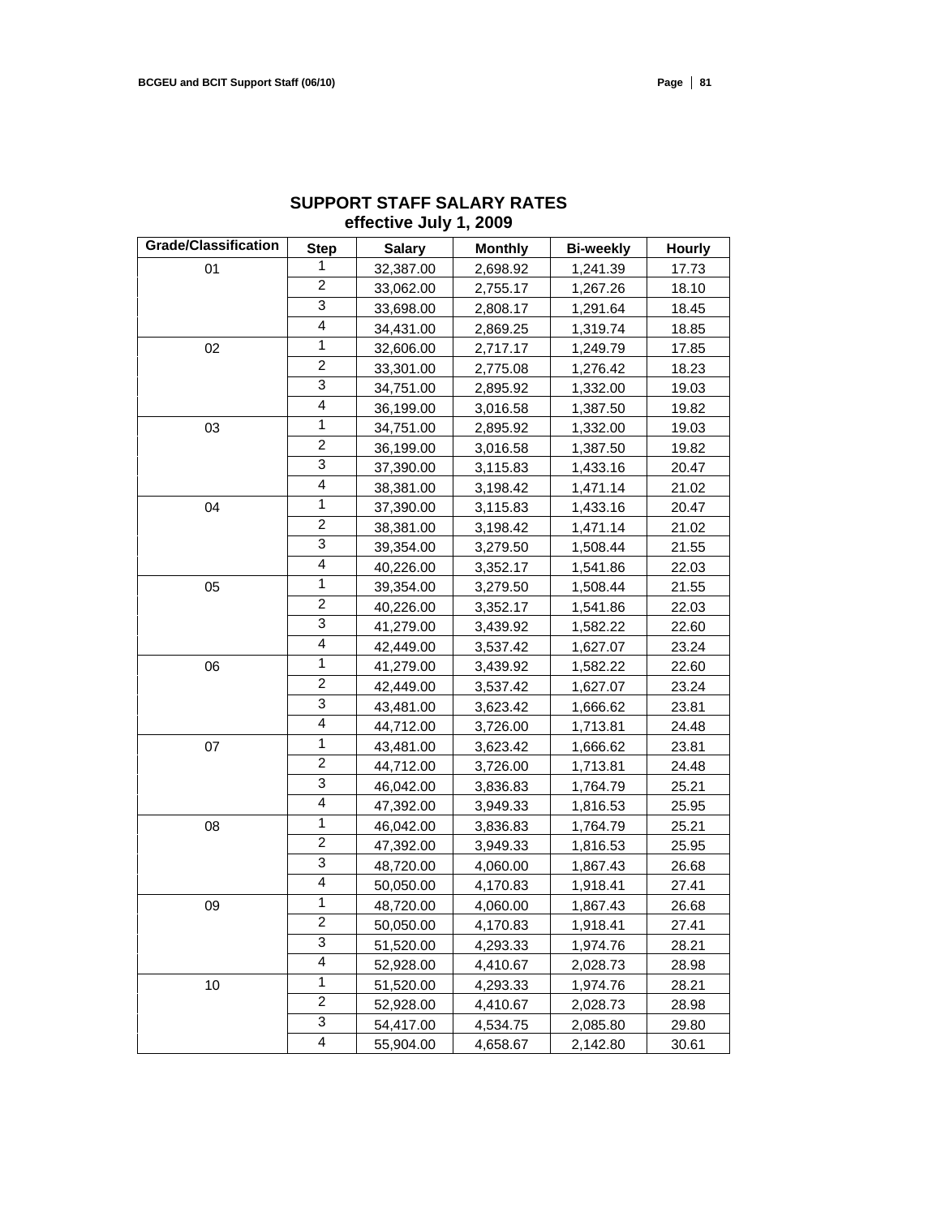## SUPPORT STAFF SALARY RATES
## effective July 1, 2009

| Grade/Classification | Step | Salary | Monthly | Bi-weekly | Hourly |
|---|---|---|---|---|---|
| 01 | 1 | 32,387.00 | 2,698.92 | 1,241.39 | 17.73 |
| | 2 | 33,062.00 | 2,755.17 | 1,267.26 | 18.10 |
| | 3 | 33,698.00 | 2,808.17 | 1,291.64 | 18.45 |
| | 4 | 34,431.00 | 2,869.25 | 1,319.74 | 18.85 |
| 02 | 1 | 32,606.00 | 2,717.17 | 1,249.79 | 17.85 |
| | 2 | 33,301.00 | 2,775.08 | 1,276.42 | 18.23 |
| | 3 | 34,751.00 | 2,895.92 | 1,332.00 | 19.03 |
| | 4 | 36,199.00 | 3,016.58 | 1,387.50 | 19.82 |
| 03 | 1 | 34,751.00 | 2,895.92 | 1,332.00 | 19.03 |
| | 2 | 36,199.00 | 3,016.58 | 1,387.50 | 19.82 |
| | 3 | 37,390.00 | 3,115.83 | 1,433.16 | 20.47 |
| | 4 | 38,381.00 | 3,198.42 | 1,471.14 | 21.02 |
| 04 | 1 | 37,390.00 | 3,115.83 | 1,433.16 | 20.47 |
| | 2 | 38,381.00 | 3,198.42 | 1,471.14 | 21.02 |
| | 3 | 39,354.00 | 3,279.50 | 1,508.44 | 21.55 |
| | 4 | 40,226.00 | 3,352.17 | 1,541.86 | 22.03 |
| 05 | 1 | 39,354.00 | 3,279.50 | 1,508.44 | 21.55 |
| | 2 | 40,226.00 | 3,352.17 | 1,541.86 | 22.03 |
| | 3 | 41,279.00 | 3,439.92 | 1,582.22 | 22.60 |
| | 4 | 42,449.00 | 3,537.42 | 1,627.07 | 23.24 |
| 06 | 1 | 41,279.00 | 3,439.92 | 1,582.22 | 22.60 |
| | 2 | 42,449.00 | 3,537.42 | 1,627.07 | 23.24 |
| | 3 | 43,481.00 | 3,623.42 | 1,666.62 | 23.81 |
| | 4 | 44,712.00 | 3,726.00 | 1,713.81 | 24.48 |
| 07 | 1 | 43,481.00 | 3,623.42 | 1,666.62 | 23.81 |
| | 2 | 44,712.00 | 3,726.00 | 1,713.81 | 24.48 |
| | 3 | 46,042.00 | 3,836.83 | 1,764.79 | 25.21 |
| | 4 | 47,392.00 | 3,949.33 | 1,816.53 | 25.95 |
| 08 | 1 | 46,042.00 | 3,836.83 | 1,764.79 | 25.21 |
| | 2 | 47,392.00 | 3,949.33 | 1,816.53 | 25.95 |
| | 3 | 48,720.00 | 4,060.00 | 1,867.43 | 26.68 |
| | 4 | 50,050.00 | 4,170.83 | 1,918.41 | 27.41 |
| 09 | 1 | 48,720.00 | 4,060.00 | 1,867.43 | 26.68 |
| | 2 | 50,050.00 | 4,170.83 | 1,918.41 | 27.41 |
| | 3 | 51,520.00 | 4,293.33 | 1,974.76 | 28.21 |
| | 4 | 52,928.00 | 4,410.67 | 2,028.73 | 28.98 |
| 10 | 1 | 51,520.00 | 4,293.33 | 1,974.76 | 28.21 |
| | 2 | 52,928.00 | 4,410.67 | 2,028.73 | 28.98 |
| | 3 | 54,417.00 | 4,534.75 | 2,085.80 | 29.80 |
| | 4 | 55,904.00 | 4,658.67 | 2,142.80 | 30.61 |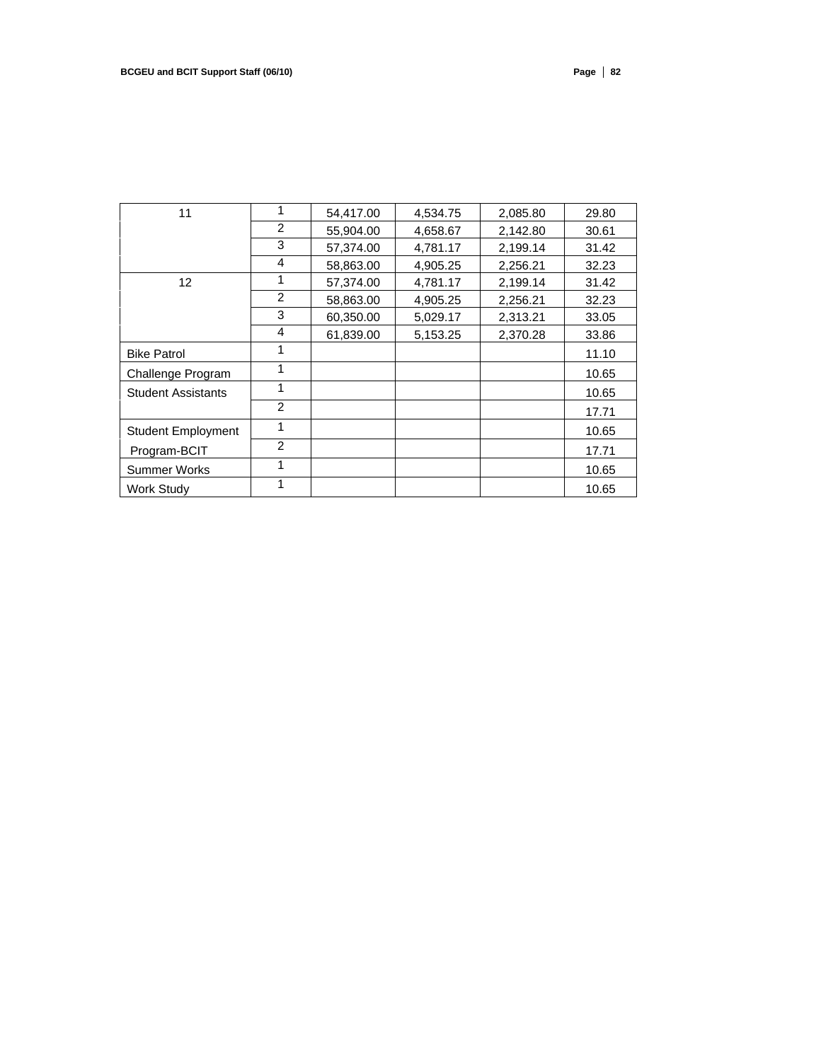| 11 | 1 | 54,417.00 | 4,534.75 | 2,085.80 | 29.80 |
|---|---|---|---|---|---|
| | 2 | 55,904.00 | 4,658.67 | 2,142.80 | 30.61 |
| | 3 | 57,374.00 | 4,781.17 | 2,199.14 | 31.42 |
| | 4 | 58,863.00 | 4,905.25 | 2,256.21 | 32.23 |
| 12 | 1 | 57,374.00 | 4,781.17 | 2,199.14 | 31.42 |
| | 2 | 58,863.00 | 4,905.25 | 2,256.21 | 32.23 |
| | 3 | 60,350.00 | 5,029.17 | 2,313.21 | 33.05 |
| | 4 | 61,839.00 | 5,153.25 | 2,370.28 | 33.86 |
| Bike Patrol | 1 | | | | 11.10 |
| Challenge Program | 1 | | | | 10.65 |
| Student Assistants | 1 | | | | 10.65 |
| | 2 | | | | 17.71 |
| Student Employment | 1 | | | | 10.65 |
| Program-BCIT | 2 | | | | 17.71 |
| Summer Works | 1 | | | | 10.65 |
| Work Study | 1 | | | | 10.65 |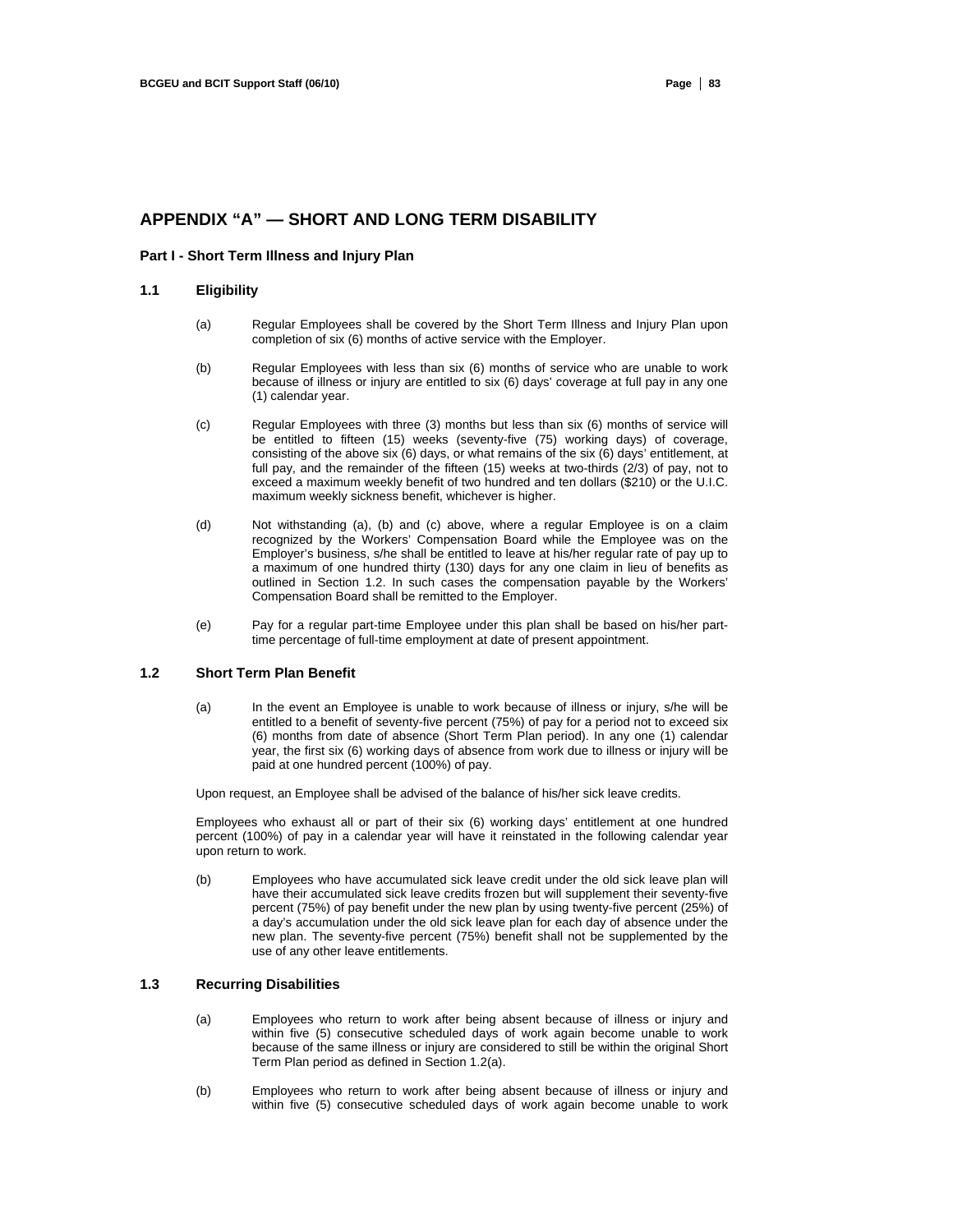# APPENDIX "A" — SHORT AND LONG TERM DISABILITY

## Part I - Short Term Illness and Injury Plan

### 1.1 Eligibility

(a) Regular Employees shall be covered by the Short Term Illness and Injury Plan upon completion of six (6) months of active service with the Employer.

(b) Regular Employees with less than six (6) months of service who are unable to work because of illness or injury are entitled to six (6) days' coverage at full pay in any one (1) calendar year.

(c) Regular Employees with three (3) months but less than six (6) months of service will be entitled to fifteen (15) weeks (seventy-five (75) working days) of coverage, consisting of the above six (6) days, or what remains of the six (6) days' entitlement, at full pay, and the remainder of the fifteen (15) weeks at two-thirds (2/3) of pay, not to exceed a maximum weekly benefit of two hundred and ten dollars ($210) or the U.I.C. maximum weekly sickness benefit, whichever is higher.

(d) Not withstanding (a), (b) and (c) above, where a regular Employee is on a claim recognized by the Workers' Compensation Board while the Employee was on the Employer's business, s/he shall be entitled to leave at his/her regular rate of pay up to a maximum of one hundred thirty (130) days for any one claim in lieu of benefits as outlined in Section 1.2. In such cases the compensation payable by the Workers' Compensation Board shall be remitted to the Employer.

(e) Pay for a regular part-time Employee under this plan shall be based on his/her part-time percentage of full-time employment at date of present appointment.

### 1.2 Short Term Plan Benefit

(a) In the event an Employee is unable to work because of illness or injury, s/he will be entitled to a benefit of seventy-five percent (75%) of pay for a period not to exceed six (6) months from date of absence (Short Term Plan period). In any one (1) calendar year, the first six (6) working days of absence from work due to illness or injury will be paid at one hundred percent (100%) of pay.

Upon request, an Employee shall be advised of the balance of his/her sick leave credits.

Employees who exhaust all or part of their six (6) working days' entitlement at one hundred percent (100%) of pay in a calendar year will have it reinstated in the following calendar year upon return to work.

(b) Employees who have accumulated sick leave credit under the old sick leave plan will have their accumulated sick leave credits frozen but will supplement their seventy-five percent (75%) of pay benefit under the new plan by using twenty-five percent (25%) of a day's accumulation under the old sick leave plan for each day of absence under the new plan. The seventy-five percent (75%) benefit shall not be supplemented by the use of any other leave entitlements.

### 1.3 Recurring Disabilities

(a) Employees who return to work after being absent because of illness or injury and within five (5) consecutive scheduled days of work again become unable to work because of the same illness or injury are considered to still be within the original Short Term Plan period as defined in Section 1.2(a).

(b) Employees who return to work after being absent because of illness or injury and within five (5) consecutive scheduled days of work again become unable to work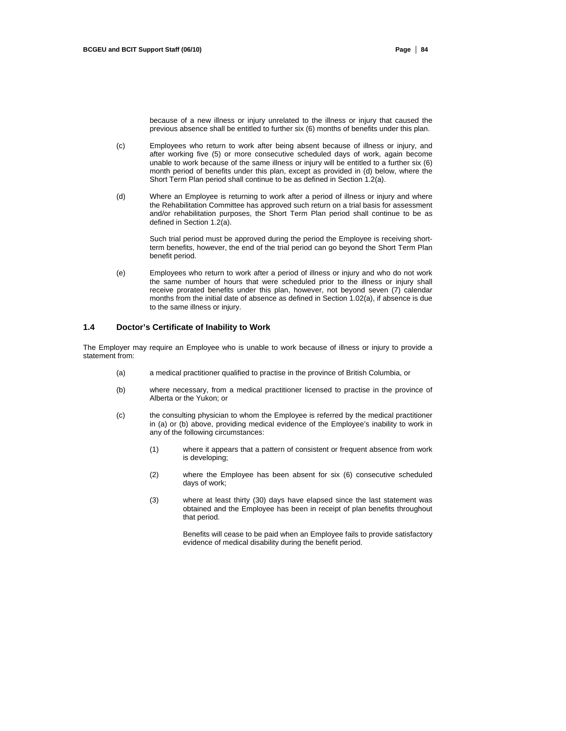because of a new illness or injury unrelated to the illness or injury that caused the previous absence shall be entitled to further six (6) months of benefits under this plan.

(c) Employees who return to work after being absent because of illness or injury, and after working five (5) or more consecutive scheduled days of work, again become unable to work because of the same illness or injury will be entitled to a further six (6) month period of benefits under this plan, except as provided in (d) below, where the Short Term Plan period shall continue to be as defined in Section 1.2(a).

(d) Where an Employee is returning to work after a period of illness or injury and where the Rehabilitation Committee has approved such return on a trial basis for assessment and/or rehabilitation purposes, the Short Term Plan period shall continue to be as defined in Section 1.2(a).

Such trial period must be approved during the period the Employee is receiving short-term benefits, however, the end of the trial period can go beyond the Short Term Plan benefit period.

(e) Employees who return to work after a period of illness or injury and who do not work the same number of hours that were scheduled prior to the illness or injury shall receive prorated benefits under this plan, however, not beyond seven (7) calendar months from the initial date of absence as defined in Section 1.02(a), if absence is due to the same illness or injury.

### 1.4 Doctor's Certificate of Inability to Work

The Employer may require an Employee who is unable to work because of illness or injury to provide a statement from:

(a) a medical practitioner qualified to practise in the province of British Columbia, or

(b) where necessary, from a medical practitioner licensed to practise in the province of Alberta or the Yukon; or

(c) the consulting physician to whom the Employee is referred by the medical practitioner in (a) or (b) above, providing medical evidence of the Employee's inability to work in any of the following circumstances:

(1) where it appears that a pattern of consistent or frequent absence from work is developing;

(2) where the Employee has been absent for six (6) consecutive scheduled days of work;

(3) where at least thirty (30) days have elapsed since the last statement was obtained and the Employee has been in receipt of plan benefits throughout that period.

Benefits will cease to be paid when an Employee fails to provide satisfactory evidence of medical disability during the benefit period.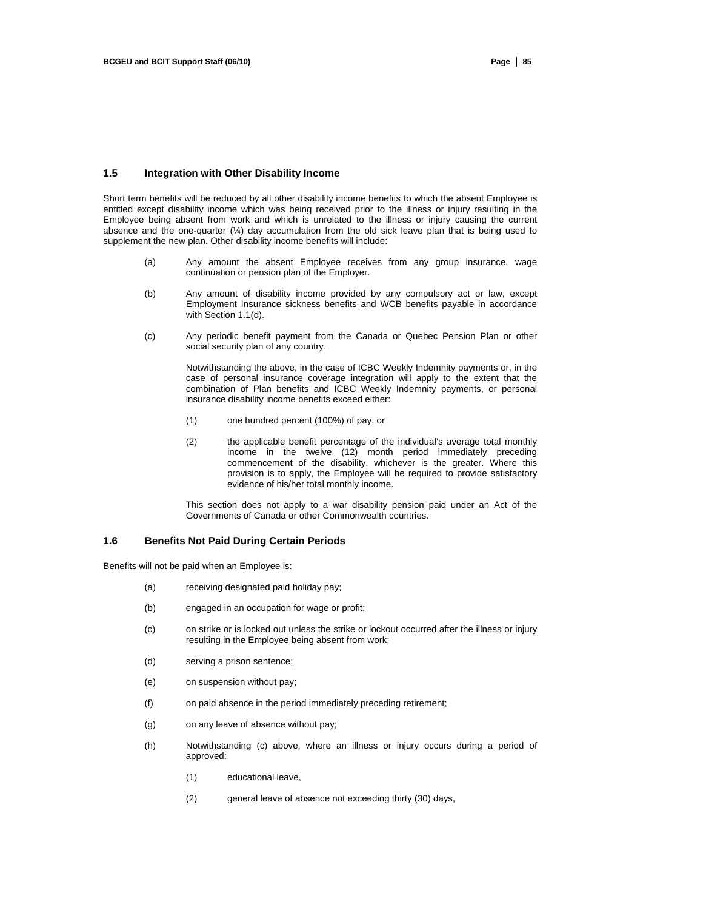### 1.5 Integration with Other Disability Income

Short term benefits will be reduced by all other disability income benefits to which the absent Employee is entitled except disability income which was being received prior to the illness or injury resulting in the Employee being absent from work and which is unrelated to the illness or injury causing the current absence and the one-quarter (¼) day accumulation from the old sick leave plan that is being used to supplement the new plan. Other disability income benefits will include:

(a) Any amount the absent Employee receives from any group insurance, wage continuation or pension plan of the Employer.

(b) Any amount of disability income provided by any compulsory act or law, except Employment Insurance sickness benefits and WCB benefits payable in accordance with Section 1.1(d).

(c) Any periodic benefit payment from the Canada or Quebec Pension Plan or other social security plan of any country.

Notwithstanding the above, in the case of ICBC Weekly Indemnity payments or, in the case of personal insurance coverage integration will apply to the extent that the combination of Plan benefits and ICBC Weekly Indemnity payments, or personal insurance disability income benefits exceed either:

(1) one hundred percent (100%) of pay, or

(2) the applicable benefit percentage of the individual's average total monthly income in the twelve (12) month period immediately preceding commencement of the disability, whichever is the greater. Where this provision is to apply, the Employee will be required to provide satisfactory evidence of his/her total monthly income.

This section does not apply to a war disability pension paid under an Act of the Governments of Canada or other Commonwealth countries.

### 1.6 Benefits Not Paid During Certain Periods

Benefits will not be paid when an Employee is:

(a) receiving designated paid holiday pay;

(b) engaged in an occupation for wage or profit;

(c) on strike or is locked out unless the strike or lockout occurred after the illness or injury resulting in the Employee being absent from work;

(d) serving a prison sentence;

(e) on suspension without pay;

(f) on paid absence in the period immediately preceding retirement;

(g) on any leave of absence without pay;

(h) Notwithstanding (c) above, where an illness or injury occurs during a period of approved:

(1) educational leave,

(2) general leave of absence not exceeding thirty (30) days,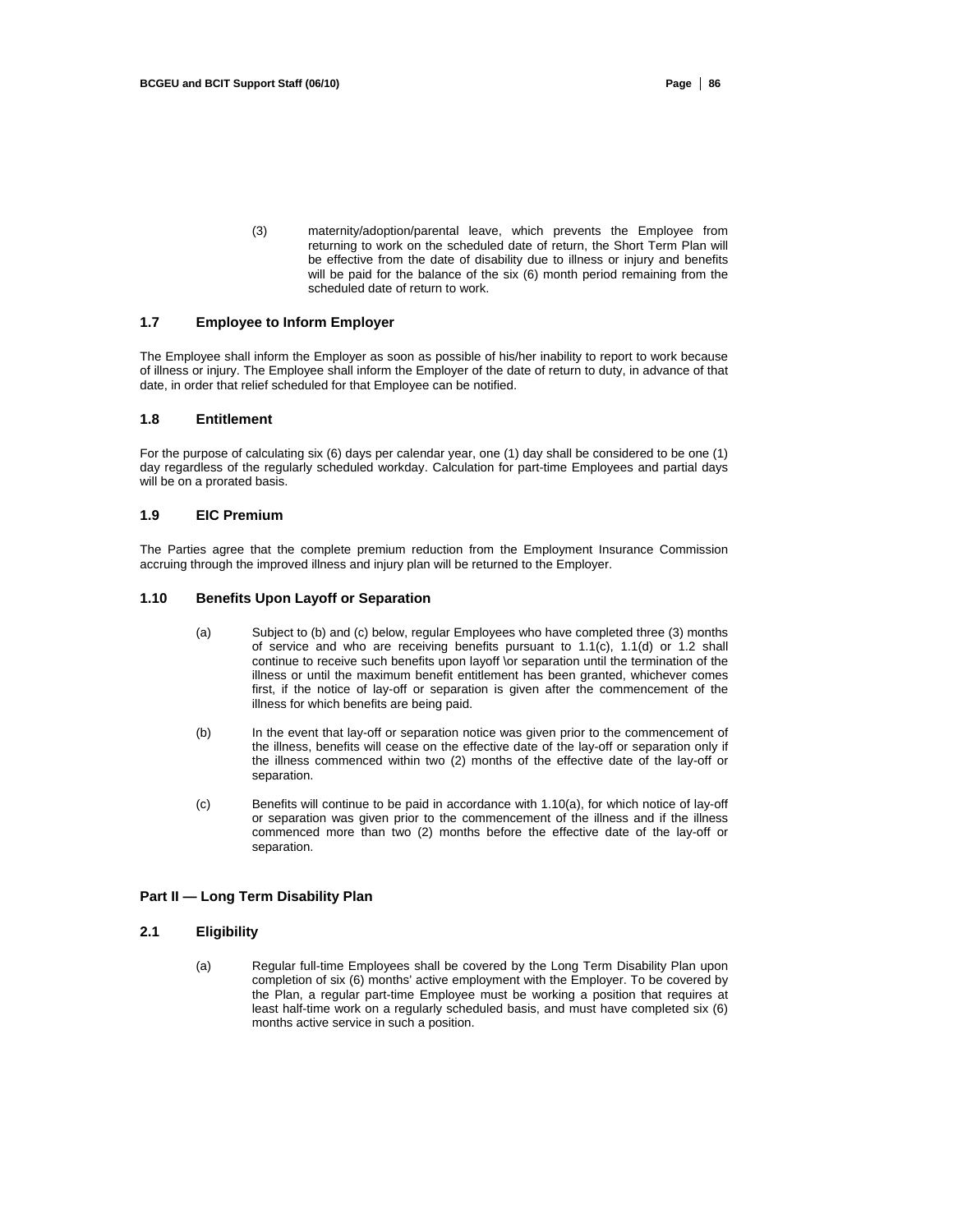(3) maternity/adoption/parental leave, which prevents the Employee from returning to work on the scheduled date of return, the Short Term Plan will be effective from the date of disability due to illness or injury and benefits will be paid for the balance of the six (6) month period remaining from the scheduled date of return to work.

### 1.7 Employee to Inform Employer

The Employee shall inform the Employer as soon as possible of his/her inability to report to work because of illness or injury. The Employee shall inform the Employer of the date of return to duty, in advance of that date, in order that relief scheduled for that Employee can be notified.

### 1.8 Entitlement

For the purpose of calculating six (6) days per calendar year, one (1) day shall be considered to be one (1) day regardless of the regularly scheduled workday. Calculation for part-time Employees and partial days will be on a prorated basis.

### 1.9 EIC Premium

The Parties agree that the complete premium reduction from the Employment Insurance Commission accruing through the improved illness and injury plan will be returned to the Employer.

### 1.10 Benefits Upon Layoff or Separation

(a) Subject to (b) and (c) below, regular Employees who have completed three (3) months of service and who are receiving benefits pursuant to 1.1(c), 1.1(d) or 1.2 shall continue to receive such benefits upon layoff \or separation until the termination of the illness or until the maximum benefit entitlement has been granted, whichever comes first, if the notice of lay-off or separation is given after the commencement of the illness for which benefits are being paid.

(b) In the event that lay-off or separation notice was given prior to the commencement of the illness, benefits will cease on the effective date of the lay-off or separation only if the illness commenced within two (2) months of the effective date of the lay-off or separation.

(c) Benefits will continue to be paid in accordance with 1.10(a), for which notice of lay-off or separation was given prior to the commencement of the illness and if the illness commenced more than two (2) months before the effective date of the lay-off or separation.

## Part II — Long Term Disability Plan

### 2.1 Eligibility

(a) Regular full-time Employees shall be covered by the Long Term Disability Plan upon completion of six (6) months' active employment with the Employer. To be covered by the Plan, a regular part-time Employee must be working a position that requires at least half-time work on a regularly scheduled basis, and must have completed six (6) months active service in such a position.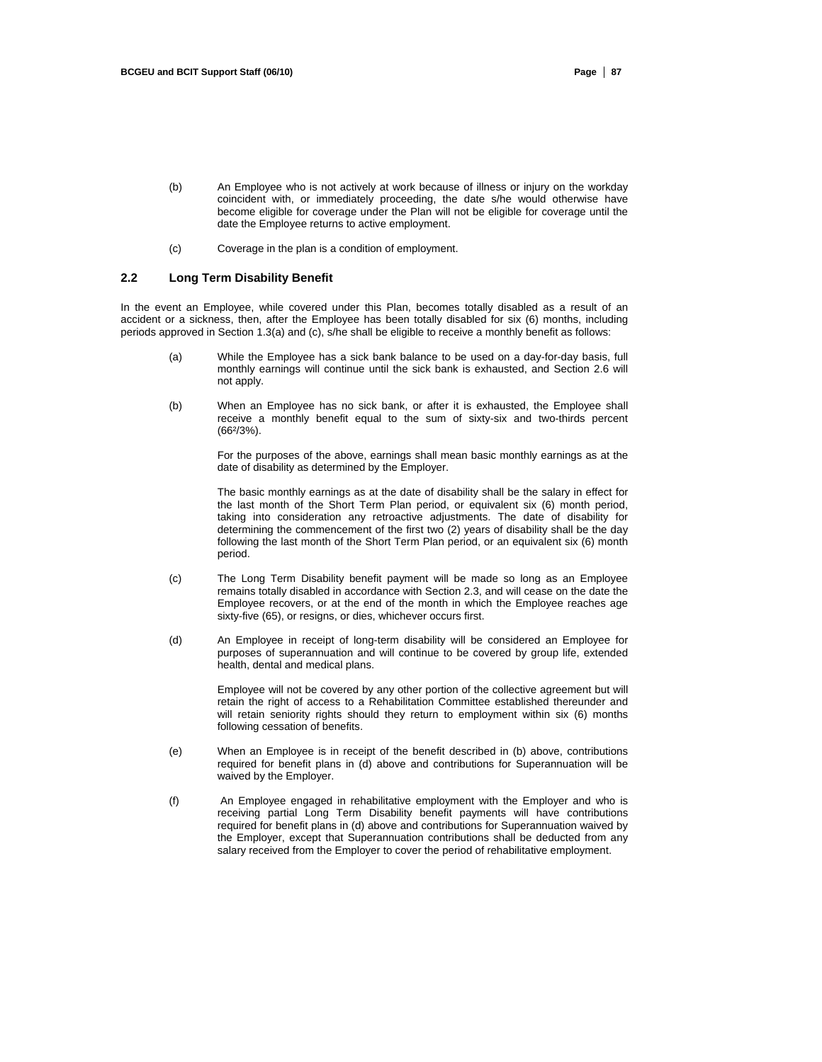(b) An Employee who is not actively at work because of illness or injury on the workday coincident with, or immediately proceeding, the date s/he would otherwise have become eligible for coverage under the Plan will not be eligible for coverage until the date the Employee returns to active employment.

(c) Coverage in the plan is a condition of employment.

## 2.2 Long Term Disability Benefit

In the event an Employee, while covered under this Plan, becomes totally disabled as a result of an accident or a sickness, then, after the Employee has been totally disabled for six (6) months, including periods approved in Section 1.3(a) and (c), s/he shall be eligible to receive a monthly benefit as follows:

(a) While the Employee has a sick bank balance to be used on a day-for-day basis, full monthly earnings will continue until the sick bank is exhausted, and Section 2.6 will not apply.

(b) When an Employee has no sick bank, or after it is exhausted, the Employee shall receive a monthly benefit equal to the sum of sixty-six and two-thirds percent (66²/3%).

For the purposes of the above, earnings shall mean basic monthly earnings as at the date of disability as determined by the Employer.

The basic monthly earnings as at the date of disability shall be the salary in effect for the last month of the Short Term Plan period, or equivalent six (6) month period, taking into consideration any retroactive adjustments. The date of disability for determining the commencement of the first two (2) years of disability shall be the day following the last month of the Short Term Plan period, or an equivalent six (6) month period.

(c) The Long Term Disability benefit payment will be made so long as an Employee remains totally disabled in accordance with Section 2.3, and will cease on the date the Employee recovers, or at the end of the month in which the Employee reaches age sixty-five (65), or resigns, or dies, whichever occurs first.

(d) An Employee in receipt of long-term disability will be considered an Employee for purposes of superannuation and will continue to be covered by group life, extended health, dental and medical plans.

Employee will not be covered by any other portion of the collective agreement but will retain the right of access to a Rehabilitation Committee established thereunder and will retain seniority rights should they return to employment within six (6) months following cessation of benefits.

(e) When an Employee is in receipt of the benefit described in (b) above, contributions required for benefit plans in (d) above and contributions for Superannuation will be waived by the Employer.

(f) An Employee engaged in rehabilitative employment with the Employer and who is receiving partial Long Term Disability benefit payments will have contributions required for benefit plans in (d) above and contributions for Superannuation waived by the Employer, except that Superannuation contributions shall be deducted from any salary received from the Employer to cover the period of rehabilitative employment.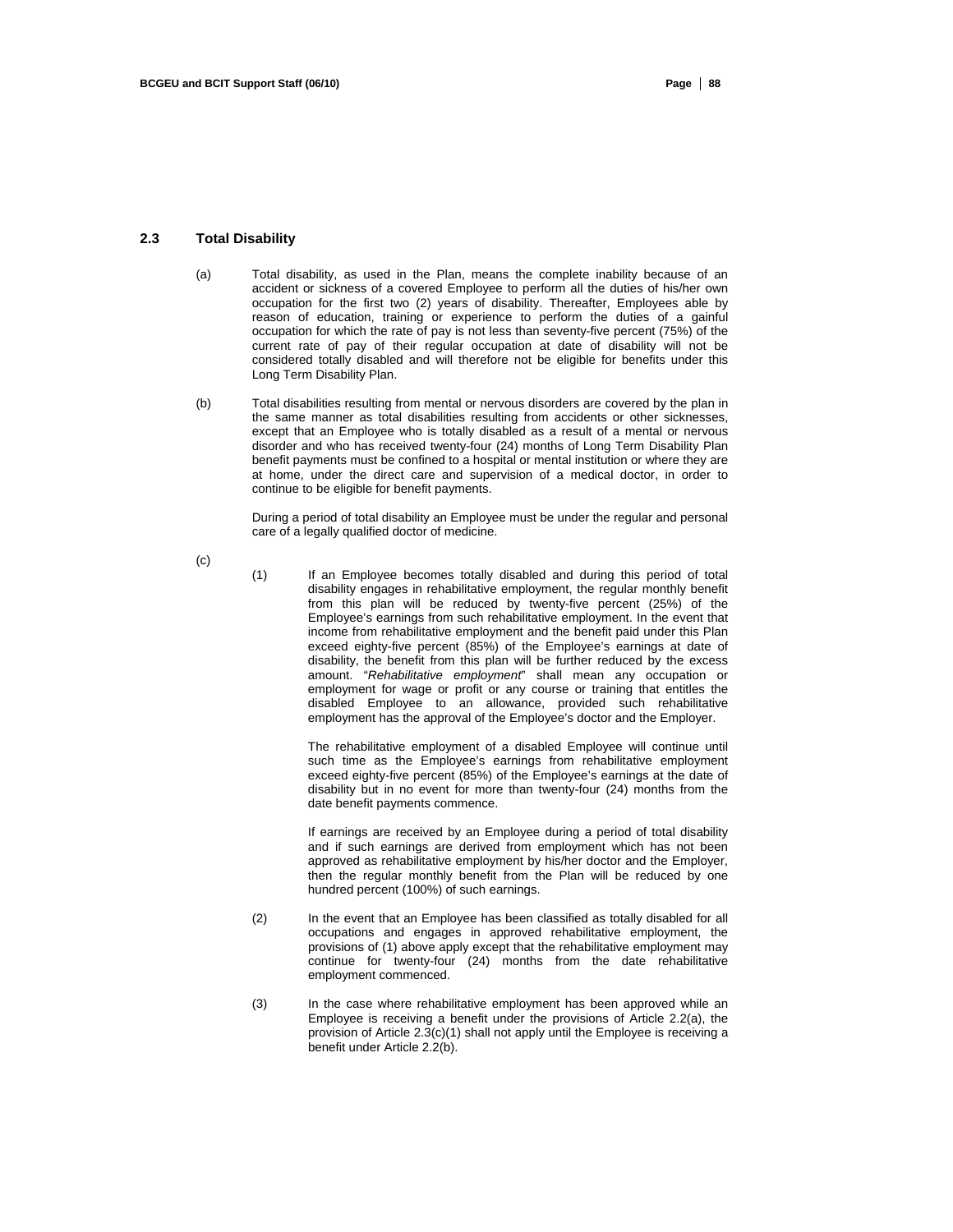### 2.3 Total Disability

(a) Total disability, as used in the Plan, means the complete inability because of an accident or sickness of a covered Employee to perform all the duties of his/her own occupation for the first two (2) years of disability. Thereafter, Employees able by reason of education, training or experience to perform the duties of a gainful occupation for which the rate of pay is not less than seventy-five percent (75%) of the current rate of pay of their regular occupation at date of disability will not be considered totally disabled and will therefore not be eligible for benefits under this Long Term Disability Plan.

(b) Total disabilities resulting from mental or nervous disorders are covered by the plan in the same manner as total disabilities resulting from accidents or other sicknesses, except that an Employee who is totally disabled as a result of a mental or nervous disorder and who has received twenty-four (24) months of Long Term Disability Plan benefit payments must be confined to a hospital or mental institution or where they are at home, under the direct care and supervision of a medical doctor, in order to continue to be eligible for benefit payments.

During a period of total disability an Employee must be under the regular and personal care of a legally qualified doctor of medicine.

(c)

(1) If an Employee becomes totally disabled and during this period of total disability engages in rehabilitative employment, the regular monthly benefit from this plan will be reduced by twenty-five percent (25%) of the Employee's earnings from such rehabilitative employment. In the event that income from rehabilitative employment and the benefit paid under this Plan exceed eighty-five percent (85%) of the Employee's earnings at date of disability, the benefit from this plan will be further reduced by the excess amount. "*Rehabilitative employment*" shall mean any occupation or employment for wage or profit or any course or training that entitles the disabled Employee to an allowance, provided such rehabilitative employment has the approval of the Employee's doctor and the Employer.

The rehabilitative employment of a disabled Employee will continue until such time as the Employee's earnings from rehabilitative employment exceed eighty-five percent (85%) of the Employee's earnings at the date of disability but in no event for more than twenty-four (24) months from the date benefit payments commence.

If earnings are received by an Employee during a period of total disability and if such earnings are derived from employment which has not been approved as rehabilitative employment by his/her doctor and the Employer, then the regular monthly benefit from the Plan will be reduced by one hundred percent (100%) of such earnings.

(2) In the event that an Employee has been classified as totally disabled for all occupations and engages in approved rehabilitative employment, the provisions of (1) above apply except that the rehabilitative employment may continue for twenty-four (24) months from the date rehabilitative employment commenced.

(3) In the case where rehabilitative employment has been approved while an Employee is receiving a benefit under the provisions of Article 2.2(a), the provision of Article 2.3(c)(1) shall not apply until the Employee is receiving a benefit under Article 2.2(b).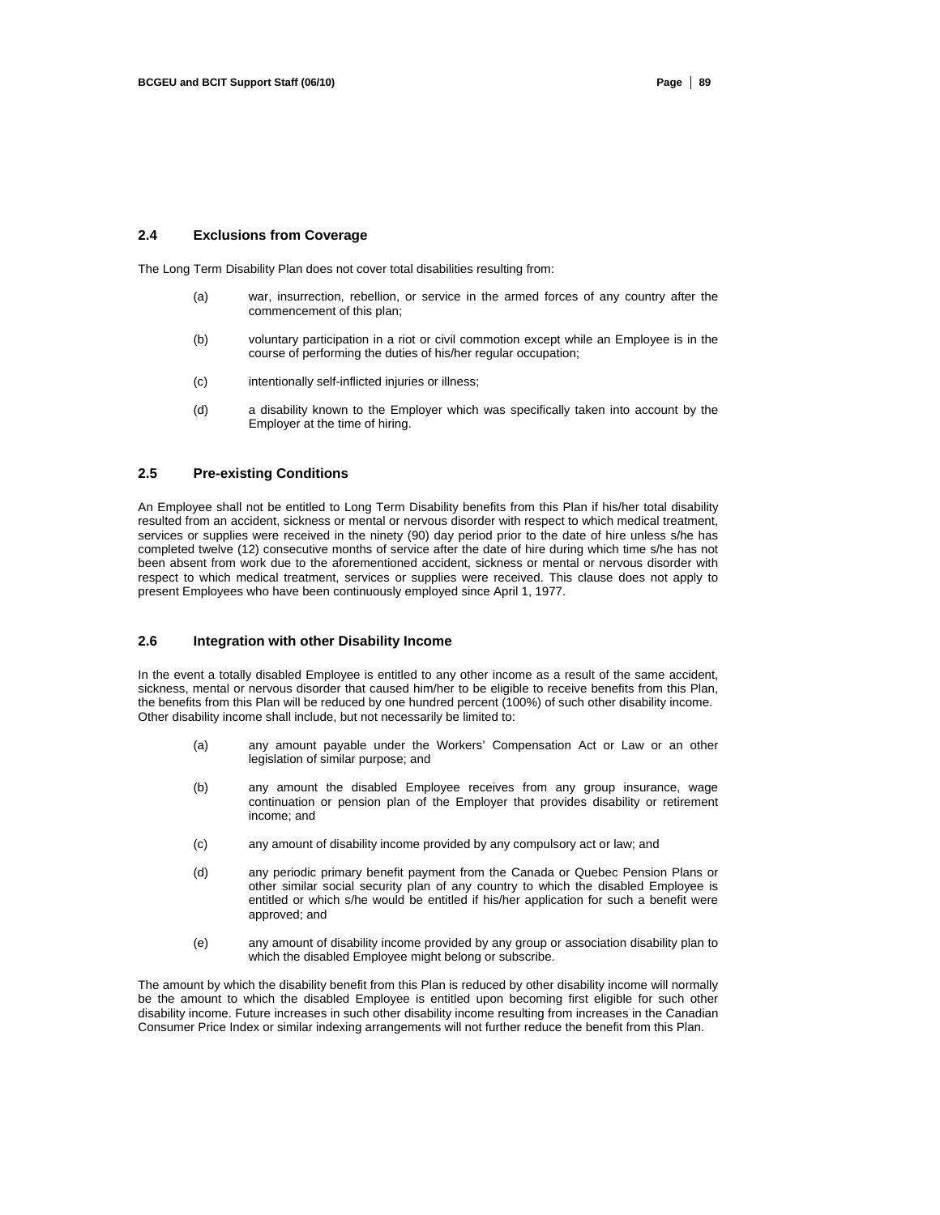### 2.4 Exclusions from Coverage

The Long Term Disability Plan does not cover total disabilities resulting from:

(a) war, insurrection, rebellion, or service in the armed forces of any country after the commencement of this plan;

(b) voluntary participation in a riot or civil commotion except while an Employee is in the course of performing the duties of his/her regular occupation;

(c) intentionally self-inflicted injuries or illness;

(d) a disability known to the Employer which was specifically taken into account by the Employer at the time of hiring.

### 2.5 Pre-existing Conditions

An Employee shall not be entitled to Long Term Disability benefits from this Plan if his/her total disability resulted from an accident, sickness or mental or nervous disorder with respect to which medical treatment, services or supplies were received in the ninety (90) day period prior to the date of hire unless s/he has completed twelve (12) consecutive months of service after the date of hire during which time s/he has not been absent from work due to the aforementioned accident, sickness or mental or nervous disorder with respect to which medical treatment, services or supplies were received. This clause does not apply to present Employees who have been continuously employed since April 1, 1977.

### 2.6 Integration with other Disability Income

In the event a totally disabled Employee is entitled to any other income as a result of the same accident, sickness, mental or nervous disorder that caused him/her to be eligible to receive benefits from this Plan, the benefits from this Plan will be reduced by one hundred percent (100%) of such other disability income. Other disability income shall include, but not necessarily be limited to:

(a) any amount payable under the Workers' Compensation Act or Law or an other legislation of similar purpose; and

(b) any amount the disabled Employee receives from any group insurance, wage continuation or pension plan of the Employer that provides disability or retirement income; and

(c) any amount of disability income provided by any compulsory act or law; and

(d) any periodic primary benefit payment from the Canada or Quebec Pension Plans or other similar social security plan of any country to which the disabled Employee is entitled or which s/he would be entitled if his/her application for such a benefit were approved; and

(e) any amount of disability income provided by any group or association disability plan to which the disabled Employee might belong or subscribe.

The amount by which the disability benefit from this Plan is reduced by other disability income will normally be the amount to which the disabled Employee is entitled upon becoming first eligible for such other disability income. Future increases in such other disability income resulting from increases in the Canadian Consumer Price Index or similar indexing arrangements will not further reduce the benefit from this Plan.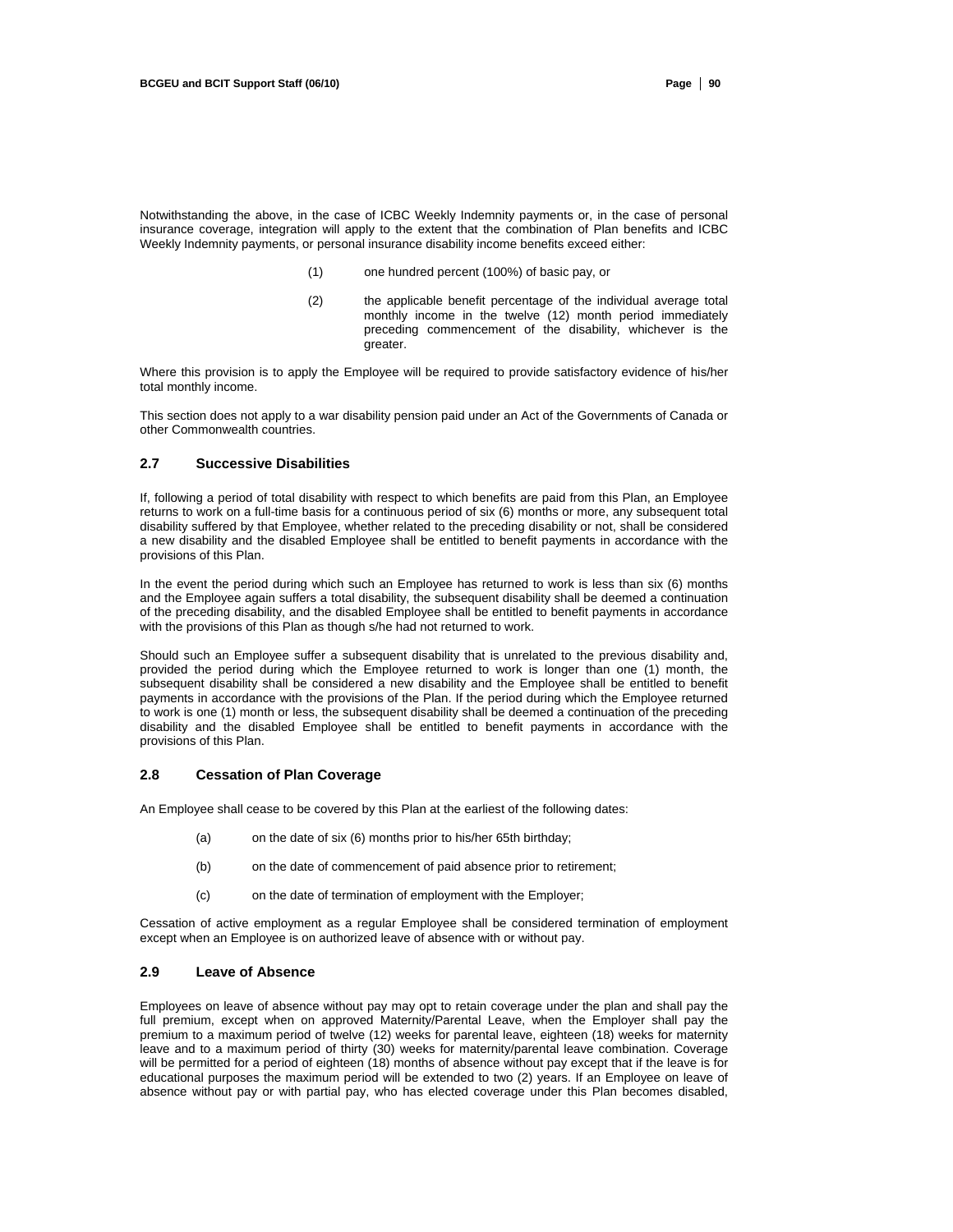Notwithstanding the above, in the case of ICBC Weekly Indemnity payments or, in the case of personal insurance coverage, integration will apply to the extent that the combination of Plan benefits and ICBC Weekly Indemnity payments, or personal insurance disability income benefits exceed either:

(1) one hundred percent (100%) of basic pay, or

(2) the applicable benefit percentage of the individual average total monthly income in the twelve (12) month period immediately preceding commencement of the disability, whichever is the greater.

Where this provision is to apply the Employee will be required to provide satisfactory evidence of his/her total monthly income.

This section does not apply to a war disability pension paid under an Act of the Governments of Canada or other Commonwealth countries.

### 2.7 Successive Disabilities

If, following a period of total disability with respect to which benefits are paid from this Plan, an Employee returns to work on a full-time basis for a continuous period of six (6) months or more, any subsequent total disability suffered by that Employee, whether related to the preceding disability or not, shall be considered a new disability and the disabled Employee shall be entitled to benefit payments in accordance with the provisions of this Plan.

In the event the period during which such an Employee has returned to work is less than six (6) months and the Employee again suffers a total disability, the subsequent disability shall be deemed a continuation of the preceding disability, and the disabled Employee shall be entitled to benefit payments in accordance with the provisions of this Plan as though s/he had not returned to work.

Should such an Employee suffer a subsequent disability that is unrelated to the previous disability and, provided the period during which the Employee returned to work is longer than one (1) month, the subsequent disability shall be considered a new disability and the Employee shall be entitled to benefit payments in accordance with the provisions of the Plan. If the period during which the Employee returned to work is one (1) month or less, the subsequent disability shall be deemed a continuation of the preceding disability and the disabled Employee shall be entitled to benefit payments in accordance with the provisions of this Plan.

### 2.8 Cessation of Plan Coverage

An Employee shall cease to be covered by this Plan at the earliest of the following dates:

(a) on the date of six (6) months prior to his/her 65th birthday;

(b) on the date of commencement of paid absence prior to retirement;

(c) on the date of termination of employment with the Employer;

Cessation of active employment as a regular Employee shall be considered termination of employment except when an Employee is on authorized leave of absence with or without pay.

### 2.9 Leave of Absence

Employees on leave of absence without pay may opt to retain coverage under the plan and shall pay the full premium, except when on approved Maternity/Parental Leave, when the Employer shall pay the premium to a maximum period of twelve (12) weeks for parental leave, eighteen (18) weeks for maternity leave and to a maximum period of thirty (30) weeks for maternity/parental leave combination. Coverage will be permitted for a period of eighteen (18) months of absence without pay except that if the leave is for educational purposes the maximum period will be extended to two (2) years. If an Employee on leave of absence without pay or with partial pay, who has elected coverage under this Plan becomes disabled,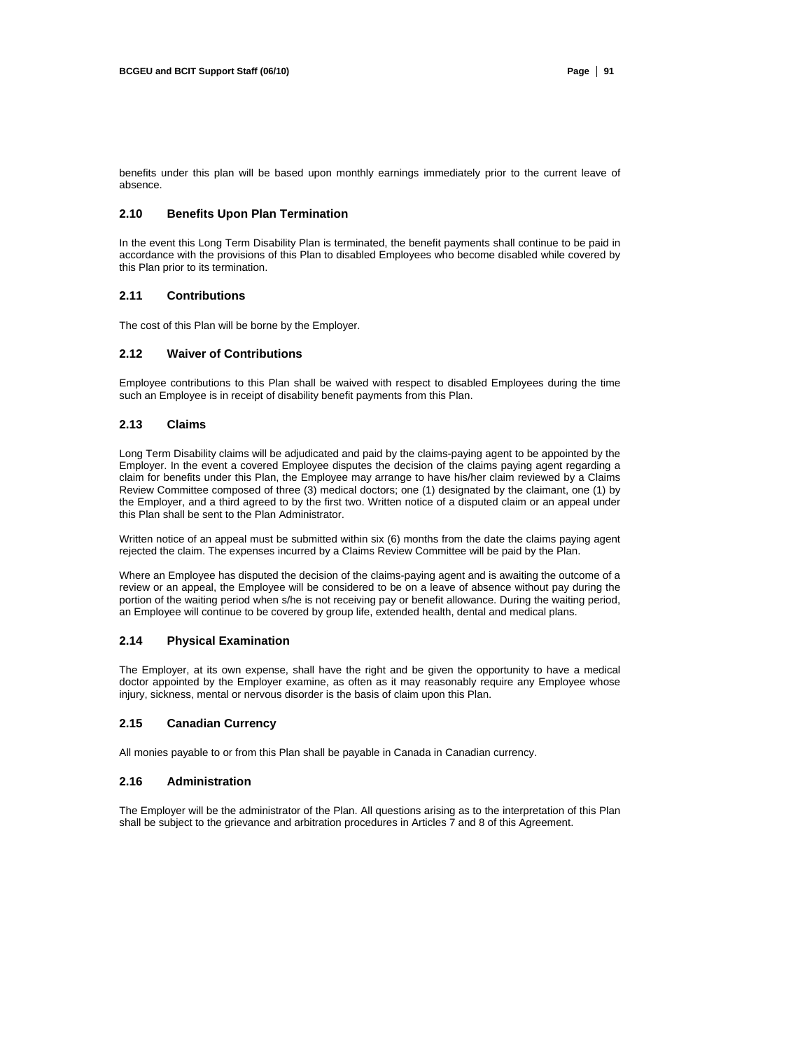benefits under this plan will be based upon monthly earnings immediately prior to the current leave of absence.

### 2.10 Benefits Upon Plan Termination

In the event this Long Term Disability Plan is terminated, the benefit payments shall continue to be paid in accordance with the provisions of this Plan to disabled Employees who become disabled while covered by this Plan prior to its termination.

### 2.11 Contributions

The cost of this Plan will be borne by the Employer.

### 2.12 Waiver of Contributions

Employee contributions to this Plan shall be waived with respect to disabled Employees during the time such an Employee is in receipt of disability benefit payments from this Plan.

### 2.13 Claims

Long Term Disability claims will be adjudicated and paid by the claims-paying agent to be appointed by the Employer. In the event a covered Employee disputes the decision of the claims paying agent regarding a claim for benefits under this Plan, the Employee may arrange to have his/her claim reviewed by a Claims Review Committee composed of three (3) medical doctors; one (1) designated by the claimant, one (1) by the Employer, and a third agreed to by the first two. Written notice of a disputed claim or an appeal under this Plan shall be sent to the Plan Administrator.

Written notice of an appeal must be submitted within six (6) months from the date the claims paying agent rejected the claim. The expenses incurred by a Claims Review Committee will be paid by the Plan.

Where an Employee has disputed the decision of the claims-paying agent and is awaiting the outcome of a review or an appeal, the Employee will be considered to be on a leave of absence without pay during the portion of the waiting period when s/he is not receiving pay or benefit allowance. During the waiting period, an Employee will continue to be covered by group life, extended health, dental and medical plans.

### 2.14 Physical Examination

The Employer, at its own expense, shall have the right and be given the opportunity to have a medical doctor appointed by the Employer examine, as often as it may reasonably require any Employee whose injury, sickness, mental or nervous disorder is the basis of claim upon this Plan.

### 2.15 Canadian Currency

All monies payable to or from this Plan shall be payable in Canada in Canadian currency.

### 2.16 Administration

The Employer will be the administrator of the Plan. All questions arising as to the interpretation of this Plan shall be subject to the grievance and arbitration procedures in Articles 7 and 8 of this Agreement.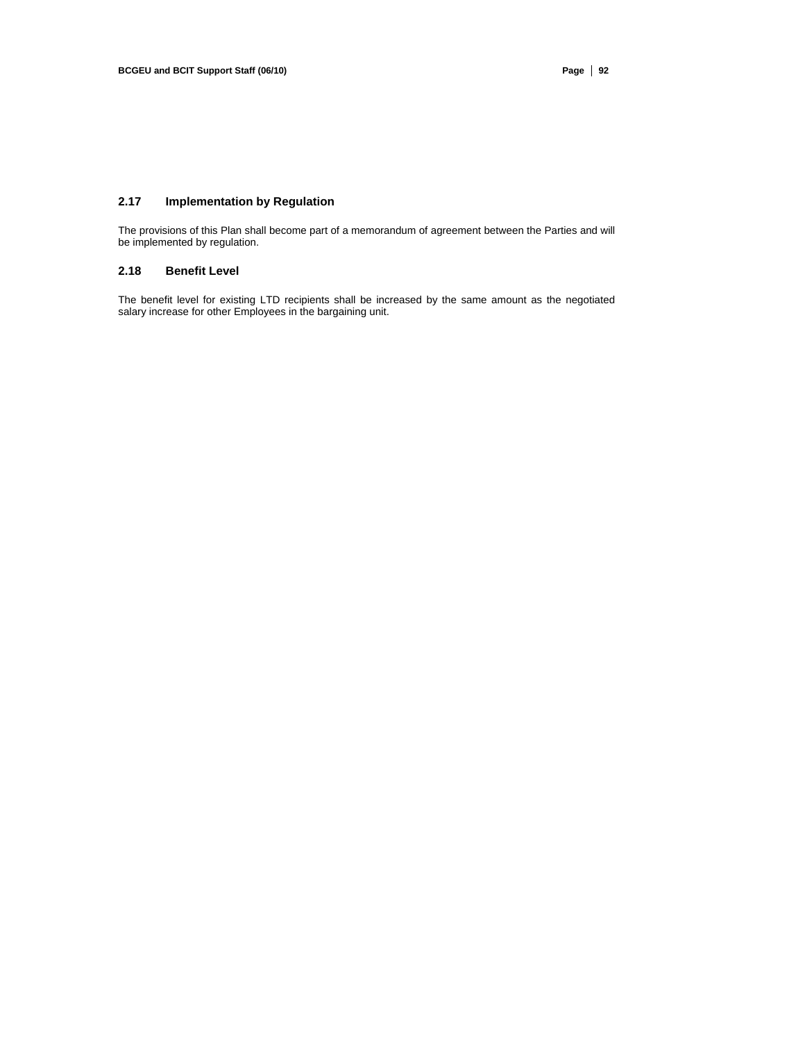### 2.17 Implementation by Regulation

The provisions of this Plan shall become part of a memorandum of agreement between the Parties and will be implemented by regulation.

### 2.18 Benefit Level

The benefit level for existing LTD recipients shall be increased by the same amount as the negotiated salary increase for other Employees in the bargaining unit.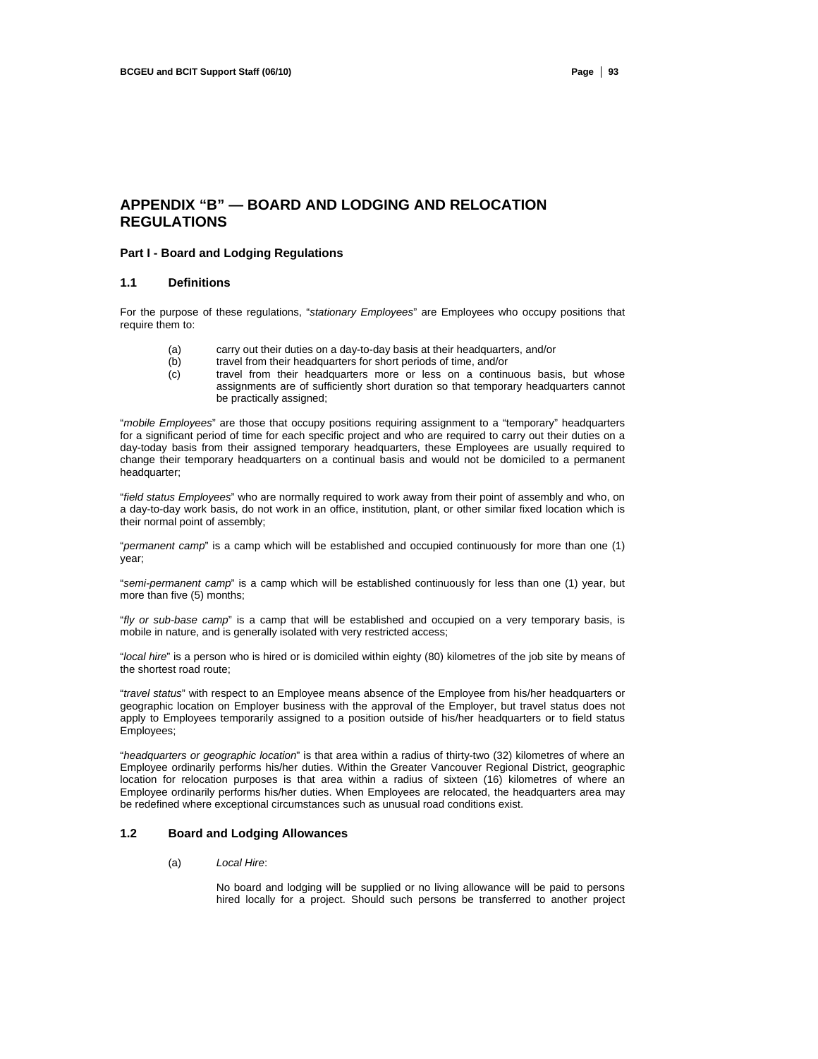# APPENDIX "B" — BOARD AND LODGING AND RELOCATION REGULATIONS

### Part I - Board and Lodging Regulations

### 1.1 Definitions

For the purpose of these regulations, "*stationary Employees*" are Employees who occupy positions that require them to:

(a) carry out their duties on a day-to-day basis at their headquarters, and/or
(b) travel from their headquarters for short periods of time, and/or
(c) travel from their headquarters more or less on a continuous basis, but whose assignments are of sufficiently short duration so that temporary headquarters cannot be practically assigned;

"*mobile Employees*" are those that occupy positions requiring assignment to a "temporary" headquarters for a significant period of time for each specific project and who are required to carry out their duties on a day-today basis from their assigned temporary headquarters, these Employees are usually required to change their temporary headquarters on a continual basis and would not be domiciled to a permanent headquarter;

"*field status Employees*" who are normally required to work away from their point of assembly and who, on a day-to-day work basis, do not work in an office, institution, plant, or other similar fixed location which is their normal point of assembly;

"*permanent camp*" is a camp which will be established and occupied continuously for more than one (1) year;

"*semi-permanent camp*" is a camp which will be established continuously for less than one (1) year, but more than five (5) months;

"*fly or sub-base camp*" is a camp that will be established and occupied on a very temporary basis, is mobile in nature, and is generally isolated with very restricted access;

"*local hire*" is a person who is hired or is domiciled within eighty (80) kilometres of the job site by means of the shortest road route;

"*travel status*" with respect to an Employee means absence of the Employee from his/her headquarters or geographic location on Employer business with the approval of the Employer, but travel status does not apply to Employees temporarily assigned to a position outside of his/her headquarters or to field status Employees;

"*headquarters or geographic location*" is that area within a radius of thirty-two (32) kilometres of where an Employee ordinarily performs his/her duties. Within the Greater Vancouver Regional District, geographic location for relocation purposes is that area within a radius of sixteen (16) kilometres of where an Employee ordinarily performs his/her duties. When Employees are relocated, the headquarters area may be redefined where exceptional circumstances such as unusual road conditions exist.

### 1.2 Board and Lodging Allowances

(a) *Local Hire*:

No board and lodging will be supplied or no living allowance will be paid to persons hired locally for a project. Should such persons be transferred to another project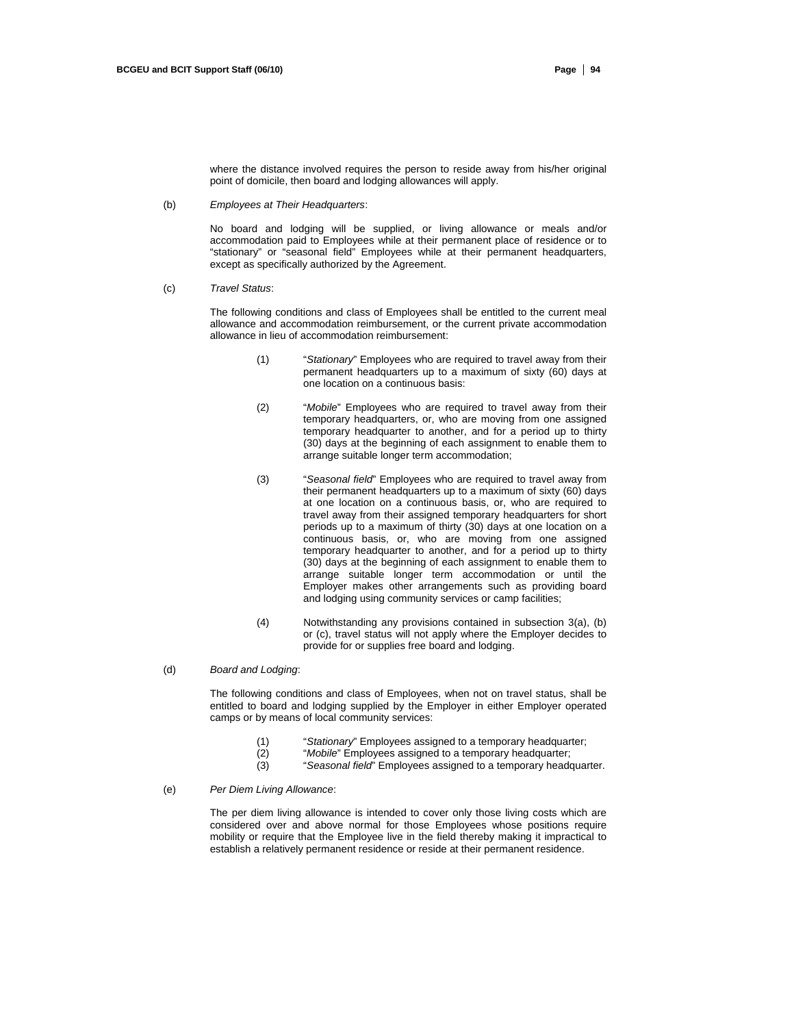where the distance involved requires the person to reside away from his/her original point of domicile, then board and lodging allowances will apply.

(b) *Employees at Their Headquarters*:

No board and lodging will be supplied, or living allowance or meals and/or accommodation paid to Employees while at their permanent place of residence or to "stationary" or "seasonal field" Employees while at their permanent headquarters, except as specifically authorized by the Agreement.

(c) *Travel Status*:

The following conditions and class of Employees shall be entitled to the current meal allowance and accommodation reimbursement, or the current private accommodation allowance in lieu of accommodation reimbursement:

(1) "*Stationary*" Employees who are required to travel away from their permanent headquarters up to a maximum of sixty (60) days at one location on a continuous basis:

(2) "*Mobile*" Employees who are required to travel away from their temporary headquarters, or, who are moving from one assigned temporary headquarter to another, and for a period up to thirty (30) days at the beginning of each assignment to enable them to arrange suitable longer term accommodation;

(3) "*Seasonal field*" Employees who are required to travel away from their permanent headquarters up to a maximum of sixty (60) days at one location on a continuous basis, or, who are required to travel away from their assigned temporary headquarters for short periods up to a maximum of thirty (30) days at one location on a continuous basis, or, who are moving from one assigned temporary headquarter to another, and for a period up to thirty (30) days at the beginning of each assignment to enable them to arrange suitable longer term accommodation or until the Employer makes other arrangements such as providing board and lodging using community services or camp facilities;

(4) Notwithstanding any provisions contained in subsection 3(a), (b) or (c), travel status will not apply where the Employer decides to provide for or supplies free board and lodging.

(d) *Board and Lodging*:

The following conditions and class of Employees, when not on travel status, shall be entitled to board and lodging supplied by the Employer in either Employer operated camps or by means of local community services:

(1) "*Stationary*" Employees assigned to a temporary headquarter;
(2) "*Mobile*" Employees assigned to a temporary headquarter;
(3) "*Seasonal field*" Employees assigned to a temporary headquarter.

(e) *Per Diem Living Allowance*:

The per diem living allowance is intended to cover only those living costs which are considered over and above normal for those Employees whose positions require mobility or require that the Employee live in the field thereby making it impractical to establish a relatively permanent residence or reside at their permanent residence.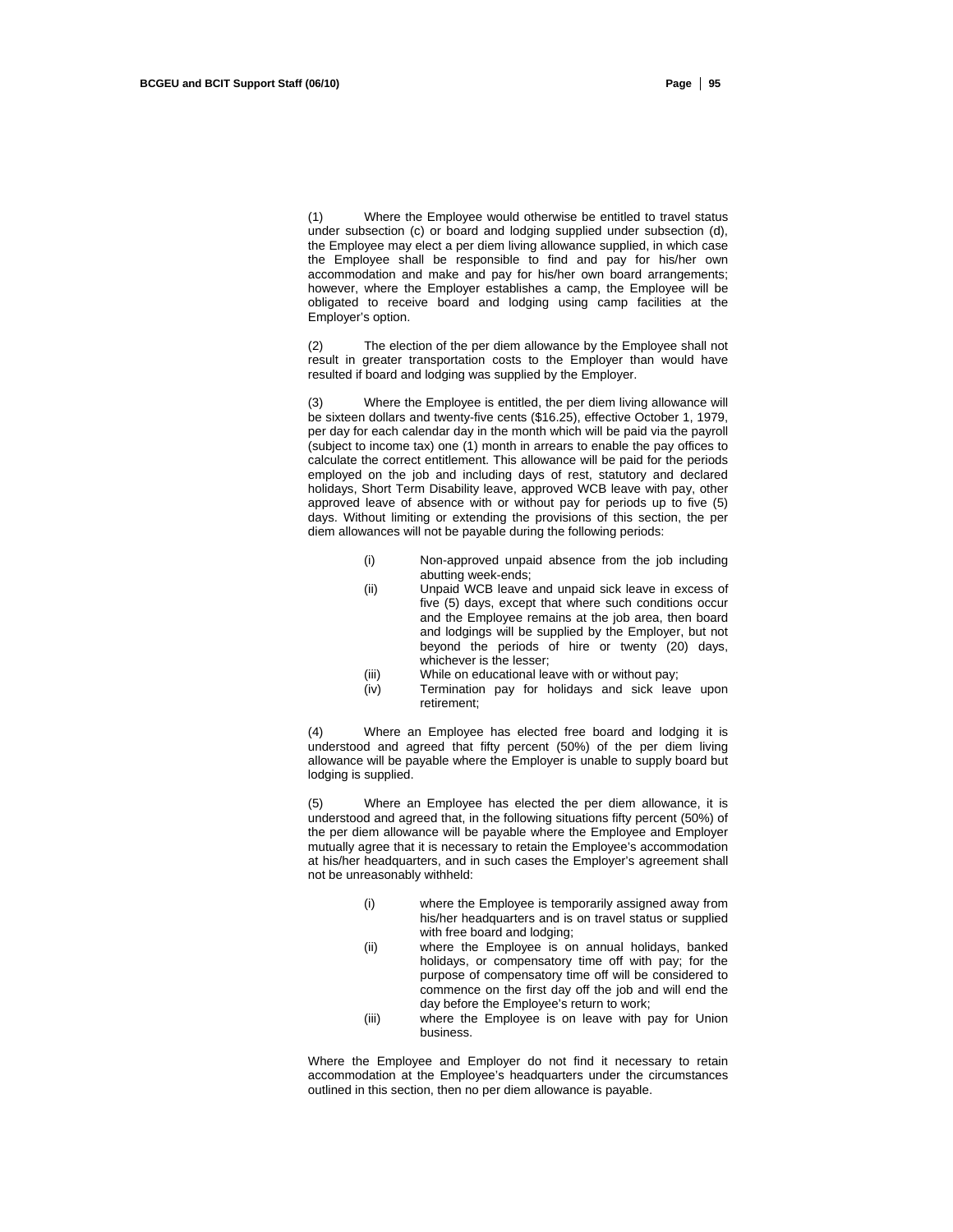(1) Where the Employee would otherwise be entitled to travel status under subsection (c) or board and lodging supplied under subsection (d), the Employee may elect a per diem living allowance supplied, in which case the Employee shall be responsible to find and pay for his/her own accommodation and make and pay for his/her own board arrangements; however, where the Employer establishes a camp, the Employee will be obligated to receive board and lodging using camp facilities at the Employer's option.

(2) The election of the per diem allowance by the Employee shall not result in greater transportation costs to the Employer than would have resulted if board and lodging was supplied by the Employer.

(3) Where the Employee is entitled, the per diem living allowance will be sixteen dollars and twenty-five cents ($16.25), effective October 1, 1979, per day for each calendar day in the month which will be paid via the payroll (subject to income tax) one (1) month in arrears to enable the pay offices to calculate the correct entitlement. This allowance will be paid for the periods employed on the job and including days of rest, statutory and declared holidays, Short Term Disability leave, approved WCB leave with pay, other approved leave of absence with or without pay for periods up to five (5) days. Without limiting or extending the provisions of this section, the per diem allowances will not be payable during the following periods:

(i) Non-approved unpaid absence from the job including abutting week-ends;

(ii) Unpaid WCB leave and unpaid sick leave in excess of five (5) days, except that where such conditions occur and the Employee remains at the job area, then board and lodgings will be supplied by the Employer, but not beyond the periods of hire or twenty (20) days, whichever is the lesser;

(iii) While on educational leave with or without pay;

(iv) Termination pay for holidays and sick leave upon retirement;

(4) Where an Employee has elected free board and lodging it is understood and agreed that fifty percent (50%) of the per diem living allowance will be payable where the Employer is unable to supply board but lodging is supplied.

(5) Where an Employee has elected the per diem allowance, it is understood and agreed that, in the following situations fifty percent (50%) of the per diem allowance will be payable where the Employee and Employer mutually agree that it is necessary to retain the Employee's accommodation at his/her headquarters, and in such cases the Employer's agreement shall not be unreasonably withheld:

(i) where the Employee is temporarily assigned away from his/her headquarters and is on travel status or supplied with free board and lodging;

(ii) where the Employee is on annual holidays, banked holidays, or compensatory time off with pay; for the purpose of compensatory time off will be considered to commence on the first day off the job and will end the day before the Employee's return to work;

(iii) where the Employee is on leave with pay for Union business.

Where the Employee and Employer do not find it necessary to retain accommodation at the Employee's headquarters under the circumstances outlined in this section, then no per diem allowance is payable.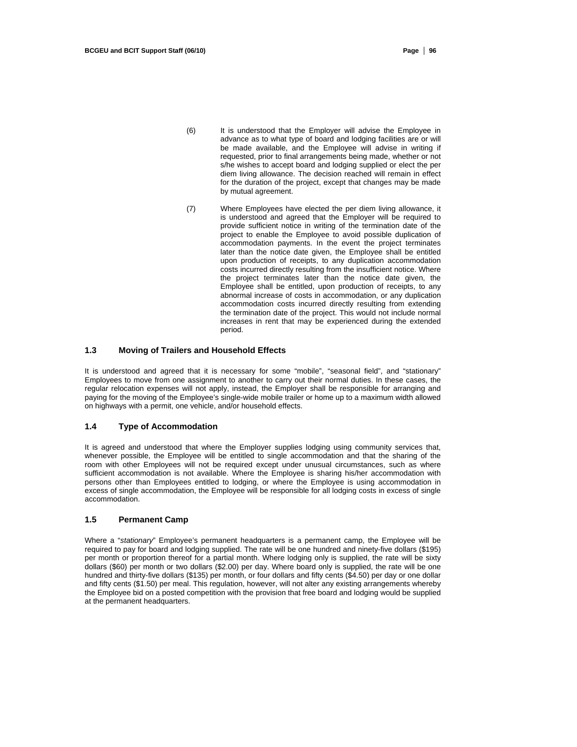(6) It is understood that the Employer will advise the Employee in advance as to what type of board and lodging facilities are or will be made available, and the Employee will advise in writing if requested, prior to final arrangements being made, whether or not s/he wishes to accept board and lodging supplied or elect the per diem living allowance. The decision reached will remain in effect for the duration of the project, except that changes may be made by mutual agreement.

(7) Where Employees have elected the per diem living allowance, it is understood and agreed that the Employer will be required to provide sufficient notice in writing of the termination date of the project to enable the Employee to avoid possible duplication of accommodation payments. In the event the project terminates later than the notice date given, the Employee shall be entitled upon production of receipts, to any duplication accommodation costs incurred directly resulting from the insufficient notice. Where the project terminates later than the notice date given, the Employee shall be entitled, upon production of receipts, to any abnormal increase of costs in accommodation, or any duplication accommodation costs incurred directly resulting from extending the termination date of the project. This would not include normal increases in rent that may be experienced during the extended period.

### 1.3 Moving of Trailers and Household Effects

It is understood and agreed that it is necessary for some "mobile", "seasonal field", and "stationary" Employees to move from one assignment to another to carry out their normal duties. In these cases, the regular relocation expenses will not apply, instead, the Employer shall be responsible for arranging and paying for the moving of the Employee's single-wide mobile trailer or home up to a maximum width allowed on highways with a permit, one vehicle, and/or household effects.

### 1.4 Type of Accommodation

It is agreed and understood that where the Employer supplies lodging using community services that, whenever possible, the Employee will be entitled to single accommodation and that the sharing of the room with other Employees will not be required except under unusual circumstances, such as where sufficient accommodation is not available. Where the Employee is sharing his/her accommodation with persons other than Employees entitled to lodging, or where the Employee is using accommodation in excess of single accommodation, the Employee will be responsible for all lodging costs in excess of single accommodation.

### 1.5 Permanent Camp

Where a "*stationary*" Employee's permanent headquarters is a permanent camp, the Employee will be required to pay for board and lodging supplied. The rate will be one hundred and ninety-five dollars ($195) per month or proportion thereof for a partial month. Where lodging only is supplied, the rate will be sixty dollars ($60) per month or two dollars ($2.00) per day. Where board only is supplied, the rate will be one hundred and thirty-five dollars ($135) per month, or four dollars and fifty cents ($4.50) per day or one dollar and fifty cents ($1.50) per meal. This regulation, however, will not alter any existing arrangements whereby the Employee bid on a posted competition with the provision that free board and lodging would be supplied at the permanent headquarters.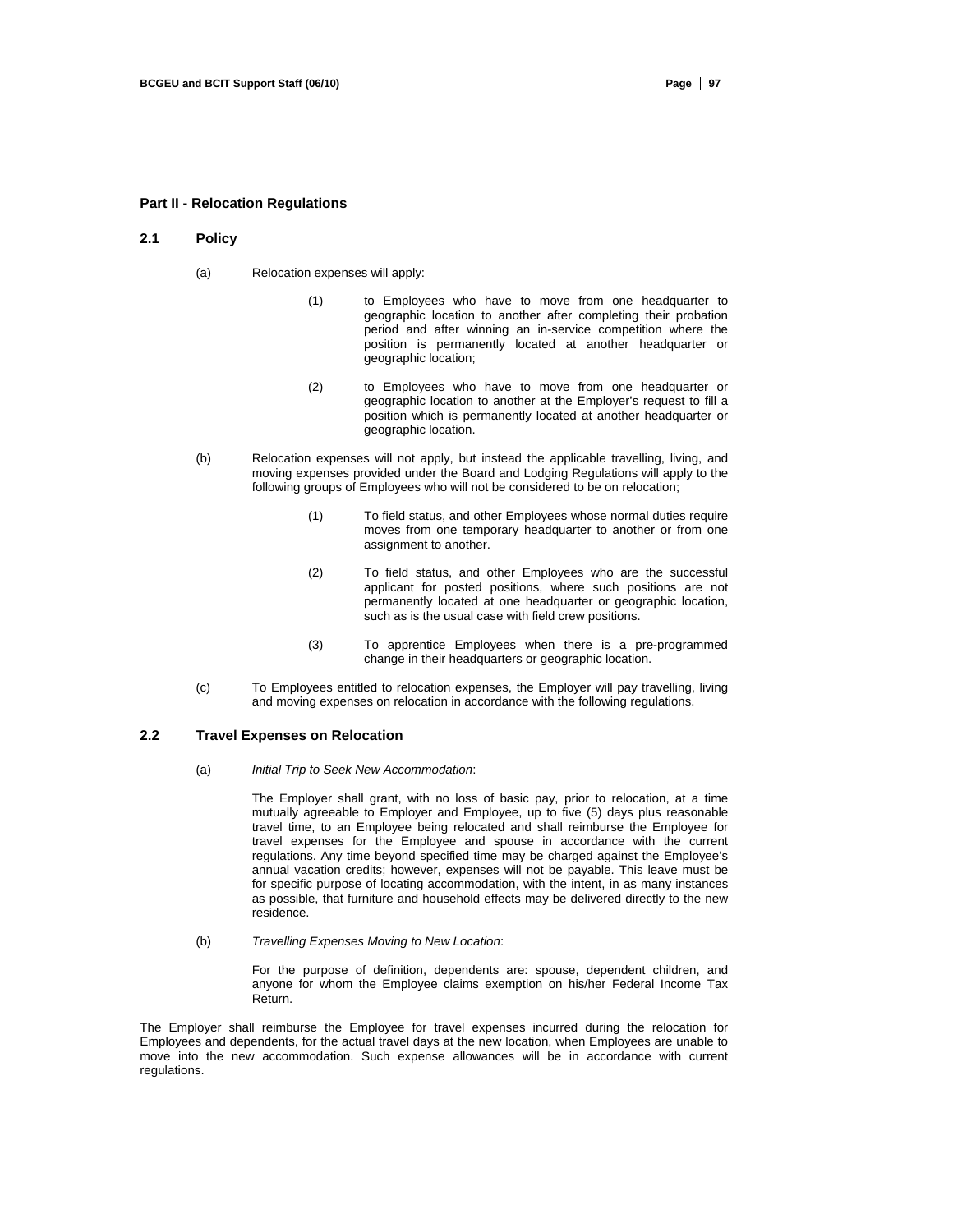## Part II - Relocation Regulations

### 2.1 Policy

(a) Relocation expenses will apply:

(1) to Employees who have to move from one headquarter to geographic location to another after completing their probation period and after winning an in-service competition where the position is permanently located at another headquarter or geographic location;

(2) to Employees who have to move from one headquarter or geographic location to another at the Employer's request to fill a position which is permanently located at another headquarter or geographic location.

(b) Relocation expenses will not apply, but instead the applicable travelling, living, and moving expenses provided under the Board and Lodging Regulations will apply to the following groups of Employees who will not be considered to be on relocation;

(1) To field status, and other Employees whose normal duties require moves from one temporary headquarter to another or from one assignment to another.

(2) To field status, and other Employees who are the successful applicant for posted positions, where such positions are not permanently located at one headquarter or geographic location, such as is the usual case with field crew positions.

(3) To apprentice Employees when there is a pre-programmed change in their headquarters or geographic location.

(c) To Employees entitled to relocation expenses, the Employer will pay travelling, living and moving expenses on relocation in accordance with the following regulations.

### 2.2 Travel Expenses on Relocation

(a) *Initial Trip to Seek New Accommodation*:

The Employer shall grant, with no loss of basic pay, prior to relocation, at a time mutually agreeable to Employer and Employee, up to five (5) days plus reasonable travel time, to an Employee being relocated and shall reimburse the Employee for travel expenses for the Employee and spouse in accordance with the current regulations. Any time beyond specified time may be charged against the Employee's annual vacation credits; however, expenses will not be payable. This leave must be for specific purpose of locating accommodation, with the intent, in as many instances as possible, that furniture and household effects may be delivered directly to the new residence.

(b) *Travelling Expenses Moving to New Location*:

For the purpose of definition, dependents are: spouse, dependent children, and anyone for whom the Employee claims exemption on his/her Federal Income Tax Return.

The Employer shall reimburse the Employee for travel expenses incurred during the relocation for Employees and dependents, for the actual travel days at the new location, when Employees are unable to move into the new accommodation. Such expense allowances will be in accordance with current regulations.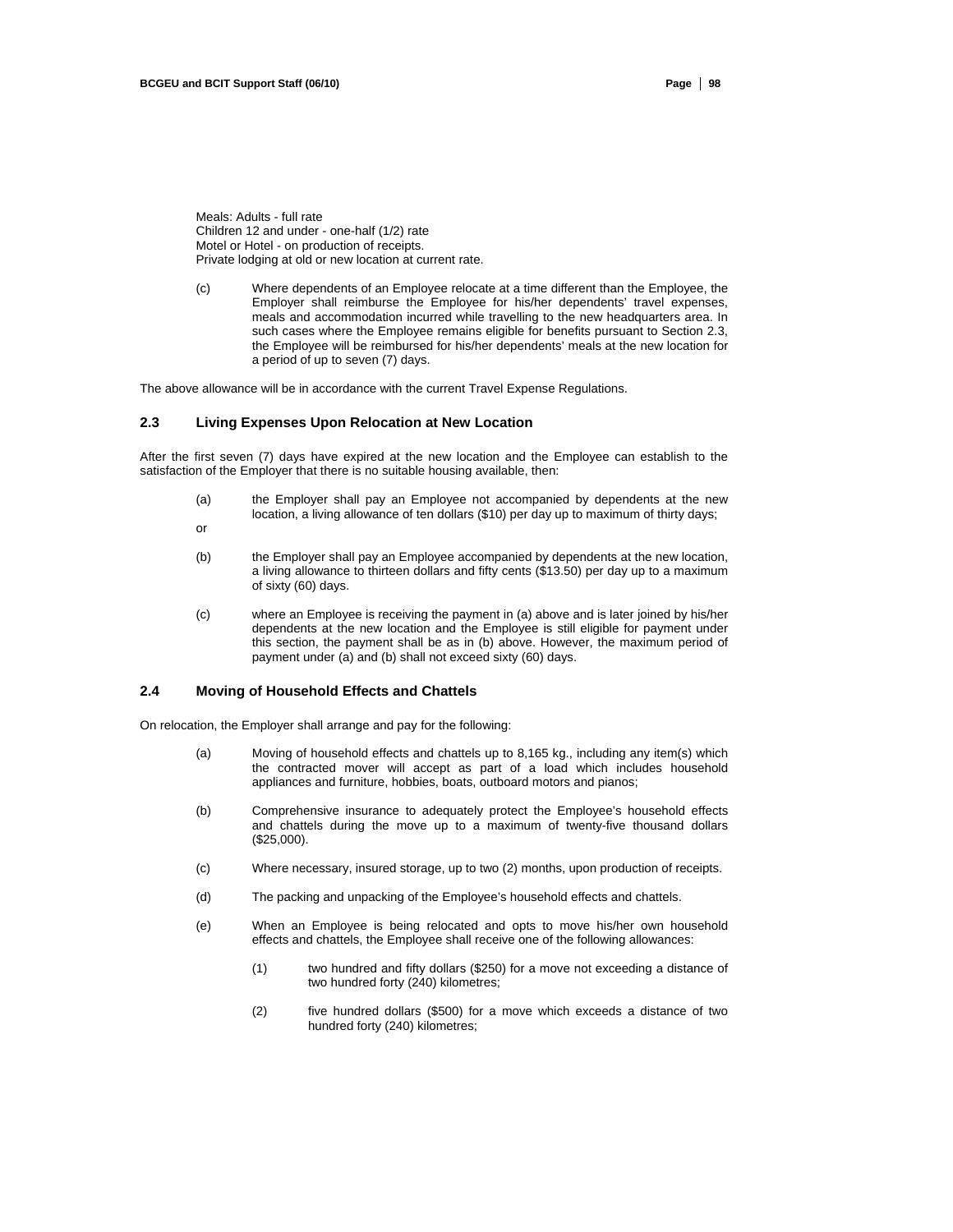Meals: Adults - full rate
Children 12 and under - one-half (1/2) rate
Motel or Hotel - on production of receipts.
Private lodging at old or new location at current rate.

(c) Where dependents of an Employee relocate at a time different than the Employee, the Employer shall reimburse the Employee for his/her dependents' travel expenses, meals and accommodation incurred while travelling to the new headquarters area. In such cases where the Employee remains eligible for benefits pursuant to Section 2.3, the Employee will be reimbursed for his/her dependents' meals at the new location for a period of up to seven (7) days.

The above allowance will be in accordance with the current Travel Expense Regulations.

## 2.3 Living Expenses Upon Relocation at New Location

After the first seven (7) days have expired at the new location and the Employee can establish to the satisfaction of the Employer that there is no suitable housing available, then:

(a) the Employer shall pay an Employee not accompanied by dependents at the new location, a living allowance of ten dollars ($10) per day up to maximum of thirty days;

or

(b) the Employer shall pay an Employee accompanied by dependents at the new location, a living allowance to thirteen dollars and fifty cents ($13.50) per day up to a maximum of sixty (60) days.

(c) where an Employee is receiving the payment in (a) above and is later joined by his/her dependents at the new location and the Employee is still eligible for payment under this section, the payment shall be as in (b) above. However, the maximum period of payment under (a) and (b) shall not exceed sixty (60) days.

## 2.4 Moving of Household Effects and Chattels

On relocation, the Employer shall arrange and pay for the following:

(a) Moving of household effects and chattels up to 8,165 kg., including any item(s) which the contracted mover will accept as part of a load which includes household appliances and furniture, hobbies, boats, outboard motors and pianos;

(b) Comprehensive insurance to adequately protect the Employee's household effects and chattels during the move up to a maximum of twenty-five thousand dollars ($25,000).

(c) Where necessary, insured storage, up to two (2) months, upon production of receipts.

(d) The packing and unpacking of the Employee's household effects and chattels.

(e) When an Employee is being relocated and opts to move his/her own household effects and chattels, the Employee shall receive one of the following allowances:

(1) two hundred and fifty dollars ($250) for a move not exceeding a distance of two hundred forty (240) kilometres;

(2) five hundred dollars ($500) for a move which exceeds a distance of two hundred forty (240) kilometres;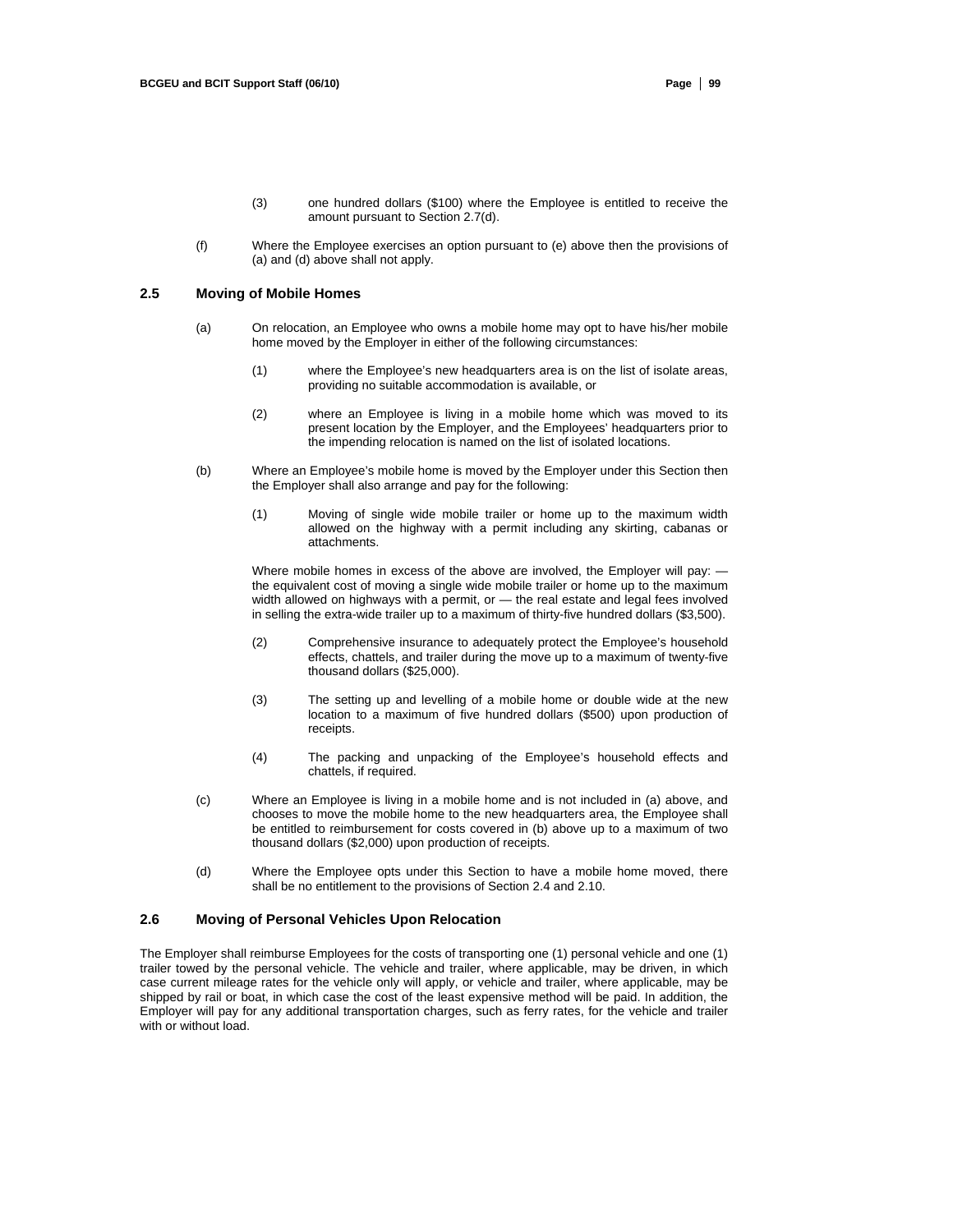(3) one hundred dollars ($100) where the Employee is entitled to receive the amount pursuant to Section 2.7(d).

(f) Where the Employee exercises an option pursuant to (e) above then the provisions of (a) and (d) above shall not apply.

### 2.5 Moving of Mobile Homes

(a) On relocation, an Employee who owns a mobile home may opt to have his/her mobile home moved by the Employer in either of the following circumstances:

(1) where the Employee's new headquarters area is on the list of isolate areas, providing no suitable accommodation is available, or

(2) where an Employee is living in a mobile home which was moved to its present location by the Employer, and the Employees' headquarters prior to the impending relocation is named on the list of isolated locations.

(b) Where an Employee's mobile home is moved by the Employer under this Section then the Employer shall also arrange and pay for the following:

(1) Moving of single wide mobile trailer or home up to the maximum width allowed on the highway with a permit including any skirting, cabanas or attachments.

Where mobile homes in excess of the above are involved, the Employer will pay: — the equivalent cost of moving a single wide mobile trailer or home up to the maximum width allowed on highways with a permit, or — the real estate and legal fees involved in selling the extra-wide trailer up to a maximum of thirty-five hundred dollars ($3,500).

(2) Comprehensive insurance to adequately protect the Employee's household effects, chattels, and trailer during the move up to a maximum of twenty-five thousand dollars ($25,000).

(3) The setting up and levelling of a mobile home or double wide at the new location to a maximum of five hundred dollars ($500) upon production of receipts.

(4) The packing and unpacking of the Employee's household effects and chattels, if required.

(c) Where an Employee is living in a mobile home and is not included in (a) above, and chooses to move the mobile home to the new headquarters area, the Employee shall be entitled to reimbursement for costs covered in (b) above up to a maximum of two thousand dollars ($2,000) upon production of receipts.

(d) Where the Employee opts under this Section to have a mobile home moved, there shall be no entitlement to the provisions of Section 2.4 and 2.10.

### 2.6 Moving of Personal Vehicles Upon Relocation

The Employer shall reimburse Employees for the costs of transporting one (1) personal vehicle and one (1) trailer towed by the personal vehicle. The vehicle and trailer, where applicable, may be driven, in which case current mileage rates for the vehicle only will apply, or vehicle and trailer, where applicable, may be shipped by rail or boat, in which case the cost of the least expensive method will be paid. In addition, the Employer will pay for any additional transportation charges, such as ferry rates, for the vehicle and trailer with or without load.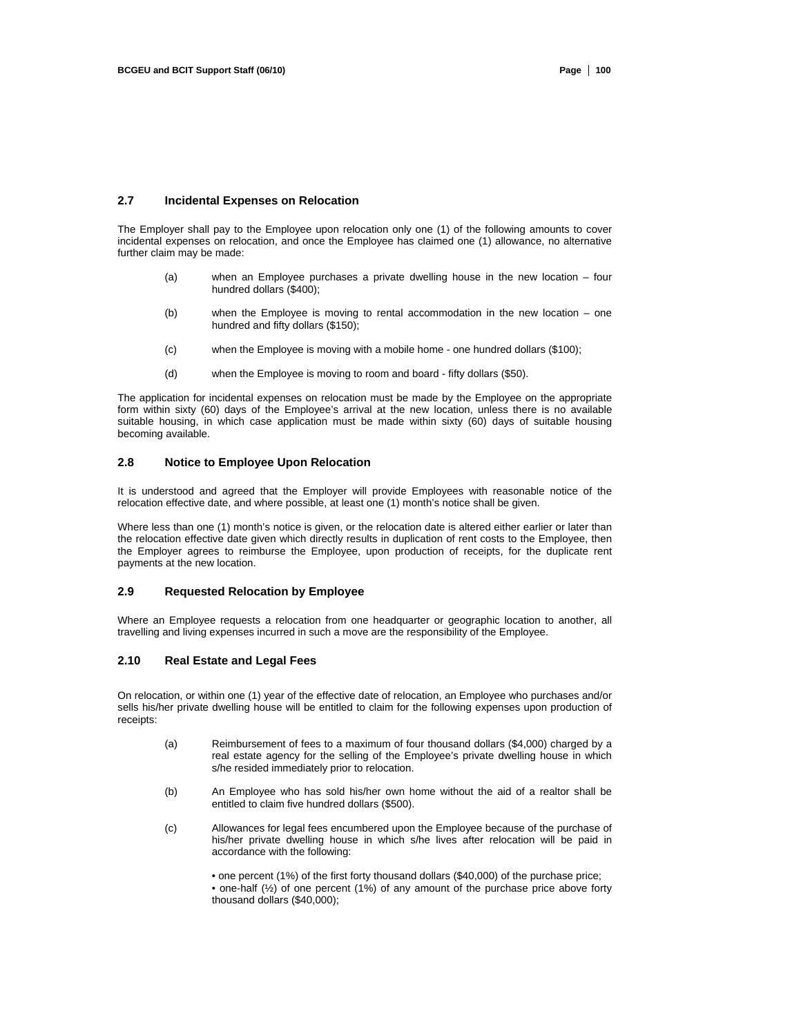### 2.7 Incidental Expenses on Relocation

The Employer shall pay to the Employee upon relocation only one (1) of the following amounts to cover incidental expenses on relocation, and once the Employee has claimed one (1) allowance, no alternative further claim may be made:

(a) when an Employee purchases a private dwelling house in the new location – four hundred dollars ($400);

(b) when the Employee is moving to rental accommodation in the new location – one hundred and fifty dollars ($150);

(c) when the Employee is moving with a mobile home - one hundred dollars ($100);

(d) when the Employee is moving to room and board - fifty dollars ($50).

The application for incidental expenses on relocation must be made by the Employee on the appropriate form within sixty (60) days of the Employee's arrival at the new location, unless there is no available suitable housing, in which case application must be made within sixty (60) days of suitable housing becoming available.

### 2.8 Notice to Employee Upon Relocation

It is understood and agreed that the Employer will provide Employees with reasonable notice of the relocation effective date, and where possible, at least one (1) month's notice shall be given.

Where less than one (1) month's notice is given, or the relocation date is altered either earlier or later than the relocation effective date given which directly results in duplication of rent costs to the Employee, then the Employer agrees to reimburse the Employee, upon production of receipts, for the duplicate rent payments at the new location.

### 2.9 Requested Relocation by Employee

Where an Employee requests a relocation from one headquarter or geographic location to another, all travelling and living expenses incurred in such a move are the responsibility of the Employee.

### 2.10 Real Estate and Legal Fees

On relocation, or within one (1) year of the effective date of relocation, an Employee who purchases and/or sells his/her private dwelling house will be entitled to claim for the following expenses upon production of receipts:

(a) Reimbursement of fees to a maximum of four thousand dollars ($4,000) charged by a real estate agency for the selling of the Employee's private dwelling house in which s/he resided immediately prior to relocation.

(b) An Employee who has sold his/her own home without the aid of a realtor shall be entitled to claim five hundred dollars ($500).

(c) Allowances for legal fees encumbered upon the Employee because of the purchase of his/her private dwelling house in which s/he lives after relocation will be paid in accordance with the following:

- one percent (1%) of the first forty thousand dollars ($40,000) of the purchase price;
- one-half (½) of one percent (1%) of any amount of the purchase price above forty thousand dollars ($40,000);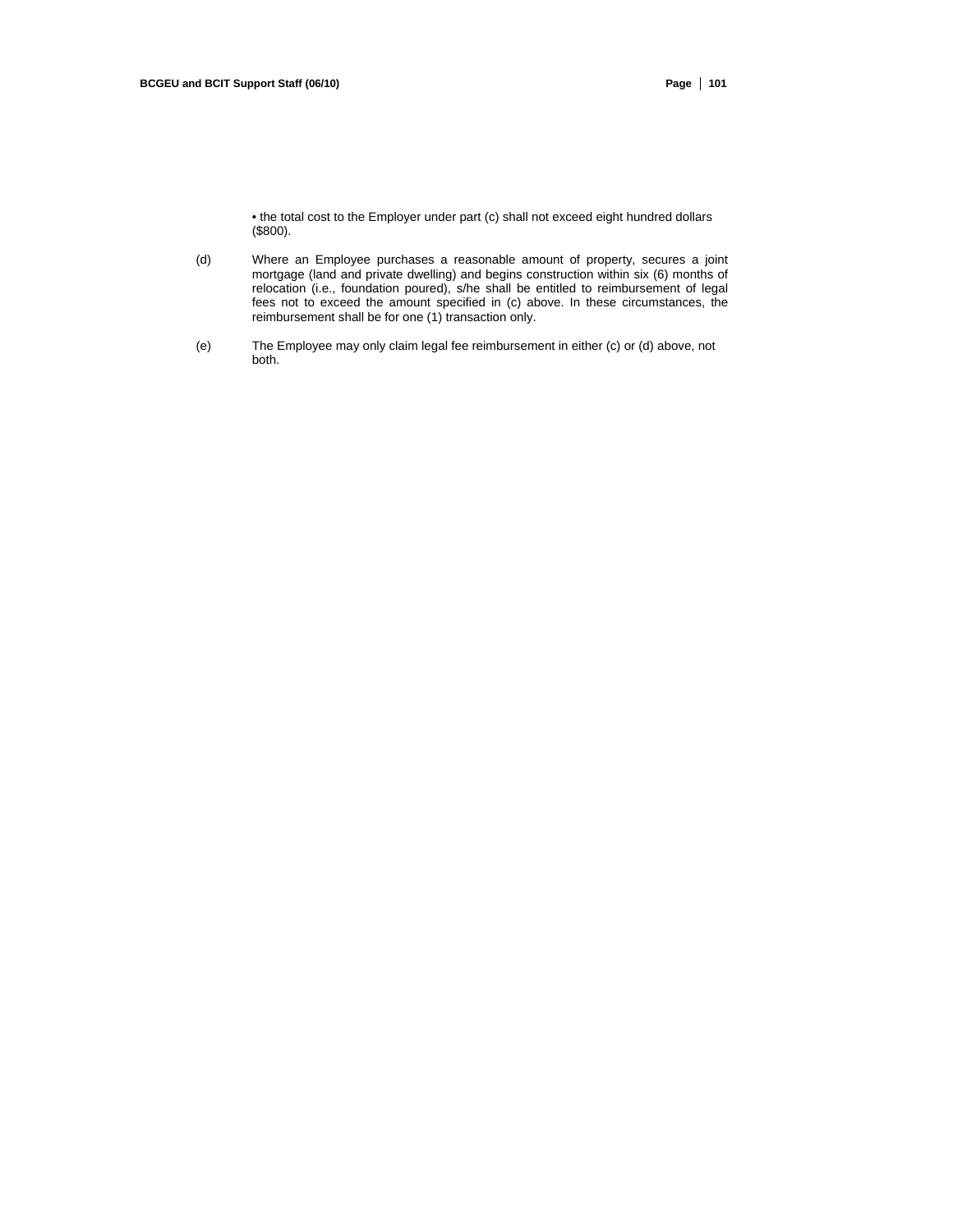- the total cost to the Employer under part (c) shall not exceed eight hundred dollars ($800).

(d) Where an Employee purchases a reasonable amount of property, secures a joint mortgage (land and private dwelling) and begins construction within six (6) months of relocation (i.e., foundation poured), s/he shall be entitled to reimbursement of legal fees not to exceed the amount specified in (c) above. In these circumstances, the reimbursement shall be for one (1) transaction only.

(e) The Employee may only claim legal fee reimbursement in either (c) or (d) above, not both.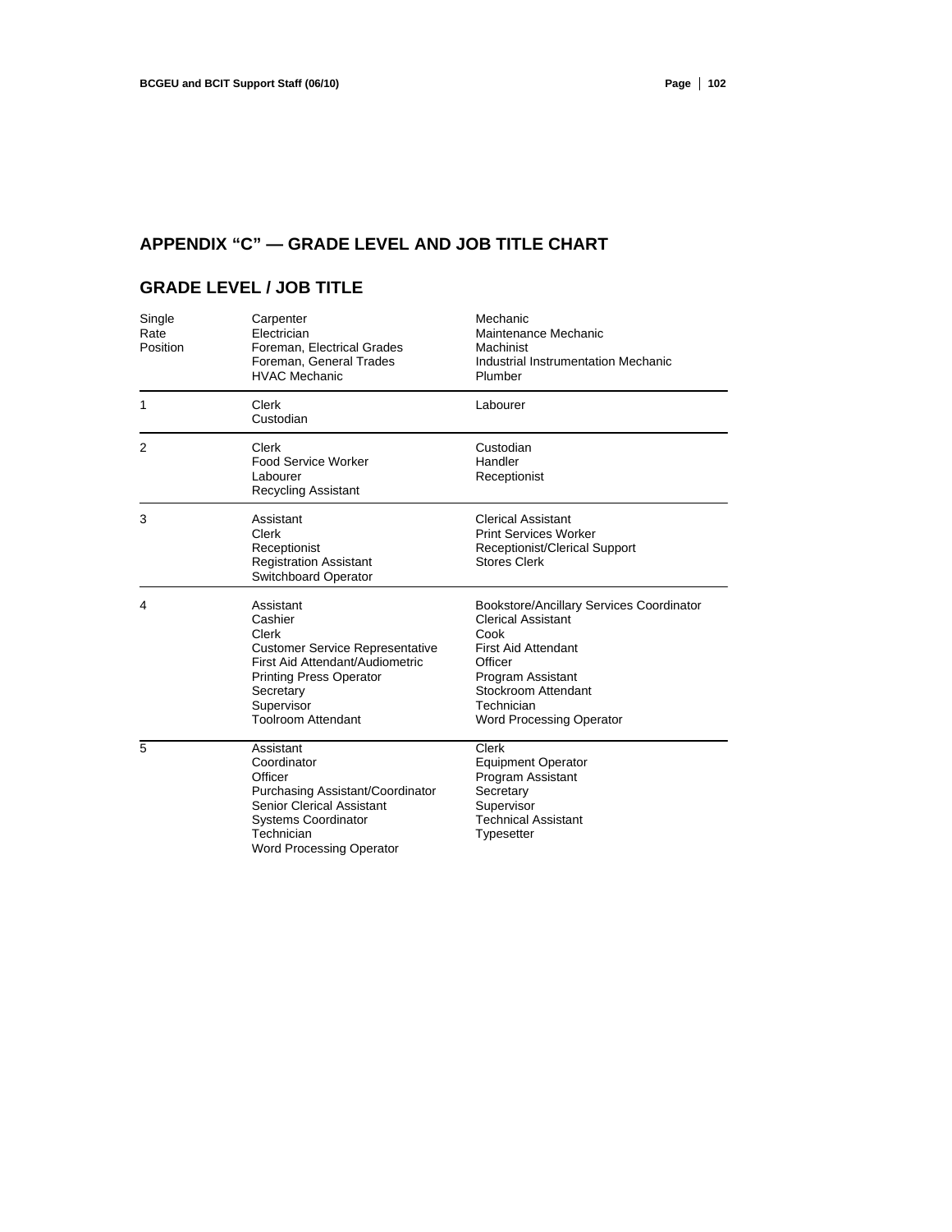## APPENDIX "C" — GRADE LEVEL AND JOB TITLE CHART

## GRADE LEVEL / JOB TITLE

| Grade Level | Job Title | Job Title |
|---|---|---|
| Single Rate Position | Carpenter<br>Electrician<br>Foreman, Electrical Grades<br>Foreman, General Trades<br>HVAC Mechanic | Mechanic<br>Maintenance Mechanic<br>Machinist<br>Industrial Instrumentation Mechanic<br>Plumber |
| 1 | Clerk<br>Custodian | Labourer |
| 2 | Clerk<br>Food Service Worker<br>Labourer<br>Recycling Assistant | Custodian<br>Handler<br>Receptionist |
| 3 | Assistant<br>Clerk<br>Receptionist<br>Registration Assistant<br>Switchboard Operator | Clerical Assistant<br>Print Services Worker<br>Receptionist/Clerical Support<br>Stores Clerk |
| 4 | Assistant<br>Cashier<br>Clerk<br>Customer Service Representative<br>First Aid Attendant/Audiometric<br>Printing Press Operator<br>Secretary<br>Supervisor<br>Toolroom Attendant | Bookstore/Ancillary Services Coordinator<br>Clerical Assistant<br>Cook<br>First Aid Attendant<br>Officer<br>Program Assistant<br>Stockroom Attendant<br>Technician<br>Word Processing Operator |
| 5 | Assistant<br>Coordinator<br>Officer<br>Purchasing Assistant/Coordinator<br>Senior Clerical Assistant<br>Systems Coordinator<br>Technician<br>Word Processing Operator | Clerk<br>Equipment Operator<br>Program Assistant<br>Secretary<br>Supervisor<br>Technical Assistant<br>Typesetter |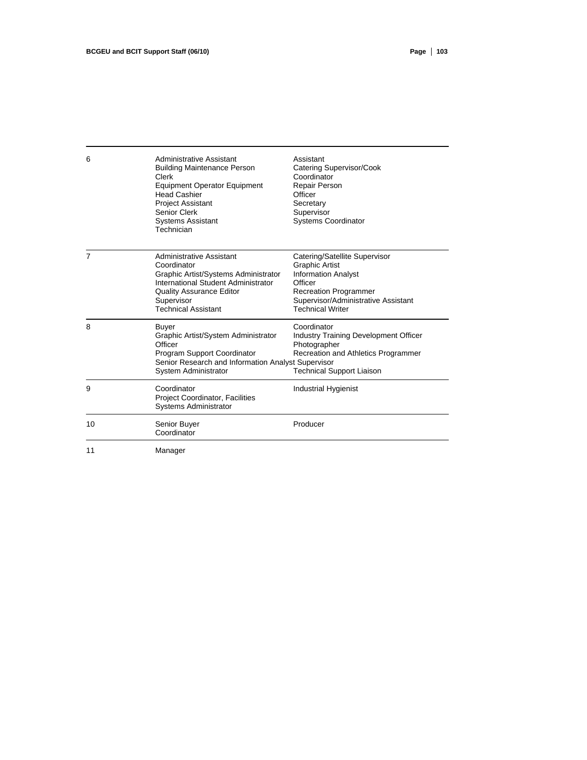| | | |
|---|---|---|
| 6 | Administrative Assistant<br>Building Maintenance Person<br>Clerk<br>Equipment Operator Equipment<br>Head Cashier<br>Project Assistant<br>Senior Clerk<br>Systems Assistant<br>Technician | Assistant<br>Catering Supervisor/Cook<br>Coordinator<br>Repair Person<br>Officer<br>Secretary<br>Supervisor<br>Systems Coordinator |
| 7 | Administrative Assistant<br>Coordinator<br>Graphic Artist/Systems Administrator<br>International Student Administrator<br>Quality Assurance Editor<br>Supervisor<br>Technical Assistant | Catering/Satellite Supervisor<br>Graphic Artist<br>Information Analyst<br>Officer<br>Recreation Programmer<br>Supervisor/Administrative Assistant<br>Technical Writer |
| 8 | Buyer<br>Graphic Artist/System Administrator<br>Officer<br>Program Support Coordinator<br>Senior Research and Information Analyst Supervisor<br>System Administrator | Coordinator<br>Industry Training Development Officer<br>Photographer<br>Recreation and Athletics Programmer<br><br>Technical Support Liaison |
| 9 | Coordinator<br>Project Coordinator, Facilities<br>Systems Administrator | Industrial Hygienist |
| 10 | Senior Buyer<br>Coordinator | Producer |
| 11 | Manager | |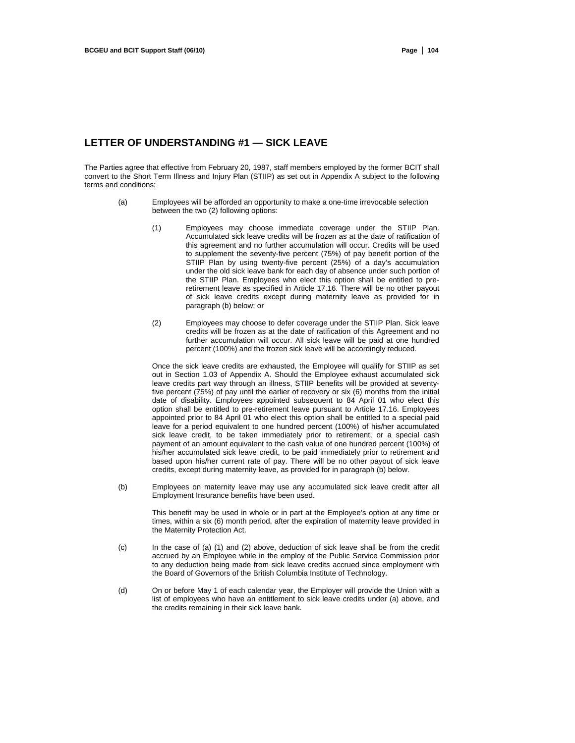## LETTER OF UNDERSTANDING #1 — SICK LEAVE

The Parties agree that effective from February 20, 1987, staff members employed by the former BCIT shall convert to the Short Term Illness and Injury Plan (STIIP) as set out in Appendix A subject to the following terms and conditions:

(a) Employees will be afforded an opportunity to make a one-time irrevocable selection between the two (2) following options:

(1) Employees may choose immediate coverage under the STIIP Plan. Accumulated sick leave credits will be frozen as at the date of ratification of this agreement and no further accumulation will occur. Credits will be used to supplement the seventy-five percent (75%) of pay benefit portion of the STIIP Plan by using twenty-five percent (25%) of a day's accumulation under the old sick leave bank for each day of absence under such portion of the STIIP Plan. Employees who elect this option shall be entitled to pre-retirement leave as specified in Article 17.16. There will be no other payout of sick leave credits except during maternity leave as provided for in paragraph (b) below; or

(2) Employees may choose to defer coverage under the STIIP Plan. Sick leave credits will be frozen as at the date of ratification of this Agreement and no further accumulation will occur. All sick leave will be paid at one hundred percent (100%) and the frozen sick leave will be accordingly reduced.

Once the sick leave credits are exhausted, the Employee will qualify for STIIP as set out in Section 1.03 of Appendix A. Should the Employee exhaust accumulated sick leave credits part way through an illness, STIIP benefits will be provided at seventy-five percent (75%) of pay until the earlier of recovery or six (6) months from the initial date of disability. Employees appointed subsequent to 84 April 01 who elect this option shall be entitled to pre-retirement leave pursuant to Article 17.16. Employees appointed prior to 84 April 01 who elect this option shall be entitled to a special paid leave for a period equivalent to one hundred percent (100%) of his/her accumulated sick leave credit, to be taken immediately prior to retirement, or a special cash payment of an amount equivalent to the cash value of one hundred percent (100%) of his/her accumulated sick leave credit, to be paid immediately prior to retirement and based upon his/her current rate of pay. There will be no other payout of sick leave credits, except during maternity leave, as provided for in paragraph (b) below.

(b) Employees on maternity leave may use any accumulated sick leave credit after all Employment Insurance benefits have been used.

This benefit may be used in whole or in part at the Employee's option at any time or times, within a six (6) month period, after the expiration of maternity leave provided in the Maternity Protection Act.

(c) In the case of (a) (1) and (2) above, deduction of sick leave shall be from the credit accrued by an Employee while in the employ of the Public Service Commission prior to any deduction being made from sick leave credits accrued since employment with the Board of Governors of the British Columbia Institute of Technology.

(d) On or before May 1 of each calendar year, the Employer will provide the Union with a list of employees who have an entitlement to sick leave credits under (a) above, and the credits remaining in their sick leave bank.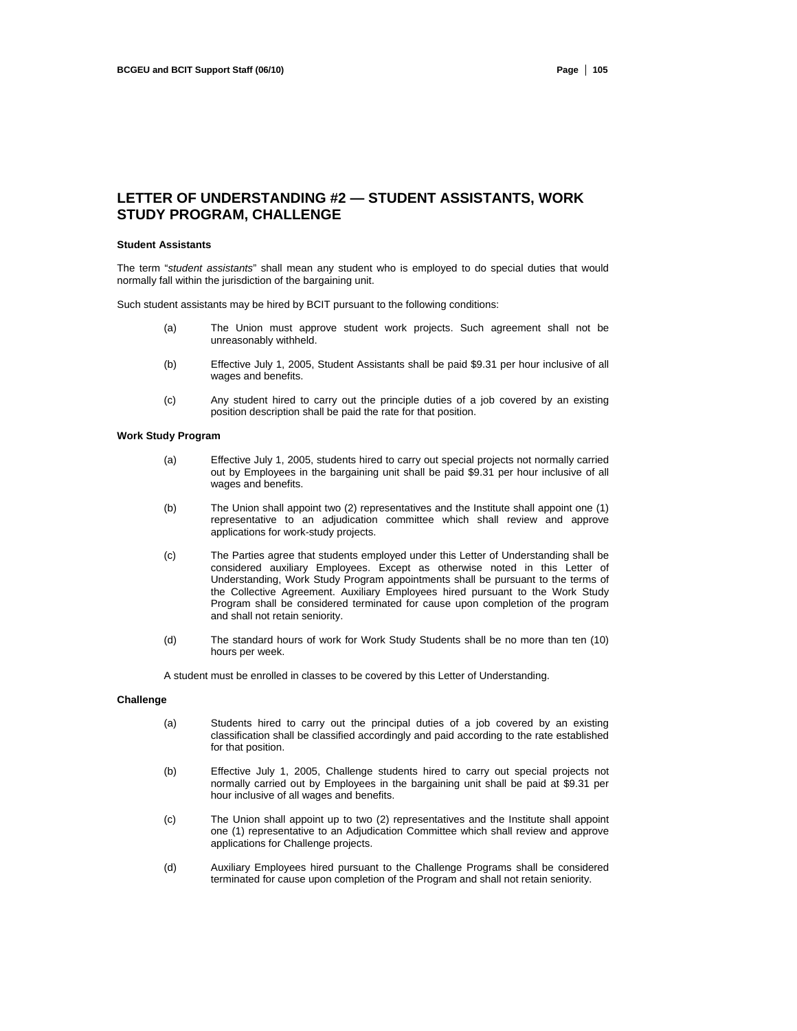## LETTER OF UNDERSTANDING #2 — STUDENT ASSISTANTS, WORK STUDY PROGRAM, CHALLENGE

**Student Assistants**

The term "*student assistants*" shall mean any student who is employed to do special duties that would normally fall within the jurisdiction of the bargaining unit.

Such student assistants may be hired by BCIT pursuant to the following conditions:

(a) The Union must approve student work projects. Such agreement shall not be unreasonably withheld.

(b) Effective July 1, 2005, Student Assistants shall be paid $9.31 per hour inclusive of all wages and benefits.

(c) Any student hired to carry out the principle duties of a job covered by an existing position description shall be paid the rate for that position.

**Work Study Program**

(a) Effective July 1, 2005, students hired to carry out special projects not normally carried out by Employees in the bargaining unit shall be paid $9.31 per hour inclusive of all wages and benefits.

(b) The Union shall appoint two (2) representatives and the Institute shall appoint one (1) representative to an adjudication committee which shall review and approve applications for work-study projects.

(c) The Parties agree that students employed under this Letter of Understanding shall be considered auxiliary Employees. Except as otherwise noted in this Letter of Understanding, Work Study Program appointments shall be pursuant to the terms of the Collective Agreement. Auxiliary Employees hired pursuant to the Work Study Program shall be considered terminated for cause upon completion of the program and shall not retain seniority.

(d) The standard hours of work for Work Study Students shall be no more than ten (10) hours per week.

A student must be enrolled in classes to be covered by this Letter of Understanding.

**Challenge**

(a) Students hired to carry out the principal duties of a job covered by an existing classification shall be classified accordingly and paid according to the rate established for that position.

(b) Effective July 1, 2005, Challenge students hired to carry out special projects not normally carried out by Employees in the bargaining unit shall be paid at $9.31 per hour inclusive of all wages and benefits.

(c) The Union shall appoint up to two (2) representatives and the Institute shall appoint one (1) representative to an Adjudication Committee which shall review and approve applications for Challenge projects.

(d) Auxiliary Employees hired pursuant to the Challenge Programs shall be considered terminated for cause upon completion of the Program and shall not retain seniority.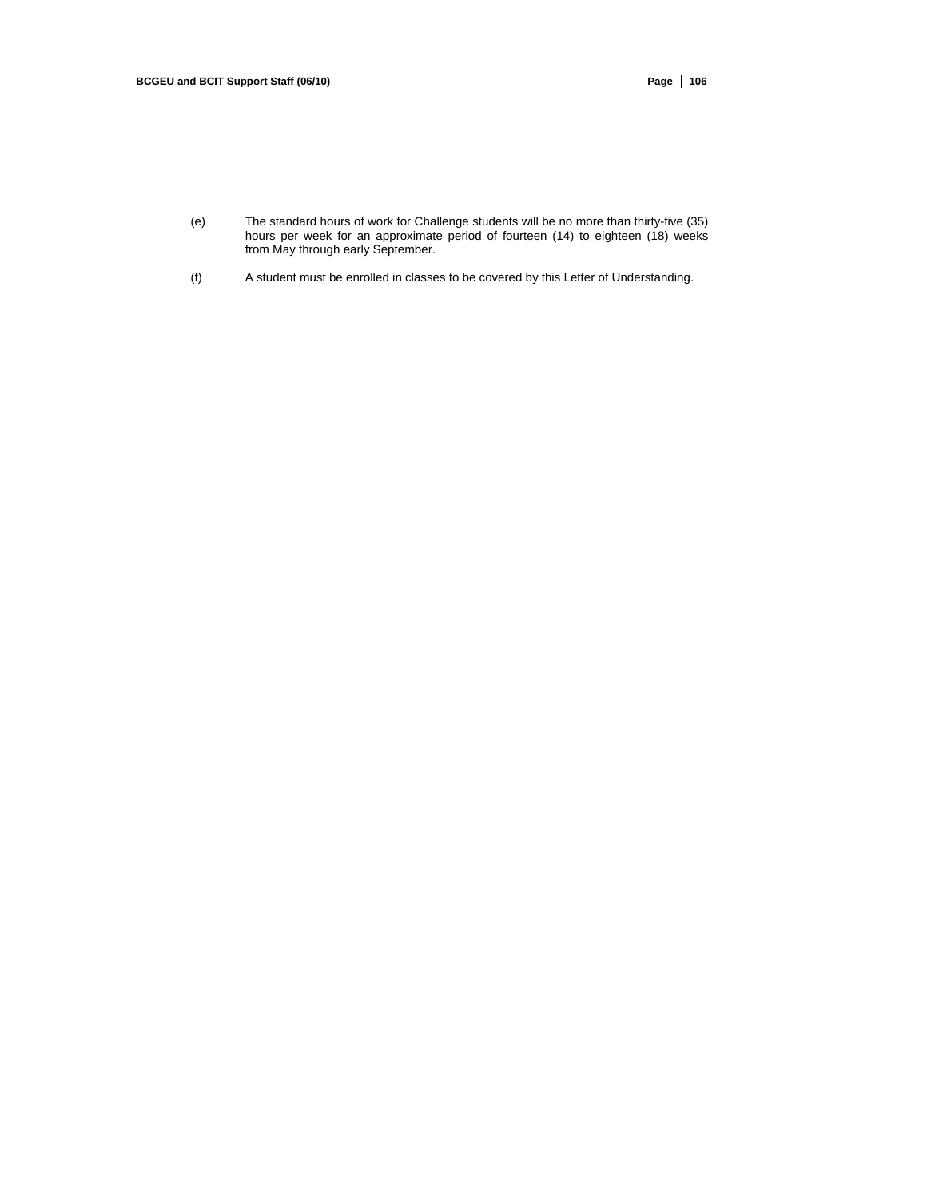(e) The standard hours of work for Challenge students will be no more than thirty-five (35) hours per week for an approximate period of fourteen (14) to eighteen (18) weeks from May through early September.

(f) A student must be enrolled in classes to be covered by this Letter of Understanding.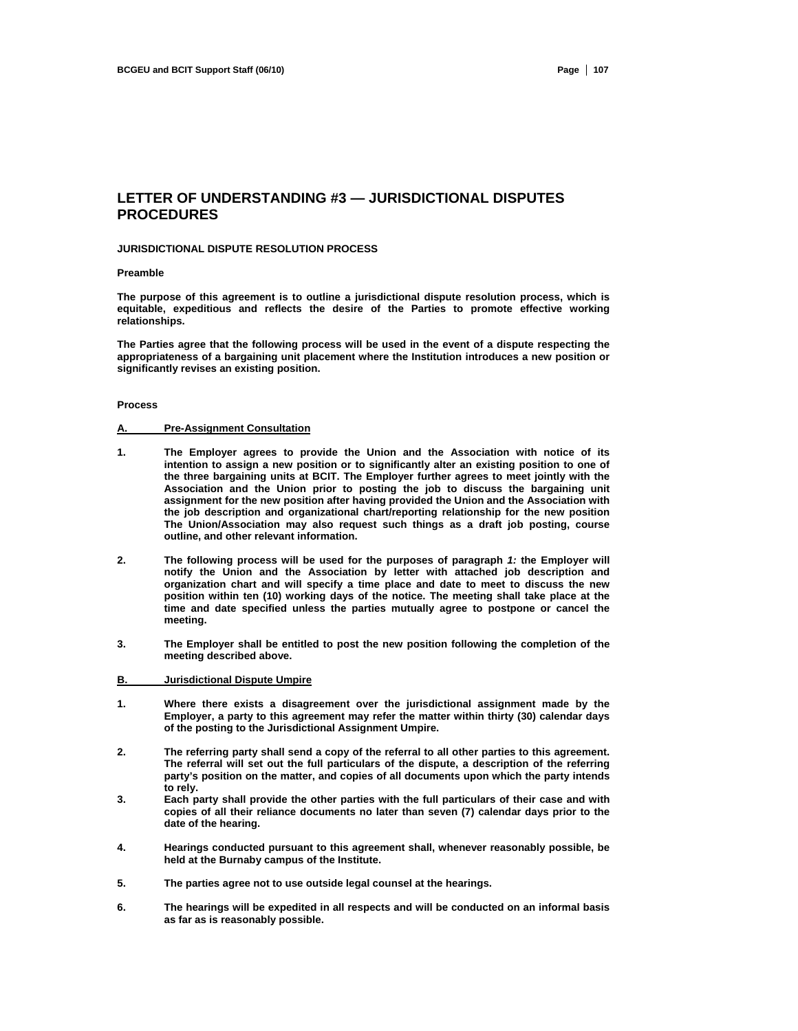# LETTER OF UNDERSTANDING #3 — JURISDICTIONAL DISPUTES PROCEDURES

**JURISDICTIONAL DISPUTE RESOLUTION PROCESS**

**Preamble**

**The purpose of this agreement is to outline a jurisdictional dispute resolution process, which is equitable, expeditious and reflects the desire of the Parties to promote effective working relationships.**

**The Parties agree that the following process will be used in the event of a dispute respecting the appropriateness of a bargaining unit placement where the Institution introduces a new position or significantly revises an existing position.**

**Process**

**A. <u>Pre-Assignment Consultation</u>**

**1.** **The Employer agrees to provide the Union and the Association with notice of its intention to assign a new position or to significantly alter an existing position to one of the three bargaining units at BCIT. The Employer further agrees to meet jointly with the Association and the Union prior to posting the job to discuss the bargaining unit assignment for the new position after having provided the Union and the Association with the job description and organizational chart/reporting relationship for the new position The Union/Association may also request such things as a draft job posting, course outline, and other relevant information.**

**2.** **The following process will be used for the purposes of paragraph *1:* the Employer will notify the Union and the Association by letter with attached job description and organization chart and will specify a time place and date to meet to discuss the new position within ten (10) working days of the notice. The meeting shall take place at the time and date specified unless the parties mutually agree to postpone or cancel the meeting.**

**3.** **The Employer shall be entitled to post the new position following the completion of the meeting described above.**

**B. <u>Jurisdictional Dispute Umpire</u>**

**1.** **Where there exists a disagreement over the jurisdictional assignment made by the Employer, a party to this agreement may refer the matter within thirty (30) calendar days of the posting to the Jurisdictional Assignment Umpire.**

**2.** **The referring party shall send a copy of the referral to all other parties to this agreement. The referral will set out the full particulars of the dispute, a description of the referring party's position on the matter, and copies of all documents upon which the party intends to rely.**

**3.** **Each party shall provide the other parties with the full particulars of their case and with copies of all their reliance documents no later than seven (7) calendar days prior to the date of the hearing.**

**4.** **Hearings conducted pursuant to this agreement shall, whenever reasonably possible, be held at the Burnaby campus of the Institute.**

**5.** **The parties agree not to use outside legal counsel at the hearings.**

**6.** **The hearings will be expedited in all respects and will be conducted on an informal basis as far as is reasonably possible.**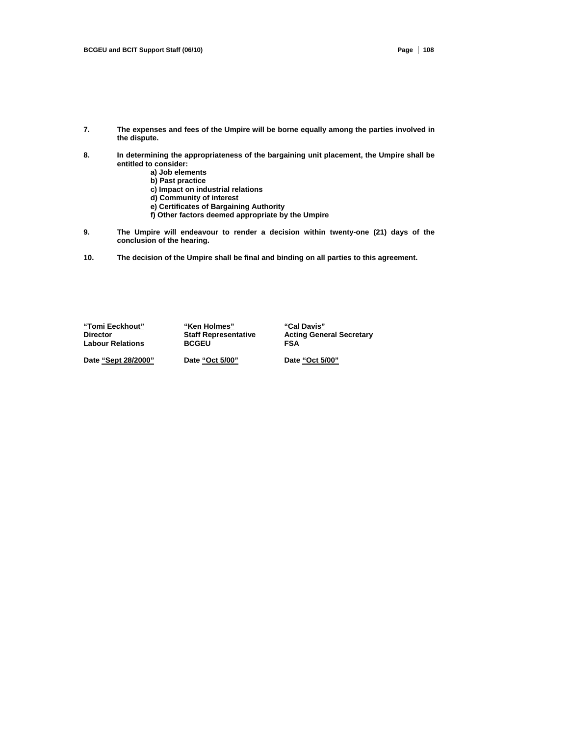**7.** **The expenses and fees of the Umpire will be borne equally among the parties involved in the dispute.**

**8.** **In determining the appropriateness of the bargaining unit placement, the Umpire shall be entitled to consider:**

- **a) Job elements**
- **b) Past practice**
- **c) Impact on industrial relations**
- **d) Community of interest**
- **e) Certificates of Bargaining Authority**
- **f) Other factors deemed appropriate by the Umpire**

**9.** **The Umpire will endeavour to render a decision within twenty-one (21) days of the conclusion of the hearing.**

**10.** **The decision of the Umpire shall be final and binding on all parties to this agreement.**

| **"Tomi Eeckhout"** | **"Ken Holmes"** | **"Cal Davis"** |
|---|---|---|
| **Director** | **Staff Representative** | **Acting General Secretary** |
| **Labour Relations** | **BCGEU** | **FSA** |
| **Date "Sept 28/2000"** | **Date "Oct 5/00"** | **Date "Oct 5/00"** |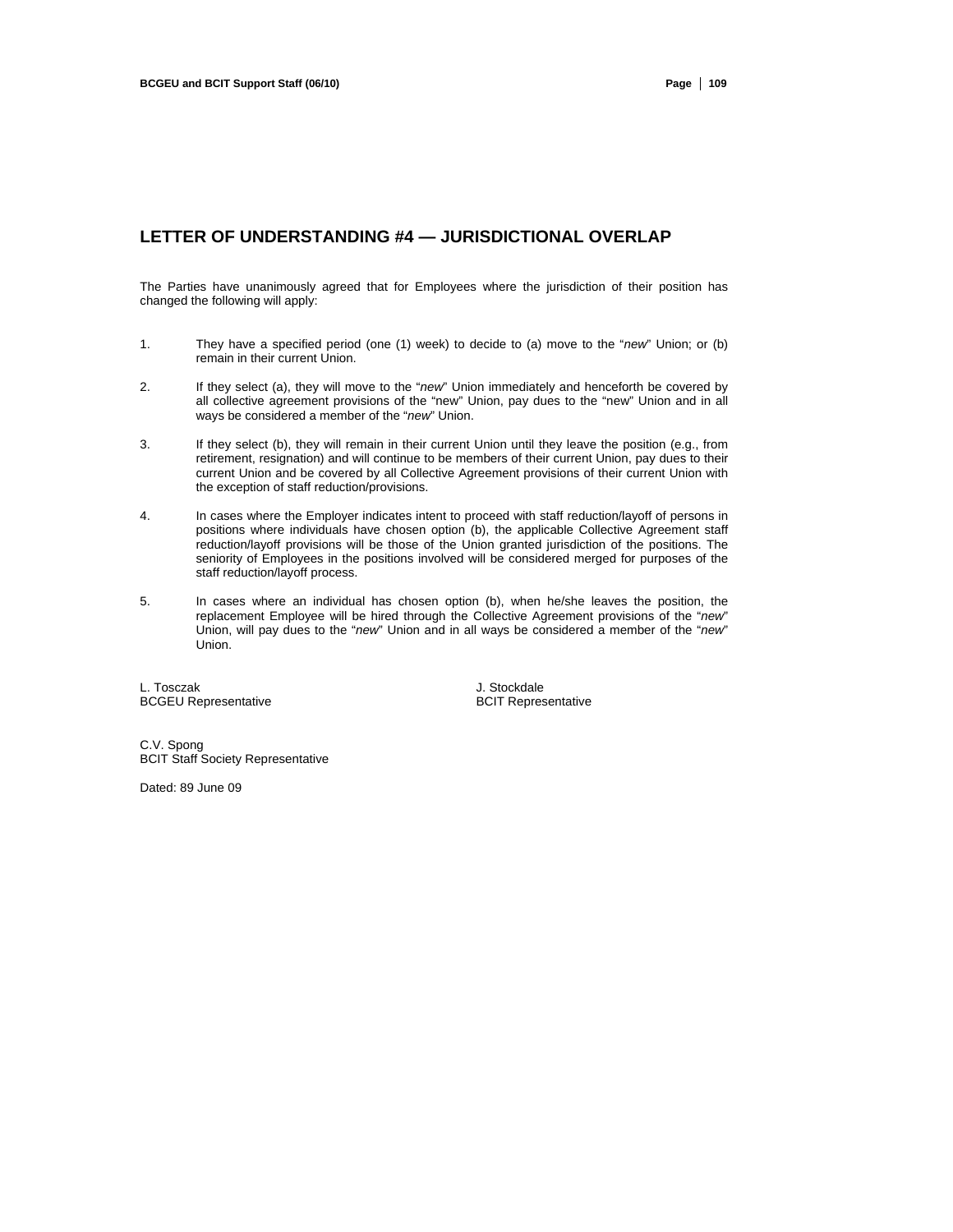## LETTER OF UNDERSTANDING #4 — JURISDICTIONAL OVERLAP

The Parties have unanimously agreed that for Employees where the jurisdiction of their position has changed the following will apply:

1. They have a specified period (one (1) week) to decide to (a) move to the "*new*" Union; or (b) remain in their current Union.

2. If they select (a), they will move to the "*new*" Union immediately and henceforth be covered by all collective agreement provisions of the "new" Union, pay dues to the "new" Union and in all ways be considered a member of the "*new*" Union.

3. If they select (b), they will remain in their current Union until they leave the position (e.g., from retirement, resignation) and will continue to be members of their current Union, pay dues to their current Union and be covered by all Collective Agreement provisions of their current Union with the exception of staff reduction/provisions.

4. In cases where the Employer indicates intent to proceed with staff reduction/layoff of persons in positions where individuals have chosen option (b), the applicable Collective Agreement staff reduction/layoff provisions will be those of the Union granted jurisdiction of the positions. The seniority of Employees in the positions involved will be considered merged for purposes of the staff reduction/layoff process.

5. In cases where an individual has chosen option (b), when he/she leaves the position, the replacement Employee will be hired through the Collective Agreement provisions of the "*new*" Union, will pay dues to the "*new*" Union and in all ways be considered a member of the "*new*" Union.

L. Tosczak
BCGEU Representative

J. Stockdale
BCIT Representative

C.V. Spong
BCIT Staff Society Representative

Dated: 89 June 09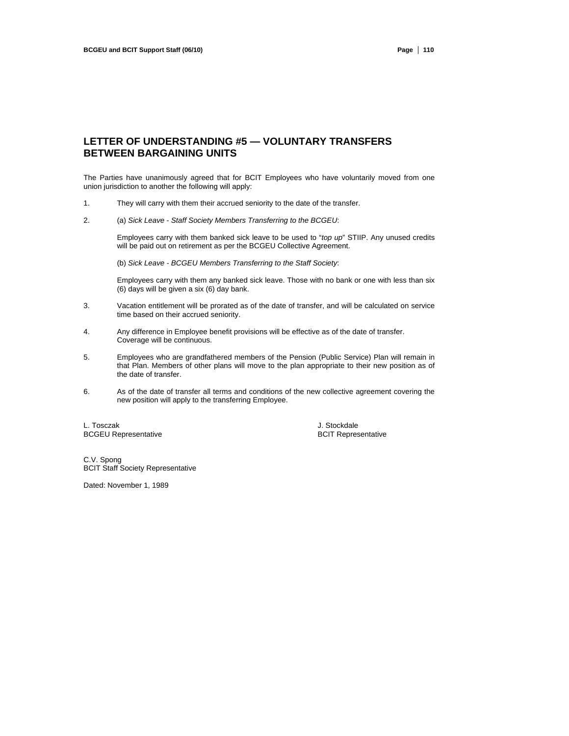## LETTER OF UNDERSTANDING #5 — VOLUNTARY TRANSFERS BETWEEN BARGAINING UNITS

The Parties have unanimously agreed that for BCIT Employees who have voluntarily moved from one union jurisdiction to another the following will apply:

1. They will carry with them their accrued seniority to the date of the transfer.

2. (a) *Sick Leave - Staff Society Members Transferring to the BCGEU*:

   Employees carry with them banked sick leave to be used to "*top up*" STIIP. Any unused credits will be paid out on retirement as per the BCGEU Collective Agreement.

   (b) *Sick Leave - BCGEU Members Transferring to the Staff Society*:

   Employees carry with them any banked sick leave. Those with no bank or one with less than six (6) days will be given a six (6) day bank.

3. Vacation entitlement will be prorated as of the date of transfer, and will be calculated on service time based on their accrued seniority.

4. Any difference in Employee benefit provisions will be effective as of the date of transfer. Coverage will be continuous.

5. Employees who are grandfathered members of the Pension (Public Service) Plan will remain in that Plan. Members of other plans will move to the plan appropriate to their new position as of the date of transfer.

6. As of the date of transfer all terms and conditions of the new collective agreement covering the new position will apply to the transferring Employee.

L. Tosczak
BCGEU Representative

J. Stockdale
BCIT Representative

C.V. Spong
BCIT Staff Society Representative

Dated: November 1, 1989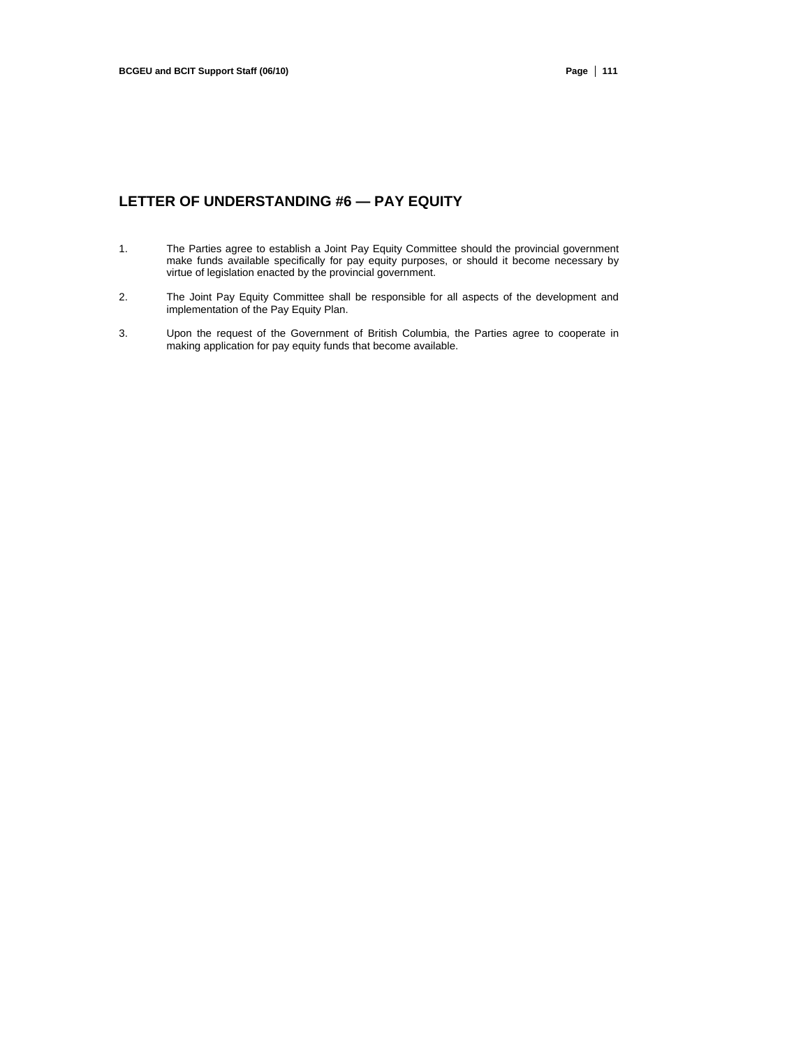## LETTER OF UNDERSTANDING #6 — PAY EQUITY

1. The Parties agree to establish a Joint Pay Equity Committee should the provincial government make funds available specifically for pay equity purposes, or should it become necessary by virtue of legislation enacted by the provincial government.

2. The Joint Pay Equity Committee shall be responsible for all aspects of the development and implementation of the Pay Equity Plan.

3. Upon the request of the Government of British Columbia, the Parties agree to cooperate in making application for pay equity funds that become available.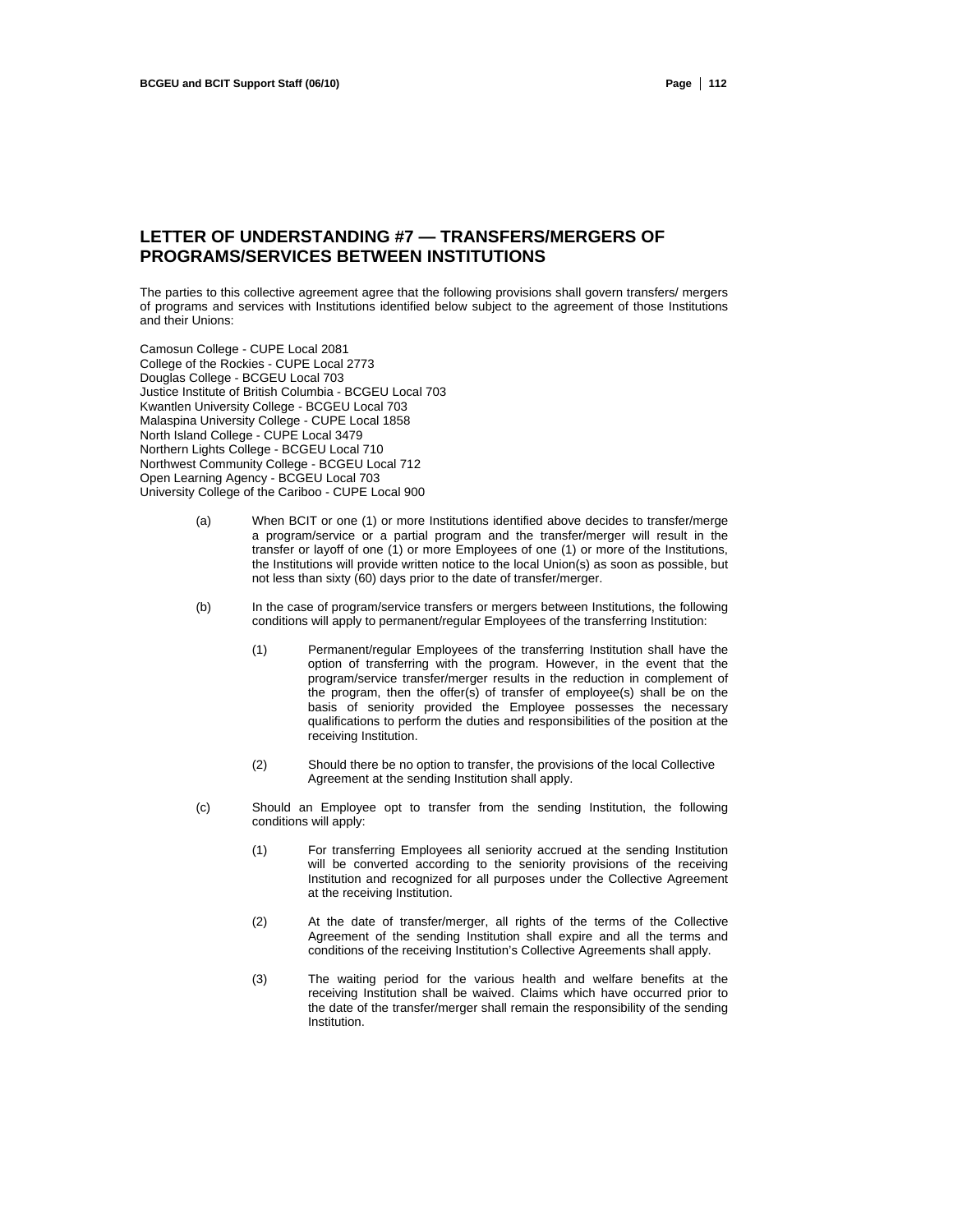# LETTER OF UNDERSTANDING #7 — TRANSFERS/MERGERS OF PROGRAMS/SERVICES BETWEEN INSTITUTIONS

The parties to this collective agreement agree that the following provisions shall govern transfers/ mergers of programs and services with Institutions identified below subject to the agreement of those Institutions and their Unions:

Camosun College - CUPE Local 2081
College of the Rockies - CUPE Local 2773
Douglas College - BCGEU Local 703
Justice Institute of British Columbia - BCGEU Local 703
Kwantlen University College - BCGEU Local 703
Malaspina University College - CUPE Local 1858
North Island College - CUPE Local 3479
Northern Lights College - BCGEU Local 710
Northwest Community College - BCGEU Local 712
Open Learning Agency - BCGEU Local 703
University College of the Cariboo - CUPE Local 900

(a) When BCIT or one (1) or more Institutions identified above decides to transfer/merge a program/service or a partial program and the transfer/merger will result in the transfer or layoff of one (1) or more Employees of one (1) or more of the Institutions, the Institutions will provide written notice to the local Union(s) as soon as possible, but not less than sixty (60) days prior to the date of transfer/merger.

(b) In the case of program/service transfers or mergers between Institutions, the following conditions will apply to permanent/regular Employees of the transferring Institution:

(1) Permanent/regular Employees of the transferring Institution shall have the option of transferring with the program. However, in the event that the program/service transfer/merger results in the reduction in complement of the program, then the offer(s) of transfer of employee(s) shall be on the basis of seniority provided the Employee possesses the necessary qualifications to perform the duties and responsibilities of the position at the receiving Institution.

(2) Should there be no option to transfer, the provisions of the local Collective Agreement at the sending Institution shall apply.

(c) Should an Employee opt to transfer from the sending Institution, the following conditions will apply:

(1) For transferring Employees all seniority accrued at the sending Institution will be converted according to the seniority provisions of the receiving Institution and recognized for all purposes under the Collective Agreement at the receiving Institution.

(2) At the date of transfer/merger, all rights of the terms of the Collective Agreement of the sending Institution shall expire and all the terms and conditions of the receiving Institution's Collective Agreements shall apply.

(3) The waiting period for the various health and welfare benefits at the receiving Institution shall be waived. Claims which have occurred prior to the date of the transfer/merger shall remain the responsibility of the sending Institution.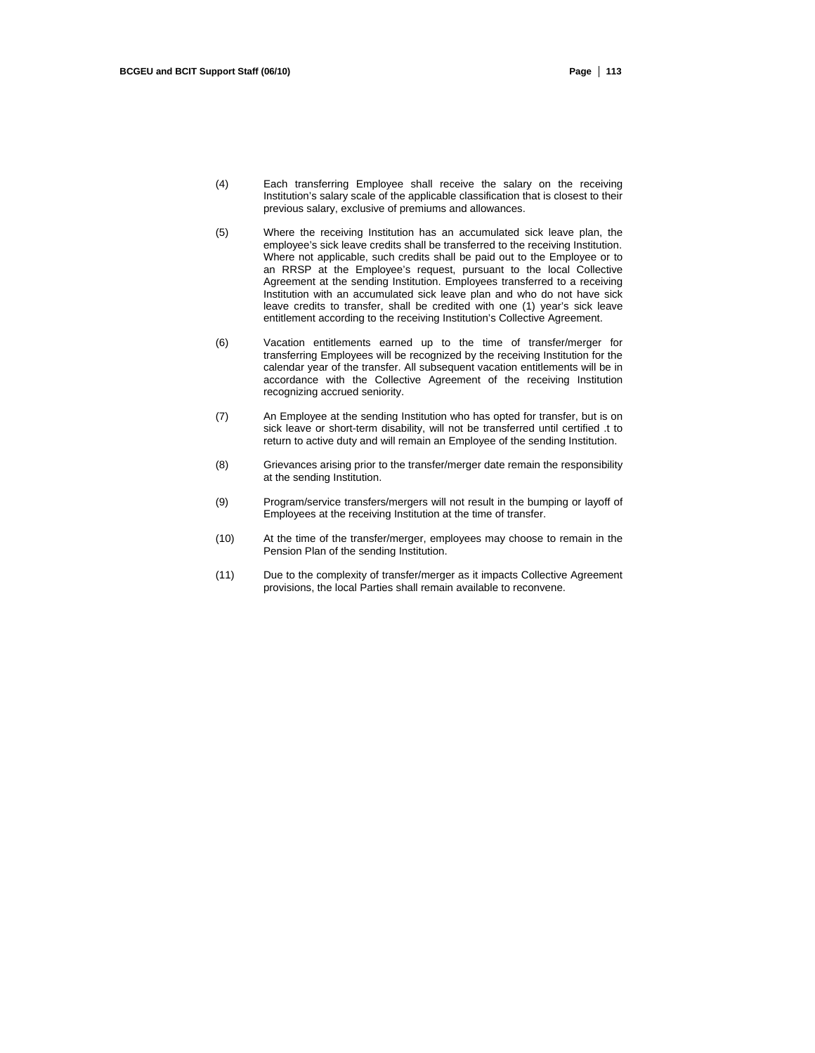(4) Each transferring Employee shall receive the salary on the receiving Institution's salary scale of the applicable classification that is closest to their previous salary, exclusive of premiums and allowances.

(5) Where the receiving Institution has an accumulated sick leave plan, the employee's sick leave credits shall be transferred to the receiving Institution. Where not applicable, such credits shall be paid out to the Employee or to an RRSP at the Employee's request, pursuant to the local Collective Agreement at the sending Institution. Employees transferred to a receiving Institution with an accumulated sick leave plan and who do not have sick leave credits to transfer, shall be credited with one (1) year's sick leave entitlement according to the receiving Institution's Collective Agreement.

(6) Vacation entitlements earned up to the time of transfer/merger for transferring Employees will be recognized by the receiving Institution for the calendar year of the transfer. All subsequent vacation entitlements will be in accordance with the Collective Agreement of the receiving Institution recognizing accrued seniority.

(7) An Employee at the sending Institution who has opted for transfer, but is on sick leave or short-term disability, will not be transferred until certified .t to return to active duty and will remain an Employee of the sending Institution.

(8) Grievances arising prior to the transfer/merger date remain the responsibility at the sending Institution.

(9) Program/service transfers/mergers will not result in the bumping or layoff of Employees at the receiving Institution at the time of transfer.

(10) At the time of the transfer/merger, employees may choose to remain in the Pension Plan of the sending Institution.

(11) Due to the complexity of transfer/merger as it impacts Collective Agreement provisions, the local Parties shall remain available to reconvene.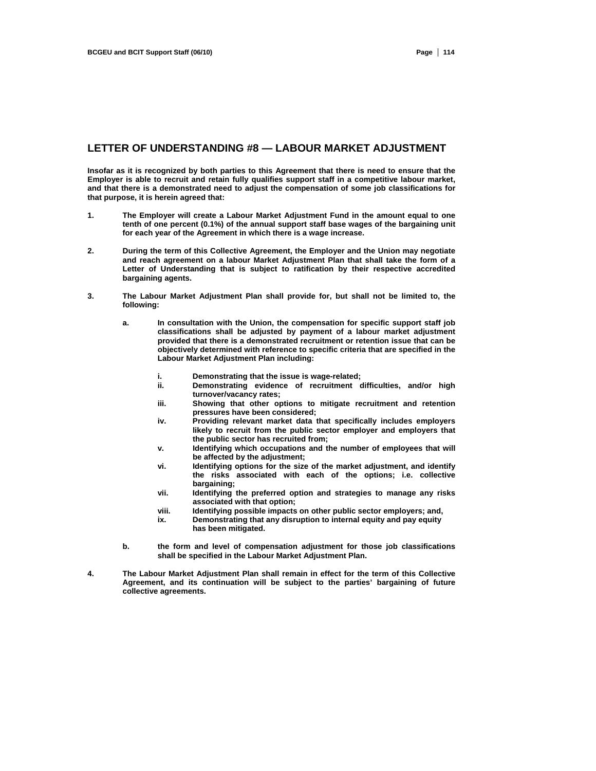## LETTER OF UNDERSTANDING #8 — LABOUR MARKET ADJUSTMENT

**Insofar as it is recognized by both parties to this Agreement that there is need to ensure that the Employer is able to recruit and retain fully qualifies support staff in a competitive labour market, and that there is a demonstrated need to adjust the compensation of some job classifications for that purpose, it is herein agreed that:**

1. **The Employer will create a Labour Market Adjustment Fund in the amount equal to one tenth of one percent (0.1%) of the annual support staff base wages of the bargaining unit for each year of the Agreement in which there is a wage increase.**

2. **During the term of this Collective Agreement, the Employer and the Union may negotiate and reach agreement on a labour Market Adjustment Plan that shall take the form of a Letter of Understanding that is subject to ratification by their respective accredited bargaining agents.**

3. **The Labour Market Adjustment Plan shall provide for, but shall not be limited to, the following:**

   a. **In consultation with the Union, the compensation for specific support staff job classifications shall be adjusted by payment of a labour market adjustment provided that there is a demonstrated recruitment or retention issue that can be objectively determined with reference to specific criteria that are specified in the Labour Market Adjustment Plan including:**

      i. **Demonstrating that the issue is wage-related;**
      ii. **Demonstrating evidence of recruitment difficulties, and/or high turnover/vacancy rates;**
      iii. **Showing that other options to mitigate recruitment and retention pressures have been considered;**
      iv. **Providing relevant market data that specifically includes employers likely to recruit from the public sector employer and employers that the public sector has recruited from;**
      v. **Identifying which occupations and the number of employees that will be affected by the adjustment;**
      vi. **Identifying options for the size of the market adjustment, and identify the risks associated with each of the options; i.e. collective bargaining;**
      vii. **Identifying the preferred option and strategies to manage any risks associated with that option;**
      viii. **Identifying possible impacts on other public sector employers; and,**
      ix. **Demonstrating that any disruption to internal equity and pay equity has been mitigated.**

   b. **the form and level of compensation adjustment for those job classifications shall be specified in the Labour Market Adjustment Plan.**

4. **The Labour Market Adjustment Plan shall remain in effect for the term of this Collective Agreement, and its continuation will be subject to the parties' bargaining of future collective agreements.**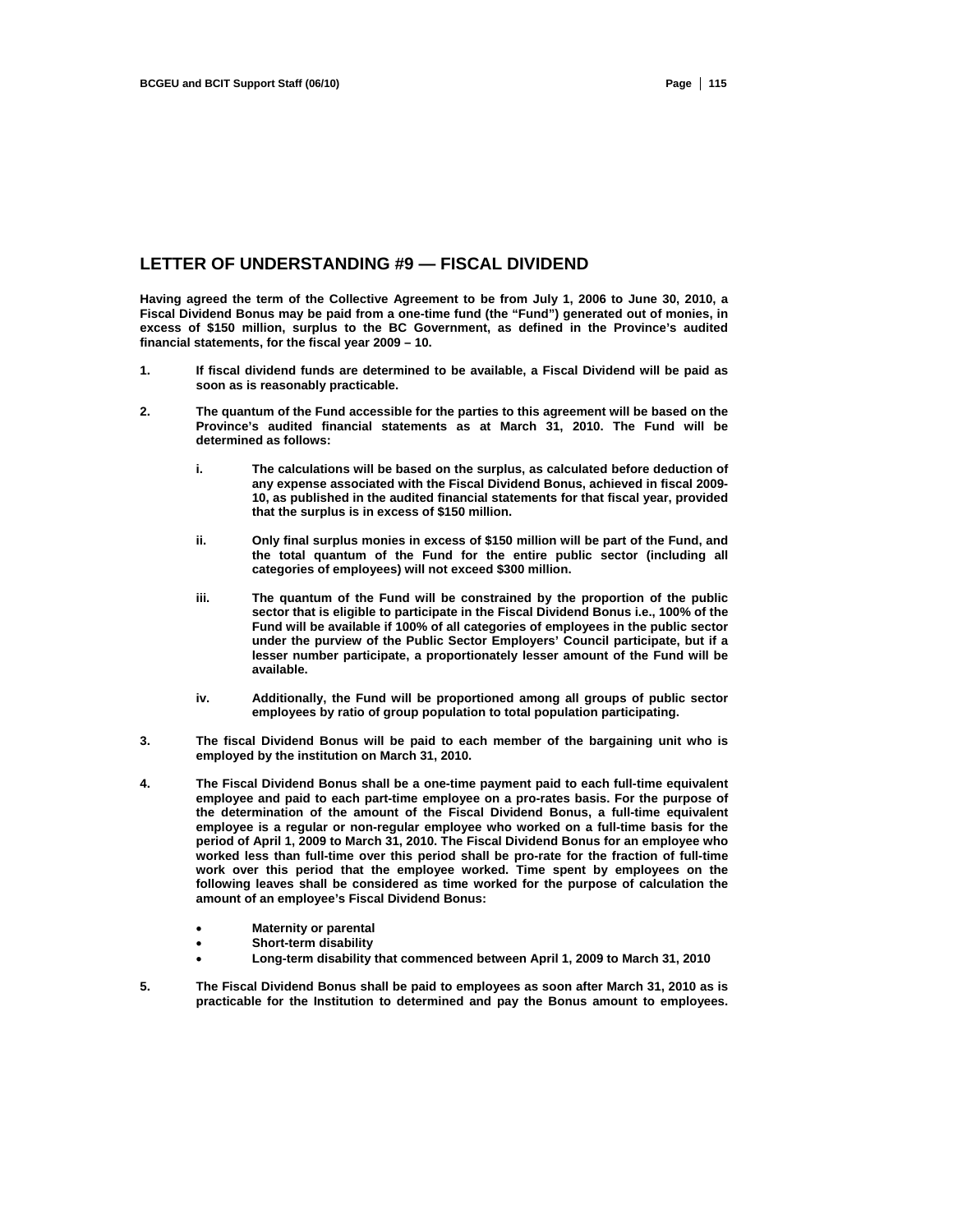## LETTER OF UNDERSTANDING #9 — FISCAL DIVIDEND

**Having agreed the term of the Collective Agreement to be from July 1, 2006 to June 30, 2010, a Fiscal Dividend Bonus may be paid from a one-time fund (the "Fund") generated out of monies, in excess of $150 million, surplus to the BC Government, as defined in the Province's audited financial statements, for the fiscal year 2009 – 10.**

1. **If fiscal dividend funds are determined to be available, a Fiscal Dividend will be paid as soon as is reasonably practicable.**

2. **The quantum of the Fund accessible for the parties to this agreement will be based on the Province's audited financial statements as at March 31, 2010. The Fund will be determined as follows:**

   i. **The calculations will be based on the surplus, as calculated before deduction of any expense associated with the Fiscal Dividend Bonus, achieved in fiscal 2009-10, as published in the audited financial statements for that fiscal year, provided that the surplus is in excess of $150 million.**

   ii. **Only final surplus monies in excess of $150 million will be part of the Fund, and the total quantum of the Fund for the entire public sector (including all categories of employees) will not exceed $300 million.**

   iii. **The quantum of the Fund will be constrained by the proportion of the public sector that is eligible to participate in the Fiscal Dividend Bonus i.e., 100% of the Fund will be available if 100% of all categories of employees in the public sector under the purview of the Public Sector Employers' Council participate, but if a lesser number participate, a proportionately lesser amount of the Fund will be available.**

   iv. **Additionally, the Fund will be proportioned among all groups of public sector employees by ratio of group population to total population participating.**

3. **The fiscal Dividend Bonus will be paid to each member of the bargaining unit who is employed by the institution on March 31, 2010.**

4. **The Fiscal Dividend Bonus shall be a one-time payment paid to each full-time equivalent employee and paid to each part-time employee on a pro-rates basis. For the purpose of the determination of the amount of the Fiscal Dividend Bonus, a full-time equivalent employee is a regular or non-regular employee who worked on a full-time basis for the period of April 1, 2009 to March 31, 2010. The Fiscal Dividend Bonus for an employee who worked less than full-time over this period shall be pro-rate for the fraction of full-time work over this period that the employee worked. Time spent by employees on the following leaves shall be considered as time worked for the purpose of calculation the amount of an employee's Fiscal Dividend Bonus:**

   - **Maternity or parental**
   - **Short-term disability**
   - **Long-term disability that commenced between April 1, 2009 to March 31, 2010**

5. **The Fiscal Dividend Bonus shall be paid to employees as soon after March 31, 2010 as is practicable for the Institution to determined and pay the Bonus amount to employees.**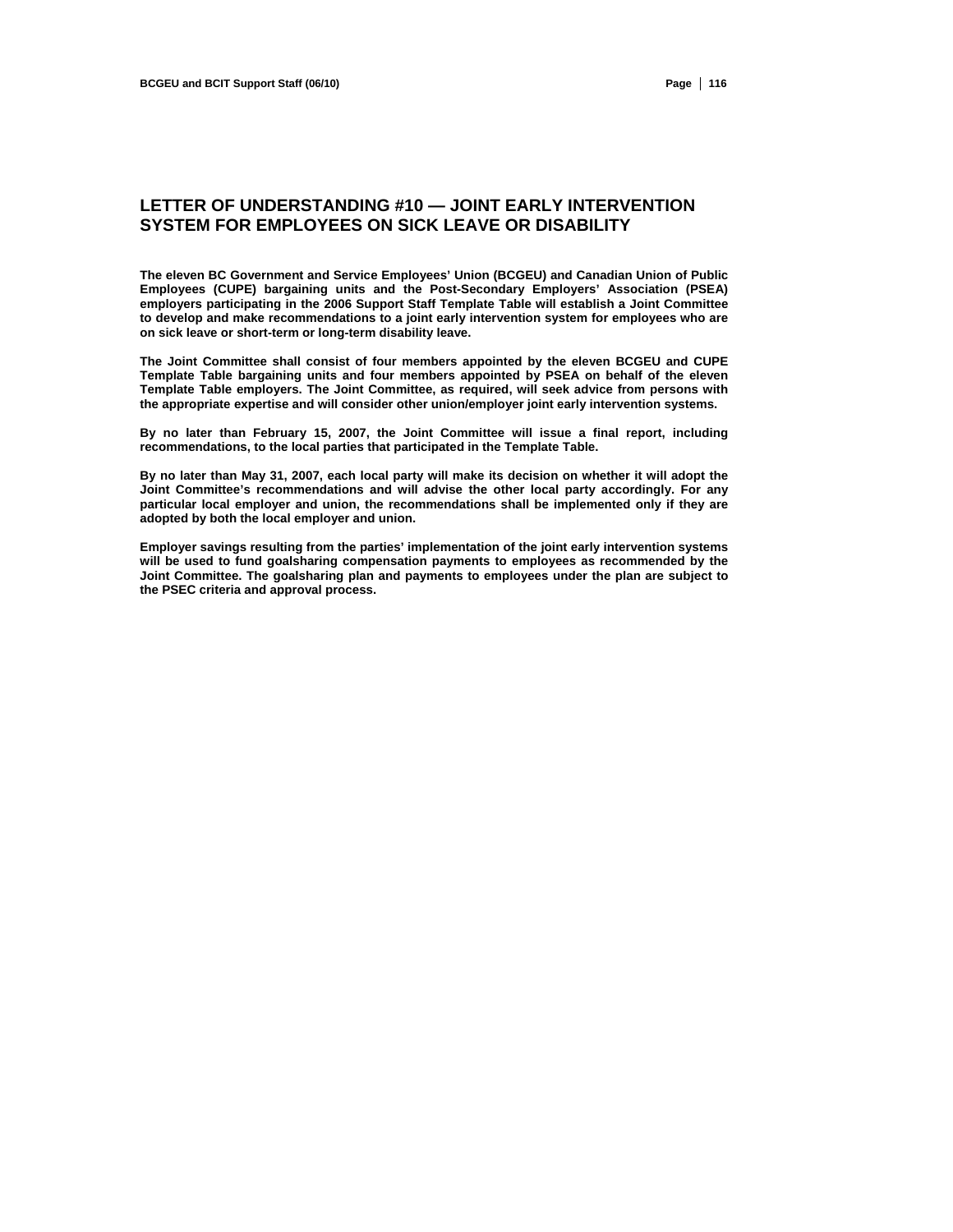## LETTER OF UNDERSTANDING #10 — JOINT EARLY INTERVENTION SYSTEM FOR EMPLOYEES ON SICK LEAVE OR DISABILITY

**The eleven BC Government and Service Employees' Union (BCGEU) and Canadian Union of Public Employees (CUPE) bargaining units and the Post-Secondary Employers' Association (PSEA) employers participating in the 2006 Support Staff Template Table will establish a Joint Committee to develop and make recommendations to a joint early intervention system for employees who are on sick leave or short-term or long-term disability leave.**

**The Joint Committee shall consist of four members appointed by the eleven BCGEU and CUPE Template Table bargaining units and four members appointed by PSEA on behalf of the eleven Template Table employers. The Joint Committee, as required, will seek advice from persons with the appropriate expertise and will consider other union/employer joint early intervention systems.**

**By no later than February 15, 2007, the Joint Committee will issue a final report, including recommendations, to the local parties that participated in the Template Table.**

**By no later than May 31, 2007, each local party will make its decision on whether it will adopt the Joint Committee's recommendations and will advise the other local party accordingly. For any particular local employer and union, the recommendations shall be implemented only if they are adopted by both the local employer and union.**

**Employer savings resulting from the parties' implementation of the joint early intervention systems will be used to fund goalsharing compensation payments to employees as recommended by the Joint Committee. The goalsharing plan and payments to employees under the plan are subject to the PSEC criteria and approval process.**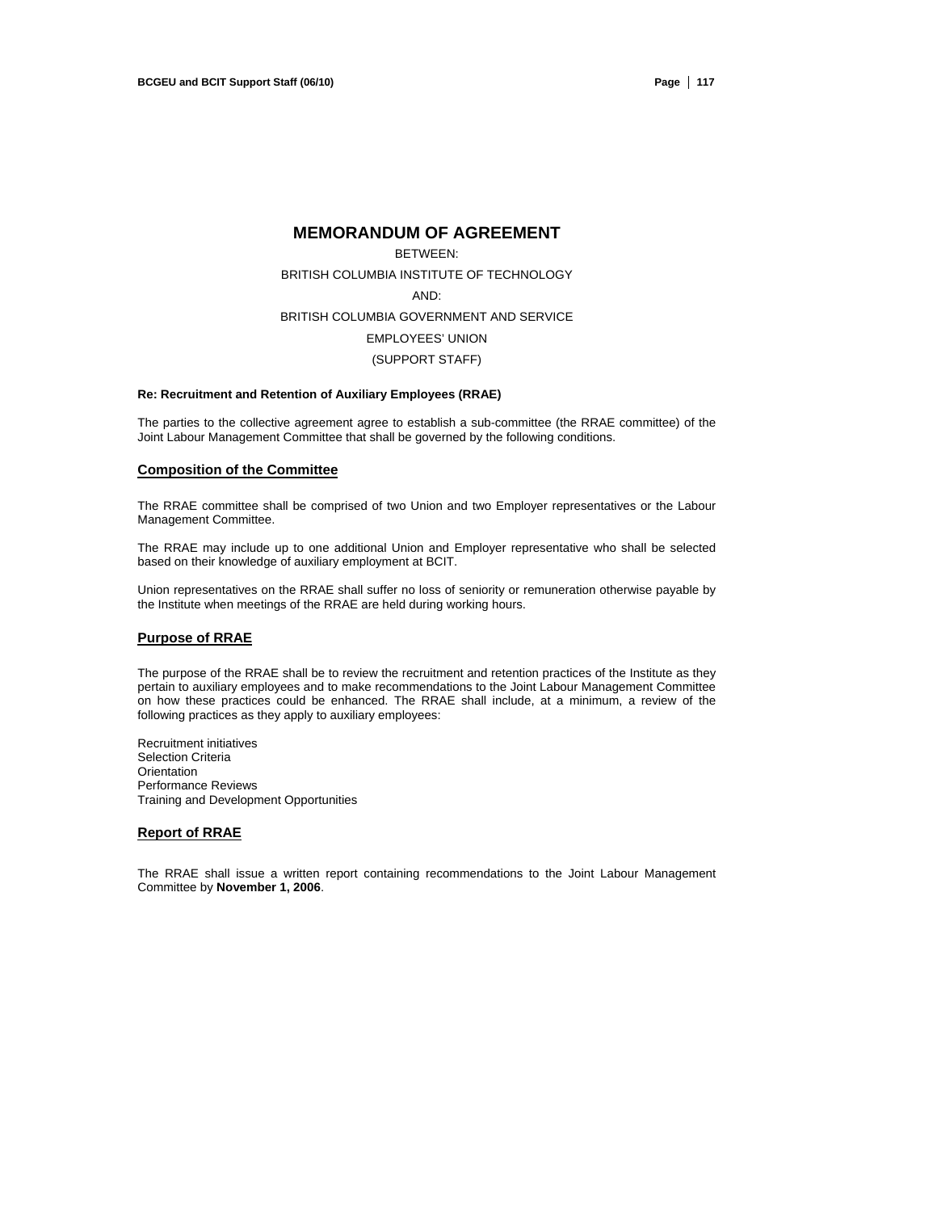# MEMORANDUM OF AGREEMENT

BETWEEN:

BRITISH COLUMBIA INSTITUTE OF TECHNOLOGY

AND:

BRITISH COLUMBIA GOVERNMENT AND SERVICE

EMPLOYEES' UNION

(SUPPORT STAFF)

**Re: Recruitment and Retention of Auxiliary Employees (RRAE)**

The parties to the collective agreement agree to establish a sub-committee (the RRAE committee) of the Joint Labour Management Committee that shall be governed by the following conditions.

## Composition of the Committee

The RRAE committee shall be comprised of two Union and two Employer representatives or the Labour Management Committee.

The RRAE may include up to one additional Union and Employer representative who shall be selected based on their knowledge of auxiliary employment at BCIT.

Union representatives on the RRAE shall suffer no loss of seniority or remuneration otherwise payable by the Institute when meetings of the RRAE are held during working hours.

## Purpose of RRAE

The purpose of the RRAE shall be to review the recruitment and retention practices of the Institute as they pertain to auxiliary employees and to make recommendations to the Joint Labour Management Committee on how these practices could be enhanced. The RRAE shall include, at a minimum, a review of the following practices as they apply to auxiliary employees:

Recruitment initiatives
Selection Criteria
Orientation
Performance Reviews
Training and Development Opportunities

## Report of RRAE

The RRAE shall issue a written report containing recommendations to the Joint Labour Management Committee by **November 1, 2006**.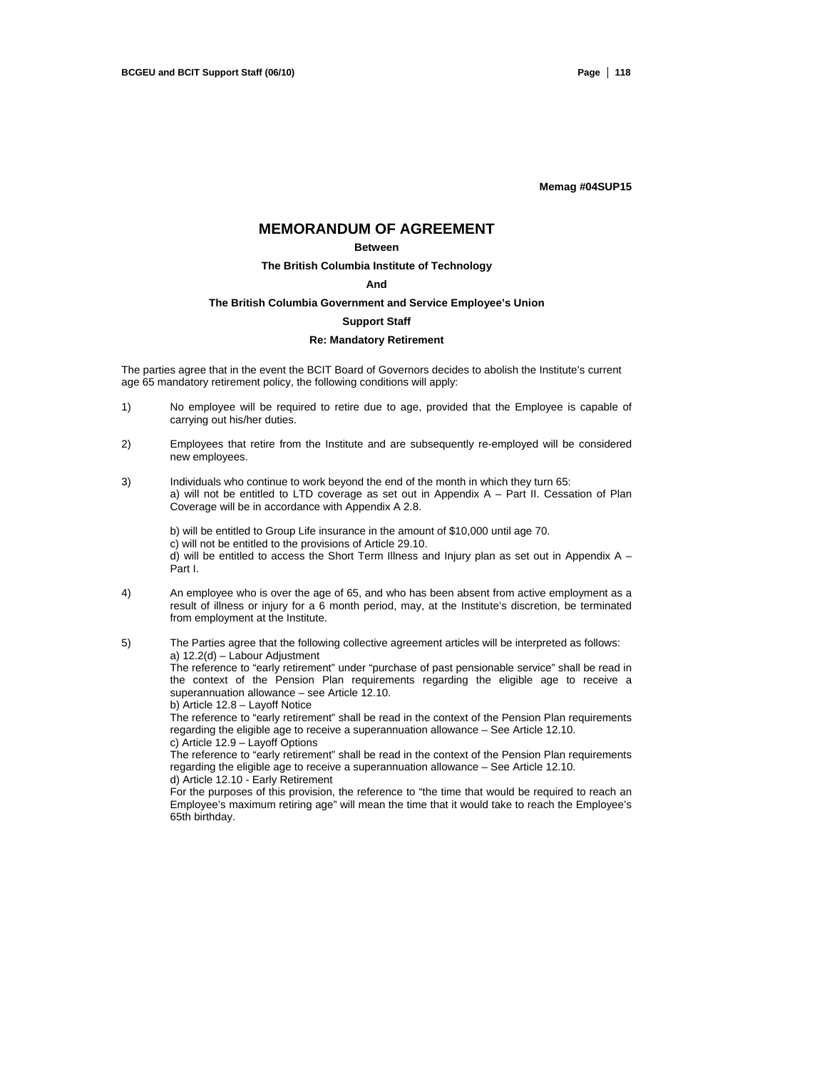**Memag #04SUP15**

# MEMORANDUM OF AGREEMENT

**Between**

**The British Columbia Institute of Technology**

**And**

**The British Columbia Government and Service Employee's Union**

**Support Staff**

**Re: Mandatory Retirement**

The parties agree that in the event the BCIT Board of Governors decides to abolish the Institute's current age 65 mandatory retirement policy, the following conditions will apply:

1) No employee will be required to retire due to age, provided that the Employee is capable of carrying out his/her duties.

2) Employees that retire from the Institute and are subsequently re-employed will be considered new employees.

3) Individuals who continue to work beyond the end of the month in which they turn 65:
   a) will not be entitled to LTD coverage as set out in Appendix A – Part II. Cessation of Plan Coverage will be in accordance with Appendix A 2.8.

   b) will be entitled to Group Life insurance in the amount of $10,000 until age 70.
   c) will not be entitled to the provisions of Article 29.10.
   d) will be entitled to access the Short Term Illness and Injury plan as set out in Appendix A – Part I.

4) An employee who is over the age of 65, and who has been absent from active employment as a result of illness or injury for a 6 month period, may, at the Institute's discretion, be terminated from employment at the Institute.

5) The Parties agree that the following collective agreement articles will be interpreted as follows:
   a) 12.2(d) – Labour Adjustment
   The reference to "early retirement" under "purchase of past pensionable service" shall be read in the context of the Pension Plan requirements regarding the eligible age to receive a superannuation allowance – see Article 12.10.
   b) Article 12.8 – Layoff Notice
   The reference to "early retirement" shall be read in the context of the Pension Plan requirements regarding the eligible age to receive a superannuation allowance – See Article 12.10.
   c) Article 12.9 – Layoff Options
   The reference to "early retirement" shall be read in the context of the Pension Plan requirements regarding the eligible age to receive a superannuation allowance – See Article 12.10.
   d) Article 12.10 - Early Retirement
   For the purposes of this provision, the reference to "the time that would be required to reach an Employee's maximum retiring age" will mean the time that it would take to reach the Employee's 65th birthday.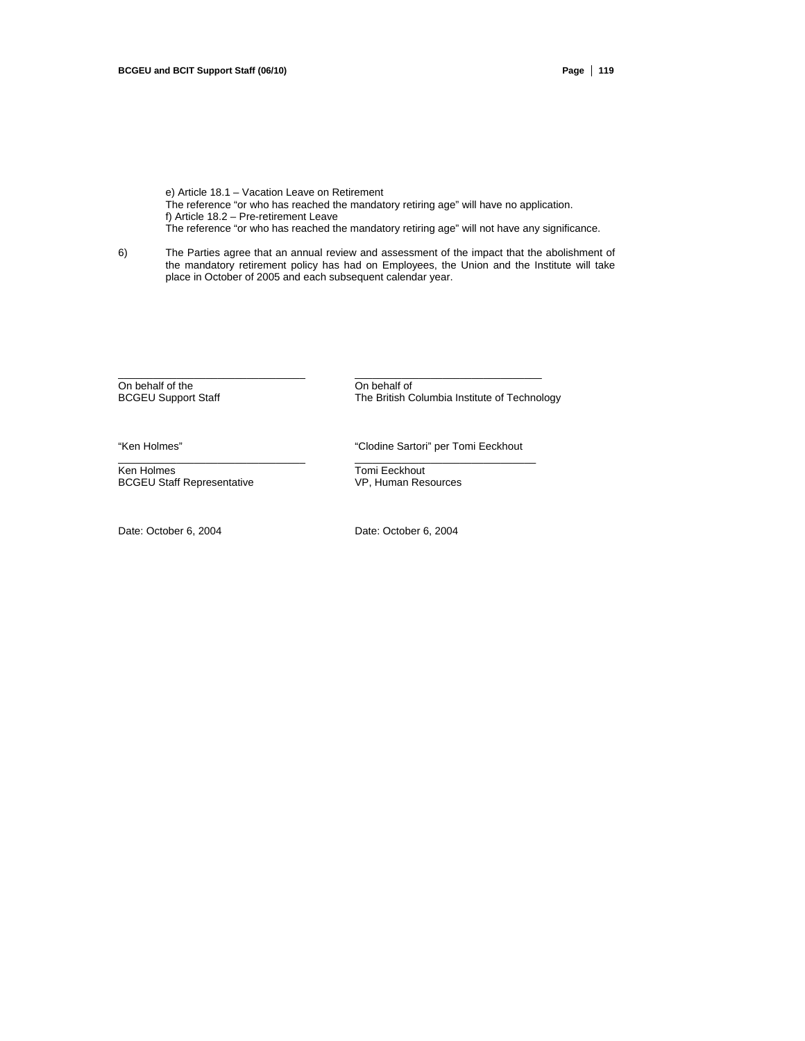e) Article 18.1 – Vacation Leave on Retirement
The reference "or who has reached the mandatory retiring age" will have no application.
f) Article 18.2 – Pre-retirement Leave
The reference "or who has reached the mandatory retiring age" will not have any significance.

6) The Parties agree that an annual review and assessment of the impact that the abolishment of the mandatory retirement policy has had on Employees, the Union and the Institute will take place in October of 2005 and each subsequent calendar year.

| | |
|---|---|
| On behalf of the<br>BCGEU Support Staff | On behalf of<br>The British Columbia Institute of Technology |
| "Ken Holmes" | "Clodine Sartori" per Tomi Eeckhout |
| Ken Holmes<br>BCGEU Staff Representative | Tomi Eeckhout<br>VP, Human Resources |
| Date: October 6, 2004 | Date: October 6, 2004 |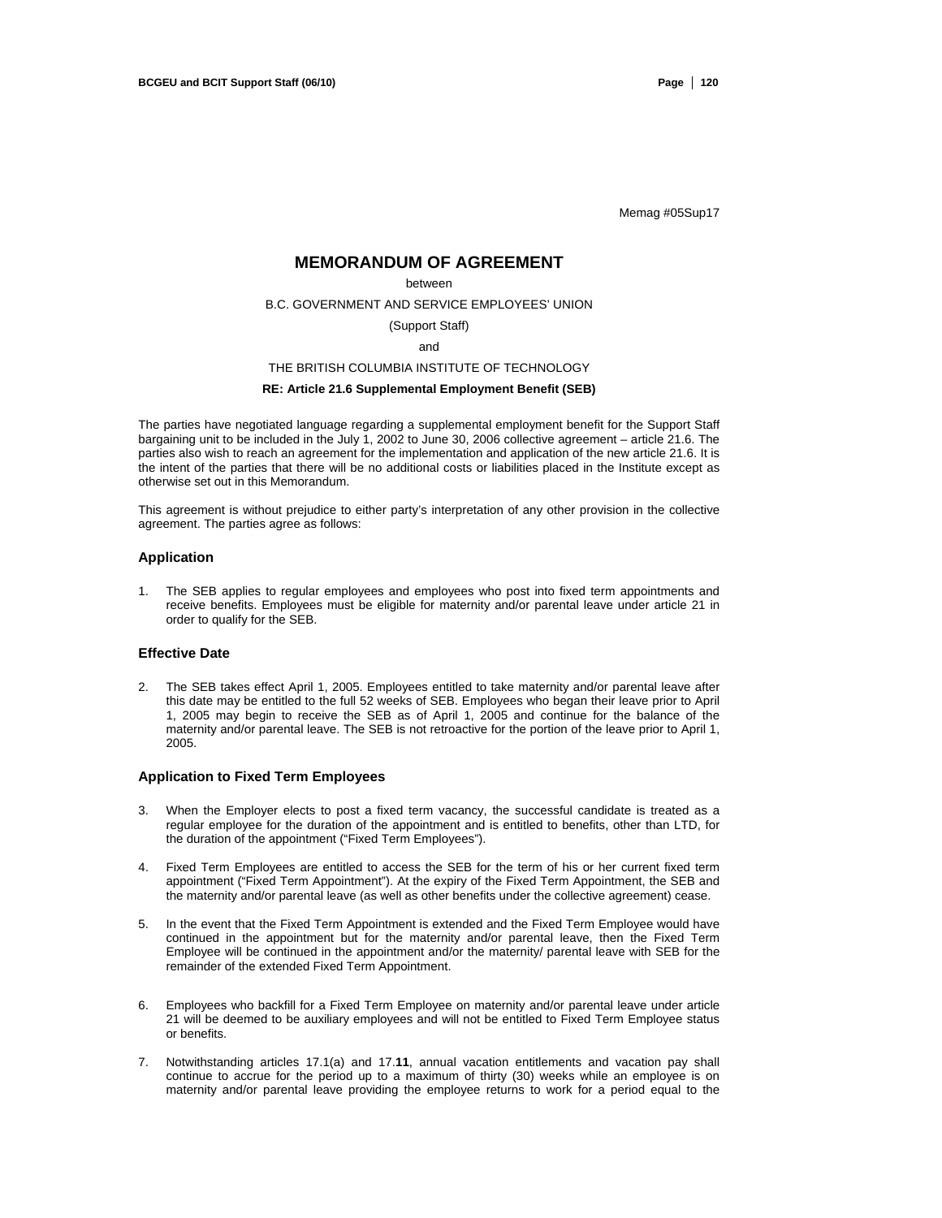Memag #05Sup17

# MEMORANDUM OF AGREEMENT

between

B.C. GOVERNMENT AND SERVICE EMPLOYEES' UNION

(Support Staff)

and

THE BRITISH COLUMBIA INSTITUTE OF TECHNOLOGY

**RE: Article 21.6 Supplemental Employment Benefit (SEB)**

The parties have negotiated language regarding a supplemental employment benefit for the Support Staff bargaining unit to be included in the July 1, 2002 to June 30, 2006 collective agreement – article 21.6. The parties also wish to reach an agreement for the implementation and application of the new article 21.6. It is the intent of the parties that there will be no additional costs or liabilities placed in the Institute except as otherwise set out in this Memorandum.

This agreement is without prejudice to either party's interpretation of any other provision in the collective agreement. The parties agree as follows:

### Application

1. The SEB applies to regular employees and employees who post into fixed term appointments and receive benefits. Employees must be eligible for maternity and/or parental leave under article 21 in order to qualify for the SEB.

### Effective Date

2. The SEB takes effect April 1, 2005. Employees entitled to take maternity and/or parental leave after this date may be entitled to the full 52 weeks of SEB. Employees who began their leave prior to April 1, 2005 may begin to receive the SEB as of April 1, 2005 and continue for the balance of the maternity and/or parental leave. The SEB is not retroactive for the portion of the leave prior to April 1, 2005.

### Application to Fixed Term Employees

3. When the Employer elects to post a fixed term vacancy, the successful candidate is treated as a regular employee for the duration of the appointment and is entitled to benefits, other than LTD, for the duration of the appointment ("Fixed Term Employees").

4. Fixed Term Employees are entitled to access the SEB for the term of his or her current fixed term appointment ("Fixed Term Appointment"). At the expiry of the Fixed Term Appointment, the SEB and the maternity and/or parental leave (as well as other benefits under the collective agreement) cease.

5. In the event that the Fixed Term Appointment is extended and the Fixed Term Employee would have continued in the appointment but for the maternity and/or parental leave, then the Fixed Term Employee will be continued in the appointment and/or the maternity/ parental leave with SEB for the remainder of the extended Fixed Term Appointment.

6. Employees who backfill for a Fixed Term Employee on maternity and/or parental leave under article 21 will be deemed to be auxiliary employees and will not be entitled to Fixed Term Employee status or benefits.

7. Notwithstanding articles 17.1(a) and 17.**11**, annual vacation entitlements and vacation pay shall continue to accrue for the period up to a maximum of thirty (30) weeks while an employee is on maternity and/or parental leave providing the employee returns to work for a period equal to the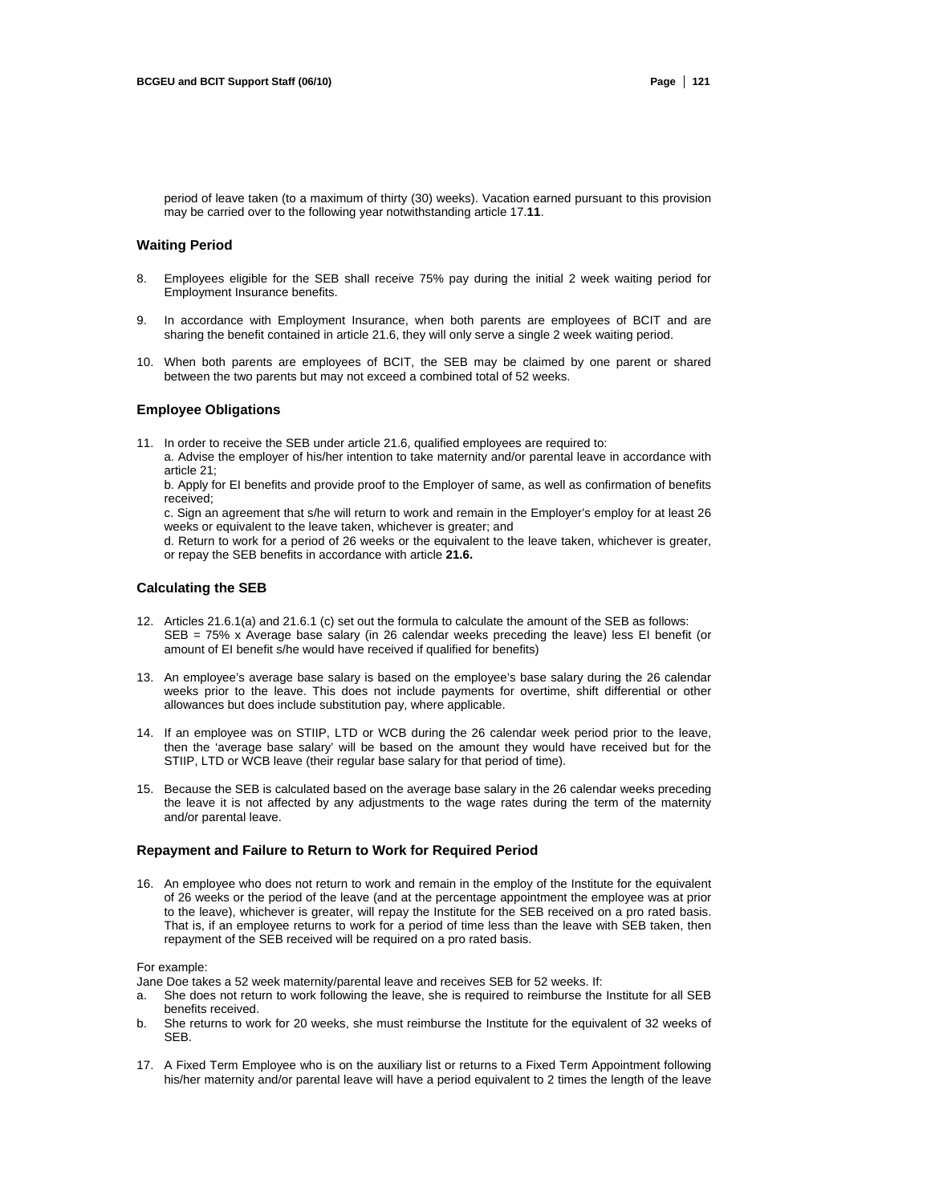period of leave taken (to a maximum of thirty (30) weeks). Vacation earned pursuant to this provision may be carried over to the following year notwithstanding article 17.**11**.

### Waiting Period

8. Employees eligible for the SEB shall receive 75% pay during the initial 2 week waiting period for Employment Insurance benefits.

9. In accordance with Employment Insurance, when both parents are employees of BCIT and are sharing the benefit contained in article 21.6, they will only serve a single 2 week waiting period.

10. When both parents are employees of BCIT, the SEB may be claimed by one parent or shared between the two parents but may not exceed a combined total of 52 weeks.

### Employee Obligations

11. In order to receive the SEB under article 21.6, qualified employees are required to:
    a. Advise the employer of his/her intention to take maternity and/or parental leave in accordance with article 21;
    b. Apply for EI benefits and provide proof to the Employer of same, as well as confirmation of benefits received;
    c. Sign an agreement that s/he will return to work and remain in the Employer's employ for at least 26 weeks or equivalent to the leave taken, whichever is greater; and
    d. Return to work for a period of 26 weeks or the equivalent to the leave taken, whichever is greater, or repay the SEB benefits in accordance with article **21.6.**

### Calculating the SEB

12. Articles 21.6.1(a) and 21.6.1 (c) set out the formula to calculate the amount of the SEB as follows:
    SEB = 75% x Average base salary (in 26 calendar weeks preceding the leave) less EI benefit (or amount of EI benefit s/he would have received if qualified for benefits)

13. An employee's average base salary is based on the employee's base salary during the 26 calendar weeks prior to the leave. This does not include payments for overtime, shift differential or other allowances but does include substitution pay, where applicable.

14. If an employee was on STIIP, LTD or WCB during the 26 calendar week period prior to the leave, then the 'average base salary' will be based on the amount they would have received but for the STIIP, LTD or WCB leave (their regular base salary for that period of time).

15. Because the SEB is calculated based on the average base salary in the 26 calendar weeks preceding the leave it is not affected by any adjustments to the wage rates during the term of the maternity and/or parental leave.

### Repayment and Failure to Return to Work for Required Period

16. An employee who does not return to work and remain in the employ of the Institute for the equivalent of 26 weeks or the period of the leave (and at the percentage appointment the employee was at prior to the leave), whichever is greater, will repay the Institute for the SEB received on a pro rated basis. That is, if an employee returns to work for a period of time less than the leave with SEB taken, then repayment of the SEB received will be required on a pro rated basis.

For example:
Jane Doe takes a 52 week maternity/parental leave and receives SEB for 52 weeks. If:

a. She does not return to work following the leave, she is required to reimburse the Institute for all SEB benefits received.
b. She returns to work for 20 weeks, she must reimburse the Institute for the equivalent of 32 weeks of SEB.

17. A Fixed Term Employee who is on the auxiliary list or returns to a Fixed Term Appointment following his/her maternity and/or parental leave will have a period equivalent to 2 times the length of the leave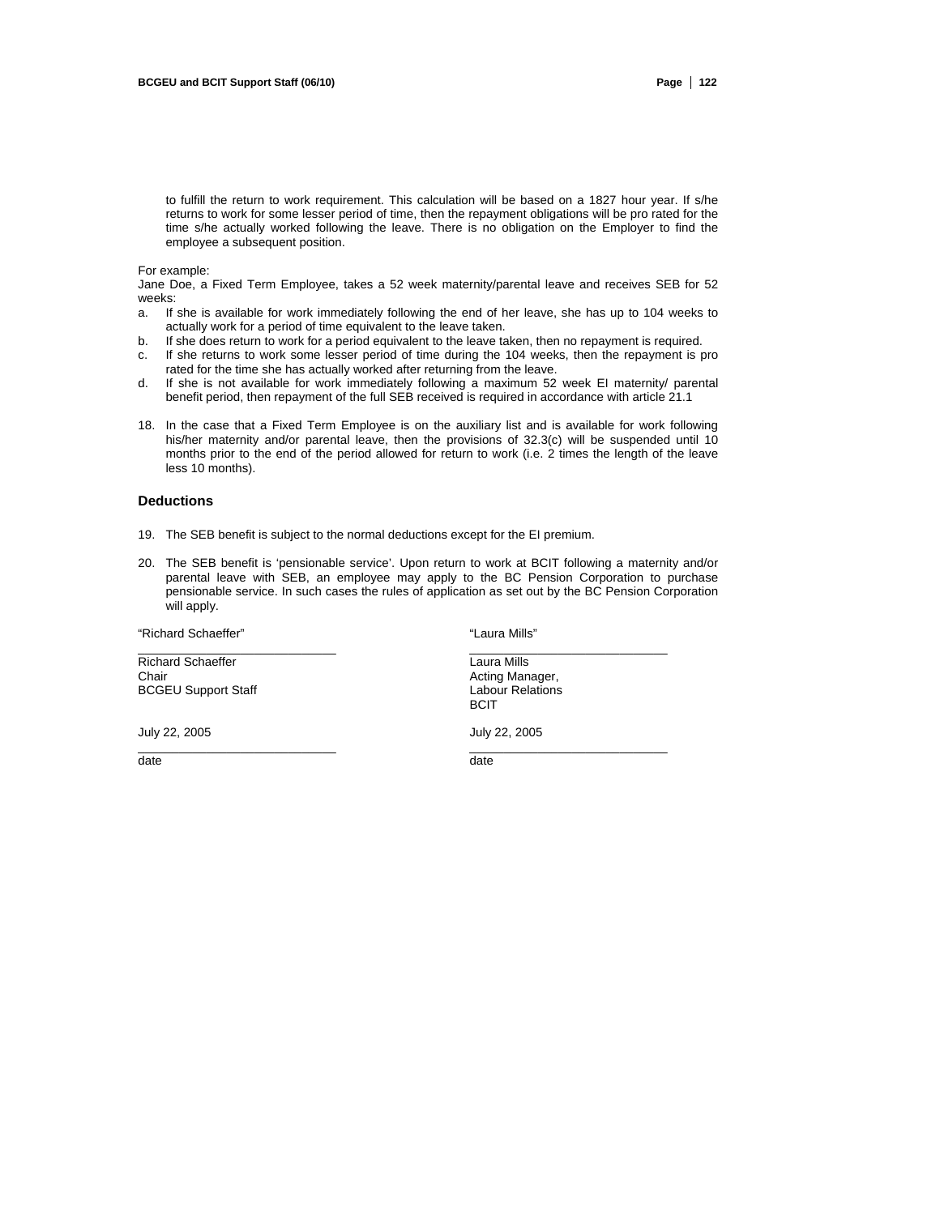to fulfill the return to work requirement. This calculation will be based on a 1827 hour year. If s/he returns to work for some lesser period of time, then the repayment obligations will be pro rated for the time s/he actually worked following the leave. There is no obligation on the Employer to find the employee a subsequent position.

For example:
Jane Doe, a Fixed Term Employee, takes a 52 week maternity/parental leave and receives SEB for 52 weeks:

a. If she is available for work immediately following the end of her leave, she has up to 104 weeks to actually work for a period of time equivalent to the leave taken.
b. If she does return to work for a period equivalent to the leave taken, then no repayment is required.
c. If she returns to work some lesser period of time during the 104 weeks, then the repayment is pro rated for the time she has actually worked after returning from the leave.
d. If she is not available for work immediately following a maximum 52 week EI maternity/ parental benefit period, then repayment of the full SEB received is required in accordance with article 21.1

18. In the case that a Fixed Term Employee is on the auxiliary list and is available for work following his/her maternity and/or parental leave, then the provisions of 32.3(c) will be suspended until 10 months prior to the end of the period allowed for return to work (i.e. 2 times the length of the leave less 10 months).

### Deductions

19. The SEB benefit is subject to the normal deductions except for the EI premium.

20. The SEB benefit is 'pensionable service'. Upon return to work at BCIT following a maternity and/or parental leave with SEB, an employee may apply to the BC Pension Corporation to purchase pensionable service. In such cases the rules of application as set out by the BC Pension Corporation will apply.

"Richard Schaeffer"
\_\_\_\_\_\_\_\_\_\_\_\_\_\_\_\_\_\_\_\_\_\_\_\_\_\_\_\_
Richard Schaeffer
Chair
BCGEU Support Staff

July 22, 2005
\_\_\_\_\_\_\_\_\_\_\_\_\_\_\_\_\_\_\_\_\_\_\_\_\_\_\_\_
date

"Laura Mills"
\_\_\_\_\_\_\_\_\_\_\_\_\_\_\_\_\_\_\_\_\_\_\_\_\_\_\_\_
Laura Mills
Acting Manager,
Labour Relations
BCIT

July 22, 2005
\_\_\_\_\_\_\_\_\_\_\_\_\_\_\_\_\_\_\_\_\_\_\_\_\_\_\_\_
date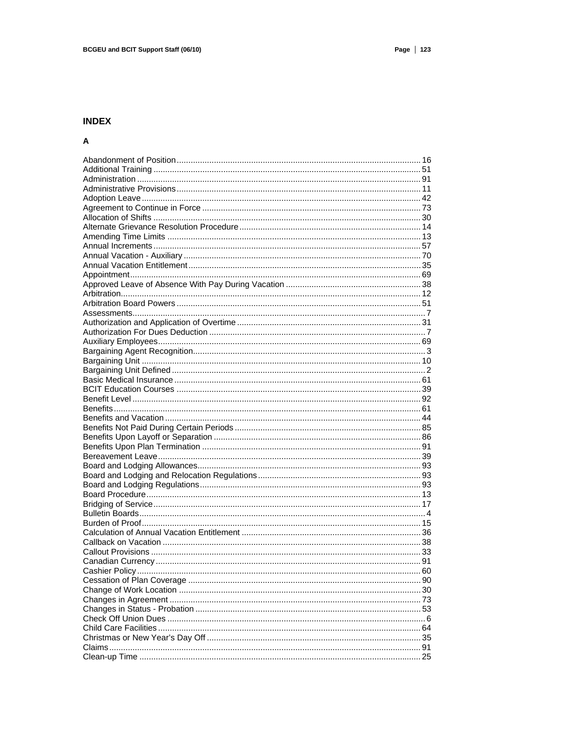## INDEX

### A

Abandonment of Position ........ 16
Additional Training ........ 51
Administration ........ 91
Administrative Provisions ........ 11
Adoption Leave ........ 42
Agreement to Continue in Force ........ 73
Allocation of Shifts ........ 30
Alternate Grievance Resolution Procedure ........ 14
Amending Time Limits ........ 13
Annual Increments ........ 57
Annual Vacation - Auxiliary ........ 70
Annual Vacation Entitlement ........ 35
Appointment ........ 69
Approved Leave of Absence With Pay During Vacation ........ 38
Arbitration ........ 12
Arbitration Board Powers ........ 51
Assessments ........ 7
Authorization and Application of Overtime ........ 31
Authorization For Dues Deduction ........ 7
Auxiliary Employees ........ 69
Bargaining Agent Recognition ........ 3
Bargaining Unit ........ 10
Bargaining Unit Defined ........ 2
Basic Medical Insurance ........ 61
BCIT Education Courses ........ 39
Benefit Level ........ 92
Benefits ........ 61
Benefits and Vacation ........ 44
Benefits Not Paid During Certain Periods ........ 85
Benefits Upon Layoff or Separation ........ 86
Benefits Upon Plan Termination ........ 91
Bereavement Leave ........ 39
Board and Lodging Allowances ........ 93
Board and Lodging and Relocation Regulations ........ 93
Board and Lodging Regulations ........ 93
Board Procedure ........ 13
Bridging of Service ........ 17
Bulletin Boards ........ 4
Burden of Proof ........ 15
Calculation of Annual Vacation Entitlement ........ 36
Callback on Vacation ........ 38
Callout Provisions ........ 33
Canadian Currency ........ 91
Cashier Policy ........ 60
Cessation of Plan Coverage ........ 90
Change of Work Location ........ 30
Changes in Agreement ........ 73
Changes in Status - Probation ........ 53
Check Off Union Dues ........ 6
Child Care Facilities ........ 64
Christmas or New Year's Day Off ........ 35
Claims ........ 91
Clean-up Time ........ 25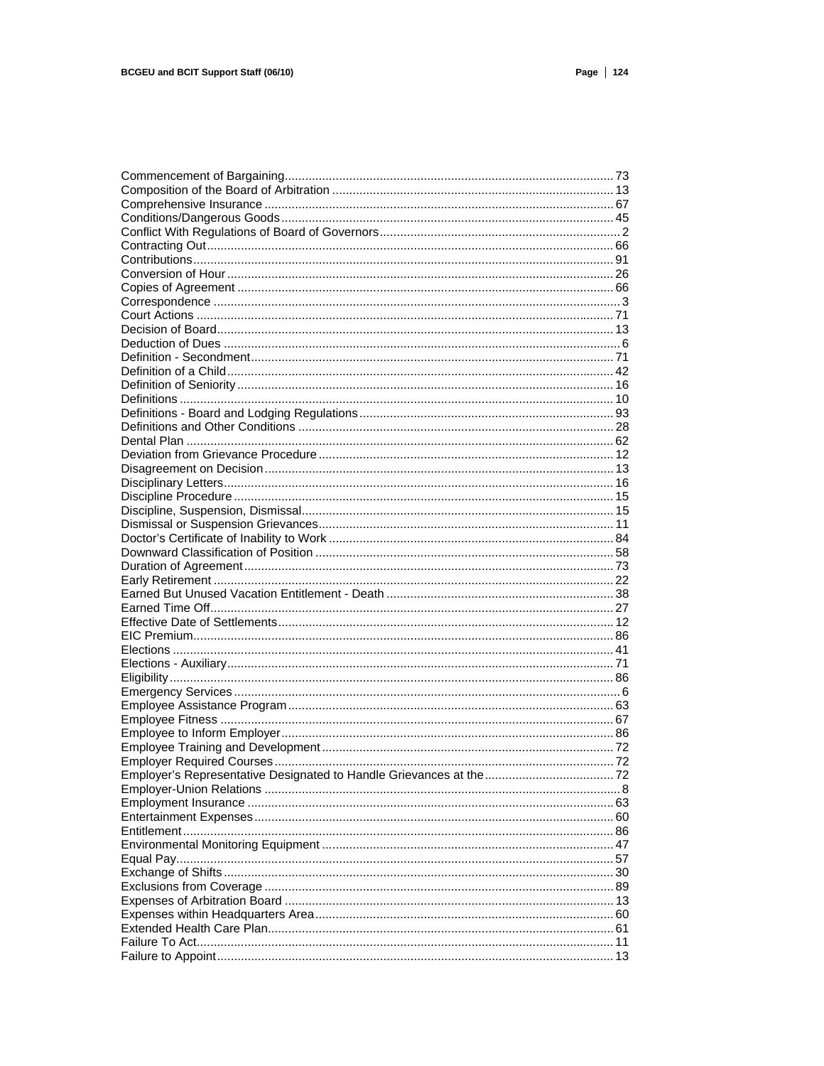Commencement of Bargaining................................................................................................73
Composition of the Board of Arbitration ..................................................................................13
Comprehensive Insurance .......................................................................................................67
Conditions/Dangerous Goods..................................................................................................45
Conflict With Regulations of Board of Governors.......................................................................2
Contracting Out........................................................................................................................66
Contributions............................................................................................................................91
Conversion of Hour..................................................................................................................26
Copies of Agreement ..............................................................................................................66
Correspondence .......................................................................................................................3
Court Actions ..........................................................................................................................71
Decision of Board.....................................................................................................................13
Deduction of Dues .....................................................................................................................6
Definition - Secondment...........................................................................................................71
Definition of a Child..................................................................................................................42
Definition of Seniority...............................................................................................................16
Definitions ...............................................................................................................................10
Definitions - Board and Lodging Regulations...........................................................................93
Definitions and Other Conditions .............................................................................................28
Dental Plan .............................................................................................................................62
Deviation from Grievance Procedure.......................................................................................12
Disagreement on Decision.......................................................................................................13
Disciplinary Letters...................................................................................................................16
Discipline Procedure................................................................................................................15
Discipline, Suspension, Dismissal............................................................................................15
Dismissal or Suspension Grievances.......................................................................................11
Doctor's Certificate of Inability to Work ....................................................................................84
Downward Classification of Position ........................................................................................58
Duration of Agreement.............................................................................................................73
Early Retirement ......................................................................................................................22
Earned But Unused Vacation Entitlement - Death ...................................................................38
Earned Time Off.......................................................................................................................27
Effective Date of Settlements...................................................................................................12
EIC Premium............................................................................................................................86
Elections .................................................................................................................................41
Elections - Auxiliary..................................................................................................................71
Eligibility...................................................................................................................................86
Emergency Services..................................................................................................................6
Employee Assistance Program................................................................................................63
Employee Fitness ....................................................................................................................67
Employee to Inform Employer..................................................................................................86
Employee Training and Development......................................................................................72
Employer Required Courses....................................................................................................72
Employer's Representative Designated to Handle Grievances at the......................................72
Employer-Union Relations .........................................................................................................8
Employment Insurance ............................................................................................................63
Entertainment Expenses..........................................................................................................60
Entitlement...............................................................................................................................86
Environmental Monitoring Equipment ......................................................................................47
Equal Pay.................................................................................................................................57
Exchange of Shifts...................................................................................................................30
Exclusions from Coverage .......................................................................................................89
Expenses of Arbitration Board .................................................................................................13
Expenses within Headquarters Area........................................................................................60
Extended Health Care Plan......................................................................................................61
Failure To Act...........................................................................................................................11
Failure to Appoint.....................................................................................................................13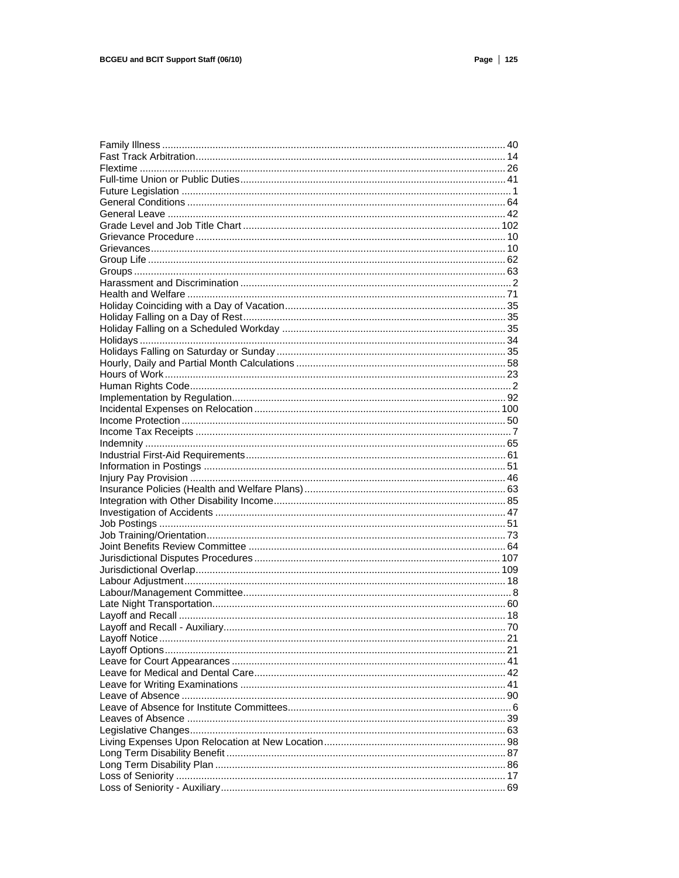Family Illness ........................................................................................................ 40
Fast Track Arbitration.............................................................................................. 14
Flextime .................................................................................................................. 26
Full-time Union or Public Duties.............................................................................. 41
Future Legislation ...................................................................................................... 1
General Conditions .................................................................................................. 64
General Leave ......................................................................................................... 42
Grade Level and Job Title Chart ............................................................................ 102
Grievance Procedure .............................................................................................. 10
Grievances.............................................................................................................. 10
Group Life ............................................................................................................... 62
Groups .................................................................................................................... 63
Harassment and Discrimination ................................................................................. 2
Health and Welfare ................................................................................................. 71
Holiday Coinciding with a Day of Vacation.............................................................. 35
Holiday Falling on a Day of Rest............................................................................. 35
Holiday Falling on a Scheduled Workday ............................................................... 35
Holidays .................................................................................................................. 34
Holidays Falling on Saturday or Sunday ................................................................. 35
Hourly, Daily and Partial Month Calculations .......................................................... 58
Hours of Work ......................................................................................................... 23
Human Rights Code................................................................................................... 2
Implementation by Regulation................................................................................. 92
Incidental Expenses on Relocation ....................................................................... 100
Income Protection ................................................................................................... 50
Income Tax Receipts ................................................................................................. 7
Indemnity ................................................................................................................ 65
Industrial First-Aid Requirements............................................................................ 61
Information in Postings ........................................................................................... 51
Injury Pay Provision ................................................................................................ 46
Insurance Policies (Health and Welfare Plans)........................................................ 63
Integration with Other Disability Income.................................................................. 85
Investigation of Accidents ....................................................................................... 47
Job Postings ........................................................................................................... 51
Job Training/Orientation.......................................................................................... 73
Joint Benefits Review Committee ........................................................................... 64
Jurisdictional Disputes Procedures ....................................................................... 107
Jurisdictional Overlap............................................................................................ 109
Labour Adjustment.................................................................................................. 18
Labour/Management Committee............................................................................... 8
Late Night Transportation........................................................................................ 60
Layoff and Recall .................................................................................................... 18
Layoff and Recall - Auxiliary.................................................................................... 70
Layoff Notice ........................................................................................................... 21
Layoff Options......................................................................................................... 21
Leave for Court Appearances .................................................................................. 41
Leave for Medical and Dental Care......................................................................... 42
Leave for Writing Examinations .............................................................................. 41
Leave of Absence ................................................................................................... 90
Leave of Absence for Institute Committees................................................................ 6
Leaves of Absence ................................................................................................. 39
Legislative Changes................................................................................................ 63
Living Expenses Upon Relocation at New Location................................................. 98
Long Term Disability Benefit ................................................................................... 87
Long Term Disability Plan ....................................................................................... 86
Loss of Seniority ..................................................................................................... 17
Loss of Seniority - Auxiliary..................................................................................... 69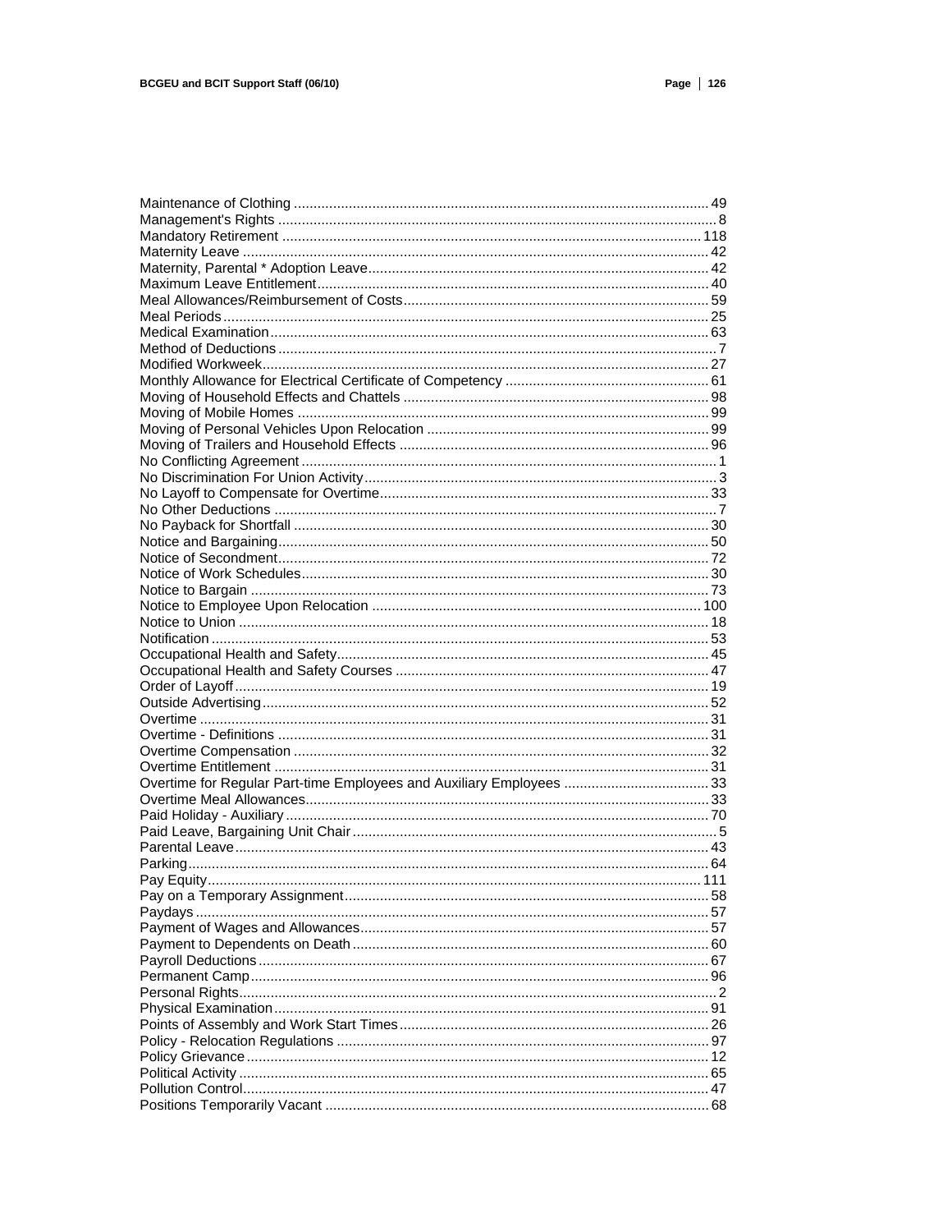Maintenance of Clothing .......................................................................................................... 49
Management's Rights ............................................................................................................... 8
Mandatory Retirement ........................................................................................................... 118
Maternity Leave ...................................................................................................................... 42
Maternity, Parental * Adoption Leave....................................................................................... 42
Maximum Leave Entitlement.................................................................................................... 40
Meal Allowances/Reimbursement of Costs.............................................................................. 59
Meal Periods............................................................................................................................ 25
Medical Examination................................................................................................................ 63
Method of Deductions................................................................................................................ 7
Modified Workweek.................................................................................................................. 27
Monthly Allowance for Electrical Certificate of Competency .................................................... 61
Moving of Household Effects and Chattels .............................................................................. 98
Moving of Mobile Homes ......................................................................................................... 99
Moving of Personal Vehicles Upon Relocation ........................................................................ 99
Moving of Trailers and Household Effects ............................................................................... 96
No Conflicting Agreement.......................................................................................................... 1
No Discrimination For Union Activity.......................................................................................... 3
No Layoff to Compensate for Overtime.................................................................................... 33
No Other Deductions ................................................................................................................. 7
No Payback for Shortfall .......................................................................................................... 30
Notice and Bargaining.............................................................................................................. 50
Notice of Secondment.............................................................................................................. 72
Notice of Work Schedules........................................................................................................ 30
Notice to Bargain ..................................................................................................................... 73
Notice to Employee Upon Relocation .................................................................................... 100
Notice to Union ........................................................................................................................ 18
Notification ............................................................................................................................... 53
Occupational Health and Safety............................................................................................... 45
Occupational Health and Safety Courses ................................................................................ 47
Order of Layoff......................................................................................................................... 19
Outside Advertising.................................................................................................................. 52
Overtime .................................................................................................................................. 31
Overtime - Definitions .............................................................................................................. 31
Overtime Compensation .......................................................................................................... 32
Overtime Entitlement ............................................................................................................... 31
Overtime for Regular Part-time Employees and Auxiliary Employees ..................................... 33
Overtime Meal Allowances....................................................................................................... 33
Paid Holiday - Auxiliary ............................................................................................................ 70
Paid Leave, Bargaining Unit Chair ............................................................................................. 5
Parental Leave......................................................................................................................... 43
Parking..................................................................................................................................... 64
Pay Equity.............................................................................................................................. 111
Pay on a Temporary Assignment............................................................................................. 58
Paydays ................................................................................................................................... 57
Payment of Wages and Allowances......................................................................................... 57
Payment to Dependents on Death ........................................................................................... 60
Payroll Deductions ................................................................................................................... 67
Permanent Camp..................................................................................................................... 96
Personal Rights.......................................................................................................................... 2
Physical Examination............................................................................................................... 91
Points of Assembly and Work Start Times............................................................................... 26
Policy - Relocation Regulations ............................................................................................... 97
Policy Grievance...................................................................................................................... 12
Political Activity ........................................................................................................................ 65
Pollution Control....................................................................................................................... 47
Positions Temporarily Vacant .................................................................................................. 68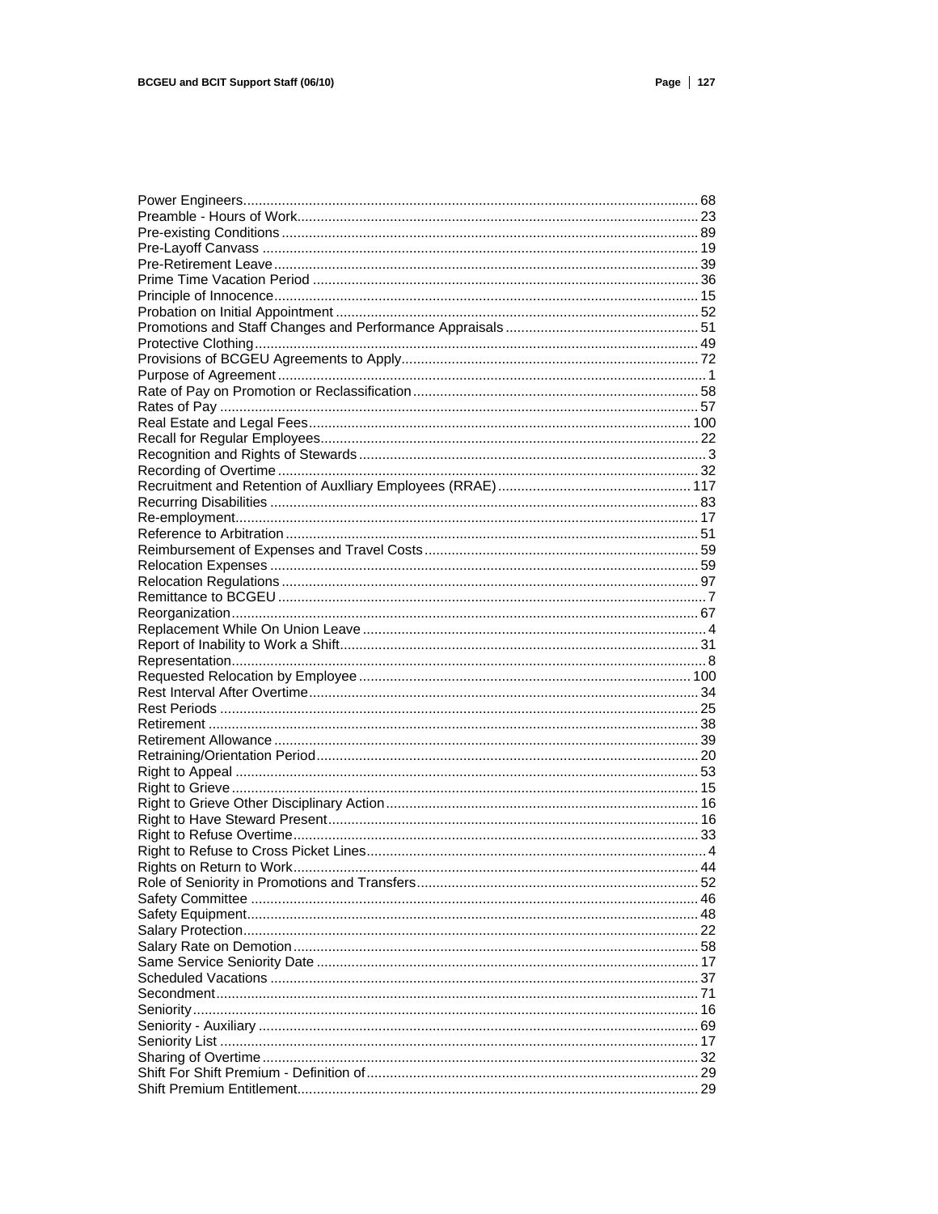Power Engineers.................................................................................................................... 68
Preamble - Hours of Work....................................................................................................... 23
Pre-existing Conditions........................................................................................................... 89
Pre-Layoff Canvass ................................................................................................................ 19
Pre-Retirement Leave............................................................................................................. 39
Prime Time Vacation Period ................................................................................................... 36
Principle of Innocence............................................................................................................. 15
Probation on Initial Appointment ............................................................................................. 52
Promotions and Staff Changes and Performance Appraisals .................................................. 51
Protective Clothing.................................................................................................................. 49
Provisions of BCGEU Agreements to Apply............................................................................ 72
Purpose of Agreement ............................................................................................................. 1
Rate of Pay on Promotion or Reclassification.......................................................................... 58
Rates of Pay ........................................................................................................................... 57
Real Estate and Legal Fees.................................................................................................. 100
Recall for Regular Employees................................................................................................. 22
Recognition and Rights of Stewards ......................................................................................... 3
Recording of Overtime ............................................................................................................ 32
Recruitment and Retention of Auxlliary Employees (RRAE).................................................. 117
Recurring Disabilities .............................................................................................................. 83
Re-employment....................................................................................................................... 17
Reference to Arbitration .......................................................................................................... 51
Reimbursement of Expenses and Travel Costs....................................................................... 59
Relocation Expenses .............................................................................................................. 59
Relocation Regulations ........................................................................................................... 97
Remittance to BCGEU .............................................................................................................. 7
Reorganization........................................................................................................................ 67
Replacement While On Union Leave ......................................................................................... 4
Report of Inability to Work a Shift............................................................................................ 31
Representation.......................................................................................................................... 8
Requested Relocation by Employee ..................................................................................... 100
Rest Interval After Overtime.................................................................................................... 34
Rest Periods ........................................................................................................................... 25
Retirement ............................................................................................................................. 38
Retirement Allowance ............................................................................................................. 39
Retraining/Orientation Period.................................................................................................. 20
Right to Appeal ....................................................................................................................... 53
Right to Grieve ........................................................................................................................ 15
Right to Grieve Other Disciplinary Action................................................................................ 16
Right to Have Steward Present............................................................................................... 16
Right to Refuse Overtime........................................................................................................ 33
Right to Refuse to Cross Picket Lines....................................................................................... 4
Rights on Return to Work........................................................................................................ 44
Role of Seniority in Promotions and Transfers........................................................................ 52
Safety Committee ................................................................................................................... 46
Safety Equipment.................................................................................................................... 48
Salary Protection..................................................................................................................... 22
Salary Rate on Demotion ........................................................................................................ 58
Same Service Seniority Date .................................................................................................. 17
Scheduled Vacations .............................................................................................................. 37
Secondment............................................................................................................................ 71
Seniority.................................................................................................................................. 16
Seniority - Auxiliary ................................................................................................................. 69
Seniority List ........................................................................................................................... 17
Sharing of Overtime ................................................................................................................ 32
Shift For Shift Premium - Definition of..................................................................................... 29
Shift Premium Entitlement....................................................................................................... 29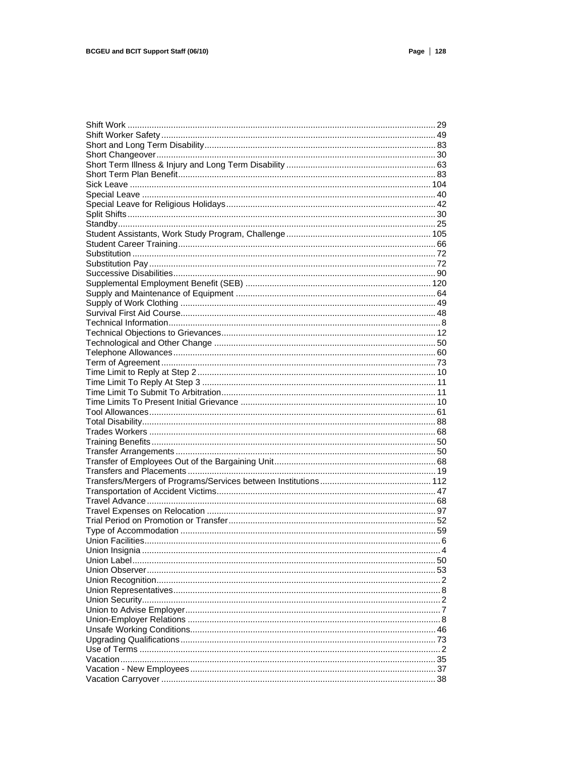Shift Work ........................................................................................................ 29
Shift Worker Safety .......................................................................................... 49
Short and Long Term Disability ......................................................................... 83
Short Changeover ............................................................................................. 30
Short Term Illness & Injury and Long Term Disability ....................................... 63
Short Term Plan Benefit .................................................................................... 83
Sick Leave ...................................................................................................... 104
Special Leave ................................................................................................... 40
Special Leave for Religious Holidays ................................................................ 42
Split Shifts ........................................................................................................ 30
Standby ............................................................................................................ 25
Student Assistants, Work Study Program, Challenge ..................................... 105
Student Career Training .................................................................................... 66
Substitution ...................................................................................................... 72
Substitution Pay ................................................................................................ 72
Successive Disabilities ..................................................................................... 90
Supplemental Employment Benefit (SEB) ...................................................... 120
Supply and Maintenance of Equipment ............................................................ 64
Supply of Work Clothing ................................................................................... 49
Survival First Aid Course ................................................................................... 48
Technical Information .......................................................................................... 8
Technical Objections to Grievances .................................................................. 12
Technological and Other Change ..................................................................... 50
Telephone Allowances ..................................................................................... 60
Term of Agreement ........................................................................................... 73
Time Limit to Reply at Step 2 ........................................................................... 10
Time Limit To Reply At Step 3 .......................................................................... 11
Time Limit To Submit To Arbitration .................................................................. 11
Time Limits To Present Initial Grievance .......................................................... 10
Tool Allowances ............................................................................................... 61
Total Disability .................................................................................................. 88
Trades Workers ................................................................................................ 68
Training Benefits .............................................................................................. 50
Transfer Arrangements ..................................................................................... 50
Transfer of Employees Out of the Bargaining Unit ............................................ 68
Transfers and Placements ................................................................................ 19
Transfers/Mergers of Programs/Services between Institutions ....................... 112
Transportation of Accident Victims .................................................................... 47
Travel Advance ................................................................................................. 68
Travel Expenses on Relocation ........................................................................ 97
Trial Period on Promotion or Transfer ............................................................... 52
Type of Accommodation ................................................................................... 59
Union Facilities ................................................................................................... 6
Union Insignia .................................................................................................... 4
Union Label ...................................................................................................... 50
Union Observer ................................................................................................. 53
Union Recognition .............................................................................................. 2
Union Representatives ........................................................................................ 8
Union Security .................................................................................................... 2
Union to Advise Employer ................................................................................... 7
Union-Employer Relations ................................................................................... 8
Unsafe Working Conditions ............................................................................... 46
Upgrading Qualifications ................................................................................... 73
Use of Terms ...................................................................................................... 2
Vacation ........................................................................................................... 35
Vacation - New Employees ............................................................................... 37
Vacation Carryover ........................................................................................... 38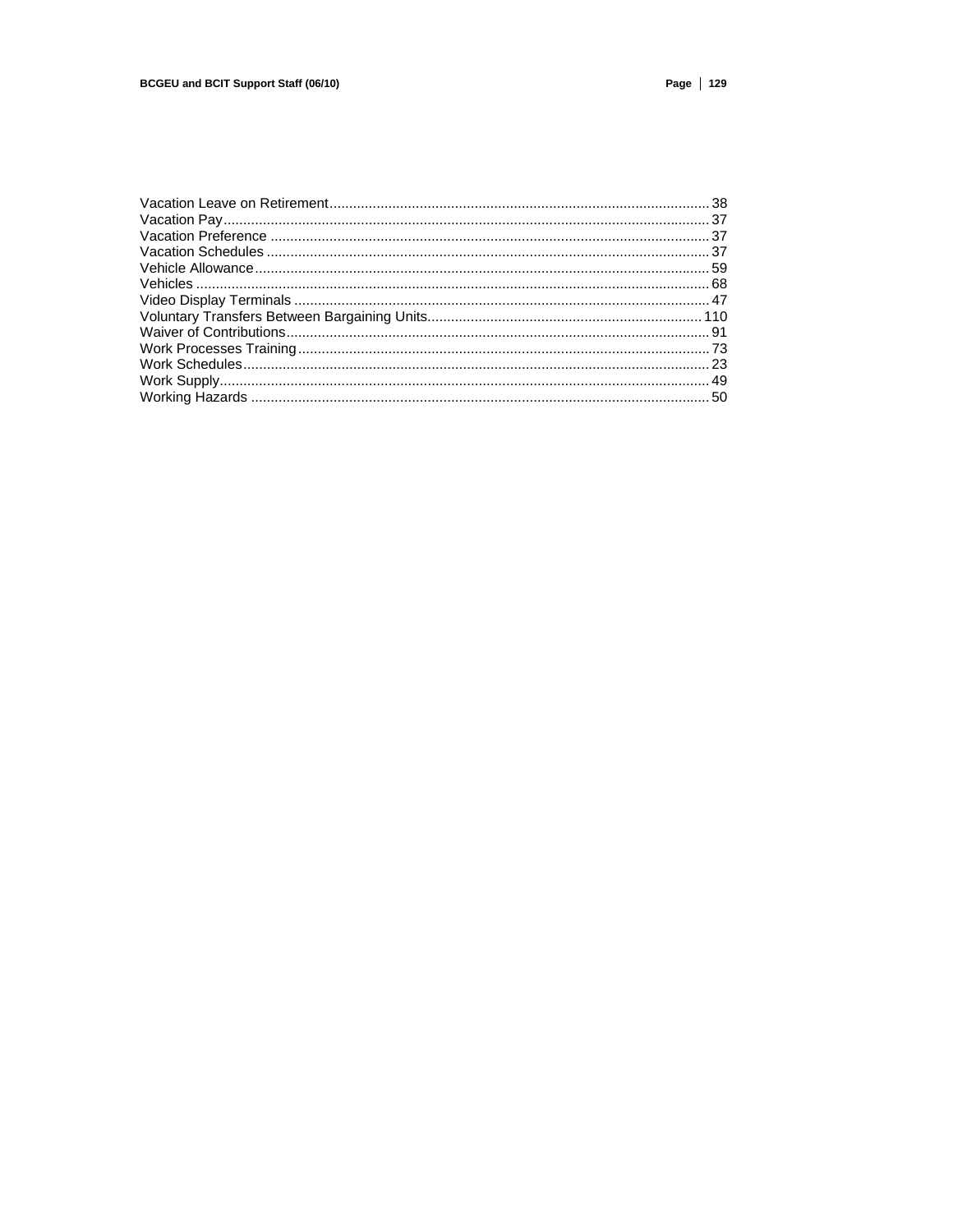Vacation Leave on Retirement ........................................................................................ 38
Vacation Pay .................................................................................................................. 37
Vacation Preference ...................................................................................................... 37
Vacation Schedules ....................................................................................................... 37
Vehicle Allowance .......................................................................................................... 59
Vehicles ......................................................................................................................... 68
Video Display Terminals ................................................................................................ 47
Voluntary Transfers Between Bargaining Units ............................................................ 110
Waiver of Contributions ................................................................................................. 91
Work Processes Training ............................................................................................... 73
Work Schedules ............................................................................................................. 23
Work Supply ................................................................................................................... 49
Working Hazards ........................................................................................................... 50